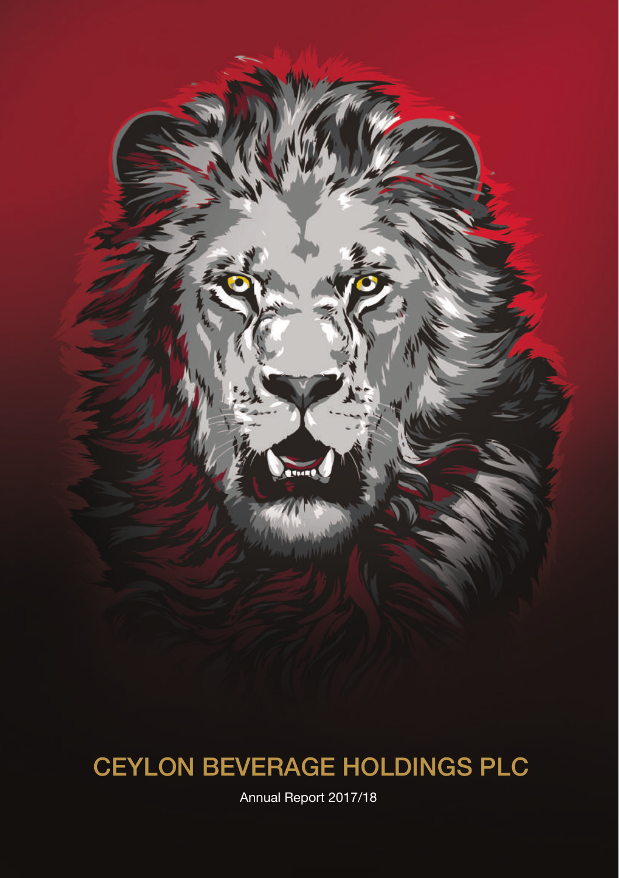# CEYLON BEVERAGE HOLDINGS PLC

Annual Report 2017/18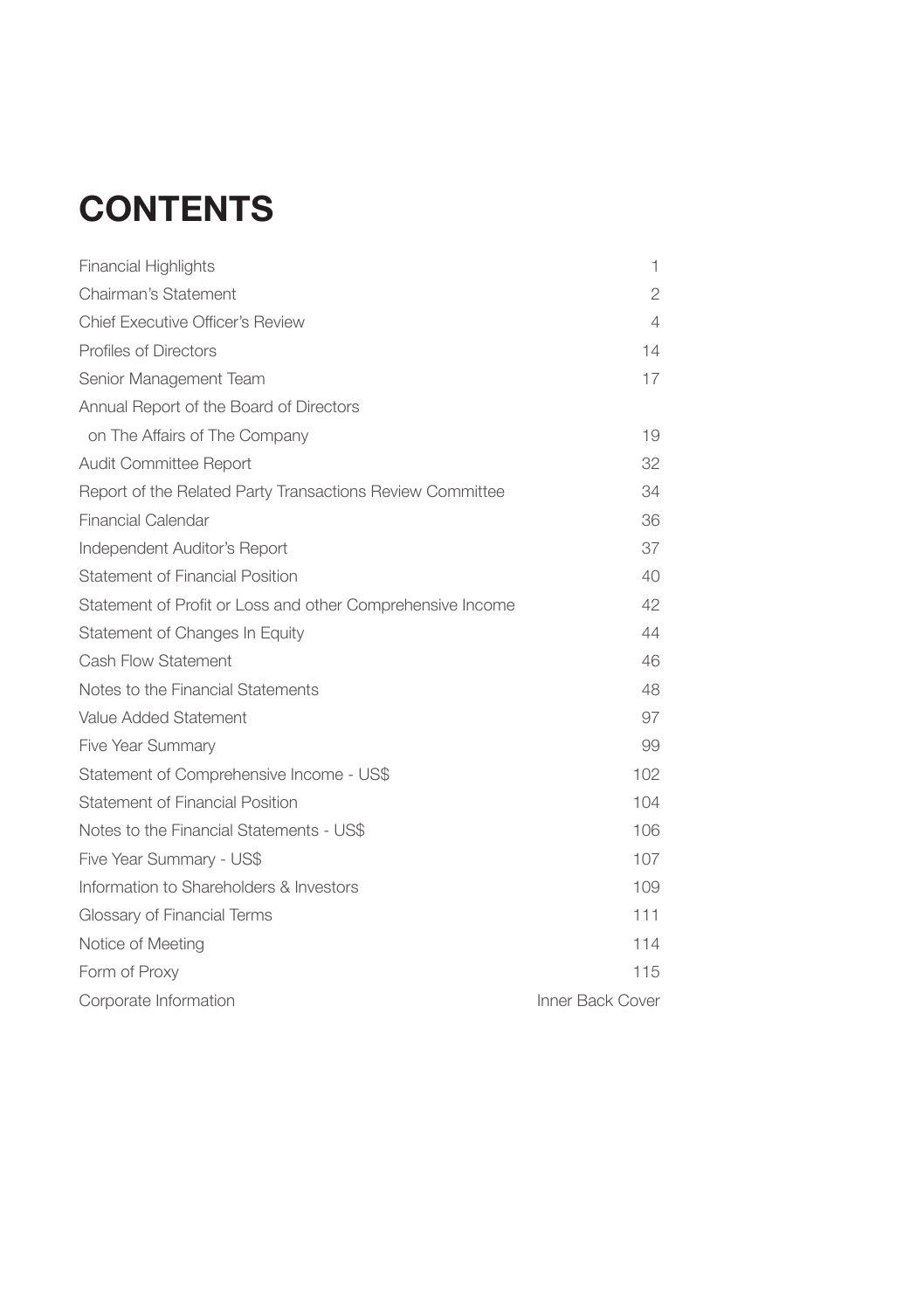# CONTENTS

| | |
|---|---|
| Financial Highlights | 1 |
| Chairman's Statement | 2 |
| Chief Executive Officer's Review | 4 |
| Profiles of Directors | 14 |
| Senior Management Team | 17 |
| Annual Report of the Board of Directors on The Affairs of The Company | 19 |
| Audit Committee Report | 32 |
| Report of the Related Party Transactions Review Committee | 34 |
| Financial Calendar | 36 |
| Independent Auditor's Report | 37 |
| Statement of Financial Position | 40 |
| Statement of Profit or Loss and other Comprehensive Income | 42 |
| Statement of Changes In Equity | 44 |
| Cash Flow Statement | 46 |
| Notes to the Financial Statements | 48 |
| Value Added Statement | 97 |
| Five Year Summary | 99 |
| Statement of Comprehensive Income - US$ | 102 |
| Statement of Financial Position | 104 |
| Notes to the Financial Statements - US$ | 106 |
| Five Year Summary - US$ | 107 |
| Information to Shareholders & Investors | 109 |
| Glossary of Financial Terms | 111 |
| Notice of Meeting | 114 |
| Form of Proxy | 115 |
| Corporate Information | Inner Back Cover |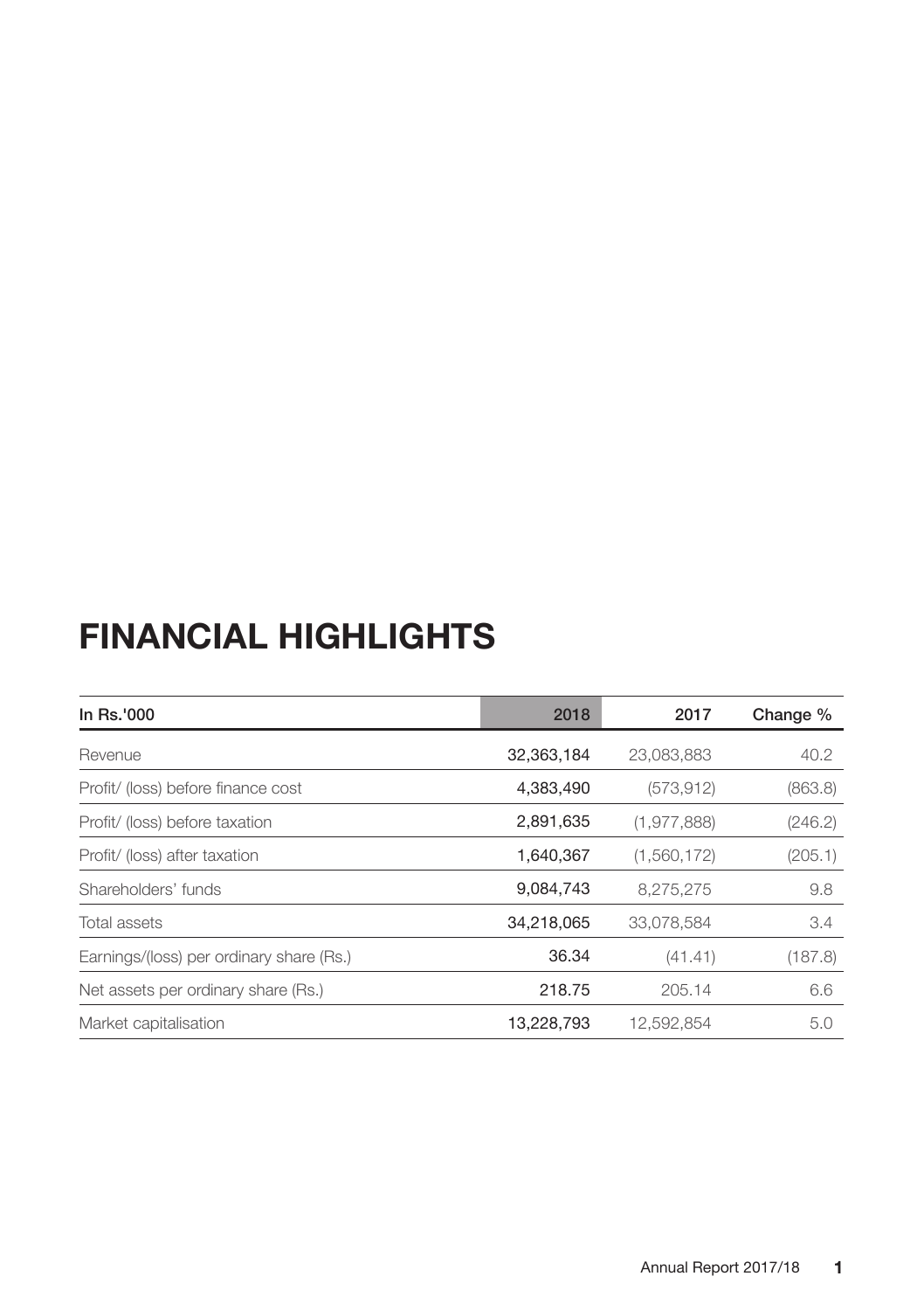# FINANCIAL HIGHLIGHTS

| In Rs.'000 | 2018 | 2017 | Change % |
|---|---|---|---|
| Revenue | 32,363,184 | 23,083,883 | 40.2 |
| Profit/ (loss) before finance cost | 4,383,490 | (573,912) | (863.8) |
| Profit/ (loss) before taxation | 2,891,635 | (1,977,888) | (246.2) |
| Profit/ (loss) after taxation | 1,640,367 | (1,560,172) | (205.1) |
| Shareholders' funds | 9,084,743 | 8,275,275 | 9.8 |
| Total assets | 34,218,065 | 33,078,584 | 3.4 |
| Earnings/(loss) per ordinary share (Rs.) | 36.34 | (41.41) | (187.8) |
| Net assets per ordinary share (Rs.) | 218.75 | 205.14 | 6.6 |
| Market capitalisation | 13,228,793 | 12,592,854 | 5.0 |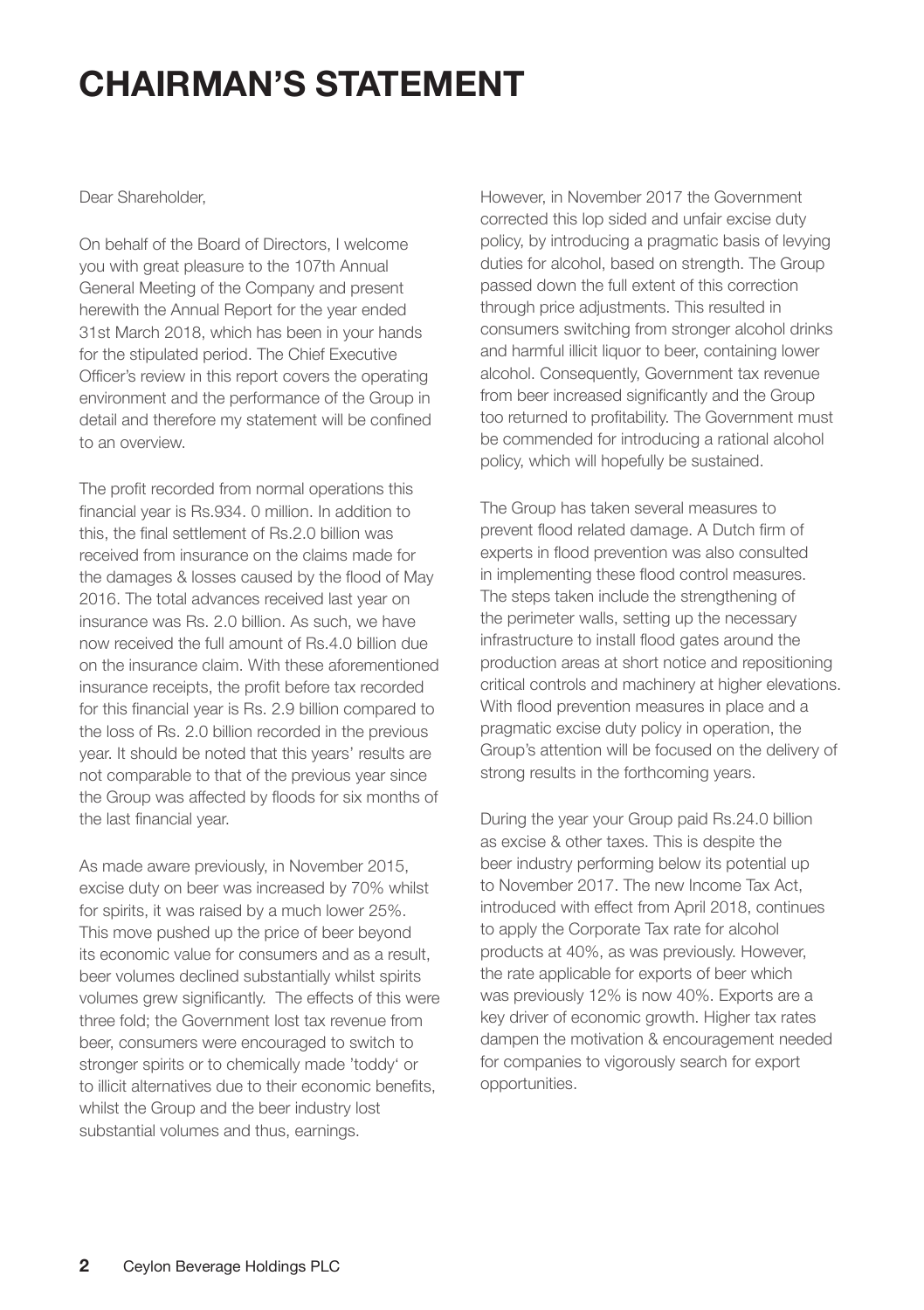# CHAIRMAN'S STATEMENT

Dear Shareholder,

On behalf of the Board of Directors, I welcome you with great pleasure to the 107th Annual General Meeting of the Company and present herewith the Annual Report for the year ended 31st March 2018, which has been in your hands for the stipulated period. The Chief Executive Officer's review in this report covers the operating environment and the performance of the Group in detail and therefore my statement will be confined to an overview.

The profit recorded from normal operations this financial year is Rs.934. 0 million. In addition to this, the final settlement of Rs.2.0 billion was received from insurance on the claims made for the damages & losses caused by the flood of May 2016. The total advances received last year on insurance was Rs. 2.0 billion. As such, we have now received the full amount of Rs.4.0 billion due on the insurance claim. With these aforementioned insurance receipts, the profit before tax recorded for this financial year is Rs. 2.9 billion compared to the loss of Rs. 2.0 billion recorded in the previous year. It should be noted that this years' results are not comparable to that of the previous year since the Group was affected by floods for six months of the last financial year.

As made aware previously, in November 2015, excise duty on beer was increased by 70% whilst for spirits, it was raised by a much lower 25%. This move pushed up the price of beer beyond its economic value for consumers and as a result, beer volumes declined substantially whilst spirits volumes grew significantly. The effects of this were three fold; the Government lost tax revenue from beer, consumers were encouraged to switch to stronger spirits or to chemically made 'toddy' or to illicit alternatives due to their economic benefits, whilst the Group and the beer industry lost substantial volumes and thus, earnings.

However, in November 2017 the Government corrected this lop sided and unfair excise duty policy, by introducing a pragmatic basis of levying duties for alcohol, based on strength. The Group passed down the full extent of this correction through price adjustments. This resulted in consumers switching from stronger alcohol drinks and harmful illicit liquor to beer, containing lower alcohol. Consequently, Government tax revenue from beer increased significantly and the Group too returned to profitability. The Government must be commended for introducing a rational alcohol policy, which will hopefully be sustained.

The Group has taken several measures to prevent flood related damage. A Dutch firm of experts in flood prevention was also consulted in implementing these flood control measures. The steps taken include the strengthening of the perimeter walls, setting up the necessary infrastructure to install flood gates around the production areas at short notice and repositioning critical controls and machinery at higher elevations. With flood prevention measures in place and a pragmatic excise duty policy in operation, the Group's attention will be focused on the delivery of strong results in the forthcoming years.

During the year your Group paid Rs.24.0 billion as excise & other taxes. This is despite the beer industry performing below its potential up to November 2017. The new Income Tax Act, introduced with effect from April 2018, continues to apply the Corporate Tax rate for alcohol products at 40%, as was previously. However, the rate applicable for exports of beer which was previously 12% is now 40%. Exports are a key driver of economic growth. Higher tax rates dampen the motivation & encouragement needed for companies to vigorously search for export opportunities.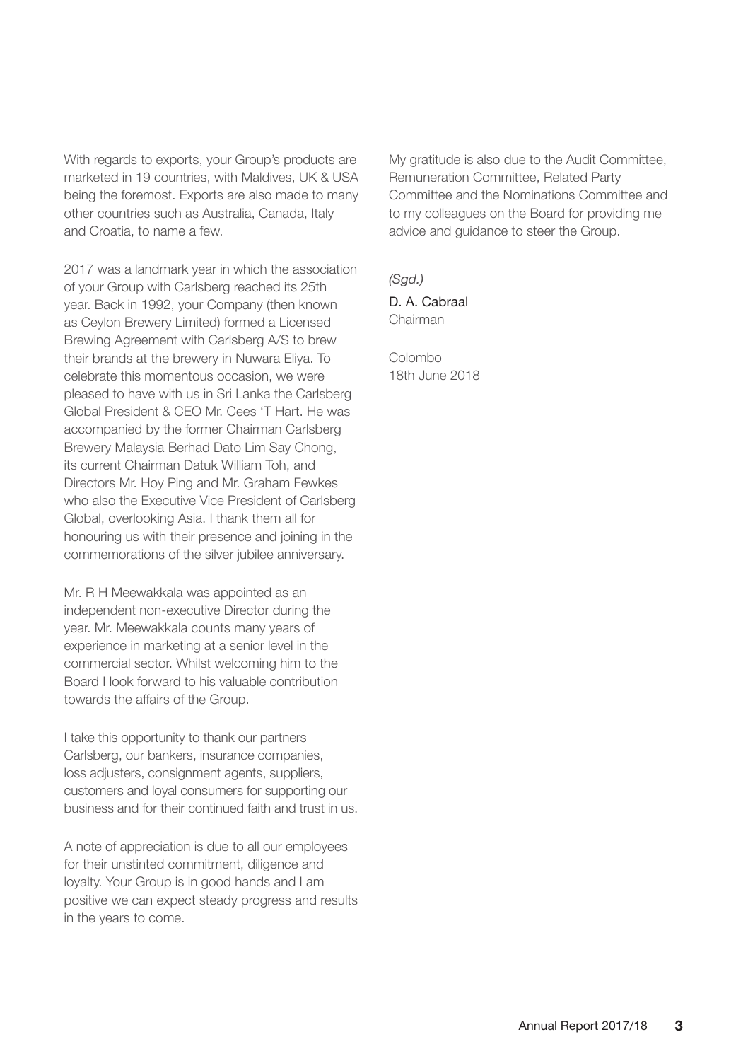With regards to exports, your Group's products are marketed in 19 countries, with Maldives, UK & USA being the foremost. Exports are also made to many other countries such as Australia, Canada, Italy and Croatia, to name a few.

2017 was a landmark year in which the association of your Group with Carlsberg reached its 25th year. Back in 1992, your Company (then known as Ceylon Brewery Limited) formed a Licensed Brewing Agreement with Carlsberg A/S to brew their brands at the brewery in Nuwara Eliya. To celebrate this momentous occasion, we were pleased to have with us in Sri Lanka the Carlsberg Global President & CEO Mr. Cees 'T Hart. He was accompanied by the former Chairman Carlsberg Brewery Malaysia Berhad Dato Lim Say Chong, its current Chairman Datuk William Toh, and Directors Mr. Hoy Ping and Mr. Graham Fewkes who also the Executive Vice President of Carlsberg Global, overlooking Asia. I thank them all for honouring us with their presence and joining in the commemorations of the silver jubilee anniversary.

Mr. R H Meewakkala was appointed as an independent non-executive Director during the year. Mr. Meewakkala counts many years of experience in marketing at a senior level in the commercial sector. Whilst welcoming him to the Board I look forward to his valuable contribution towards the affairs of the Group.

I take this opportunity to thank our partners Carlsberg, our bankers, insurance companies, loss adjusters, consignment agents, suppliers, customers and loyal consumers for supporting our business and for their continued faith and trust in us.

A note of appreciation is due to all our employees for their unstinted commitment, diligence and loyalty. Your Group is in good hands and I am positive we can expect steady progress and results in the years to come.

My gratitude is also due to the Audit Committee, Remuneration Committee, Related Party Committee and the Nominations Committee and to my colleagues on the Board for providing me advice and guidance to steer the Group.

*(Sgd.)*

D. A. Cabraal
Chairman

Colombo
18th June 2018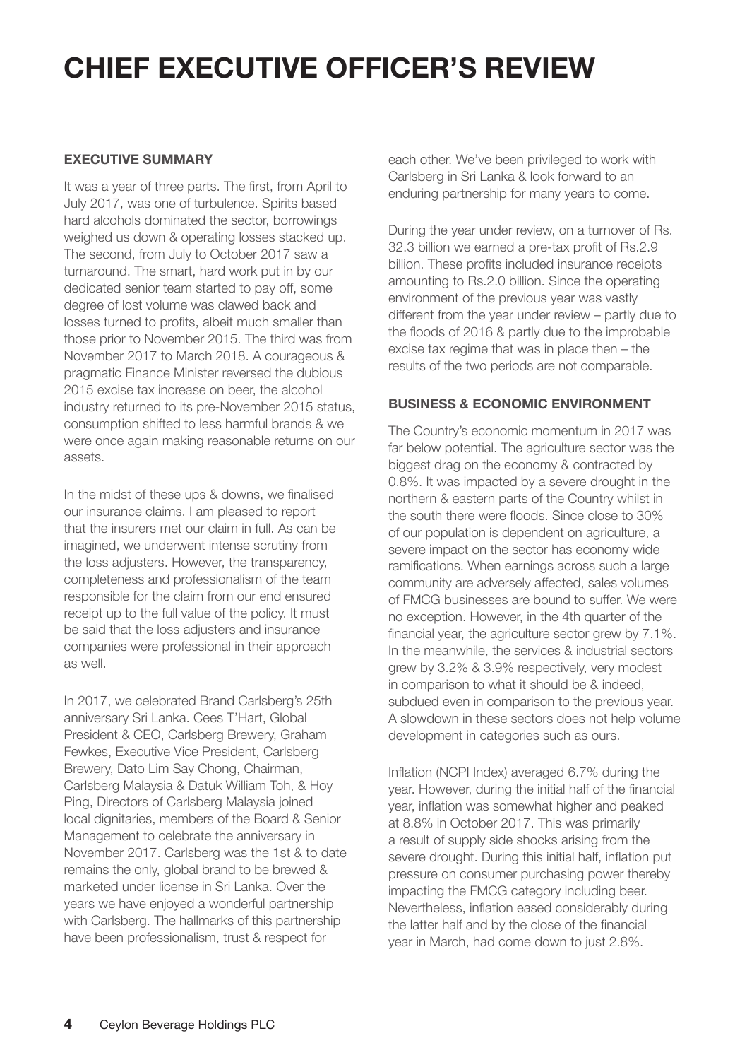# CHIEF EXECUTIVE OFFICER'S REVIEW

## EXECUTIVE SUMMARY

It was a year of three parts. The first, from April to July 2017, was one of turbulence. Spirits based hard alcohols dominated the sector, borrowings weighed us down & operating losses stacked up. The second, from July to October 2017 saw a turnaround. The smart, hard work put in by our dedicated senior team started to pay off, some degree of lost volume was clawed back and losses turned to profits, albeit much smaller than those prior to November 2015. The third was from November 2017 to March 2018. A courageous & pragmatic Finance Minister reversed the dubious 2015 excise tax increase on beer, the alcohol industry returned to its pre-November 2015 status, consumption shifted to less harmful brands & we were once again making reasonable returns on our assets.

In the midst of these ups & downs, we finalised our insurance claims. I am pleased to report that the insurers met our claim in full. As can be imagined, we underwent intense scrutiny from the loss adjusters. However, the transparency, completeness and professionalism of the team responsible for the claim from our end ensured receipt up to the full value of the policy. It must be said that the loss adjusters and insurance companies were professional in their approach as well.

In 2017, we celebrated Brand Carlsberg's 25th anniversary Sri Lanka. Cees T'Hart, Global President & CEO, Carlsberg Brewery, Graham Fewkes, Executive Vice President, Carlsberg Brewery, Dato Lim Say Chong, Chairman, Carlsberg Malaysia & Datuk William Toh, & Hoy Ping, Directors of Carlsberg Malaysia joined local dignitaries, members of the Board & Senior Management to celebrate the anniversary in November 2017. Carlsberg was the 1st & to date remains the only, global brand to be brewed & marketed under license in Sri Lanka. Over the years we have enjoyed a wonderful partnership with Carlsberg. The hallmarks of this partnership have been professionalism, trust & respect for each other. We've been privileged to work with Carlsberg in Sri Lanka & look forward to an enduring partnership for many years to come.

During the year under review, on a turnover of Rs. 32.3 billion we earned a pre-tax profit of Rs.2.9 billion. These profits included insurance receipts amounting to Rs.2.0 billion. Since the operating environment of the previous year was vastly different from the year under review – partly due to the floods of 2016 & partly due to the improbable excise tax regime that was in place then – the results of the two periods are not comparable.

## BUSINESS & ECONOMIC ENVIRONMENT

The Country's economic momentum in 2017 was far below potential. The agriculture sector was the biggest drag on the economy & contracted by 0.8%. It was impacted by a severe drought in the northern & eastern parts of the Country whilst in the south there were floods. Since close to 30% of our population is dependent on agriculture, a severe impact on the sector has economy wide ramifications. When earnings across such a large community are adversely affected, sales volumes of FMCG businesses are bound to suffer. We were no exception. However, in the 4th quarter of the financial year, the agriculture sector grew by 7.1%. In the meanwhile, the services & industrial sectors grew by 3.2% & 3.9% respectively, very modest in comparison to what it should be & indeed, subdued even in comparison to the previous year. A slowdown in these sectors does not help volume development in categories such as ours.

Inflation (NCPI Index) averaged 6.7% during the year. However, during the initial half of the financial year, inflation was somewhat higher and peaked at 8.8% in October 2017. This was primarily a result of supply side shocks arising from the severe drought. During this initial half, inflation put pressure on consumer purchasing power thereby impacting the FMCG category including beer. Nevertheless, inflation eased considerably during the latter half and by the close of the financial year in March, had come down to just 2.8%.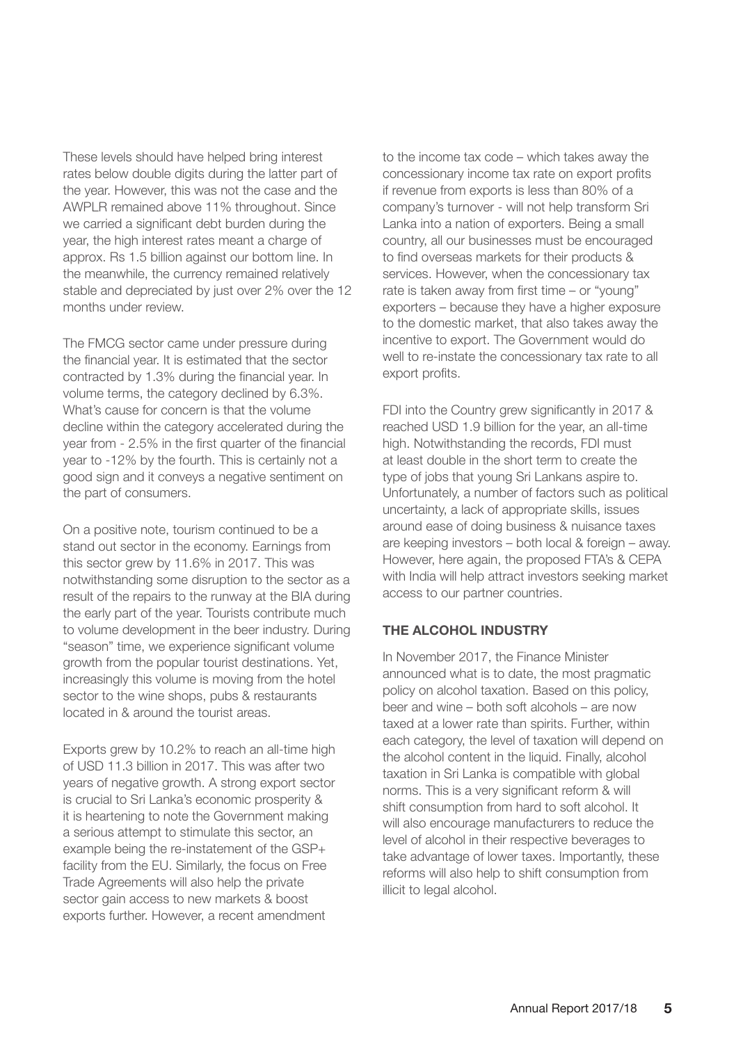These levels should have helped bring interest rates below double digits during the latter part of the year. However, this was not the case and the AWPLR remained above 11% throughout. Since we carried a significant debt burden during the year, the high interest rates meant a charge of approx. Rs 1.5 billion against our bottom line. In the meanwhile, the currency remained relatively stable and depreciated by just over 2% over the 12 months under review.

The FMCG sector came under pressure during the financial year. It is estimated that the sector contracted by 1.3% during the financial year. In volume terms, the category declined by 6.3%. What's cause for concern is that the volume decline within the category accelerated during the year from - 2.5% in the first quarter of the financial year to -12% by the fourth. This is certainly not a good sign and it conveys a negative sentiment on the part of consumers.

On a positive note, tourism continued to be a stand out sector in the economy. Earnings from this sector grew by 11.6% in 2017. This was notwithstanding some disruption to the sector as a result of the repairs to the runway at the BIA during the early part of the year. Tourists contribute much to volume development in the beer industry. During "season" time, we experience significant volume growth from the popular tourist destinations. Yet, increasingly this volume is moving from the hotel sector to the wine shops, pubs & restaurants located in & around the tourist areas.

Exports grew by 10.2% to reach an all-time high of USD 11.3 billion in 2017. This was after two years of negative growth. A strong export sector is crucial to Sri Lanka's economic prosperity & it is heartening to note the Government making a serious attempt to stimulate this sector, an example being the re-instatement of the GSP+ facility from the EU. Similarly, the focus on Free Trade Agreements will also help the private sector gain access to new markets & boost exports further. However, a recent amendment to the income tax code – which takes away the concessionary income tax rate on export profits if revenue from exports is less than 80% of a company's turnover - will not help transform Sri Lanka into a nation of exporters. Being a small country, all our businesses must be encouraged to find overseas markets for their products & services. However, when the concessionary tax rate is taken away from first time – or "young" exporters – because they have a higher exposure to the domestic market, that also takes away the incentive to export. The Government would do well to re-instate the concessionary tax rate to all export profits.

FDI into the Country grew significantly in 2017 & reached USD 1.9 billion for the year, an all-time high. Notwithstanding the records, FDI must at least double in the short term to create the type of jobs that young Sri Lankans aspire to. Unfortunately, a number of factors such as political uncertainty, a lack of appropriate skills, issues around ease of doing business & nuisance taxes are keeping investors – both local & foreign – away. However, here again, the proposed FTA's & CEPA with India will help attract investors seeking market access to our partner countries.

## THE ALCOHOL INDUSTRY

In November 2017, the Finance Minister announced what is to date, the most pragmatic policy on alcohol taxation. Based on this policy, beer and wine – both soft alcohols – are now taxed at a lower rate than spirits. Further, within each category, the level of taxation will depend on the alcohol content in the liquid. Finally, alcohol taxation in Sri Lanka is compatible with global norms. This is a very significant reform & will shift consumption from hard to soft alcohol. It will also encourage manufacturers to reduce the level of alcohol in their respective beverages to take advantage of lower taxes. Importantly, these reforms will also help to shift consumption from illicit to legal alcohol.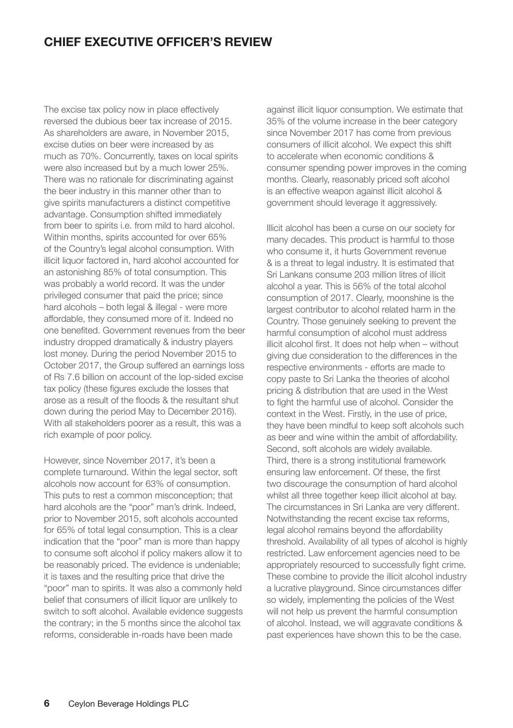## CHIEF EXECUTIVE OFFICER'S REVIEW

The excise tax policy now in place effectively reversed the dubious beer tax increase of 2015. As shareholders are aware, in November 2015, excise duties on beer were increased by as much as 70%. Concurrently, taxes on local spirits were also increased but by a much lower 25%. There was no rationale for discriminating against the beer industry in this manner other than to give spirits manufacturers a distinct competitive advantage. Consumption shifted immediately from beer to spirits i.e. from mild to hard alcohol. Within months, spirits accounted for over 65% of the Country's legal alcohol consumption. With illicit liquor factored in, hard alcohol accounted for an astonishing 85% of total consumption. This was probably a world record. It was the under privileged consumer that paid the price; since hard alcohols – both legal & illegal - were more affordable, they consumed more of it. Indeed no one benefited. Government revenues from the beer industry dropped dramatically & industry players lost money. During the period November 2015 to October 2017, the Group suffered an earnings loss of Rs 7.6 billion on account of the lop-sided excise tax policy (these figures exclude the losses that arose as a result of the floods & the resultant shut down during the period May to December 2016). With all stakeholders poorer as a result, this was a rich example of poor policy.

However, since November 2017, it's been a complete turnaround. Within the legal sector, soft alcohols now account for 63% of consumption. This puts to rest a common misconception; that hard alcohols are the "poor" man's drink. Indeed, prior to November 2015, soft alcohols accounted for 65% of total legal consumption. This is a clear indication that the "poor" man is more than happy to consume soft alcohol if policy makers allow it to be reasonably priced. The evidence is undeniable; it is taxes and the resulting price that drive the "poor" man to spirits. It was also a commonly held belief that consumers of illicit liquor are unlikely to switch to soft alcohol. Available evidence suggests the contrary; in the 5 months since the alcohol tax reforms, considerable in-roads have been made against illicit liquor consumption. We estimate that 35% of the volume increase in the beer category since November 2017 has come from previous consumers of illicit alcohol. We expect this shift to accelerate when economic conditions & consumer spending power improves in the coming months. Clearly, reasonably priced soft alcohol is an effective weapon against illicit alcohol & government should leverage it aggressively.

Illicit alcohol has been a curse on our society for many decades. This product is harmful to those who consume it, it hurts Government revenue & is a threat to legal industry. It is estimated that Sri Lankans consume 203 million litres of illicit alcohol a year. This is 56% of the total alcohol consumption of 2017. Clearly, moonshine is the largest contributor to alcohol related harm in the Country. Those genuinely seeking to prevent the harmful consumption of alcohol must address illicit alcohol first. It does not help when – without giving due consideration to the differences in the respective environments - efforts are made to copy paste to Sri Lanka the theories of alcohol pricing & distribution that are used in the West to fight the harmful use of alcohol. Consider the context in the West. Firstly, in the use of price, they have been mindful to keep soft alcohols such as beer and wine within the ambit of affordability. Second, soft alcohols are widely available. Third, there is a strong institutional framework ensuring law enforcement. Of these, the first two discourage the consumption of hard alcohol whilst all three together keep illicit alcohol at bay. The circumstances in Sri Lanka are very different. Notwithstanding the recent excise tax reforms, legal alcohol remains beyond the affordability threshold. Availability of all types of alcohol is highly restricted. Law enforcement agencies need to be appropriately resourced to successfully fight crime. These combine to provide the illicit alcohol industry a lucrative playground. Since circumstances differ so widely, implementing the policies of the West will not help us prevent the harmful consumption of alcohol. Instead, we will aggravate conditions & past experiences have shown this to be the case.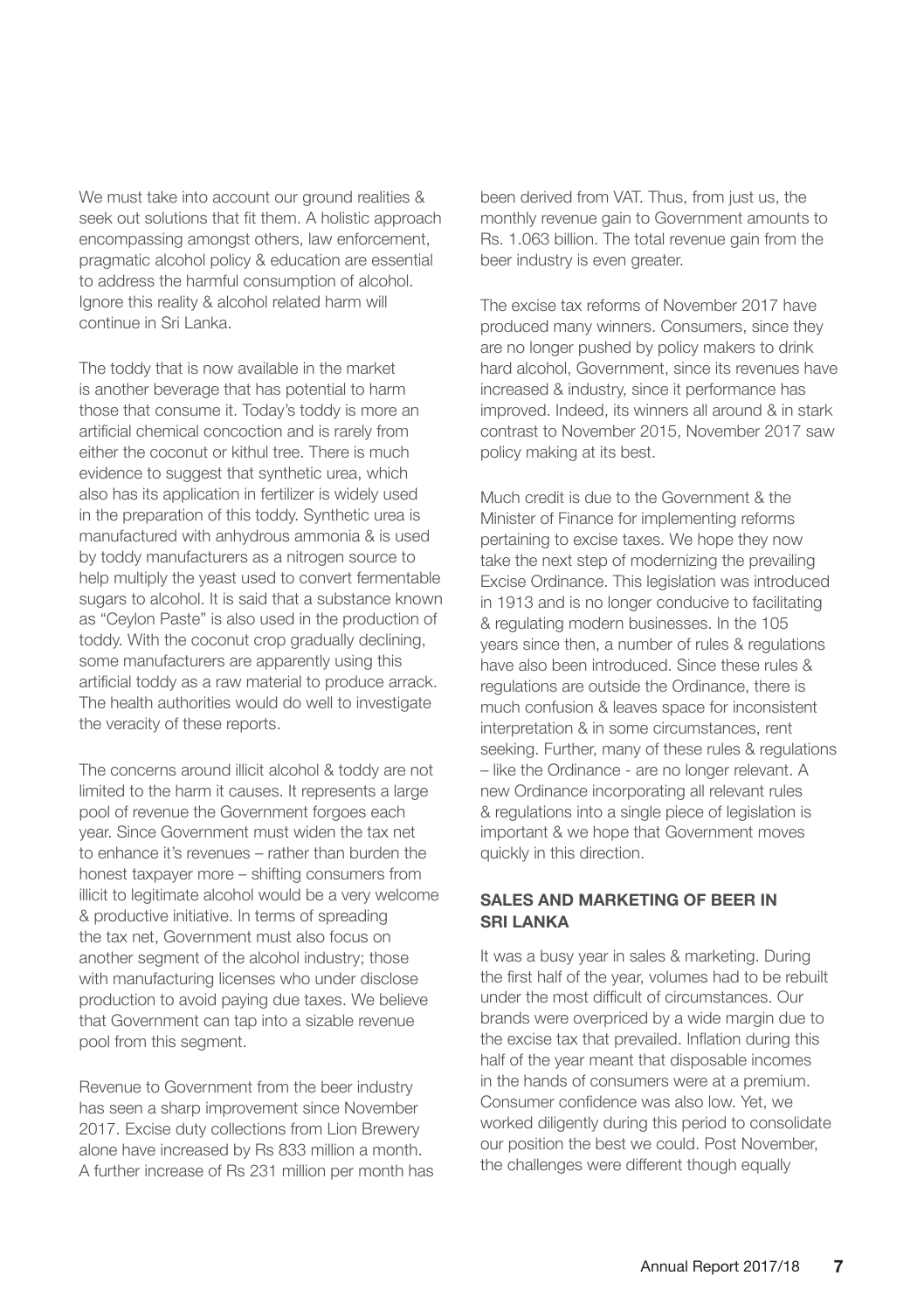We must take into account our ground realities & seek out solutions that fit them. A holistic approach encompassing amongst others, law enforcement, pragmatic alcohol policy & education are essential to address the harmful consumption of alcohol. Ignore this reality & alcohol related harm will continue in Sri Lanka.

The toddy that is now available in the market is another beverage that has potential to harm those that consume it. Today's toddy is more an artificial chemical concoction and is rarely from either the coconut or kithul tree. There is much evidence to suggest that synthetic urea, which also has its application in fertilizer is widely used in the preparation of this toddy. Synthetic urea is manufactured with anhydrous ammonia & is used by toddy manufacturers as a nitrogen source to help multiply the yeast used to convert fermentable sugars to alcohol. It is said that a substance known as "Ceylon Paste" is also used in the production of toddy. With the coconut crop gradually declining, some manufacturers are apparently using this artificial toddy as a raw material to produce arrack. The health authorities would do well to investigate the veracity of these reports.

The concerns around illicit alcohol & toddy are not limited to the harm it causes. It represents a large pool of revenue the Government forgoes each year. Since Government must widen the tax net to enhance it's revenues – rather than burden the honest taxpayer more – shifting consumers from illicit to legitimate alcohol would be a very welcome & productive initiative. In terms of spreading the tax net, Government must also focus on another segment of the alcohol industry; those with manufacturing licenses who under disclose production to avoid paying due taxes. We believe that Government can tap into a sizable revenue pool from this segment.

Revenue to Government from the beer industry has seen a sharp improvement since November 2017. Excise duty collections from Lion Brewery alone have increased by Rs 833 million a month. A further increase of Rs 231 million per month has been derived from VAT. Thus, from just us, the monthly revenue gain to Government amounts to Rs. 1.063 billion. The total revenue gain from the beer industry is even greater.

The excise tax reforms of November 2017 have produced many winners. Consumers, since they are no longer pushed by policy makers to drink hard alcohol, Government, since its revenues have increased & industry, since it performance has improved. Indeed, its winners all around & in stark contrast to November 2015, November 2017 saw policy making at its best.

Much credit is due to the Government & the Minister of Finance for implementing reforms pertaining to excise taxes. We hope they now take the next step of modernizing the prevailing Excise Ordinance. This legislation was introduced in 1913 and is no longer conducive to facilitating & regulating modern businesses. In the 105 years since then, a number of rules & regulations have also been introduced. Since these rules & regulations are outside the Ordinance, there is much confusion & leaves space for inconsistent interpretation & in some circumstances, rent seeking. Further, many of these rules & regulations – like the Ordinance - are no longer relevant. A new Ordinance incorporating all relevant rules & regulations into a single piece of legislation is important & we hope that Government moves quickly in this direction.

## SALES AND MARKETING OF BEER IN SRI LANKA

It was a busy year in sales & marketing. During the first half of the year, volumes had to be rebuilt under the most difficult of circumstances. Our brands were overpriced by a wide margin due to the excise tax that prevailed. Inflation during this half of the year meant that disposable incomes in the hands of consumers were at a premium. Consumer confidence was also low. Yet, we worked diligently during this period to consolidate our position the best we could. Post November, the challenges were different though equally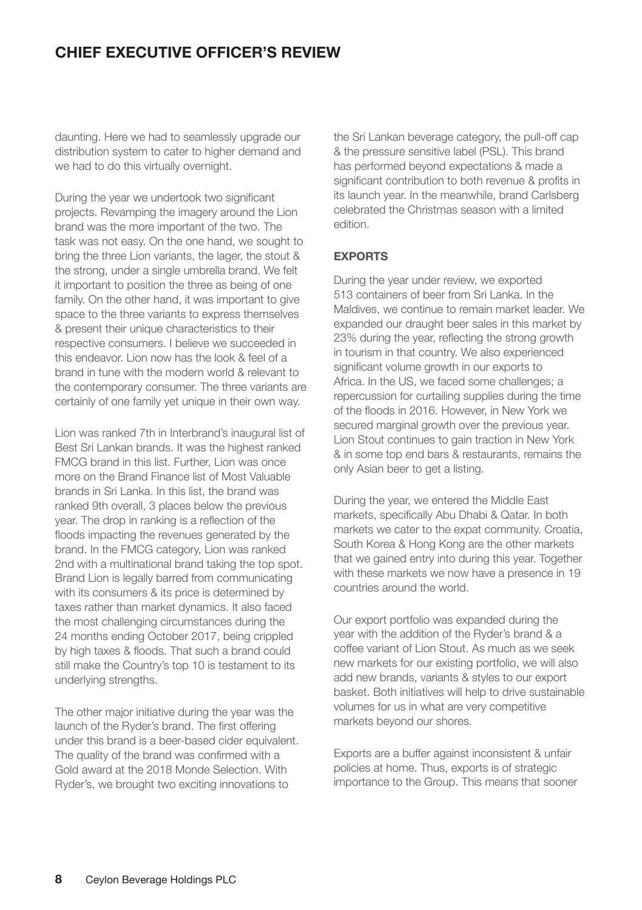daunting. Here we had to seamlessly upgrade our distribution system to cater to higher demand and we had to do this virtually overnight.

During the year we undertook two significant projects. Revamping the imagery around the Lion brand was the more important of the two. The task was not easy. On the one hand, we sought to bring the three Lion variants, the lager, the stout & the strong, under a single umbrella brand. We felt it important to position the three as being of one family. On the other hand, it was important to give space to the three variants to express themselves & present their unique characteristics to their respective consumers. I believe we succeeded in this endeavor. Lion now has the look & feel of a brand in tune with the modern world & relevant to the contemporary consumer. The three variants are certainly of one family yet unique in their own way.

Lion was ranked 7th in Interbrand's inaugural list of Best Sri Lankan brands. It was the highest ranked FMCG brand in this list. Further, Lion was once more on the Brand Finance list of Most Valuable brands in Sri Lanka. In this list, the brand was ranked 9th overall, 3 places below the previous year. The drop in ranking is a reflection of the floods impacting the revenues generated by the brand. In the FMCG category, Lion was ranked 2nd with a multinational brand taking the top spot. Brand Lion is legally barred from communicating with its consumers & its price is determined by taxes rather than market dynamics. It also faced the most challenging circumstances during the 24 months ending October 2017, being crippled by high taxes & floods. That such a brand could still make the Country's top 10 is testament to its underlying strengths.

The other major initiative during the year was the launch of the Ryder's brand. The first offering under this brand is a beer-based cider equivalent. The quality of the brand was confirmed with a Gold award at the 2018 Monde Selection. With Ryder's, we brought two exciting innovations to the Sri Lankan beverage category, the pull-off cap & the pressure sensitive label (PSL). This brand has performed beyond expectations & made a significant contribution to both revenue & profits in its launch year. In the meanwhile, brand Carlsberg celebrated the Christmas season with a limited edition.

**EXPORTS**

During the year under review, we exported 513 containers of beer from Sri Lanka. In the Maldives, we continue to remain market leader. We expanded our draught beer sales in this market by 23% during the year, reflecting the strong growth in tourism in that country. We also experienced significant volume growth in our exports to Africa. In the US, we faced some challenges; a repercussion for curtailing supplies during the time of the floods in 2016. However, in New York we secured marginal growth over the previous year. Lion Stout continues to gain traction in New York & in some top end bars & restaurants, remains the only Asian beer to get a listing.

During the year, we entered the Middle East markets, specifically Abu Dhabi & Qatar. In both markets we cater to the expat community. Croatia, South Korea & Hong Kong are the other markets that we gained entry into during this year. Together with these markets we now have a presence in 19 countries around the world.

Our export portfolio was expanded during the year with the addition of the Ryder's brand & a coffee variant of Lion Stout. As much as we seek new markets for our existing portfolio, we will also add new brands, variants & styles to our export basket. Both initiatives will help to drive sustainable volumes for us in what are very competitive markets beyond our shores.

Exports are a buffer against inconsistent & unfair policies at home. Thus, exports is of strategic importance to the Group. This means that sooner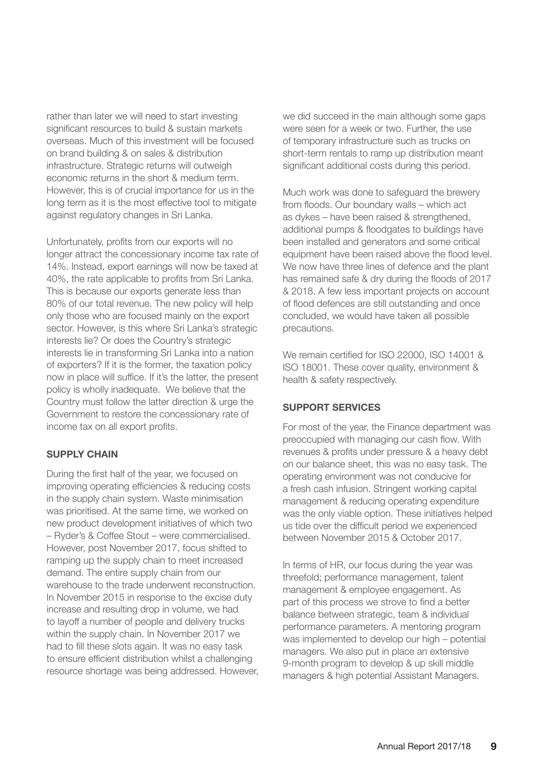rather than later we will need to start investing significant resources to build & sustain markets overseas. Much of this investment will be focused on brand building & on sales & distribution infrastructure. Strategic returns will outweigh economic returns in the short & medium term. However, this is of crucial importance for us in the long term as it is the most effective tool to mitigate against regulatory changes in Sri Lanka.

Unfortunately, profits from our exports will no longer attract the concessionary income tax rate of 14%. Instead, export earnings will now be taxed at 40%, the rate applicable to profits from Sri Lanka. This is because our exports generate less than 80% of our total revenue. The new policy will help only those who are focused mainly on the export sector. However, is this where Sri Lanka's strategic interests lie? Or does the Country's strategic interests lie in transforming Sri Lanka into a nation of exporters? If it is the former, the taxation policy now in place will suffice. If it's the latter, the present policy is wholly inadequate. We believe that the Country must follow the latter direction & urge the Government to restore the concessionary rate of income tax on all export profits.

**SUPPLY CHAIN**

During the first half of the year, we focused on improving operating efficiencies & reducing costs in the supply chain system. Waste minimisation was prioritised. At the same time, we worked on new product development initiatives of which two – Ryder's & Coffee Stout – were commercialised. However, post November 2017, focus shifted to ramping up the supply chain to meet increased demand. The entire supply chain from our warehouse to the trade underwent reconstruction. In November 2015 in response to the excise duty increase and resulting drop in volume, we had to layoff a number of people and delivery trucks within the supply chain. In November 2017 we had to fill these slots again. It was no easy task to ensure efficient distribution whilst a challenging resource shortage was being addressed. However, we did succeed in the main although some gaps were seen for a week or two. Further, the use of temporary infrastructure such as trucks on short-term rentals to ramp up distribution meant significant additional costs during this period.

Much work was done to safeguard the brewery from floods. Our boundary walls – which act as dykes – have been raised & strengthened, additional pumps & floodgates to buildings have been installed and generators and some critical equipment have been raised above the flood level. We now have three lines of defence and the plant has remained safe & dry during the floods of 2017 & 2018. A few less important projects on account of flood defences are still outstanding and once concluded, we would have taken all possible precautions.

We remain certified for ISO 22000, ISO 14001 & ISO 18001. These cover quality, environment & health & safety respectively.

**SUPPORT SERVICES**

For most of the year, the Finance department was preoccupied with managing our cash flow. With revenues & profits under pressure & a heavy debt on our balance sheet, this was no easy task. The operating environment was not conducive for a fresh cash infusion. Stringent working capital management & reducing operating expenditure was the only viable option. These initiatives helped us tide over the difficult period we experienced between November 2015 & October 2017.

In terms of HR, our focus during the year was threefold; performance management, talent management & employee engagement. As part of this process we strove to find a better balance between strategic, team & individual performance parameters. A mentoring program was implemented to develop our high – potential managers. We also put in place an extensive 9-month program to develop & up skill middle managers & high potential Assistant Managers.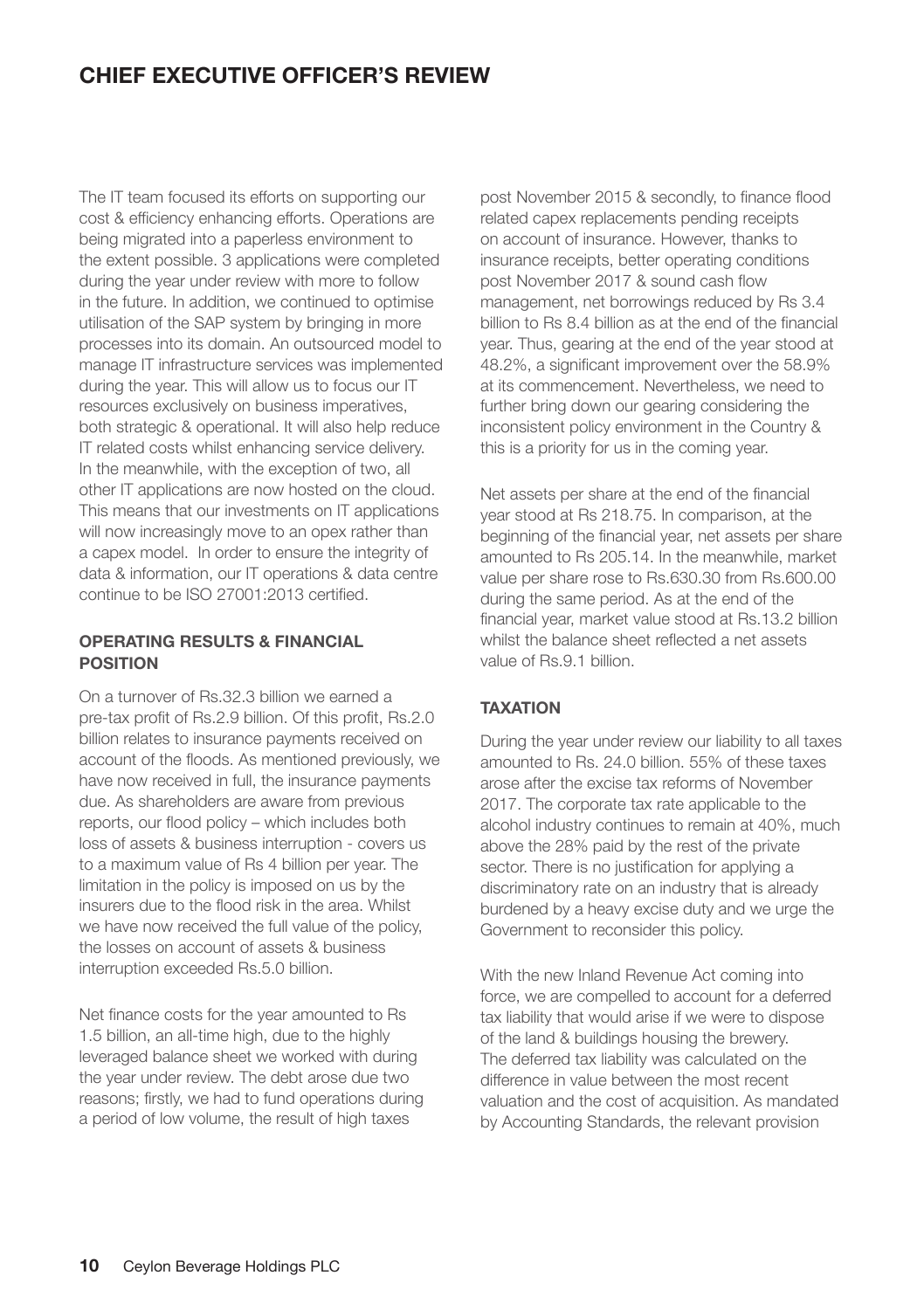# CHIEF EXECUTIVE OFFICER'S REVIEW

The IT team focused its efforts on supporting our cost & efficiency enhancing efforts. Operations are being migrated into a paperless environment to the extent possible. 3 applications were completed during the year under review with more to follow in the future. In addition, we continued to optimise utilisation of the SAP system by bringing in more processes into its domain. An outsourced model to manage IT infrastructure services was implemented during the year. This will allow us to focus our IT resources exclusively on business imperatives, both strategic & operational. It will also help reduce IT related costs whilst enhancing service delivery. In the meanwhile, with the exception of two, all other IT applications are now hosted on the cloud. This means that our investments on IT applications will now increasingly move to an opex rather than a capex model. In order to ensure the integrity of data & information, our IT operations & data centre continue to be ISO 27001:2013 certified.

## OPERATING RESULTS & FINANCIAL POSITION

On a turnover of Rs.32.3 billion we earned a pre-tax profit of Rs.2.9 billion. Of this profit, Rs.2.0 billion relates to insurance payments received on account of the floods. As mentioned previously, we have now received in full, the insurance payments due. As shareholders are aware from previous reports, our flood policy – which includes both loss of assets & business interruption - covers us to a maximum value of Rs 4 billion per year. The limitation in the policy is imposed on us by the insurers due to the flood risk in the area. Whilst we have now received the full value of the policy, the losses on account of assets & business interruption exceeded Rs.5.0 billion.

Net finance costs for the year amounted to Rs 1.5 billion, an all-time high, due to the highly leveraged balance sheet we worked with during the year under review. The debt arose due two reasons; firstly, we had to fund operations during a period of low volume, the result of high taxes post November 2015 & secondly, to finance flood related capex replacements pending receipts on account of insurance. However, thanks to insurance receipts, better operating conditions post November 2017 & sound cash flow management, net borrowings reduced by Rs 3.4 billion to Rs 8.4 billion as at the end of the financial year. Thus, gearing at the end of the year stood at 48.2%, a significant improvement over the 58.9% at its commencement. Nevertheless, we need to further bring down our gearing considering the inconsistent policy environment in the Country & this is a priority for us in the coming year.

Net assets per share at the end of the financial year stood at Rs 218.75. In comparison, at the beginning of the financial year, net assets per share amounted to Rs 205.14. In the meanwhile, market value per share rose to Rs.630.30 from Rs.600.00 during the same period. As at the end of the financial year, market value stood at Rs.13.2 billion whilst the balance sheet reflected a net assets value of Rs.9.1 billion.

## TAXATION

During the year under review our liability to all taxes amounted to Rs. 24.0 billion. 55% of these taxes arose after the excise tax reforms of November 2017. The corporate tax rate applicable to the alcohol industry continues to remain at 40%, much above the 28% paid by the rest of the private sector. There is no justification for applying a discriminatory rate on an industry that is already burdened by a heavy excise duty and we urge the Government to reconsider this policy.

With the new Inland Revenue Act coming into force, we are compelled to account for a deferred tax liability that would arise if we were to dispose of the land & buildings housing the brewery. The deferred tax liability was calculated on the difference in value between the most recent valuation and the cost of acquisition. As mandated by Accounting Standards, the relevant provision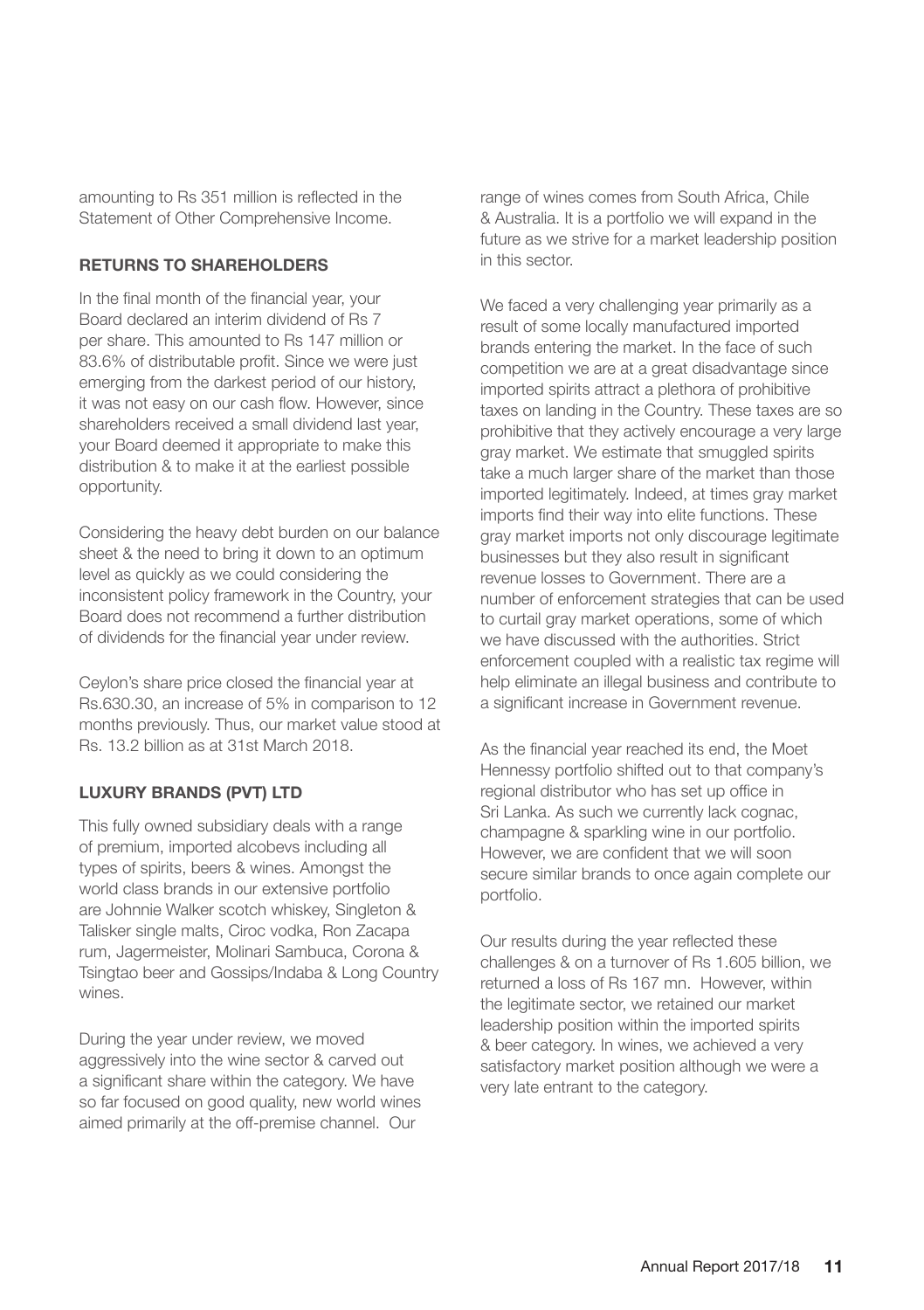amounting to Rs 351 million is reflected in the Statement of Other Comprehensive Income.

## RETURNS TO SHAREHOLDERS

In the final month of the financial year, your Board declared an interim dividend of Rs 7 per share. This amounted to Rs 147 million or 83.6% of distributable profit. Since we were just emerging from the darkest period of our history, it was not easy on our cash flow. However, since shareholders received a small dividend last year, your Board deemed it appropriate to make this distribution & to make it at the earliest possible opportunity.

Considering the heavy debt burden on our balance sheet & the need to bring it down to an optimum level as quickly as we could considering the inconsistent policy framework in the Country, your Board does not recommend a further distribution of dividends for the financial year under review.

Ceylon's share price closed the financial year at Rs.630.30, an increase of 5% in comparison to 12 months previously. Thus, our market value stood at Rs. 13.2 billion as at 31st March 2018.

## LUXURY BRANDS (PVT) LTD

This fully owned subsidiary deals with a range of premium, imported alcobevs including all types of spirits, beers & wines. Amongst the world class brands in our extensive portfolio are Johnnie Walker scotch whiskey, Singleton & Talisker single malts, Ciroc vodka, Ron Zacapa rum, Jagermeister, Molinari Sambuca, Corona & Tsingtao beer and Gossips/Indaba & Long Country wines.

During the year under review, we moved aggressively into the wine sector & carved out a significant share within the category. We have so far focused on good quality, new world wines aimed primarily at the off-premise channel. Our range of wines comes from South Africa, Chile & Australia. It is a portfolio we will expand in the future as we strive for a market leadership position in this sector.

We faced a very challenging year primarily as a result of some locally manufactured imported brands entering the market. In the face of such competition we are at a great disadvantage since imported spirits attract a plethora of prohibitive taxes on landing in the Country. These taxes are so prohibitive that they actively encourage a very large gray market. We estimate that smuggled spirits take a much larger share of the market than those imported legitimately. Indeed, at times gray market imports find their way into elite functions. These gray market imports not only discourage legitimate businesses but they also result in significant revenue losses to Government. There are a number of enforcement strategies that can be used to curtail gray market operations, some of which we have discussed with the authorities. Strict enforcement coupled with a realistic tax regime will help eliminate an illegal business and contribute to a significant increase in Government revenue.

As the financial year reached its end, the Moet Hennessy portfolio shifted out to that company's regional distributor who has set up office in Sri Lanka. As such we currently lack cognac, champagne & sparkling wine in our portfolio. However, we are confident that we will soon secure similar brands to once again complete our portfolio.

Our results during the year reflected these challenges & on a turnover of Rs 1.605 billion, we returned a loss of Rs 167 mn. However, within the legitimate sector, we retained our market leadership position within the imported spirits & beer category. In wines, we achieved a very satisfactory market position although we were a very late entrant to the category.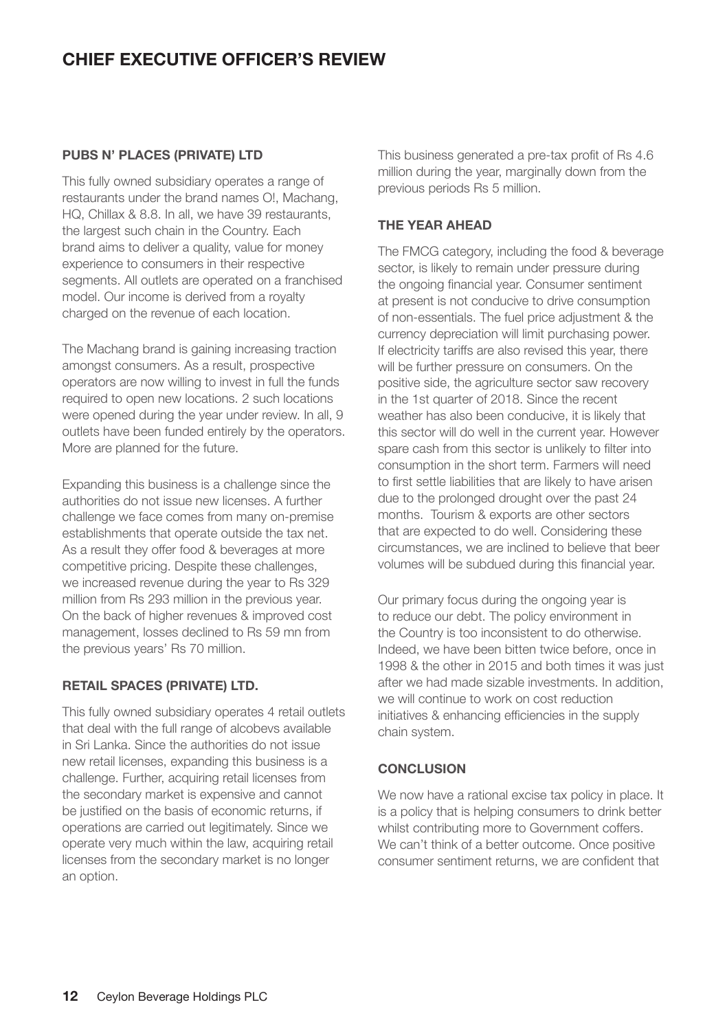# CHIEF EXECUTIVE OFFICER'S REVIEW

### PUBS N' PLACES (PRIVATE) LTD

This fully owned subsidiary operates a range of restaurants under the brand names O!, Machang, HQ, Chillax & 8.8. In all, we have 39 restaurants, the largest such chain in the Country. Each brand aims to deliver a quality, value for money experience to consumers in their respective segments. All outlets are operated on a franchised model. Our income is derived from a royalty charged on the revenue of each location.

The Machang brand is gaining increasing traction amongst consumers. As a result, prospective operators are now willing to invest in full the funds required to open new locations. 2 such locations were opened during the year under review. In all, 9 outlets have been funded entirely by the operators. More are planned for the future.

Expanding this business is a challenge since the authorities do not issue new licenses. A further challenge we face comes from many on-premise establishments that operate outside the tax net. As a result they offer food & beverages at more competitive pricing. Despite these challenges, we increased revenue during the year to Rs 329 million from Rs 293 million in the previous year. On the back of higher revenues & improved cost management, losses declined to Rs 59 mn from the previous years' Rs 70 million.

### RETAIL SPACES (PRIVATE) LTD.

This fully owned subsidiary operates 4 retail outlets that deal with the full range of alcobevs available in Sri Lanka. Since the authorities do not issue new retail licenses, expanding this business is a challenge. Further, acquiring retail licenses from the secondary market is expensive and cannot be justified on the basis of economic returns, if operations are carried out legitimately. Since we operate very much within the law, acquiring retail licenses from the secondary market is no longer an option.

This business generated a pre-tax profit of Rs 4.6 million during the year, marginally down from the previous periods Rs 5 million.

### THE YEAR AHEAD

The FMCG category, including the food & beverage sector, is likely to remain under pressure during the ongoing financial year. Consumer sentiment at present is not conducive to drive consumption of non-essentials. The fuel price adjustment & the currency depreciation will limit purchasing power. If electricity tariffs are also revised this year, there will be further pressure on consumers. On the positive side, the agriculture sector saw recovery in the 1st quarter of 2018. Since the recent weather has also been conducive, it is likely that this sector will do well in the current year. However spare cash from this sector is unlikely to filter into consumption in the short term. Farmers will need to first settle liabilities that are likely to have arisen due to the prolonged drought over the past 24 months. Tourism & exports are other sectors that are expected to do well. Considering these circumstances, we are inclined to believe that beer volumes will be subdued during this financial year.

Our primary focus during the ongoing year is to reduce our debt. The policy environment in the Country is too inconsistent to do otherwise. Indeed, we have been bitten twice before, once in 1998 & the other in 2015 and both times it was just after we had made sizable investments. In addition, we will continue to work on cost reduction initiatives & enhancing efficiencies in the supply chain system.

### CONCLUSION

We now have a rational excise tax policy in place. It is a policy that is helping consumers to drink better whilst contributing more to Government coffers. We can't think of a better outcome. Once positive consumer sentiment returns, we are confident that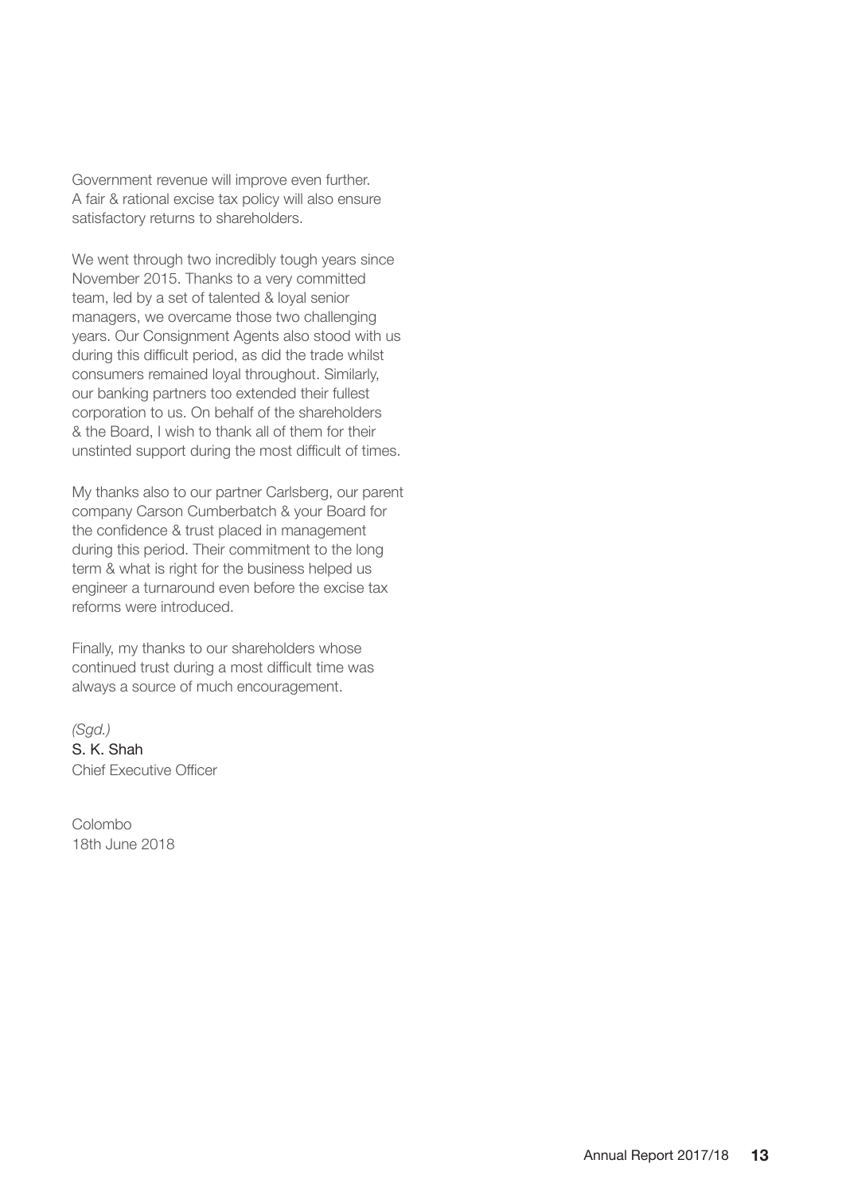Government revenue will improve even further. A fair & rational excise tax policy will also ensure satisfactory returns to shareholders.

We went through two incredibly tough years since November 2015. Thanks to a very committed team, led by a set of talented & loyal senior managers, we overcame those two challenging years. Our Consignment Agents also stood with us during this difficult period, as did the trade whilst consumers remained loyal throughout. Similarly, our banking partners too extended their fullest corporation to us. On behalf of the shareholders & the Board, I wish to thank all of them for their unstinted support during the most difficult of times.

My thanks also to our partner Carlsberg, our parent company Carson Cumberbatch & your Board for the confidence & trust placed in management during this period. Their commitment to the long term & what is right for the business helped us engineer a turnaround even before the excise tax reforms were introduced.

Finally, my thanks to our shareholders whose continued trust during a most difficult time was always a source of much encouragement.

*(Sgd.)*
S. K. Shah
Chief Executive Officer

Colombo
18th June 2018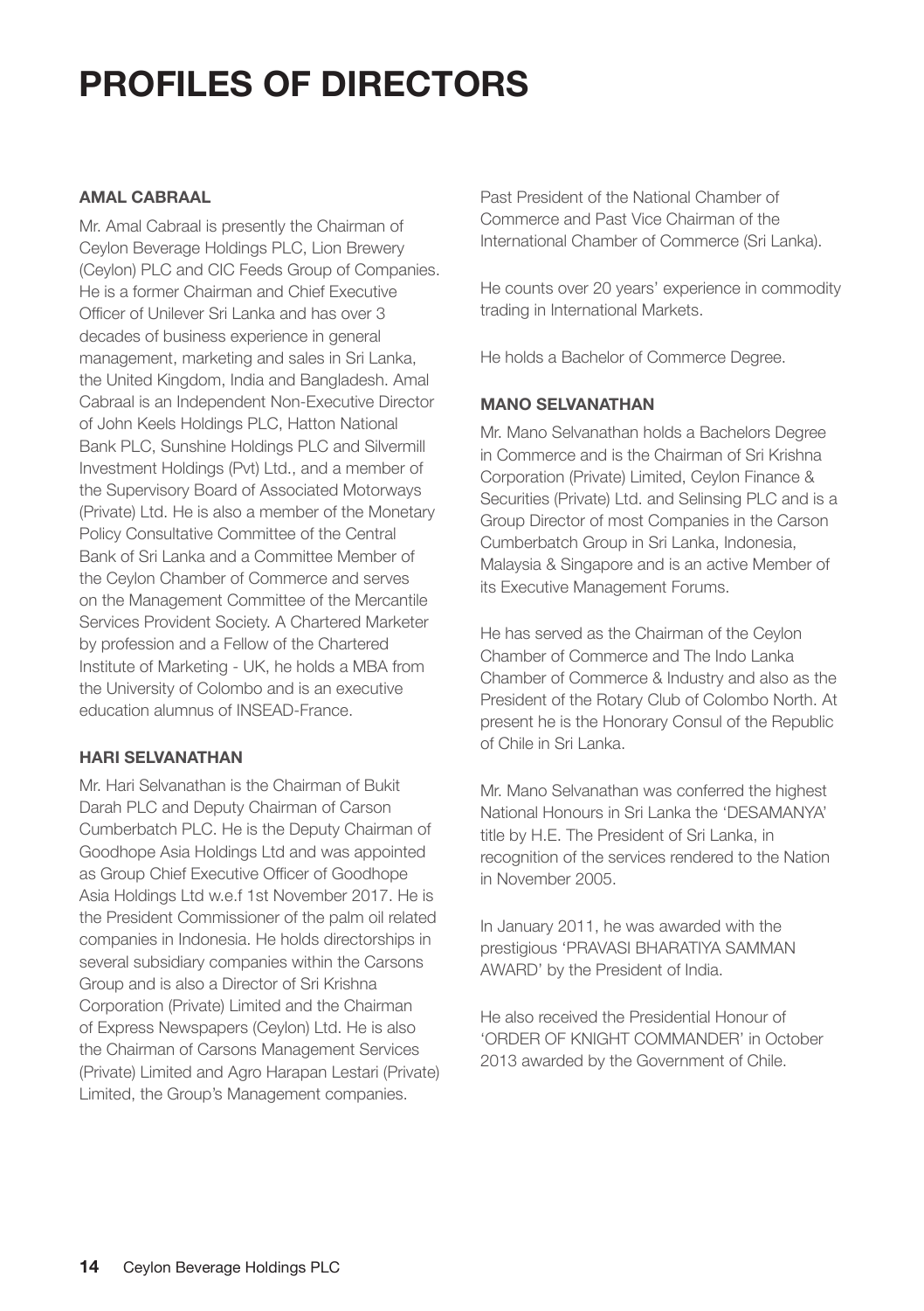# PROFILES OF DIRECTORS

### AMAL CABRAAL

Mr. Amal Cabraal is presently the Chairman of Ceylon Beverage Holdings PLC, Lion Brewery (Ceylon) PLC and CIC Feeds Group of Companies. He is a former Chairman and Chief Executive Officer of Unilever Sri Lanka and has over 3 decades of business experience in general management, marketing and sales in Sri Lanka, the United Kingdom, India and Bangladesh. Amal Cabraal is an Independent Non-Executive Director of John Keels Holdings PLC, Hatton National Bank PLC, Sunshine Holdings PLC and Silvermill Investment Holdings (Pvt) Ltd., and a member of the Supervisory Board of Associated Motorways (Private) Ltd. He is also a member of the Monetary Policy Consultative Committee of the Central Bank of Sri Lanka and a Committee Member of the Ceylon Chamber of Commerce and serves on the Management Committee of the Mercantile Services Provident Society. A Chartered Marketer by profession and a Fellow of the Chartered Institute of Marketing - UK, he holds a MBA from the University of Colombo and is an executive education alumnus of INSEAD-France.

### HARI SELVANATHAN

Mr. Hari Selvanathan is the Chairman of Bukit Darah PLC and Deputy Chairman of Carson Cumberbatch PLC. He is the Deputy Chairman of Goodhope Asia Holdings Ltd and was appointed as Group Chief Executive Officer of Goodhope Asia Holdings Ltd w.e.f 1st November 2017. He is the President Commissioner of the palm oil related companies in Indonesia. He holds directorships in several subsidiary companies within the Carsons Group and is also a Director of Sri Krishna Corporation (Private) Limited and the Chairman of Express Newspapers (Ceylon) Ltd. He is also the Chairman of Carsons Management Services (Private) Limited and Agro Harapan Lestari (Private) Limited, the Group's Management companies.

Past President of the National Chamber of Commerce and Past Vice Chairman of the International Chamber of Commerce (Sri Lanka).

He counts over 20 years' experience in commodity trading in International Markets.

He holds a Bachelor of Commerce Degree.

### MANO SELVANATHAN

Mr. Mano Selvanathan holds a Bachelors Degree in Commerce and is the Chairman of Sri Krishna Corporation (Private) Limited, Ceylon Finance & Securities (Private) Ltd. and Selinsing PLC and is a Group Director of most Companies in the Carson Cumberbatch Group in Sri Lanka, Indonesia, Malaysia & Singapore and is an active Member of its Executive Management Forums.

He has served as the Chairman of the Ceylon Chamber of Commerce and The Indo Lanka Chamber of Commerce & Industry and also as the President of the Rotary Club of Colombo North. At present he is the Honorary Consul of the Republic of Chile in Sri Lanka.

Mr. Mano Selvanathan was conferred the highest National Honours in Sri Lanka the 'DESAMANYA' title by H.E. The President of Sri Lanka, in recognition of the services rendered to the Nation in November 2005.

In January 2011, he was awarded with the prestigious 'PRAVASI BHARATIYA SAMMAN AWARD' by the President of India.

He also received the Presidential Honour of 'ORDER OF KNIGHT COMMANDER' in October 2013 awarded by the Government of Chile.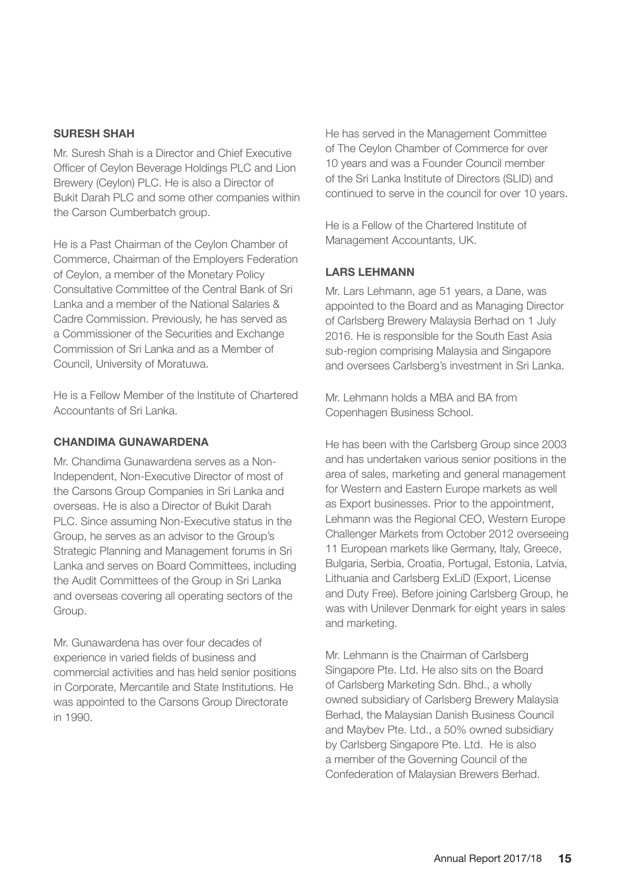### SURESH SHAH

Mr. Suresh Shah is a Director and Chief Executive Officer of Ceylon Beverage Holdings PLC and Lion Brewery (Ceylon) PLC. He is also a Director of Bukit Darah PLC and some other companies within the Carson Cumberbatch group.

He is a Past Chairman of the Ceylon Chamber of Commerce, Chairman of the Employers Federation of Ceylon, a member of the Monetary Policy Consultative Committee of the Central Bank of Sri Lanka and a member of the National Salaries & Cadre Commission. Previously, he has served as a Commissioner of the Securities and Exchange Commission of Sri Lanka and as a Member of Council, University of Moratuwa.

He is a Fellow Member of the Institute of Chartered Accountants of Sri Lanka.

### CHANDIMA GUNAWARDENA

Mr. Chandima Gunawardena serves as a Non-Independent, Non-Executive Director of most of the Carsons Group Companies in Sri Lanka and overseas. He is also a Director of Bukit Darah PLC. Since assuming Non-Executive status in the Group, he serves as an advisor to the Group's Strategic Planning and Management forums in Sri Lanka and serves on Board Committees, including the Audit Committees of the Group in Sri Lanka and overseas covering all operating sectors of the Group.

Mr. Gunawardena has over four decades of experience in varied fields of business and commercial activities and has held senior positions in Corporate, Mercantile and State Institutions. He was appointed to the Carsons Group Directorate in 1990.

He has served in the Management Committee of The Ceylon Chamber of Commerce for over 10 years and was a Founder Council member of the Sri Lanka Institute of Directors (SLID) and continued to serve in the council for over 10 years.

He is a Fellow of the Chartered Institute of Management Accountants, UK.

### LARS LEHMANN

Mr. Lars Lehmann, age 51 years, a Dane, was appointed to the Board and as Managing Director of Carlsberg Brewery Malaysia Berhad on 1 July 2016. He is responsible for the South East Asia sub-region comprising Malaysia and Singapore and oversees Carlsberg's investment in Sri Lanka.

Mr. Lehmann holds a MBA and BA from Copenhagen Business School.

He has been with the Carlsberg Group since 2003 and has undertaken various senior positions in the area of sales, marketing and general management for Western and Eastern Europe markets as well as Export businesses. Prior to the appointment, Lehmann was the Regional CEO, Western Europe Challenger Markets from October 2012 overseeing 11 European markets like Germany, Italy, Greece, Bulgaria, Serbia, Croatia, Portugal, Estonia, Latvia, Lithuania and Carlsberg ExLiD (Export, License and Duty Free). Before joining Carlsberg Group, he was with Unilever Denmark for eight years in sales and marketing.

Mr. Lehmann is the Chairman of Carlsberg Singapore Pte. Ltd. He also sits on the Board of Carlsberg Marketing Sdn. Bhd., a wholly owned subsidiary of Carlsberg Brewery Malaysia Berhad, the Malaysian Danish Business Council and Maybev Pte. Ltd., a 50% owned subsidiary by Carlsberg Singapore Pte. Ltd. He is also a member of the Governing Council of the Confederation of Malaysian Brewers Berhad.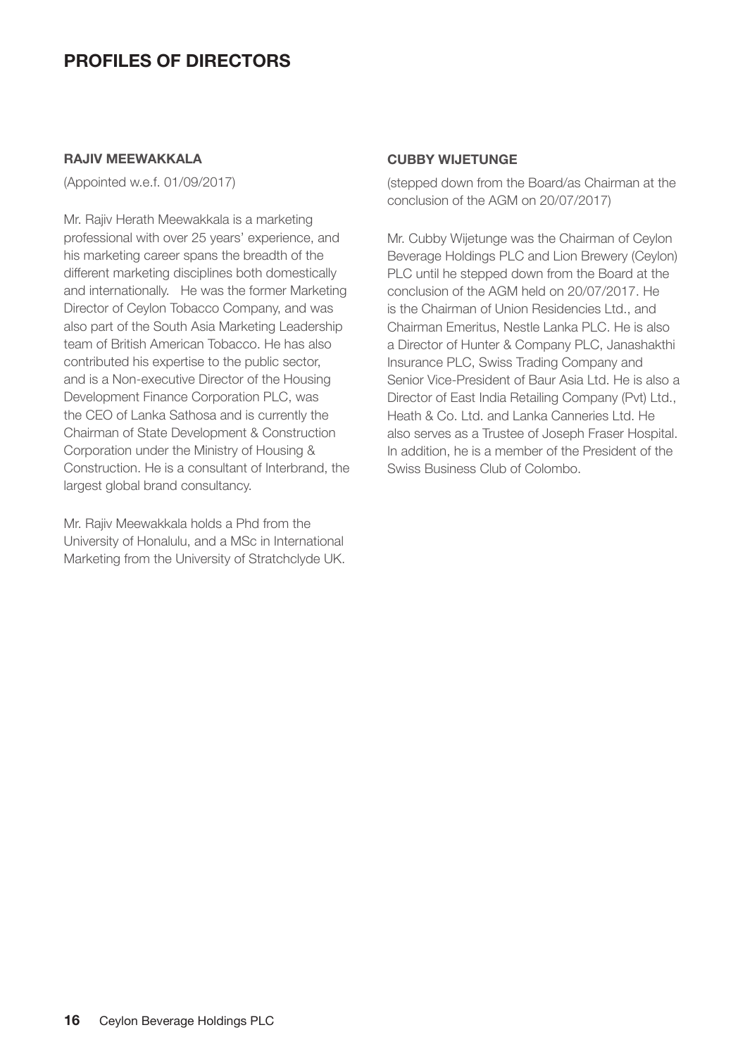# PROFILES OF DIRECTORS

### RAJIV MEEWAKKALA

(Appointed w.e.f. 01/09/2017)

Mr. Rajiv Herath Meewakkala is a marketing professional with over 25 years' experience, and his marketing career spans the breadth of the different marketing disciplines both domestically and internationally. He was the former Marketing Director of Ceylon Tobacco Company, and was also part of the South Asia Marketing Leadership team of British American Tobacco. He has also contributed his expertise to the public sector, and is a Non-executive Director of the Housing Development Finance Corporation PLC, was the CEO of Lanka Sathosa and is currently the Chairman of State Development & Construction Corporation under the Ministry of Housing & Construction. He is a consultant of Interbrand, the largest global brand consultancy.

Mr. Rajiv Meewakkala holds a Phd from the University of Honalulu, and a MSc in International Marketing from the University of Stratchclyde UK.

### CUBBY WIJETUNGE

(stepped down from the Board/as Chairman at the conclusion of the AGM on 20/07/2017)

Mr. Cubby Wijetunge was the Chairman of Ceylon Beverage Holdings PLC and Lion Brewery (Ceylon) PLC until he stepped down from the Board at the conclusion of the AGM held on 20/07/2017. He is the Chairman of Union Residencies Ltd., and Chairman Emeritus, Nestle Lanka PLC. He is also a Director of Hunter & Company PLC, Janashakthi Insurance PLC, Swiss Trading Company and Senior Vice-President of Baur Asia Ltd. He is also a Director of East India Retailing Company (Pvt) Ltd., Heath & Co. Ltd. and Lanka Canneries Ltd. He also serves as a Trustee of Joseph Fraser Hospital. In addition, he is a member of the President of the Swiss Business Club of Colombo.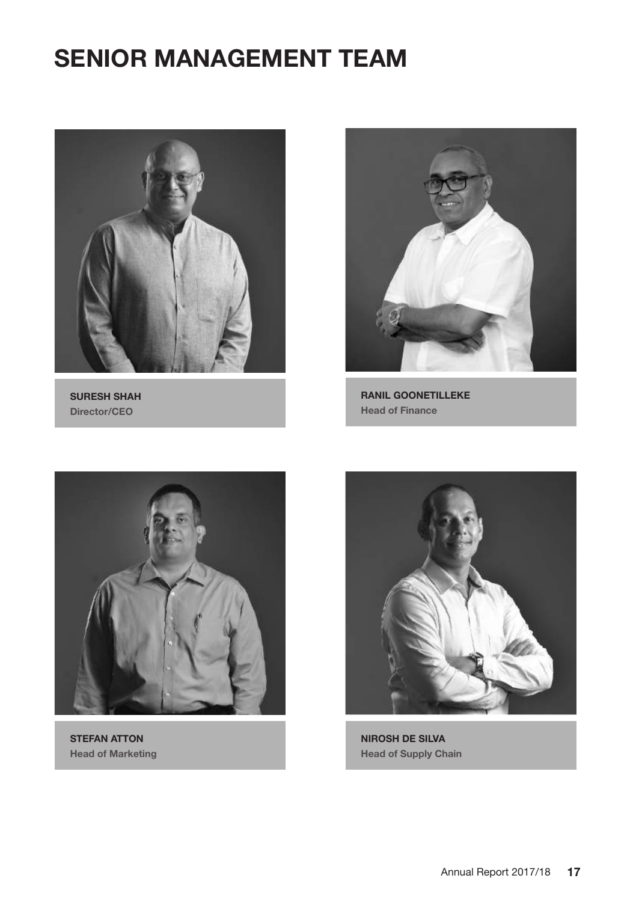# SENIOR MANAGEMENT TEAM

**SURESH SHAH**
**Director/CEO**

**RANIL GOONETILLEKE**
**Head of Finance**

**STEFAN ATTON**
**Head of Marketing**

**NIROSH DE SILVA**
**Head of Supply Chain**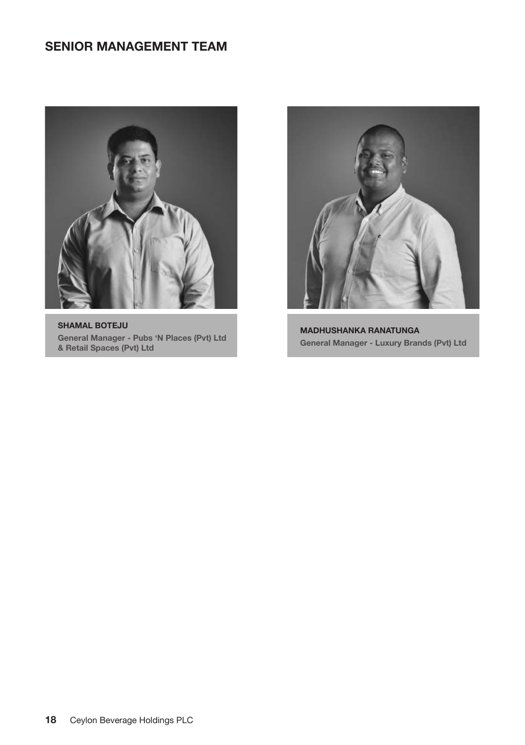## SENIOR MANAGEMENT TEAM

**SHAMAL BOTEJU**
**General Manager - Pubs 'N Places (Pvt) Ltd & Retail Spaces (Pvt) Ltd**

**MADHUSHANKA RANATUNGA**
**General Manager - Luxury Brands (Pvt) Ltd**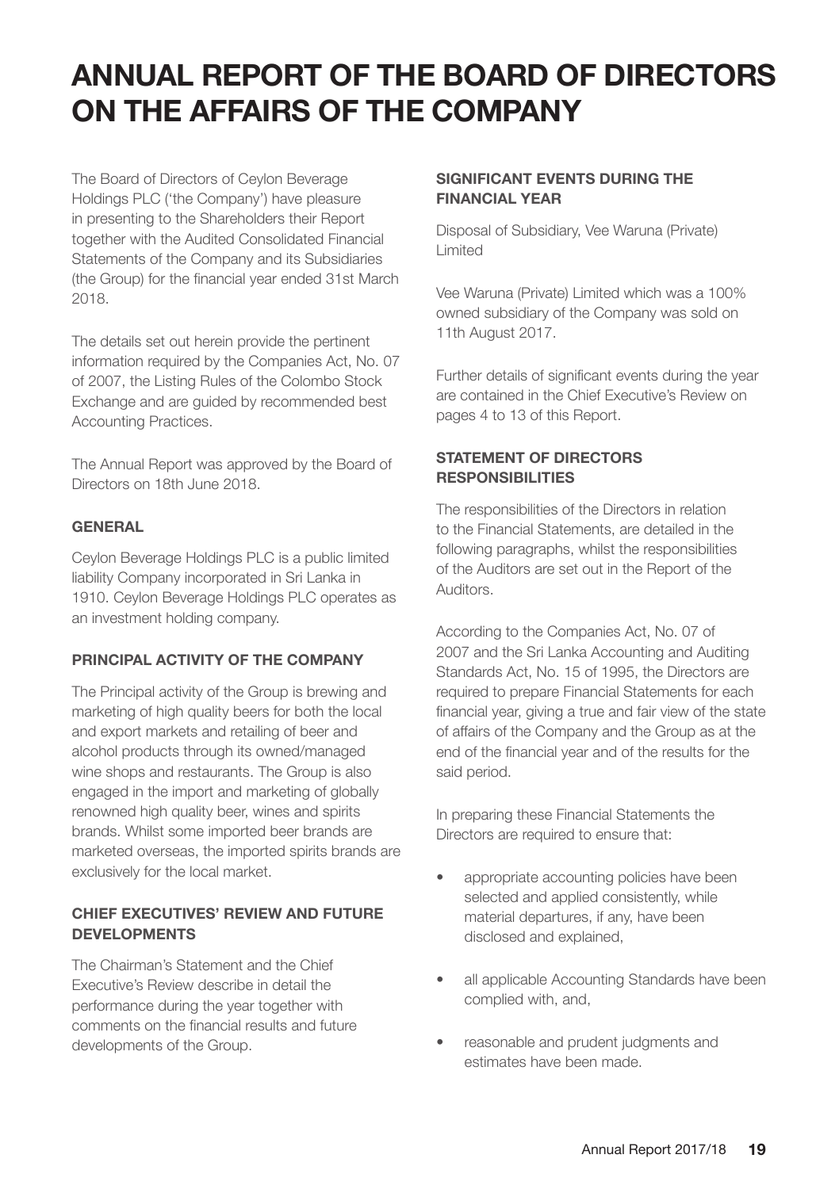# ANNUAL REPORT OF THE BOARD OF DIRECTORS ON THE AFFAIRS OF THE COMPANY

The Board of Directors of Ceylon Beverage Holdings PLC ('the Company') have pleasure in presenting to the Shareholders their Report together with the Audited Consolidated Financial Statements of the Company and its Subsidiaries (the Group) for the financial year ended 31st March 2018.

The details set out herein provide the pertinent information required by the Companies Act, No. 07 of 2007, the Listing Rules of the Colombo Stock Exchange and are guided by recommended best Accounting Practices.

The Annual Report was approved by the Board of Directors on 18th June 2018.

### GENERAL

Ceylon Beverage Holdings PLC is a public limited liability Company incorporated in Sri Lanka in 1910. Ceylon Beverage Holdings PLC operates as an investment holding company.

### PRINCIPAL ACTIVITY OF THE COMPANY

The Principal activity of the Group is brewing and marketing of high quality beers for both the local and export markets and retailing of beer and alcohol products through its owned/managed wine shops and restaurants. The Group is also engaged in the import and marketing of globally renowned high quality beer, wines and spirits brands. Whilst some imported beer brands are marketed overseas, the imported spirits brands are exclusively for the local market.

### CHIEF EXECUTIVES' REVIEW AND FUTURE DEVELOPMENTS

The Chairman's Statement and the Chief Executive's Review describe in detail the performance during the year together with comments on the financial results and future developments of the Group.

### SIGNIFICANT EVENTS DURING THE FINANCIAL YEAR

Disposal of Subsidiary, Vee Waruna (Private) Limited

Vee Waruna (Private) Limited which was a 100% owned subsidiary of the Company was sold on 11th August 2017.

Further details of significant events during the year are contained in the Chief Executive's Review on pages 4 to 13 of this Report.

### STATEMENT OF DIRECTORS RESPONSIBILITIES

The responsibilities of the Directors in relation to the Financial Statements, are detailed in the following paragraphs, whilst the responsibilities of the Auditors are set out in the Report of the Auditors.

According to the Companies Act, No. 07 of 2007 and the Sri Lanka Accounting and Auditing Standards Act, No. 15 of 1995, the Directors are required to prepare Financial Statements for each financial year, giving a true and fair view of the state of affairs of the Company and the Group as at the end of the financial year and of the results for the said period.

In preparing these Financial Statements the Directors are required to ensure that:

- appropriate accounting policies have been selected and applied consistently, while material departures, if any, have been disclosed and explained,
- all applicable Accounting Standards have been complied with, and,
- reasonable and prudent judgments and estimates have been made.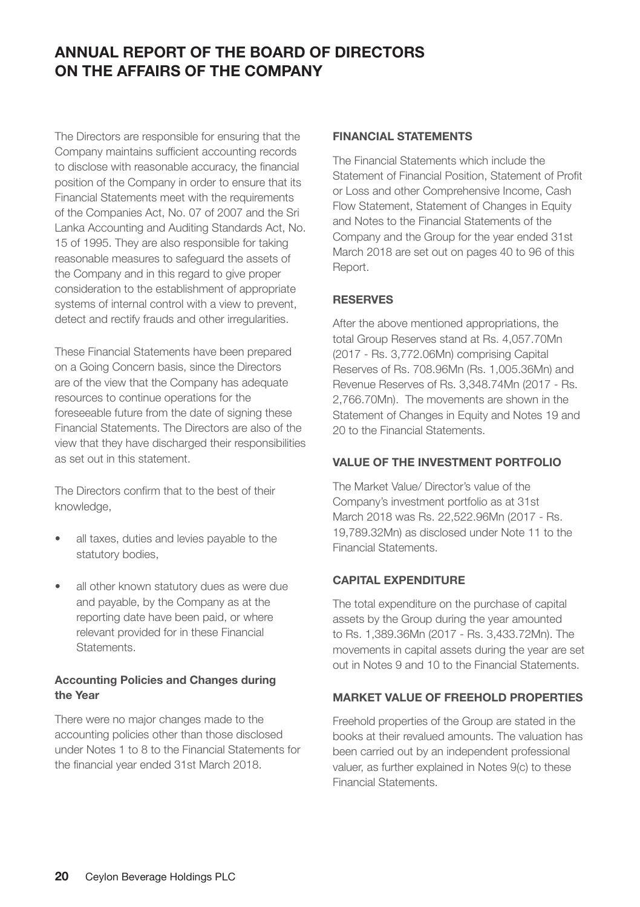# ANNUAL REPORT OF THE BOARD OF DIRECTORS ON THE AFFAIRS OF THE COMPANY

The Directors are responsible for ensuring that the Company maintains sufficient accounting records to disclose with reasonable accuracy, the financial position of the Company in order to ensure that its Financial Statements meet with the requirements of the Companies Act, No. 07 of 2007 and the Sri Lanka Accounting and Auditing Standards Act, No. 15 of 1995. They are also responsible for taking reasonable measures to safeguard the assets of the Company and in this regard to give proper consideration to the establishment of appropriate systems of internal control with a view to prevent, detect and rectify frauds and other irregularities.

These Financial Statements have been prepared on a Going Concern basis, since the Directors are of the view that the Company has adequate resources to continue operations for the foreseeable future from the date of signing these Financial Statements. The Directors are also of the view that they have discharged their responsibilities as set out in this statement.

The Directors confirm that to the best of their knowledge,

- all taxes, duties and levies payable to the statutory bodies,
- all other known statutory dues as were due and payable, by the Company as at the reporting date have been paid, or where relevant provided for in these Financial Statements.

### Accounting Policies and Changes during the Year

There were no major changes made to the accounting policies other than those disclosed under Notes 1 to 8 to the Financial Statements for the financial year ended 31st March 2018.

## FINANCIAL STATEMENTS

The Financial Statements which include the Statement of Financial Position, Statement of Profit or Loss and other Comprehensive Income, Cash Flow Statement, Statement of Changes in Equity and Notes to the Financial Statements of the Company and the Group for the year ended 31st March 2018 are set out on pages 40 to 96 of this Report.

## RESERVES

After the above mentioned appropriations, the total Group Reserves stand at Rs. 4,057.70Mn (2017 - Rs. 3,772.06Mn) comprising Capital Reserves of Rs. 708.96Mn (Rs. 1,005.36Mn) and Revenue Reserves of Rs. 3,348.74Mn (2017 - Rs. 2,766.70Mn). The movements are shown in the Statement of Changes in Equity and Notes 19 and 20 to the Financial Statements.

## VALUE OF THE INVESTMENT PORTFOLIO

The Market Value/ Director's value of the Company's investment portfolio as at 31st March 2018 was Rs. 22,522.96Mn (2017 - Rs. 19,789.32Mn) as disclosed under Note 11 to the Financial Statements.

## CAPITAL EXPENDITURE

The total expenditure on the purchase of capital assets by the Group during the year amounted to Rs. 1,389.36Mn (2017 - Rs. 3,433.72Mn). The movements in capital assets during the year are set out in Notes 9 and 10 to the Financial Statements.

## MARKET VALUE OF FREEHOLD PROPERTIES

Freehold properties of the Group are stated in the books at their revalued amounts. The valuation has been carried out by an independent professional valuer, as further explained in Notes 9(c) to these Financial Statements.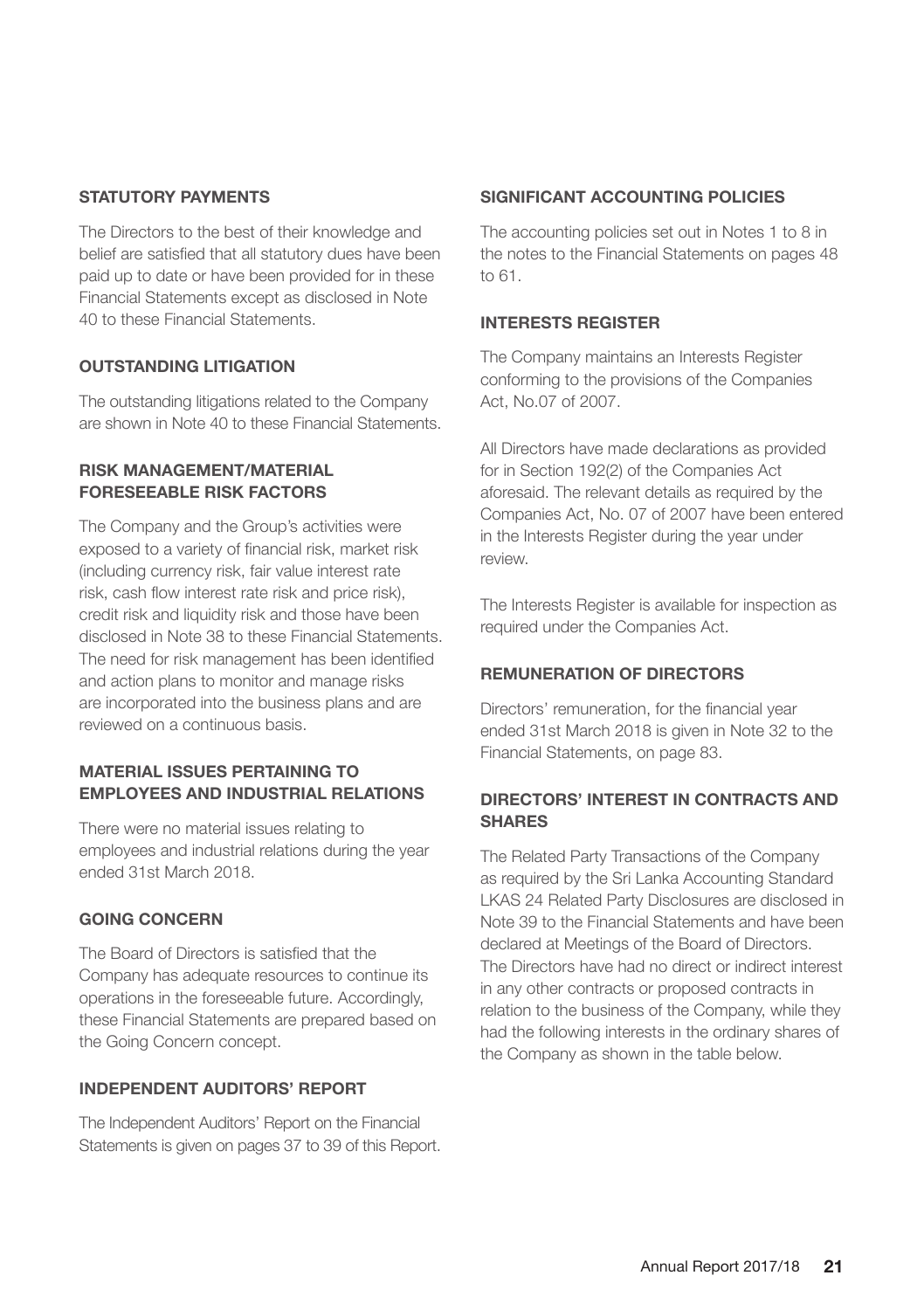## STATUTORY PAYMENTS

The Directors to the best of their knowledge and belief are satisfied that all statutory dues have been paid up to date or have been provided for in these Financial Statements except as disclosed in Note 40 to these Financial Statements.

## OUTSTANDING LITIGATION

The outstanding litigations related to the Company are shown in Note 40 to these Financial Statements.

## RISK MANAGEMENT/MATERIAL FORESEEABLE RISK FACTORS

The Company and the Group's activities were exposed to a variety of financial risk, market risk (including currency risk, fair value interest rate risk, cash flow interest rate risk and price risk), credit risk and liquidity risk and those have been disclosed in Note 38 to these Financial Statements. The need for risk management has been identified and action plans to monitor and manage risks are incorporated into the business plans and are reviewed on a continuous basis.

## MATERIAL ISSUES PERTAINING TO EMPLOYEES AND INDUSTRIAL RELATIONS

There were no material issues relating to employees and industrial relations during the year ended 31st March 2018.

## GOING CONCERN

The Board of Directors is satisfied that the Company has adequate resources to continue its operations in the foreseeable future. Accordingly, these Financial Statements are prepared based on the Going Concern concept.

## INDEPENDENT AUDITORS' REPORT

The Independent Auditors' Report on the Financial Statements is given on pages 37 to 39 of this Report.

## SIGNIFICANT ACCOUNTING POLICIES

The accounting policies set out in Notes 1 to 8 in the notes to the Financial Statements on pages 48 to 61.

## INTERESTS REGISTER

The Company maintains an Interests Register conforming to the provisions of the Companies Act, No.07 of 2007.

All Directors have made declarations as provided for in Section 192(2) of the Companies Act aforesaid. The relevant details as required by the Companies Act, No. 07 of 2007 have been entered in the Interests Register during the year under review.

The Interests Register is available for inspection as required under the Companies Act.

## REMUNERATION OF DIRECTORS

Directors' remuneration, for the financial year ended 31st March 2018 is given in Note 32 to the Financial Statements, on page 83.

## DIRECTORS' INTEREST IN CONTRACTS AND SHARES

The Related Party Transactions of the Company as required by the Sri Lanka Accounting Standard LKAS 24 Related Party Disclosures are disclosed in Note 39 to the Financial Statements and have been declared at Meetings of the Board of Directors. The Directors have had no direct or indirect interest in any other contracts or proposed contracts in relation to the business of the Company, while they had the following interests in the ordinary shares of the Company as shown in the table below.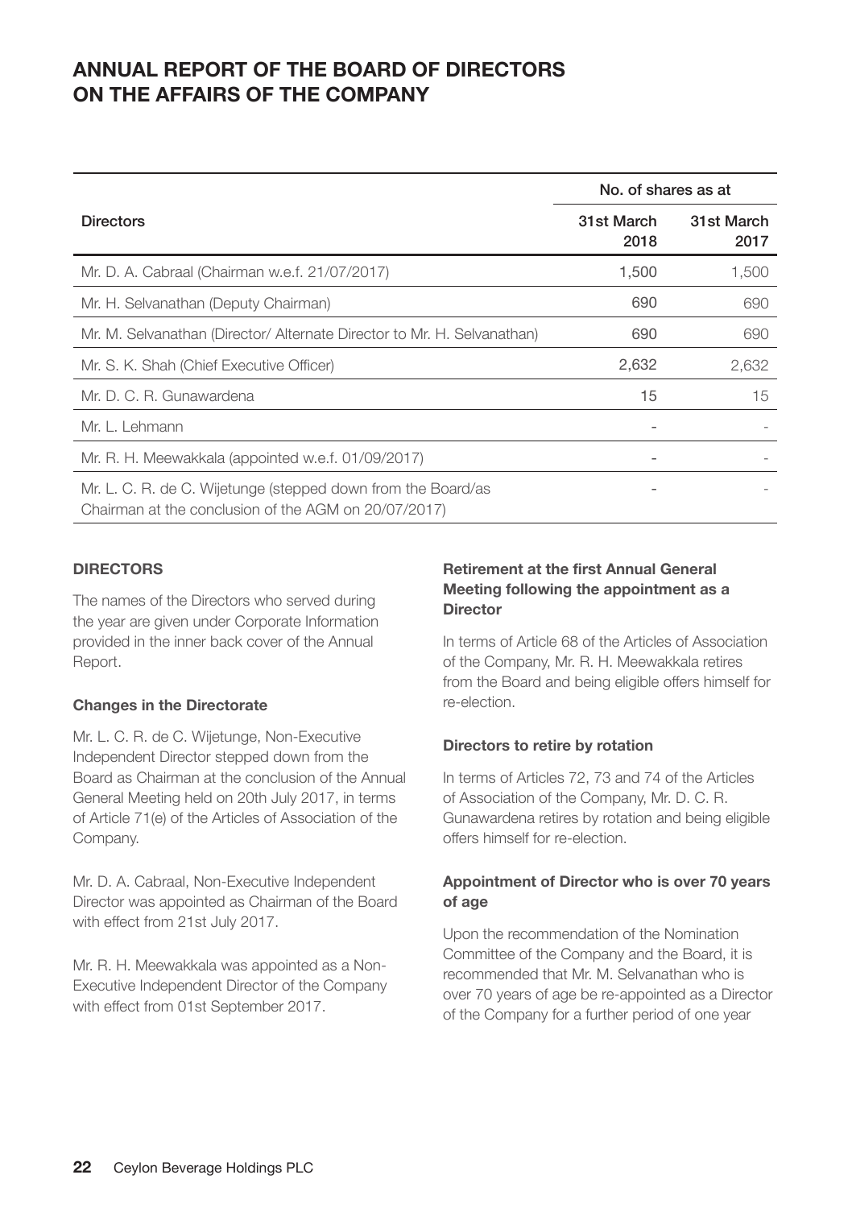# ANNUAL REPORT OF THE BOARD OF DIRECTORS ON THE AFFAIRS OF THE COMPANY

| Directors | No. of shares as at | |
|---|---|---|
| | 31st March 2018 | 31st March 2017 |
| Mr. D. A. Cabraal (Chairman w.e.f. 21/07/2017) | 1,500 | 1,500 |
| Mr. H. Selvanathan (Deputy Chairman) | 690 | 690 |
| Mr. M. Selvanathan (Director/ Alternate Director to Mr. H. Selvanathan) | 690 | 690 |
| Mr. S. K. Shah (Chief Executive Officer) | 2,632 | 2,632 |
| Mr. D. C. R. Gunawardena | 15 | 15 |
| Mr. L. Lehmann | - | - |
| Mr. R. H. Meewakkala (appointed w.e.f. 01/09/2017) | - | - |
| Mr. L. C. R. de C. Wijetunge (stepped down from the Board/as Chairman at the conclusion of the AGM on 20/07/2017) | - | - |

**DIRECTORS**

The names of the Directors who served during the year are given under Corporate Information provided in the inner back cover of the Annual Report.

**Changes in the Directorate**

Mr. L. C. R. de C. Wijetunge, Non-Executive Independent Director stepped down from the Board as Chairman at the conclusion of the Annual General Meeting held on 20th July 2017, in terms of Article 71(e) of the Articles of Association of the Company.

Mr. D. A. Cabraal, Non-Executive Independent Director was appointed as Chairman of the Board with effect from 21st July 2017.

Mr. R. H. Meewakkala was appointed as a Non-Executive Independent Director of the Company with effect from 01st September 2017.

**Retirement at the first Annual General Meeting following the appointment as a Director**

In terms of Article 68 of the Articles of Association of the Company, Mr. R. H. Meewakkala retires from the Board and being eligible offers himself for re-election.

**Directors to retire by rotation**

In terms of Articles 72, 73 and 74 of the Articles of Association of the Company, Mr. D. C. R. Gunawardena retires by rotation and being eligible offers himself for re-election.

**Appointment of Director who is over 70 years of age**

Upon the recommendation of the Nomination Committee of the Company and the Board, it is recommended that Mr. M. Selvanathan who is over 70 years of age be re-appointed as a Director of the Company for a further period of one year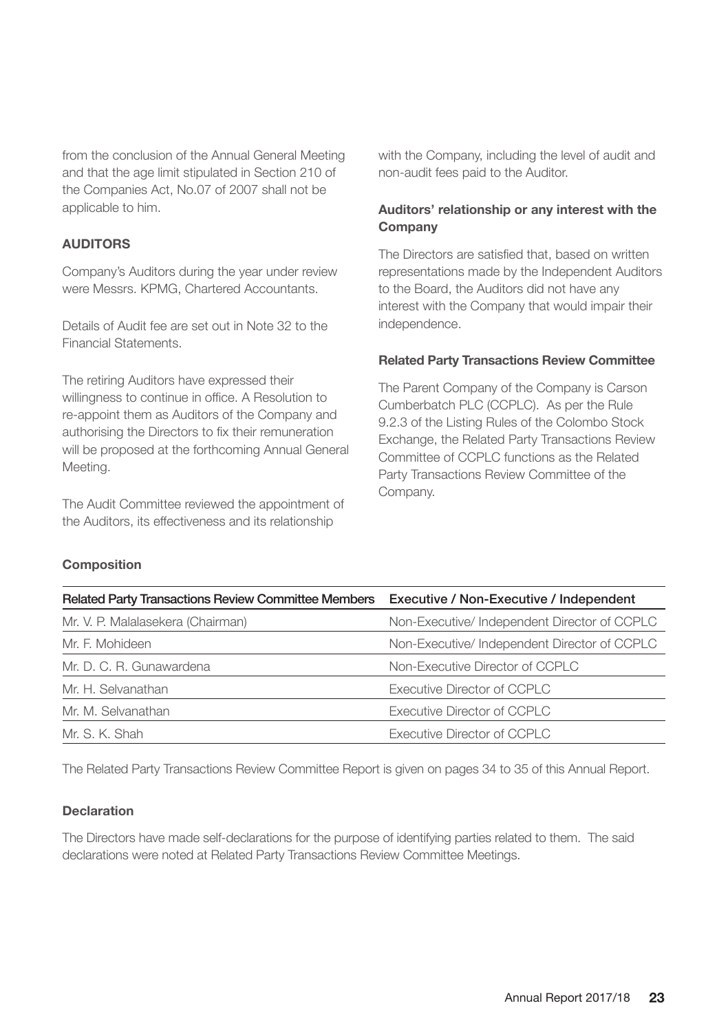from the conclusion of the Annual General Meeting and that the age limit stipulated in Section 210 of the Companies Act, No.07 of 2007 shall not be applicable to him.

## AUDITORS

Company's Auditors during the year under review were Messrs. KPMG, Chartered Accountants.

Details of Audit fee are set out in Note 32 to the Financial Statements.

The retiring Auditors have expressed their willingness to continue in office. A Resolution to re-appoint them as Auditors of the Company and authorising the Directors to fix their remuneration will be proposed at the forthcoming Annual General Meeting.

The Audit Committee reviewed the appointment of the Auditors, its effectiveness and its relationship with the Company, including the level of audit and non-audit fees paid to the Auditor.

### Auditors' relationship or any interest with the Company

The Directors are satisfied that, based on written representations made by the Independent Auditors to the Board, the Auditors did not have any interest with the Company that would impair their independence.

### Related Party Transactions Review Committee

The Parent Company of the Company is Carson Cumberbatch PLC (CCPLC). As per the Rule 9.2.3 of the Listing Rules of the Colombo Stock Exchange, the Related Party Transactions Review Committee of CCPLC functions as the Related Party Transactions Review Committee of the Company.

### Composition

| Related Party Transactions Review Committee Members | Executive / Non-Executive / Independent |
|---|---|
| Mr. V. P. Malalasekera (Chairman) | Non-Executive/ Independent Director of CCPLC |
| Mr. F. Mohideen | Non-Executive/ Independent Director of CCPLC |
| Mr. D. C. R. Gunawardena | Non-Executive Director of CCPLC |
| Mr. H. Selvanathan | Executive Director of CCPLC |
| Mr. M. Selvanathan | Executive Director of CCPLC |
| Mr. S. K. Shah | Executive Director of CCPLC |

The Related Party Transactions Review Committee Report is given on pages 34 to 35 of this Annual Report.

### Declaration

The Directors have made self-declarations for the purpose of identifying parties related to them. The said declarations were noted at Related Party Transactions Review Committee Meetings.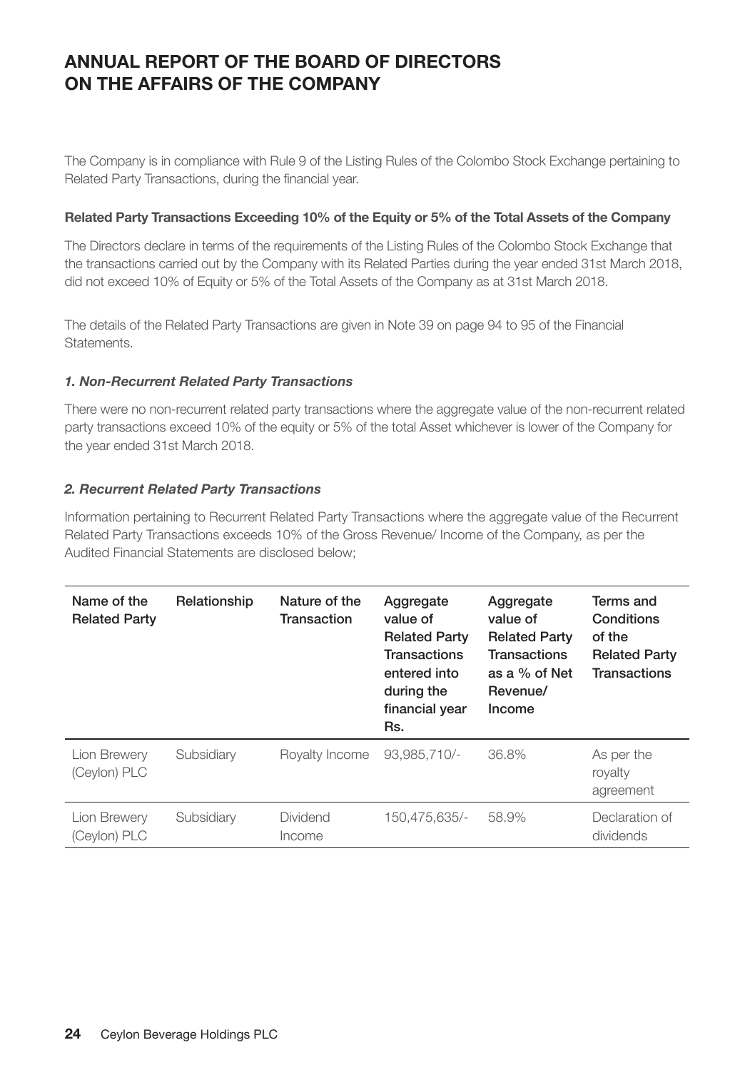# ANNUAL REPORT OF THE BOARD OF DIRECTORS ON THE AFFAIRS OF THE COMPANY

The Company is in compliance with Rule 9 of the Listing Rules of the Colombo Stock Exchange pertaining to Related Party Transactions, during the financial year.

**Related Party Transactions Exceeding 10% of the Equity or 5% of the Total Assets of the Company**

The Directors declare in terms of the requirements of the Listing Rules of the Colombo Stock Exchange that the transactions carried out by the Company with its Related Parties during the year ended 31st March 2018, did not exceed 10% of Equity or 5% of the Total Assets of the Company as at 31st March 2018.

The details of the Related Party Transactions are given in Note 39 on page 94 to 95 of the Financial Statements.

***1. Non-Recurrent Related Party Transactions***

There were no non-recurrent related party transactions where the aggregate value of the non-recurrent related party transactions exceed 10% of the equity or 5% of the total Asset whichever is lower of the Company for the year ended 31st March 2018.

***2. Recurrent Related Party Transactions***

Information pertaining to Recurrent Related Party Transactions where the aggregate value of the Recurrent Related Party Transactions exceeds 10% of the Gross Revenue/ Income of the Company, as per the Audited Financial Statements are disclosed below;

| Name of the Related Party | Relationship | Nature of the Transaction | Aggregate value of Related Party Transactions entered into during the financial year Rs. | Aggregate value of Related Party Transactions as a % of Net Revenue/ Income | Terms and Conditions of the Related Party Transactions |
|---|---|---|---|---|---|
| Lion Brewery (Ceylon) PLC | Subsidiary | Royalty Income | 93,985,710/- | 36.8% | As per the royalty agreement |
| Lion Brewery (Ceylon) PLC | Subsidiary | Dividend Income | 150,475,635/- | 58.9% | Declaration of dividends |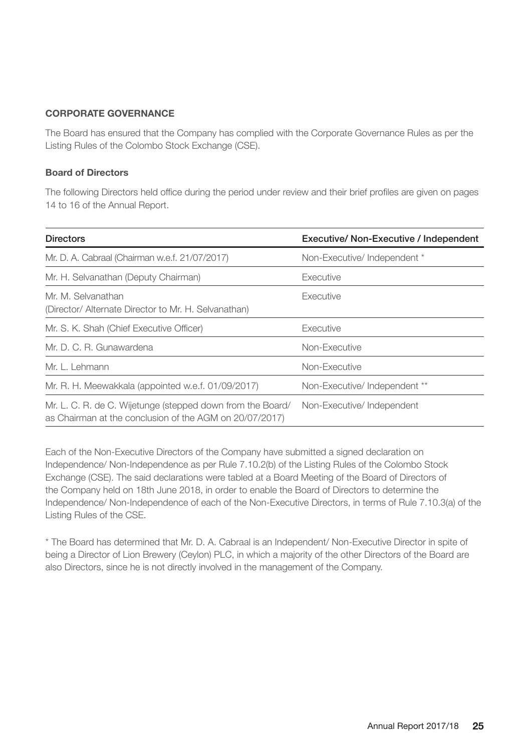**CORPORATE GOVERNANCE**

The Board has ensured that the Company has complied with the Corporate Governance Rules as per the Listing Rules of the Colombo Stock Exchange (CSE).

**Board of Directors**

The following Directors held office during the period under review and their brief profiles are given on pages 14 to 16 of the Annual Report.

| Directors | Executive/ Non-Executive / Independent |
|---|---|
| Mr. D. A. Cabraal (Chairman w.e.f. 21/07/2017) | Non-Executive/ Independent * |
| Mr. H. Selvanathan (Deputy Chairman) | Executive |
| Mr. M. Selvanathan (Director/ Alternate Director to Mr. H. Selvanathan) | Executive |
| Mr. S. K. Shah (Chief Executive Officer) | Executive |
| Mr. D. C. R. Gunawardena | Non-Executive |
| Mr. L. Lehmann | Non-Executive |
| Mr. R. H. Meewakkala (appointed w.e.f. 01/09/2017) | Non-Executive/ Independent ** |
| Mr. L. C. R. de C. Wijetunge (stepped down from the Board/ as Chairman at the conclusion of the AGM on 20/07/2017) | Non-Executive/ Independent |

Each of the Non-Executive Directors of the Company have submitted a signed declaration on Independence/ Non-Independence as per Rule 7.10.2(b) of the Listing Rules of the Colombo Stock Exchange (CSE). The said declarations were tabled at a Board Meeting of the Board of Directors of the Company held on 18th June 2018, in order to enable the Board of Directors to determine the Independence/ Non-Independence of each of the Non-Executive Directors, in terms of Rule 7.10.3(a) of the Listing Rules of the CSE.

* The Board has determined that Mr. D. A. Cabraal is an Independent/ Non-Executive Director in spite of being a Director of Lion Brewery (Ceylon) PLC, in which a majority of the other Directors of the Board are also Directors, since he is not directly involved in the management of the Company.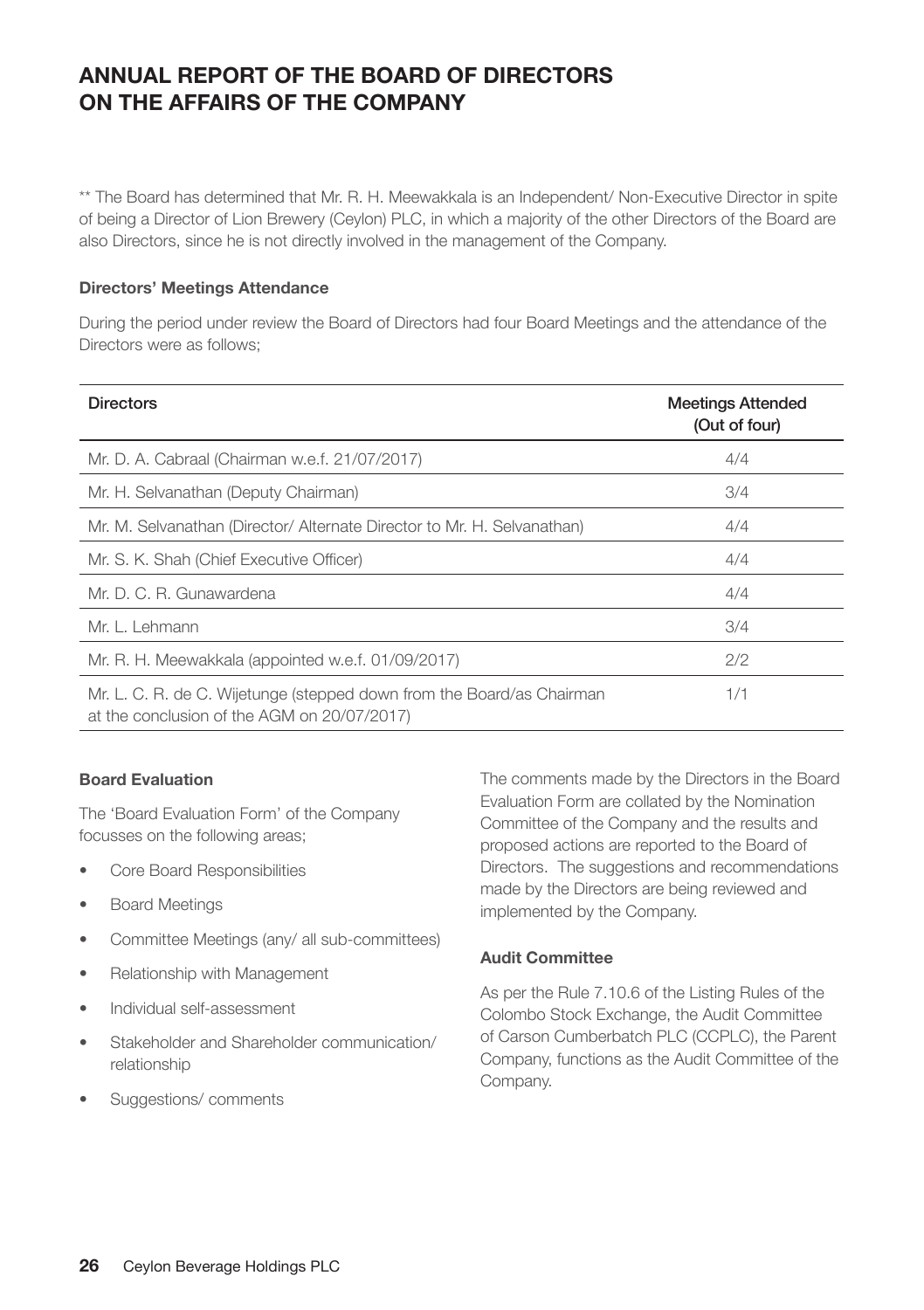# ANNUAL REPORT OF THE BOARD OF DIRECTORS ON THE AFFAIRS OF THE COMPANY

** The Board has determined that Mr. R. H. Meewakkala is an Independent/ Non-Executive Director in spite of being a Director of Lion Brewery (Ceylon) PLC, in which a majority of the other Directors of the Board are also Directors, since he is not directly involved in the management of the Company.

**Directors' Meetings Attendance**

During the period under review the Board of Directors had four Board Meetings and the attendance of the Directors were as follows;

| Directors | Meetings Attended (Out of four) |
|---|---|
| Mr. D. A. Cabraal (Chairman w.e.f. 21/07/2017) | 4/4 |
| Mr. H. Selvanathan (Deputy Chairman) | 3/4 |
| Mr. M. Selvanathan (Director/ Alternate Director to Mr. H. Selvanathan) | 4/4 |
| Mr. S. K. Shah (Chief Executive Officer) | 4/4 |
| Mr. D. C. R. Gunawardena | 4/4 |
| Mr. L. Lehmann | 3/4 |
| Mr. R. H. Meewakkala (appointed w.e.f. 01/09/2017) | 2/2 |
| Mr. L. C. R. de C. Wijetunge (stepped down from the Board/as Chairman at the conclusion of the AGM on 20/07/2017) | 1/1 |

**Board Evaluation**

The 'Board Evaluation Form' of the Company focusses on the following areas;

- Core Board Responsibilities
- Board Meetings
- Committee Meetings (any/ all sub-committees)
- Relationship with Management
- Individual self-assessment
- Stakeholder and Shareholder communication/ relationship
- Suggestions/ comments

The comments made by the Directors in the Board Evaluation Form are collated by the Nomination Committee of the Company and the results and proposed actions are reported to the Board of Directors. The suggestions and recommendations made by the Directors are being reviewed and implemented by the Company.

**Audit Committee**

As per the Rule 7.10.6 of the Listing Rules of the Colombo Stock Exchange, the Audit Committee of Carson Cumberbatch PLC (CCPLC), the Parent Company, functions as the Audit Committee of the Company.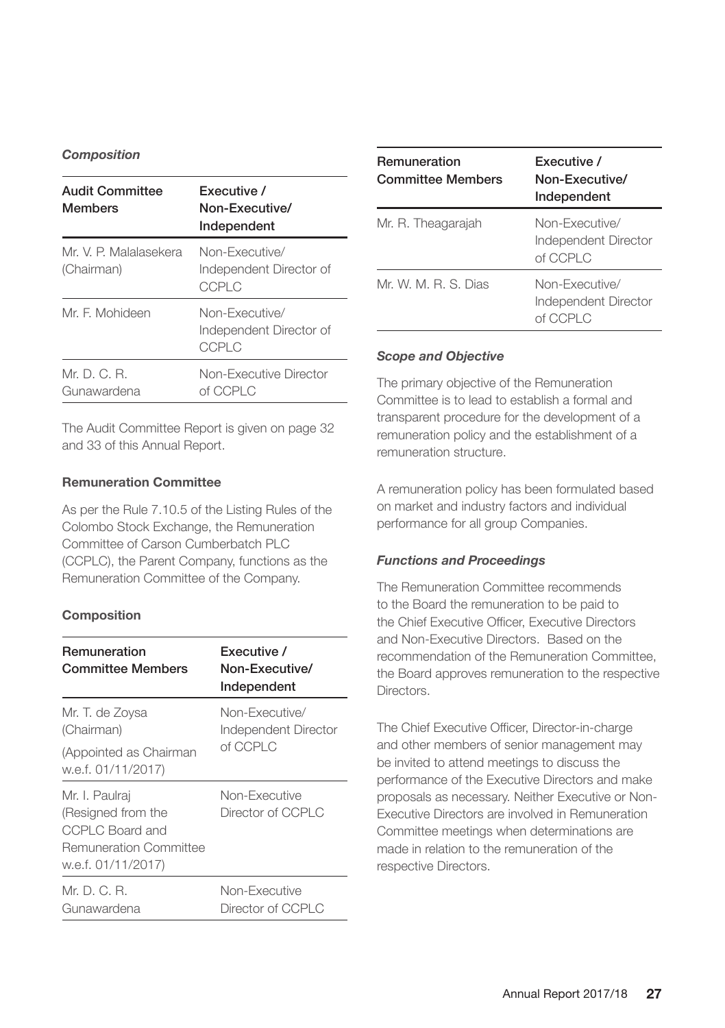***Composition***

| Audit Committee Members | Executive / Non-Executive/ Independent |
|---|---|
| Mr. V. P. Malalasekera (Chairman) | Non-Executive/ Independent Director of CCPLC |
| Mr. F. Mohideen | Non-Executive/ Independent Director of CCPLC |
| Mr. D. C. R. Gunawardena | Non-Executive Director of CCPLC |

The Audit Committee Report is given on page 32 and 33 of this Annual Report.

**Remuneration Committee**

As per the Rule 7.10.5 of the Listing Rules of the Colombo Stock Exchange, the Remuneration Committee of Carson Cumberbatch PLC (CCPLC), the Parent Company, functions as the Remuneration Committee of the Company.

**Composition**

| Remuneration Committee Members | Executive / Non-Executive/ Independent |
|---|---|
| Mr. T. de Zoysa (Chairman) (Appointed as Chairman w.e.f. 01/11/2017) | Non-Executive/ Independent Director of CCPLC |
| Mr. I. Paulraj (Resigned from the CCPLC Board and Remuneration Committee w.e.f. 01/11/2017) | Non-Executive Director of CCPLC |
| Mr. D. C. R. Gunawardena | Non-Executive Director of CCPLC |
| Mr. R. Theagarajah | Non-Executive/ Independent Director of CCPLC |
| Mr. W. M. R. S. Dias | Non-Executive/ Independent Director of CCPLC |

***Scope and Objective***

The primary objective of the Remuneration Committee is to lead to establish a formal and transparent procedure for the development of a remuneration policy and the establishment of a remuneration structure.

A remuneration policy has been formulated based on market and industry factors and individual performance for all group Companies.

***Functions and Proceedings***

The Remuneration Committee recommends to the Board the remuneration to be paid to the Chief Executive Officer, Executive Directors and Non-Executive Directors. Based on the recommendation of the Remuneration Committee, the Board approves remuneration to the respective Directors.

The Chief Executive Officer, Director-in-charge and other members of senior management may be invited to attend meetings to discuss the performance of the Executive Directors and make proposals as necessary. Neither Executive or Non-Executive Directors are involved in Remuneration Committee meetings when determinations are made in relation to the remuneration of the respective Directors.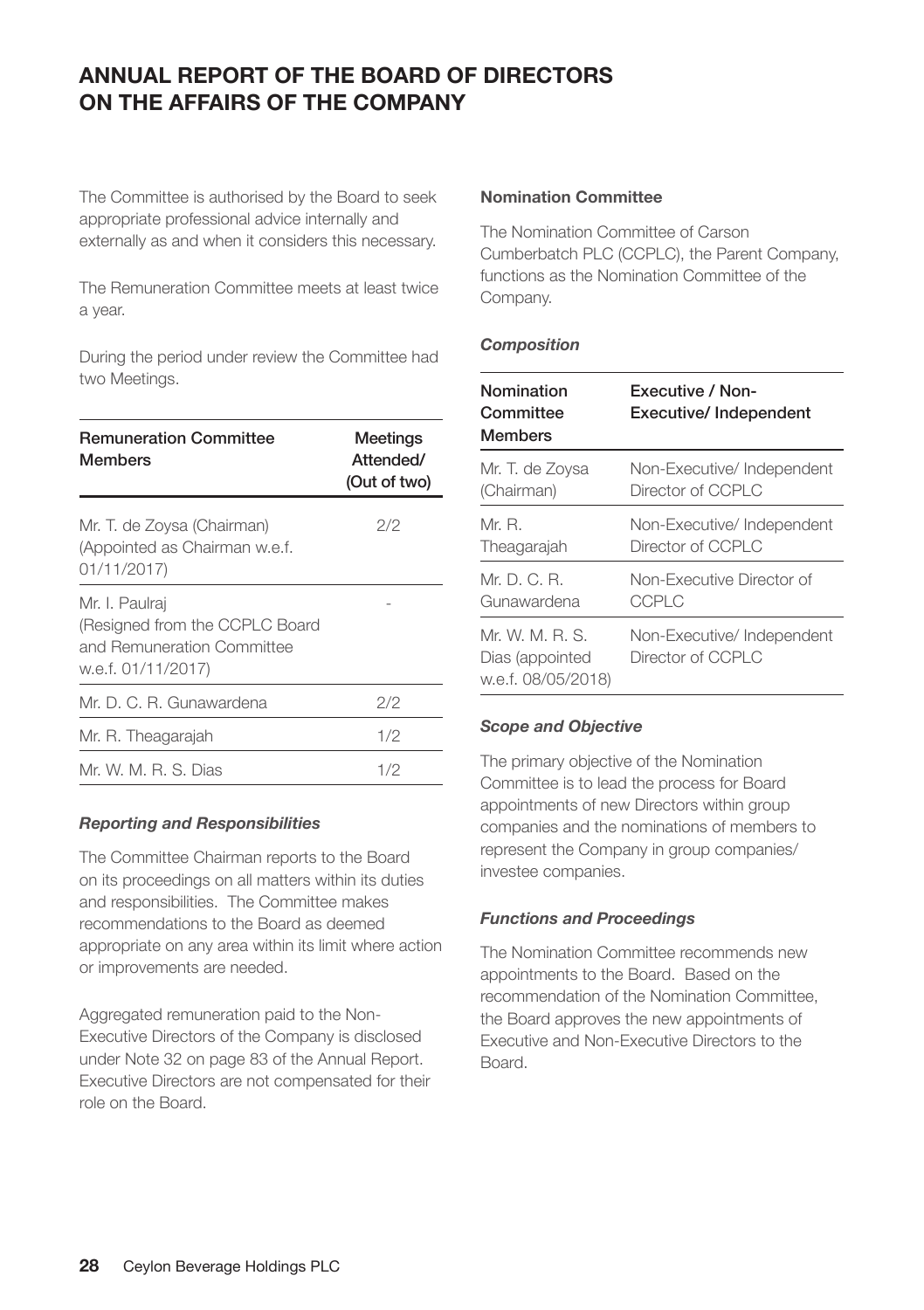# ANNUAL REPORT OF THE BOARD OF DIRECTORS ON THE AFFAIRS OF THE COMPANY

The Committee is authorised by the Board to seek appropriate professional advice internally and externally as and when it considers this necessary.

The Remuneration Committee meets at least twice a year.

During the period under review the Committee had two Meetings.

| Remuneration Committee Members | Meetings Attended/ (Out of two) |
|---|---|
| Mr. T. de Zoysa (Chairman) (Appointed as Chairman w.e.f. 01/11/2017) | 2/2 |
| Mr. I. Paulraj (Resigned from the CCPLC Board and Remuneration Committee w.e.f. 01/11/2017) | - |
| Mr. D. C. R. Gunawardena | 2/2 |
| Mr. R. Theagarajah | 1/2 |
| Mr. W. M. R. S. Dias | 1/2 |

***Reporting and Responsibilities***

The Committee Chairman reports to the Board on its proceedings on all matters within its duties and responsibilities. The Committee makes recommendations to the Board as deemed appropriate on any area within its limit where action or improvements are needed.

Aggregated remuneration paid to the Non-Executive Directors of the Company is disclosed under Note 32 on page 83 of the Annual Report. Executive Directors are not compensated for their role on the Board.

**Nomination Committee**

The Nomination Committee of Carson Cumberbatch PLC (CCPLC), the Parent Company, functions as the Nomination Committee of the Company.

***Composition***

| Nomination Committee Members | Executive / Non-Executive/ Independent |
|---|---|
| Mr. T. de Zoysa (Chairman) | Non-Executive/ Independent Director of CCPLC |
| Mr. R. Theagarajah | Non-Executive/ Independent Director of CCPLC |
| Mr. D. C. R. Gunawardena | Non-Executive Director of CCPLC |
| Mr. W. M. R. S. Dias (appointed w.e.f. 08/05/2018) | Non-Executive/ Independent Director of CCPLC |

***Scope and Objective***

The primary objective of the Nomination Committee is to lead the process for Board appointments of new Directors within group companies and the nominations of members to represent the Company in group companies/ investee companies.

***Functions and Proceedings***

The Nomination Committee recommends new appointments to the Board. Based on the recommendation of the Nomination Committee, the Board approves the new appointments of Executive and Non-Executive Directors to the Board.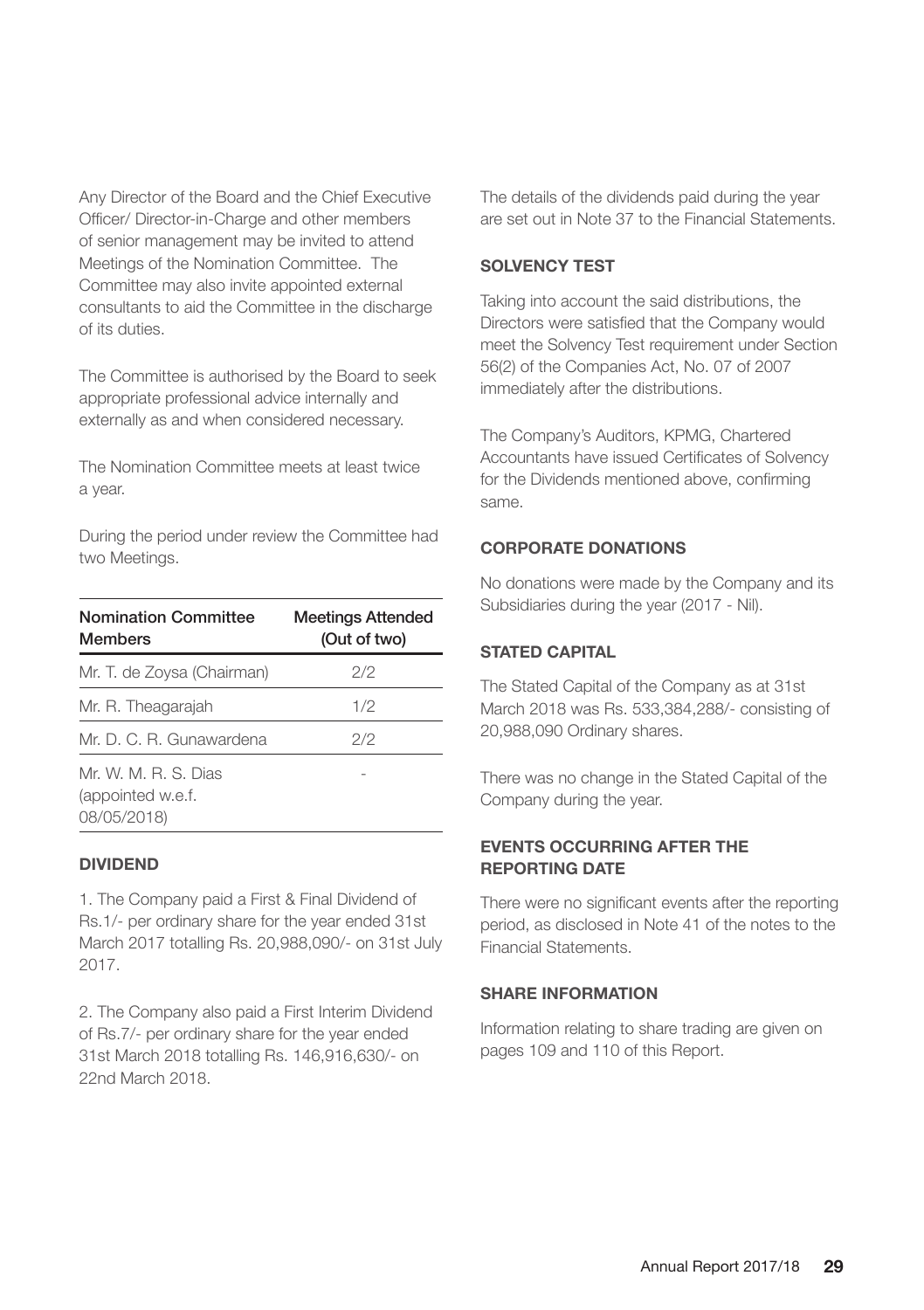Any Director of the Board and the Chief Executive Officer/ Director-in-Charge and other members of senior management may be invited to attend Meetings of the Nomination Committee. The Committee may also invite appointed external consultants to aid the Committee in the discharge of its duties.

The Committee is authorised by the Board to seek appropriate professional advice internally and externally as and when considered necessary.

The Nomination Committee meets at least twice a year.

During the period under review the Committee had two Meetings.

| Nomination Committee Members | Meetings Attended (Out of two) |
|---|---|
| Mr. T. de Zoysa (Chairman) | 2/2 |
| Mr. R. Theagarajah | 1/2 |
| Mr. D. C. R. Gunawardena | 2/2 |
| Mr. W. M. R. S. Dias (appointed w.e.f. 08/05/2018) | - |

## DIVIDEND

1. The Company paid a First & Final Dividend of Rs.1/- per ordinary share for the year ended 31st March 2017 totalling Rs. 20,988,090/- on 31st July 2017.

2. The Company also paid a First Interim Dividend of Rs.7/- per ordinary share for the year ended 31st March 2018 totalling Rs. 146,916,630/- on 22nd March 2018.

The details of the dividends paid during the year are set out in Note 37 to the Financial Statements.

## SOLVENCY TEST

Taking into account the said distributions, the Directors were satisfied that the Company would meet the Solvency Test requirement under Section 56(2) of the Companies Act, No. 07 of 2007 immediately after the distributions.

The Company's Auditors, KPMG, Chartered Accountants have issued Certificates of Solvency for the Dividends mentioned above, confirming same.

## CORPORATE DONATIONS

No donations were made by the Company and its Subsidiaries during the year (2017 - Nil).

## STATED CAPITAL

The Stated Capital of the Company as at 31st March 2018 was Rs. 533,384,288/- consisting of 20,988,090 Ordinary shares.

There was no change in the Stated Capital of the Company during the year.

## EVENTS OCCURRING AFTER THE REPORTING DATE

There were no significant events after the reporting period, as disclosed in Note 41 of the notes to the Financial Statements.

## SHARE INFORMATION

Information relating to share trading are given on pages 109 and 110 of this Report.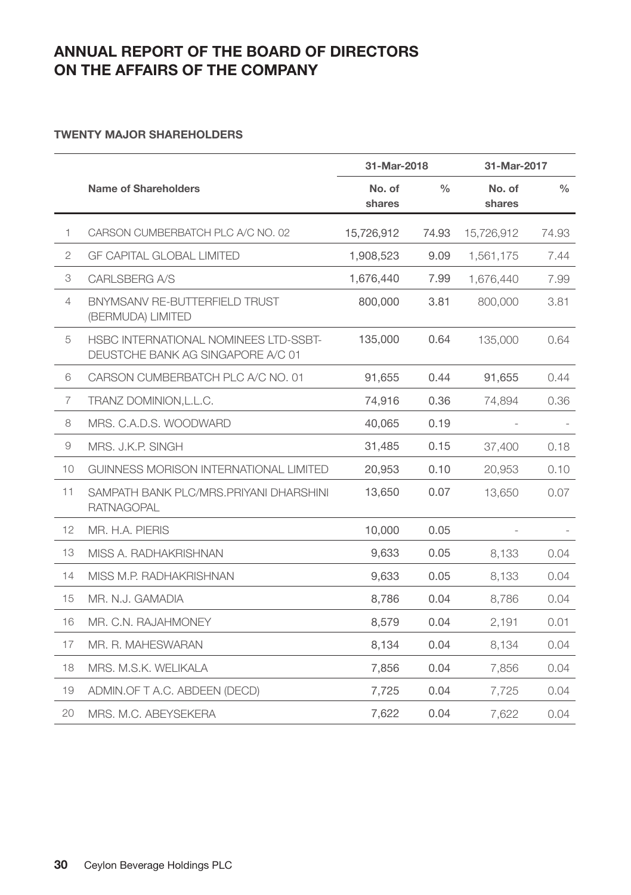# ANNUAL REPORT OF THE BOARD OF DIRECTORS ON THE AFFAIRS OF THE COMPANY

### TWENTY MAJOR SHAREHOLDERS

| | | 31-Mar-2018 | | 31-Mar-2017 | |
|---|---|---|---|---|---|
| | **Name of Shareholders** | **No. of shares** | **%** | **No. of shares** | **%** |
| 1 | CARSON CUMBERBATCH PLC A/C NO. 02 | 15,726,912 | 74.93 | 15,726,912 | 74.93 |
| 2 | GF CAPITAL GLOBAL LIMITED | 1,908,523 | 9.09 | 1,561,175 | 7.44 |
| 3 | CARLSBERG A/S | 1,676,440 | 7.99 | 1,676,440 | 7.99 |
| 4 | BNYMSANV RE-BUTTERFIELD TRUST (BERMUDA) LIMITED | 800,000 | 3.81 | 800,000 | 3.81 |
| 5 | HSBC INTERNATIONAL NOMINEES LTD-SSBT-DEUSTCHE BANK AG SINGAPORE A/C 01 | 135,000 | 0.64 | 135,000 | 0.64 |
| 6 | CARSON CUMBERBATCH PLC A/C NO. 01 | 91,655 | 0.44 | 91,655 | 0.44 |
| 7 | TRANZ DOMINION,L.L.C. | 74,916 | 0.36 | 74,894 | 0.36 |
| 8 | MRS. C.A.D.S. WOODWARD | 40,065 | 0.19 | - | - |
| 9 | MRS. J.K.P. SINGH | 31,485 | 0.15 | 37,400 | 0.18 |
| 10 | GUINNESS MORISON INTERNATIONAL LIMITED | 20,953 | 0.10 | 20,953 | 0.10 |
| 11 | SAMPATH BANK PLC/MRS.PRIYANI DHARSHINI RATNAGOPAL | 13,650 | 0.07 | 13,650 | 0.07 |
| 12 | MR. H.A. PIERIS | 10,000 | 0.05 | - | - |
| 13 | MISS A. RADHAKRISHNAN | 9,633 | 0.05 | 8,133 | 0.04 |
| 14 | MISS M.P. RADHAKRISHNAN | 9,633 | 0.05 | 8,133 | 0.04 |
| 15 | MR. N.J. GAMADIA | 8,786 | 0.04 | 8,786 | 0.04 |
| 16 | MR. C.N. RAJAHMONEY | 8,579 | 0.04 | 2,191 | 0.01 |
| 17 | MR. R. MAHESWARAN | 8,134 | 0.04 | 8,134 | 0.04 |
| 18 | MRS. M.S.K. WELIKALA | 7,856 | 0.04 | 7,856 | 0.04 |
| 19 | ADMIN.OF T A.C. ABDEEN (DECD) | 7,725 | 0.04 | 7,725 | 0.04 |
| 20 | MRS. M.C. ABEYSEKERA | 7,622 | 0.04 | 7,622 | 0.04 |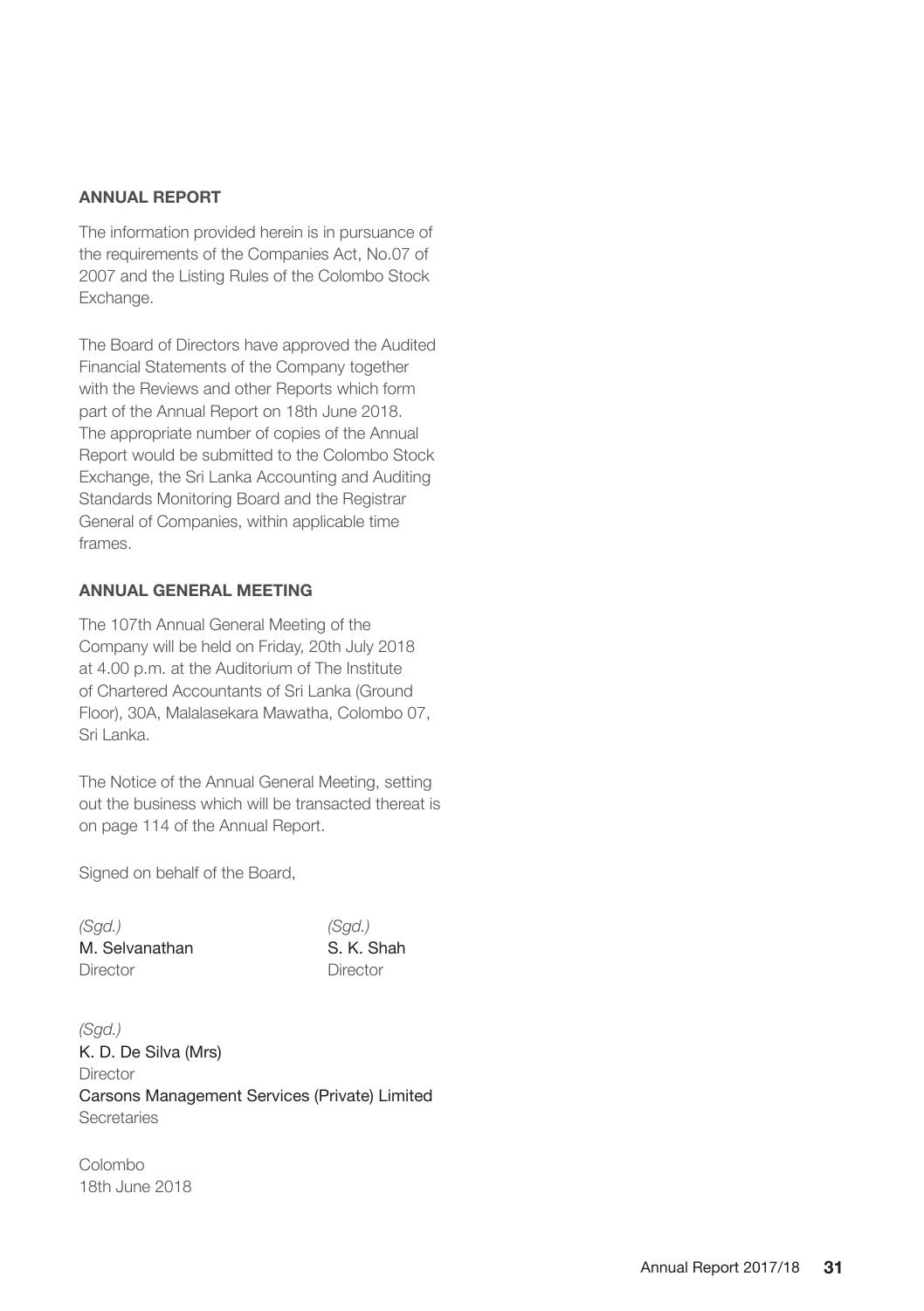### ANNUAL REPORT

The information provided herein is in pursuance of the requirements of the Companies Act, No.07 of 2007 and the Listing Rules of the Colombo Stock Exchange.

The Board of Directors have approved the Audited Financial Statements of the Company together with the Reviews and other Reports which form part of the Annual Report on 18th June 2018. The appropriate number of copies of the Annual Report would be submitted to the Colombo Stock Exchange, the Sri Lanka Accounting and Auditing Standards Monitoring Board and the Registrar General of Companies, within applicable time frames.

### ANNUAL GENERAL MEETING

The 107th Annual General Meeting of the Company will be held on Friday, 20th July 2018 at 4.00 p.m. at the Auditorium of The Institute of Chartered Accountants of Sri Lanka (Ground Floor), 30A, Malalasekara Mawatha, Colombo 07, Sri Lanka.

The Notice of the Annual General Meeting, setting out the business which will be transacted thereat is on page 114 of the Annual Report.

Signed on behalf of the Board,

*(Sgd.)*
M. Selvanathan
Director

*(Sgd.)*
S. K. Shah
Director

*(Sgd.)*
K. D. De Silva (Mrs)
Director
Carsons Management Services (Private) Limited
Secretaries

Colombo
18th June 2018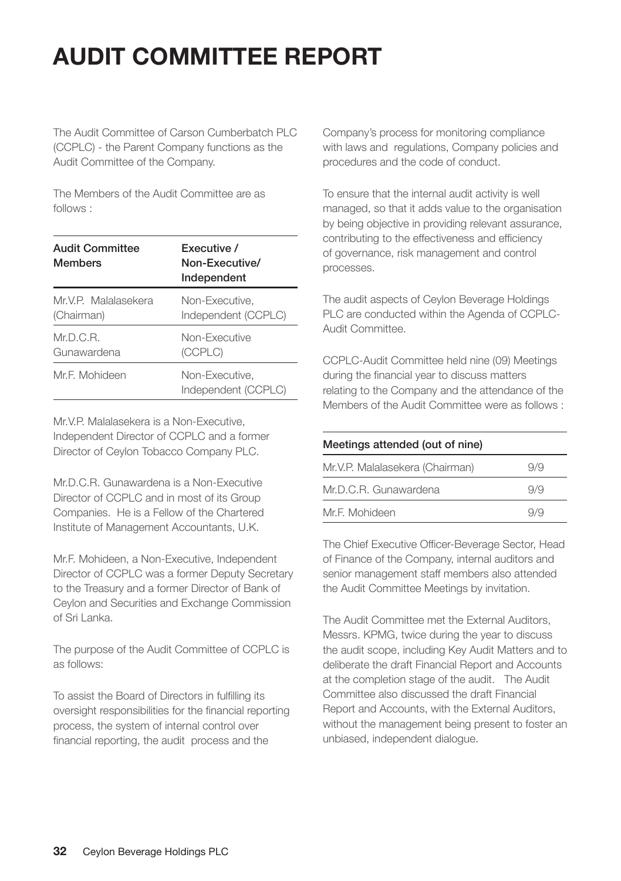# AUDIT COMMITTEE REPORT

The Audit Committee of Carson Cumberbatch PLC (CCPLC) - the Parent Company functions as the Audit Committee of the Company.

The Members of the Audit Committee are as follows :

| Audit Committee Members | Executive / Non-Executive/ Independent |
| --- | --- |
| Mr.V.P. Malalasekera (Chairman) | Non-Executive, Independent (CCPLC) |
| Mr.D.C.R. Gunawardena | Non-Executive (CCPLC) |
| Mr.F. Mohideen | Non-Executive, Independent (CCPLC) |

Mr.V.P. Malalasekera is a Non-Executive, Independent Director of CCPLC and a former Director of Ceylon Tobacco Company PLC.

Mr.D.C.R. Gunawardena is a Non-Executive Director of CCPLC and in most of its Group Companies. He is a Fellow of the Chartered Institute of Management Accountants, U.K.

Mr.F. Mohideen, a Non-Executive, Independent Director of CCPLC was a former Deputy Secretary to the Treasury and a former Director of Bank of Ceylon and Securities and Exchange Commission of Sri Lanka.

The purpose of the Audit Committee of CCPLC is as follows:

To assist the Board of Directors in fulfilling its oversight responsibilities for the financial reporting process, the system of internal control over financial reporting, the audit process and the Company's process for monitoring compliance with laws and regulations, Company policies and procedures and the code of conduct.

To ensure that the internal audit activity is well managed, so that it adds value to the organisation by being objective in providing relevant assurance, contributing to the effectiveness and efficiency of governance, risk management and control processes.

The audit aspects of Ceylon Beverage Holdings PLC are conducted within the Agenda of CCPLC-Audit Committee.

CCPLC-Audit Committee held nine (09) Meetings during the financial year to discuss matters relating to the Company and the attendance of the Members of the Audit Committee were as follows :

| Meetings attended (out of nine) | |
| --- | --- |
| Mr.V.P. Malalasekera (Chairman) | 9/9 |
| Mr.D.C.R. Gunawardena | 9/9 |
| Mr.F. Mohideen | 9/9 |

The Chief Executive Officer-Beverage Sector, Head of Finance of the Company, internal auditors and senior management staff members also attended the Audit Committee Meetings by invitation.

The Audit Committee met the External Auditors, Messrs. KPMG, twice during the year to discuss the audit scope, including Key Audit Matters and to deliberate the draft Financial Report and Accounts at the completion stage of the audit. The Audit Committee also discussed the draft Financial Report and Accounts, with the External Auditors, without the management being present to foster an unbiased, independent dialogue.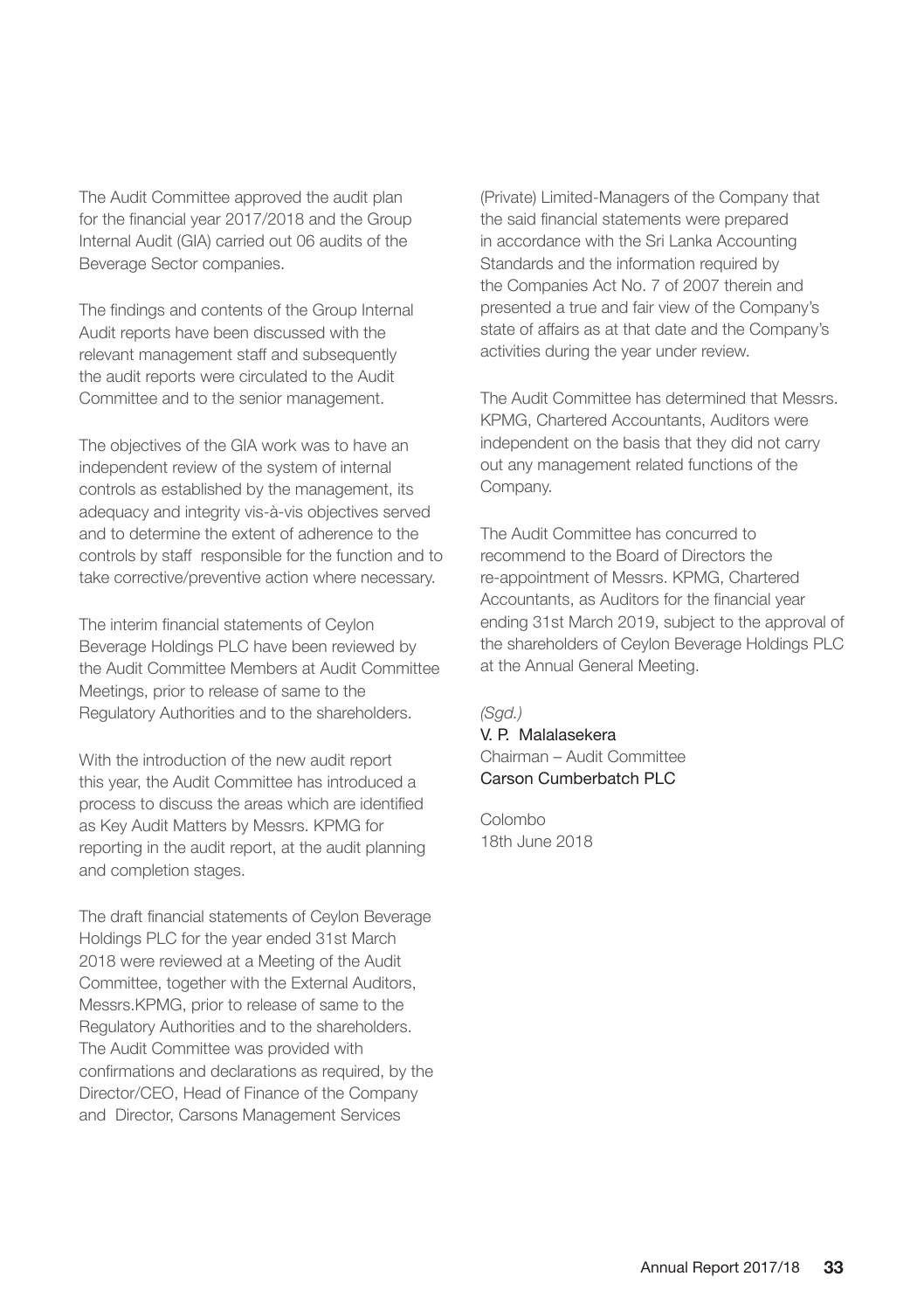The Audit Committee approved the audit plan for the financial year 2017/2018 and the Group Internal Audit (GIA) carried out 06 audits of the Beverage Sector companies.

The findings and contents of the Group Internal Audit reports have been discussed with the relevant management staff and subsequently the audit reports were circulated to the Audit Committee and to the senior management.

The objectives of the GIA work was to have an independent review of the system of internal controls as established by the management, its adequacy and integrity vis-à-vis objectives served and to determine the extent of adherence to the controls by staff responsible for the function and to take corrective/preventive action where necessary.

The interim financial statements of Ceylon Beverage Holdings PLC have been reviewed by the Audit Committee Members at Audit Committee Meetings, prior to release of same to the Regulatory Authorities and to the shareholders.

With the introduction of the new audit report this year, the Audit Committee has introduced a process to discuss the areas which are identified as Key Audit Matters by Messrs. KPMG for reporting in the audit report, at the audit planning and completion stages.

The draft financial statements of Ceylon Beverage Holdings PLC for the year ended 31st March 2018 were reviewed at a Meeting of the Audit Committee, together with the External Auditors, Messrs.KPMG, prior to release of same to the Regulatory Authorities and to the shareholders. The Audit Committee was provided with confirmations and declarations as required, by the Director/CEO, Head of Finance of the Company and Director, Carsons Management Services (Private) Limited-Managers of the Company that the said financial statements were prepared in accordance with the Sri Lanka Accounting Standards and the information required by the Companies Act No. 7 of 2007 therein and presented a true and fair view of the Company's state of affairs as at that date and the Company's activities during the year under review.

The Audit Committee has determined that Messrs. KPMG, Chartered Accountants, Auditors were independent on the basis that they did not carry out any management related functions of the Company.

The Audit Committee has concurred to recommend to the Board of Directors the re-appointment of Messrs. KPMG, Chartered Accountants, as Auditors for the financial year ending 31st March 2019, subject to the approval of the shareholders of Ceylon Beverage Holdings PLC at the Annual General Meeting.

*(Sgd.)*
V. P. Malalasekera
Chairman – Audit Committee
Carson Cumberbatch PLC

Colombo
18th June 2018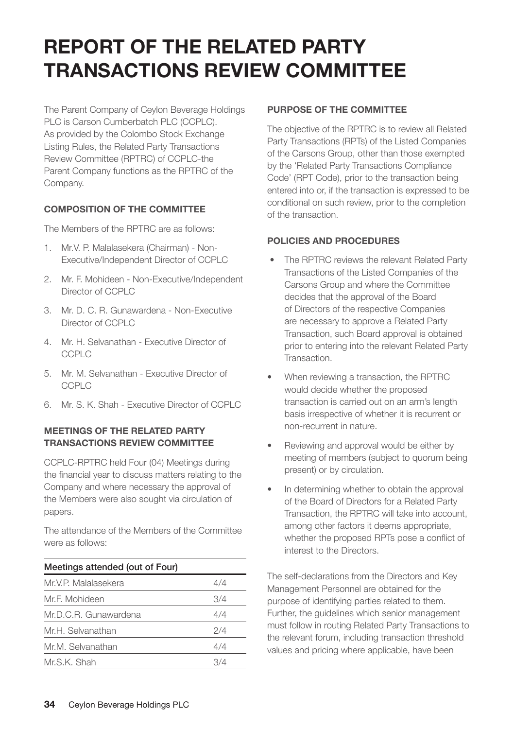# REPORT OF THE RELATED PARTY TRANSACTIONS REVIEW COMMITTEE

The Parent Company of Ceylon Beverage Holdings PLC is Carson Cumberbatch PLC (CCPLC). As provided by the Colombo Stock Exchange Listing Rules, the Related Party Transactions Review Committee (RPTRC) of CCPLC-the Parent Company functions as the RPTRC of the Company.

### COMPOSITION OF THE COMMITTEE

The Members of the RPTRC are as follows:

1. Mr.V. P. Malalasekera (Chairman) - Non-Executive/Independent Director of CCPLC
2. Mr. F. Mohideen - Non-Executive/Independent Director of CCPLC
3. Mr. D. C. R. Gunawardena - Non-Executive Director of CCPLC
4. Mr. H. Selvanathan - Executive Director of CCPLC
5. Mr. M. Selvanathan - Executive Director of CCPLC
6. Mr. S. K. Shah - Executive Director of CCPLC

### MEETINGS OF THE RELATED PARTY TRANSACTIONS REVIEW COMMITTEE

CCPLC-RPTRC held Four (04) Meetings during the financial year to discuss matters relating to the Company and where necessary the approval of the Members were also sought via circulation of papers.

The attendance of the Members of the Committee were as follows:

| Meetings attended (out of Four) | |
|---|---|
| Mr.V.P. Malalasekera | 4/4 |
| Mr.F. Mohideen | 3/4 |
| Mr.D.C.R. Gunawardena | 4/4 |
| Mr.H. Selvanathan | 2/4 |
| Mr.M. Selvanathan | 4/4 |
| Mr.S.K. Shah | 3/4 |

### PURPOSE OF THE COMMITTEE

The objective of the RPTRC is to review all Related Party Transactions (RPTs) of the Listed Companies of the Carsons Group, other than those exempted by the 'Related Party Transactions Compliance Code' (RPT Code), prior to the transaction being entered into or, if the transaction is expressed to be conditional on such review, prior to the completion of the transaction.

### POLICIES AND PROCEDURES

- The RPTRC reviews the relevant Related Party Transactions of the Listed Companies of the Carsons Group and where the Committee decides that the approval of the Board of Directors of the respective Companies are necessary to approve a Related Party Transaction, such Board approval is obtained prior to entering into the relevant Related Party Transaction.
- When reviewing a transaction, the RPTRC would decide whether the proposed transaction is carried out on an arm's length basis irrespective of whether it is recurrent or non-recurrent in nature.
- Reviewing and approval would be either by meeting of members (subject to quorum being present) or by circulation.
- In determining whether to obtain the approval of the Board of Directors for a Related Party Transaction, the RPTRC will take into account, among other factors it deems appropriate, whether the proposed RPTs pose a conflict of interest to the Directors.

The self-declarations from the Directors and Key Management Personnel are obtained for the purpose of identifying parties related to them. Further, the guidelines which senior management must follow in routing Related Party Transactions to the relevant forum, including transaction threshold values and pricing where applicable, have been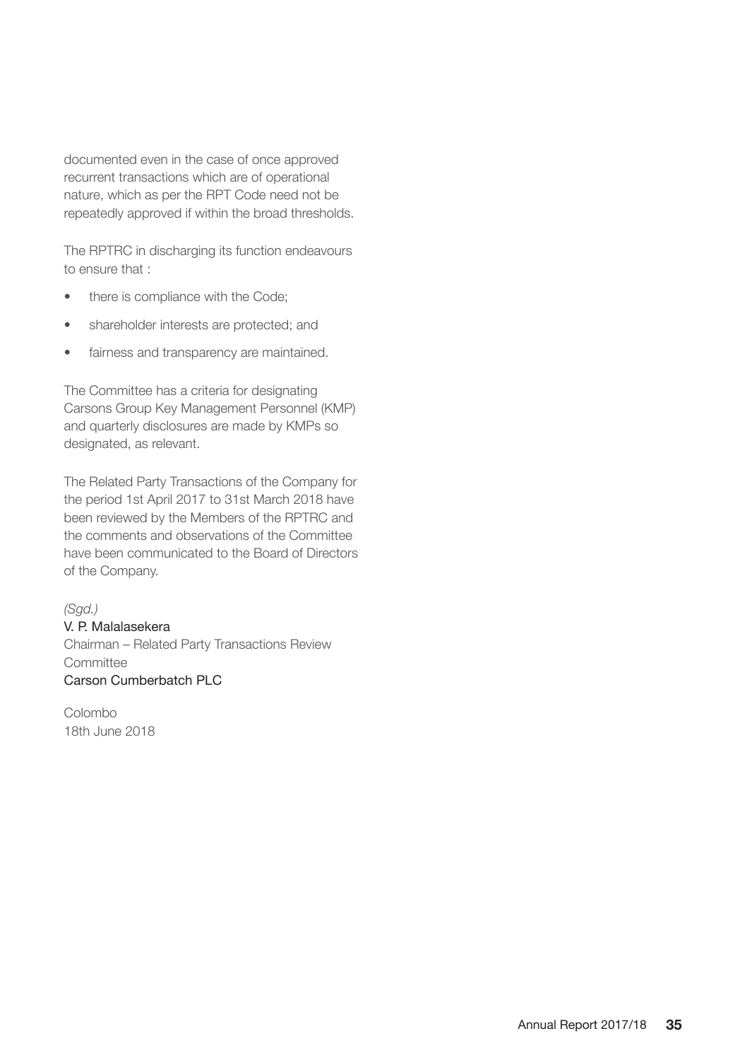documented even in the case of once approved recurrent transactions which are of operational nature, which as per the RPT Code need not be repeatedly approved if within the broad thresholds.

The RPTRC in discharging its function endeavours to ensure that :

- there is compliance with the Code;
- shareholder interests are protected; and
- fairness and transparency are maintained.

The Committee has a criteria for designating Carsons Group Key Management Personnel (KMP) and quarterly disclosures are made by KMPs so designated, as relevant.

The Related Party Transactions of the Company for the period 1st April 2017 to 31st March 2018 have been reviewed by the Members of the RPTRC and the comments and observations of the Committee have been communicated to the Board of Directors of the Company.

*(Sgd.)*
V. P. Malalasekera
Chairman – Related Party Transactions Review Committee
Carson Cumberbatch PLC

Colombo
18th June 2018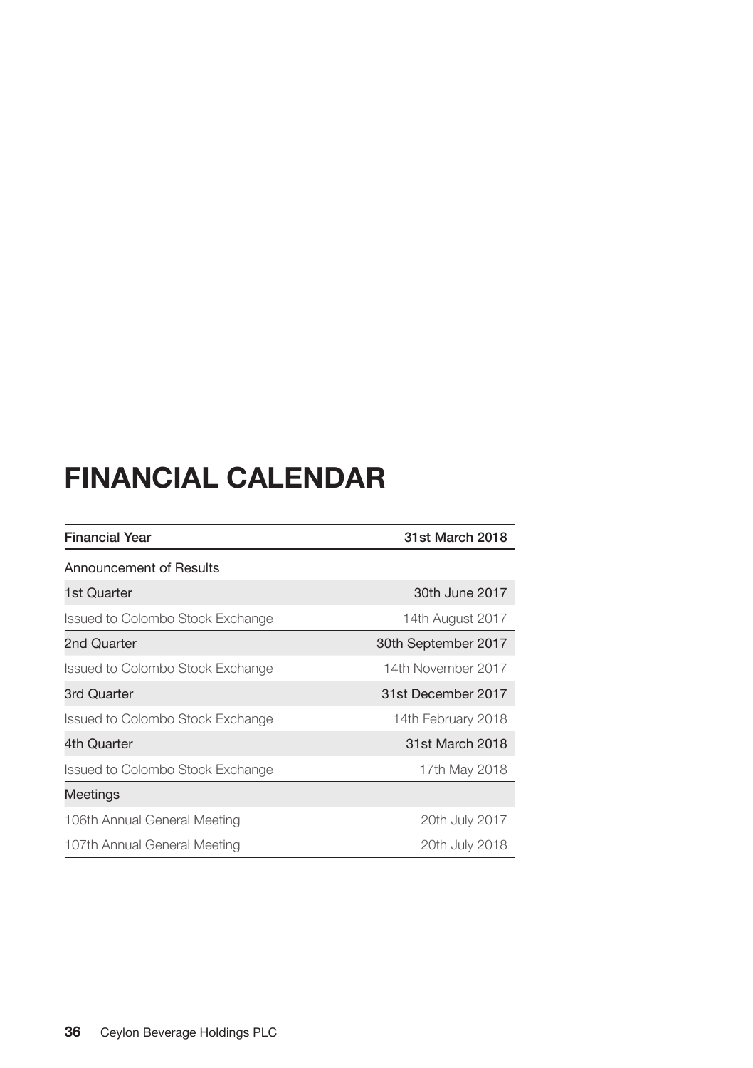# FINANCIAL CALENDAR

| Financial Year | 31st March 2018 |
|---|---|
| Announcement of Results | |
| 1st Quarter | 30th June 2017 |
| Issued to Colombo Stock Exchange | 14th August 2017 |
| 2nd Quarter | 30th September 2017 |
| Issued to Colombo Stock Exchange | 14th November 2017 |
| 3rd Quarter | 31st December 2017 |
| Issued to Colombo Stock Exchange | 14th February 2018 |
| 4th Quarter | 31st March 2018 |
| Issued to Colombo Stock Exchange | 17th May 2018 |
| Meetings | |
| 106th Annual General Meeting | 20th July 2017 |
| 107th Annual General Meeting | 20th July 2018 |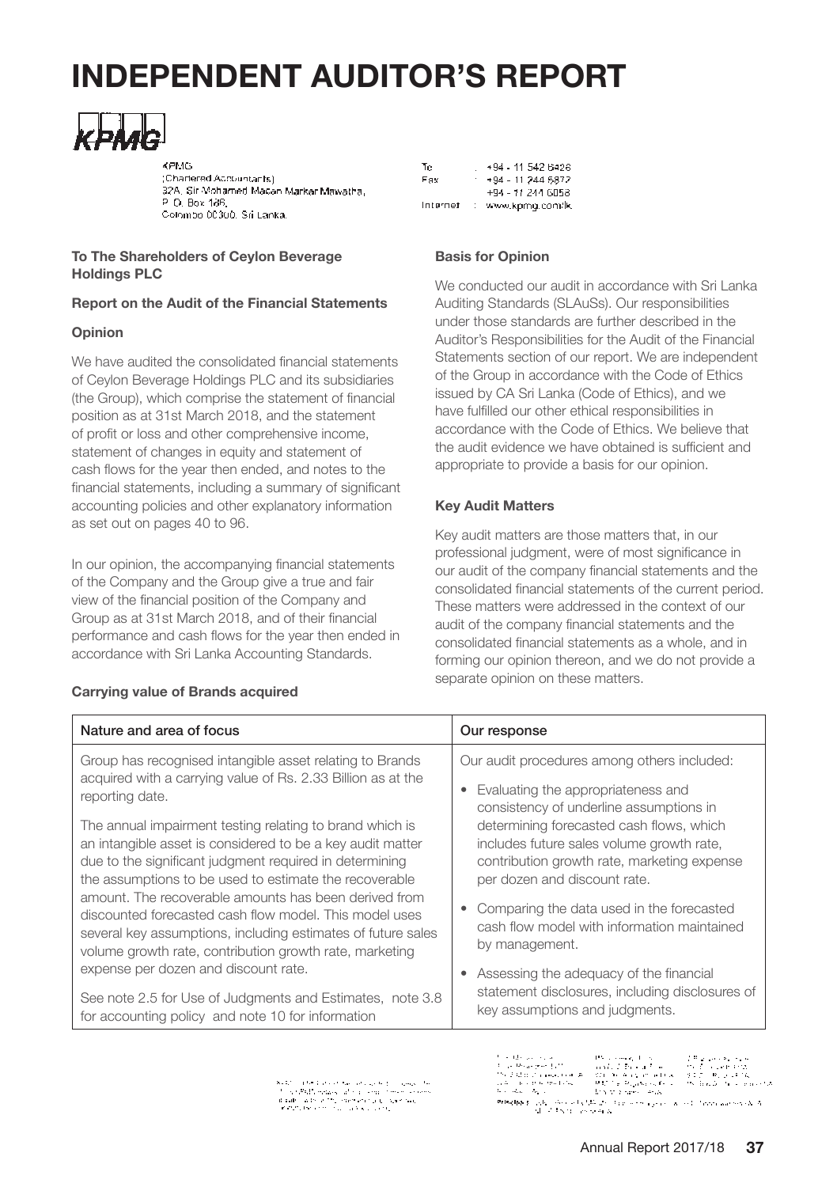# INDEPENDENT AUDITOR'S REPORT

KPMG
(Chartered Accountants)
32A, Sir Mohamed Macan Markar Mawatha,
P. O. Box 186,
Colombo 00300, Sri Lanka.

Tel : +94 - 11 542 6426
Fax : +94 - 11 244 5872
+94 - 11 244 6058
Internet : www.kpmg.com/lk

**To The Shareholders of Ceylon Beverage Holdings PLC**

**Report on the Audit of the Financial Statements**

**Opinion**

We have audited the consolidated financial statements of Ceylon Beverage Holdings PLC and its subsidiaries (the Group), which comprise the statement of financial position as at 31st March 2018, and the statement of profit or loss and other comprehensive income, statement of changes in equity and statement of cash flows for the year then ended, and notes to the financial statements, including a summary of significant accounting policies and other explanatory information as set out on pages 40 to 96.

In our opinion, the accompanying financial statements of the Company and the Group give a true and fair view of the financial position of the Company and Group as at 31st March 2018, and of their financial performance and cash flows for the year then ended in accordance with Sri Lanka Accounting Standards.

**Basis for Opinion**

We conducted our audit in accordance with Sri Lanka Auditing Standards (SLAuSs). Our responsibilities under those standards are further described in the Auditor's Responsibilities for the Audit of the Financial Statements section of our report. We are independent of the Group in accordance with the Code of Ethics issued by CA Sri Lanka (Code of Ethics), and we have fulfilled our other ethical responsibilities in accordance with the Code of Ethics. We believe that the audit evidence we have obtained is sufficient and appropriate to provide a basis for our opinion.

**Key Audit Matters**

Key audit matters are those matters that, in our professional judgment, were of most significance in our audit of the company financial statements and the consolidated financial statements of the current period. These matters were addressed in the context of our audit of the company financial statements and the consolidated financial statements as a whole, and in forming our opinion thereon, and we do not provide a separate opinion on these matters.

**Carrying value of Brands acquired**

| Nature and area of focus | Our response |
|---|---|
| Group has recognised intangible asset relating to Brands acquired with a carrying value of Rs. 2.33 Billion as at the reporting date.<br><br>The annual impairment testing relating to brand which is an intangible asset is considered to be a key audit matter due to the significant judgment required in determining the assumptions to be used to estimate the recoverable amount. The recoverable amounts has been derived from discounted forecasted cash flow model. This model uses several key assumptions, including estimates of future sales volume growth rate, contribution growth rate, marketing expense per dozen and discount rate.<br><br>See note 2.5 for Use of Judgments and Estimates, note 3.8 for accounting policy and note 10 for information | Our audit procedures among others included:<br><br>• Evaluating the appropriateness and consistency of underline assumptions in determining forecasted cash flows, which includes future sales volume growth rate, contribution growth rate, marketing expense per dozen and discount rate.<br><br>• Comparing the data used in the forecasted cash flow model with information maintained by management.<br><br>• Assessing the adequacy of the financial statement disclosures, including disclosures of key assumptions and judgments. |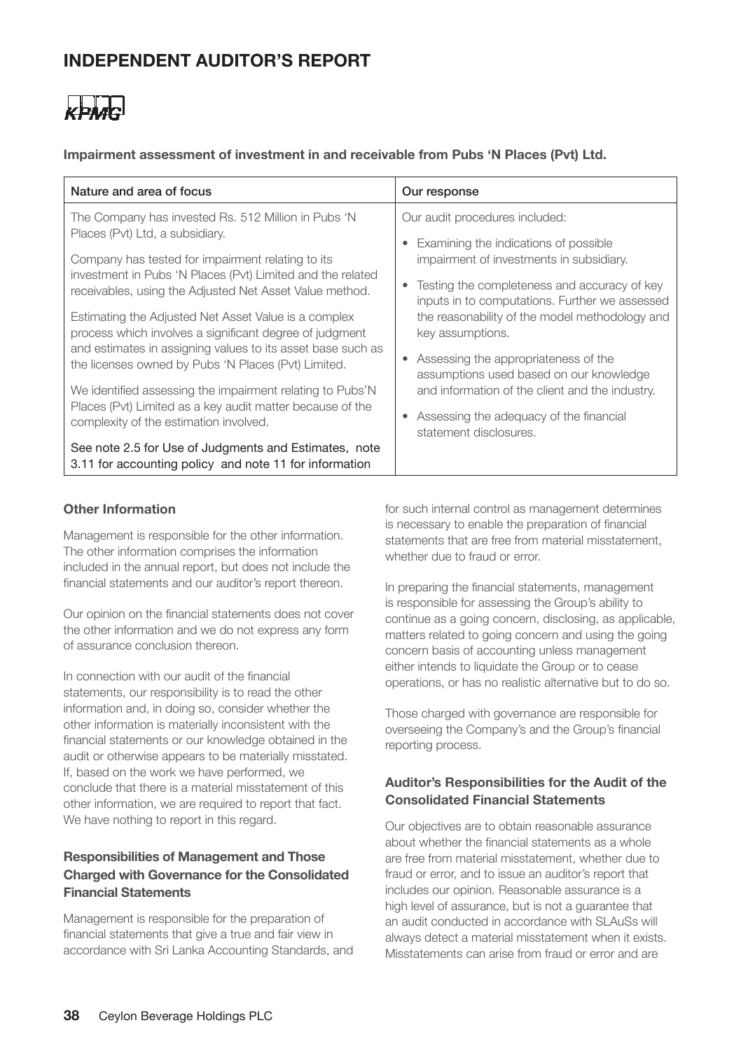# INDEPENDENT AUDITOR'S REPORT

KPMG

**Impairment assessment of investment in and receivable from Pubs 'N Places (Pvt) Ltd.**

| Nature and area of focus | Our response |
|---|---|
| The Company has invested Rs. 512 Million in Pubs 'N Places (Pvt) Ltd, a subsidiary.<br><br>Company has tested for impairment relating to its investment in Pubs 'N Places (Pvt) Limited and the related receivables, using the Adjusted Net Asset Value method.<br><br>Estimating the Adjusted Net Asset Value is a complex process which involves a significant degree of judgment and estimates in assigning values to its asset base such as the licenses owned by Pubs 'N Places (Pvt) Limited.<br><br>We identified assessing the impairment relating to Pubs'N Places (Pvt) Limited as a key audit matter because of the complexity of the estimation involved.<br><br>See note 2.5 for Use of Judgments and Estimates, note 3.11 for accounting policy and note 11 for information | Our audit procedures included:<br><br>• Examining the indications of possible impairment of investments in subsidiary.<br><br>• Testing the completeness and accuracy of key inputs in to computations. Further we assessed the reasonability of the model methodology and key assumptions.<br><br>• Assessing the appropriateness of the assumptions used based on our knowledge and information of the client and the industry.<br><br>• Assessing the adequacy of the financial statement disclosures. |

**Other Information**

Management is responsible for the other information. The other information comprises the information included in the annual report, but does not include the financial statements and our auditor's report thereon.

Our opinion on the financial statements does not cover the other information and we do not express any form of assurance conclusion thereon.

In connection with our audit of the financial statements, our responsibility is to read the other information and, in doing so, consider whether the other information is materially inconsistent with the financial statements or our knowledge obtained in the audit or otherwise appears to be materially misstated. If, based on the work we have performed, we conclude that there is a material misstatement of this other information, we are required to report that fact. We have nothing to report in this regard.

**Responsibilities of Management and Those Charged with Governance for the Consolidated Financial Statements**

Management is responsible for the preparation of financial statements that give a true and fair view in accordance with Sri Lanka Accounting Standards, and for such internal control as management determines is necessary to enable the preparation of financial statements that are free from material misstatement, whether due to fraud or error.

In preparing the financial statements, management is responsible for assessing the Group's ability to continue as a going concern, disclosing, as applicable, matters related to going concern and using the going concern basis of accounting unless management either intends to liquidate the Group or to cease operations, or has no realistic alternative but to do so.

Those charged with governance are responsible for overseeing the Company's and the Group's financial reporting process.

**Auditor's Responsibilities for the Audit of the Consolidated Financial Statements**

Our objectives are to obtain reasonable assurance about whether the financial statements as a whole are free from material misstatement, whether due to fraud or error, and to issue an auditor's report that includes our opinion. Reasonable assurance is a high level of assurance, but is not a guarantee that an audit conducted in accordance with SLAuSs will always detect a material misstatement when it exists. Misstatements can arise from fraud or error and are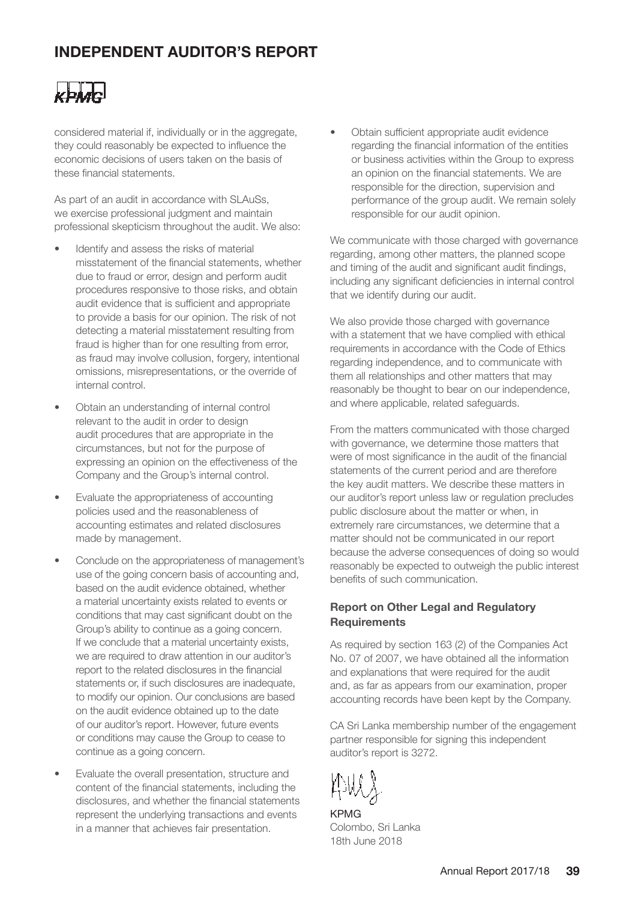# INDEPENDENT AUDITOR'S REPORT

KPMG

considered material if, individually or in the aggregate, they could reasonably be expected to influence the economic decisions of users taken on the basis of these financial statements.

As part of an audit in accordance with SLAuSs, we exercise professional judgment and maintain professional skepticism throughout the audit. We also:

- Identify and assess the risks of material misstatement of the financial statements, whether due to fraud or error, design and perform audit procedures responsive to those risks, and obtain audit evidence that is sufficient and appropriate to provide a basis for our opinion. The risk of not detecting a material misstatement resulting from fraud is higher than for one resulting from error, as fraud may involve collusion, forgery, intentional omissions, misrepresentations, or the override of internal control.
- Obtain an understanding of internal control relevant to the audit in order to design audit procedures that are appropriate in the circumstances, but not for the purpose of expressing an opinion on the effectiveness of the Company and the Group's internal control.
- Evaluate the appropriateness of accounting policies used and the reasonableness of accounting estimates and related disclosures made by management.
- Conclude on the appropriateness of management's use of the going concern basis of accounting and, based on the audit evidence obtained, whether a material uncertainty exists related to events or conditions that may cast significant doubt on the Group's ability to continue as a going concern. If we conclude that a material uncertainty exists, we are required to draw attention in our auditor's report to the related disclosures in the financial statements or, if such disclosures are inadequate, to modify our opinion. Our conclusions are based on the audit evidence obtained up to the date of our auditor's report. However, future events or conditions may cause the Group to cease to continue as a going concern.
- Evaluate the overall presentation, structure and content of the financial statements, including the disclosures, and whether the financial statements represent the underlying transactions and events in a manner that achieves fair presentation.
- Obtain sufficient appropriate audit evidence regarding the financial information of the entities or business activities within the Group to express an opinion on the financial statements. We are responsible for the direction, supervision and performance of the group audit. We remain solely responsible for our audit opinion.

We communicate with those charged with governance regarding, among other matters, the planned scope and timing of the audit and significant audit findings, including any significant deficiencies in internal control that we identify during our audit.

We also provide those charged with governance with a statement that we have complied with ethical requirements in accordance with the Code of Ethics regarding independence, and to communicate with them all relationships and other matters that may reasonably be thought to bear on our independence, and where applicable, related safeguards.

From the matters communicated with those charged with governance, we determine those matters that were of most significance in the audit of the financial statements of the current period and are therefore the key audit matters. We describe these matters in our auditor's report unless law or regulation precludes public disclosure about the matter or when, in extremely rare circumstances, we determine that a matter should not be communicated in our report because the adverse consequences of doing so would reasonably be expected to outweigh the public interest benefits of such communication.

### Report on Other Legal and Regulatory Requirements

As required by section 163 (2) of the Companies Act No. 07 of 2007, we have obtained all the information and explanations that were required for the audit and, as far as appears from our examination, proper accounting records have been kept by the Company.

CA Sri Lanka membership number of the engagement partner responsible for signing this independent auditor's report is 3272.

KPMG
Colombo, Sri Lanka
18th June 2018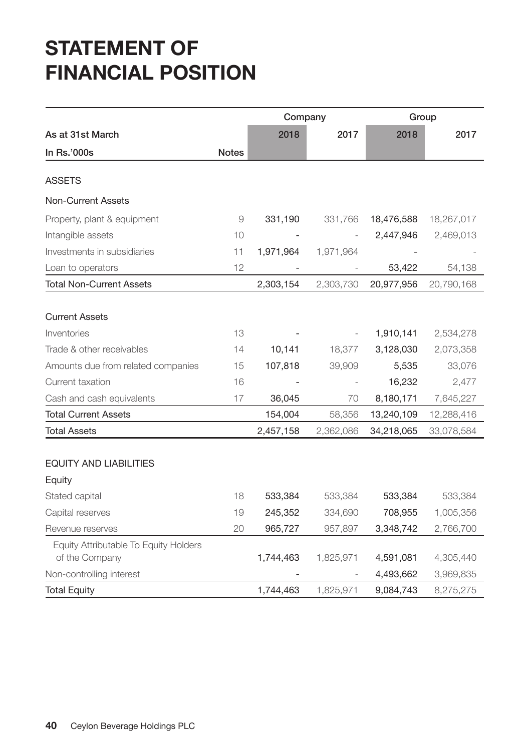# STATEMENT OF FINANCIAL POSITION

| | | Company | | Group | |
|---|---|---|---|---|---|
| As at 31st March | | 2018 | 2017 | 2018 | 2017 |
| In Rs.'000s | Notes | | | | |
| ASSETS | | | | | |
| Non-Current Assets | | | | | |
| Property, plant & equipment | 9 | 331,190 | 331,766 | 18,476,588 | 18,267,017 |
| Intangible assets | 10 | - | - | 2,447,946 | 2,469,013 |
| Investments in subsidiaries | 11 | 1,971,964 | 1,971,964 | - | - |
| Loan to operators | 12 | - | - | 53,422 | 54,138 |
| Total Non-Current Assets | | 2,303,154 | 2,303,730 | 20,977,956 | 20,790,168 |
| Current Assets | | | | | |
| Inventories | 13 | - | - | 1,910,141 | 2,534,278 |
| Trade & other receivables | 14 | 10,141 | 18,377 | 3,128,030 | 2,073,358 |
| Amounts due from related companies | 15 | 107,818 | 39,909 | 5,535 | 33,076 |
| Current taxation | 16 | - | - | 16,232 | 2,477 |
| Cash and cash equivalents | 17 | 36,045 | 70 | 8,180,171 | 7,645,227 |
| Total Current Assets | | 154,004 | 58,356 | 13,240,109 | 12,288,416 |
| Total Assets | | 2,457,158 | 2,362,086 | 34,218,065 | 33,078,584 |
| EQUITY AND LIABILITIES | | | | | |
| Equity | | | | | |
| Stated capital | 18 | 533,384 | 533,384 | 533,384 | 533,384 |
| Capital reserves | 19 | 245,352 | 334,690 | 708,955 | 1,005,356 |
| Revenue reserves | 20 | 965,727 | 957,897 | 3,348,742 | 2,766,700 |
| Equity Attributable To Equity Holders of the Company | | 1,744,463 | 1,825,971 | 4,591,081 | 4,305,440 |
| Non-controlling interest | | - | - | 4,493,662 | 3,969,835 |
| Total Equity | | 1,744,463 | 1,825,971 | 9,084,743 | 8,275,275 |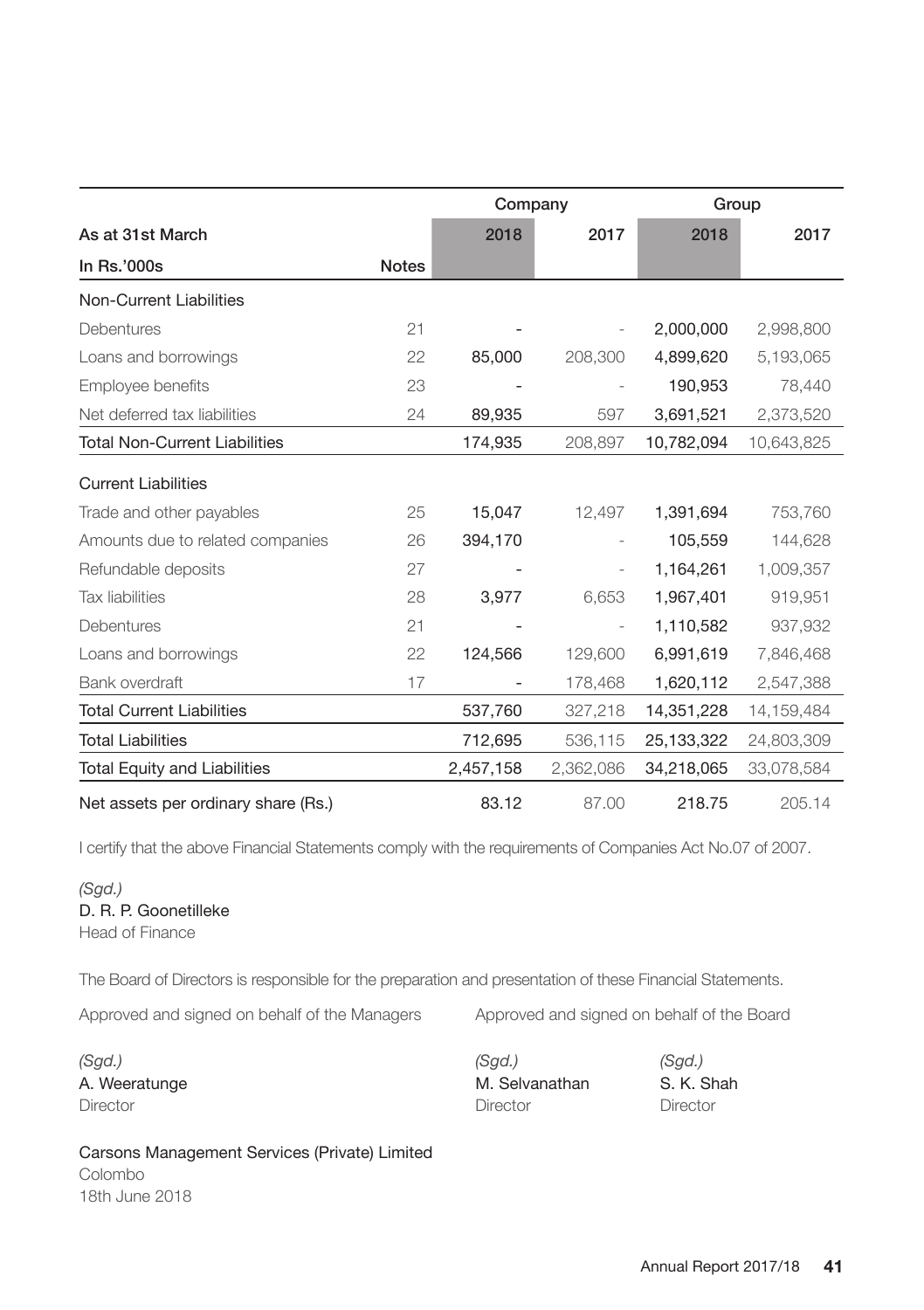| As at 31st March | | Company | | Group | |
|---|---|---|---|---|---|
| In Rs.'000s | Notes | 2018 | 2017 | 2018 | 2017 |
| **Non-Current Liabilities** | | | | | |
| Debentures | 21 | - | - | 2,000,000 | 2,998,800 |
| Loans and borrowings | 22 | 85,000 | 208,300 | 4,899,620 | 5,193,065 |
| Employee benefits | 23 | - | - | 190,953 | 78,440 |
| Net deferred tax liabilities | 24 | 89,935 | 597 | 3,691,521 | 2,373,520 |
| **Total Non-Current Liabilities** | | 174,935 | 208,897 | 10,782,094 | 10,643,825 |
| **Current Liabilities** | | | | | |
| Trade and other payables | 25 | 15,047 | 12,497 | 1,391,694 | 753,760 |
| Amounts due to related companies | 26 | 394,170 | - | 105,559 | 144,628 |
| Refundable deposits | 27 | - | - | 1,164,261 | 1,009,357 |
| Tax liabilities | 28 | 3,977 | 6,653 | 1,967,401 | 919,951 |
| Debentures | 21 | - | - | 1,110,582 | 937,932 |
| Loans and borrowings | 22 | 124,566 | 129,600 | 6,991,619 | 7,846,468 |
| Bank overdraft | 17 | - | 178,468 | 1,620,112 | 2,547,388 |
| **Total Current Liabilities** | | 537,760 | 327,218 | 14,351,228 | 14,159,484 |
| **Total Liabilities** | | 712,695 | 536,115 | 25,133,322 | 24,803,309 |
| **Total Equity and Liabilities** | | 2,457,158 | 2,362,086 | 34,218,065 | 33,078,584 |
| **Net assets per ordinary share (Rs.)** | | 83.12 | 87.00 | 218.75 | 205.14 |

I certify that the above Financial Statements comply with the requirements of Companies Act No.07 of 2007.

*(Sgd.)*
D. R. P. Goonetilleke
Head of Finance

The Board of Directors is responsible for the preparation and presentation of these Financial Statements.

Approved and signed on behalf of the Managers

*(Sgd.)*
A. Weeratunge
Director

Carsons Management Services (Private) Limited
Colombo
18th June 2018

Approved and signed on behalf of the Board

*(Sgd.)*
M. Selvanathan
Director

*(Sgd.)*
S. K. Shah
Director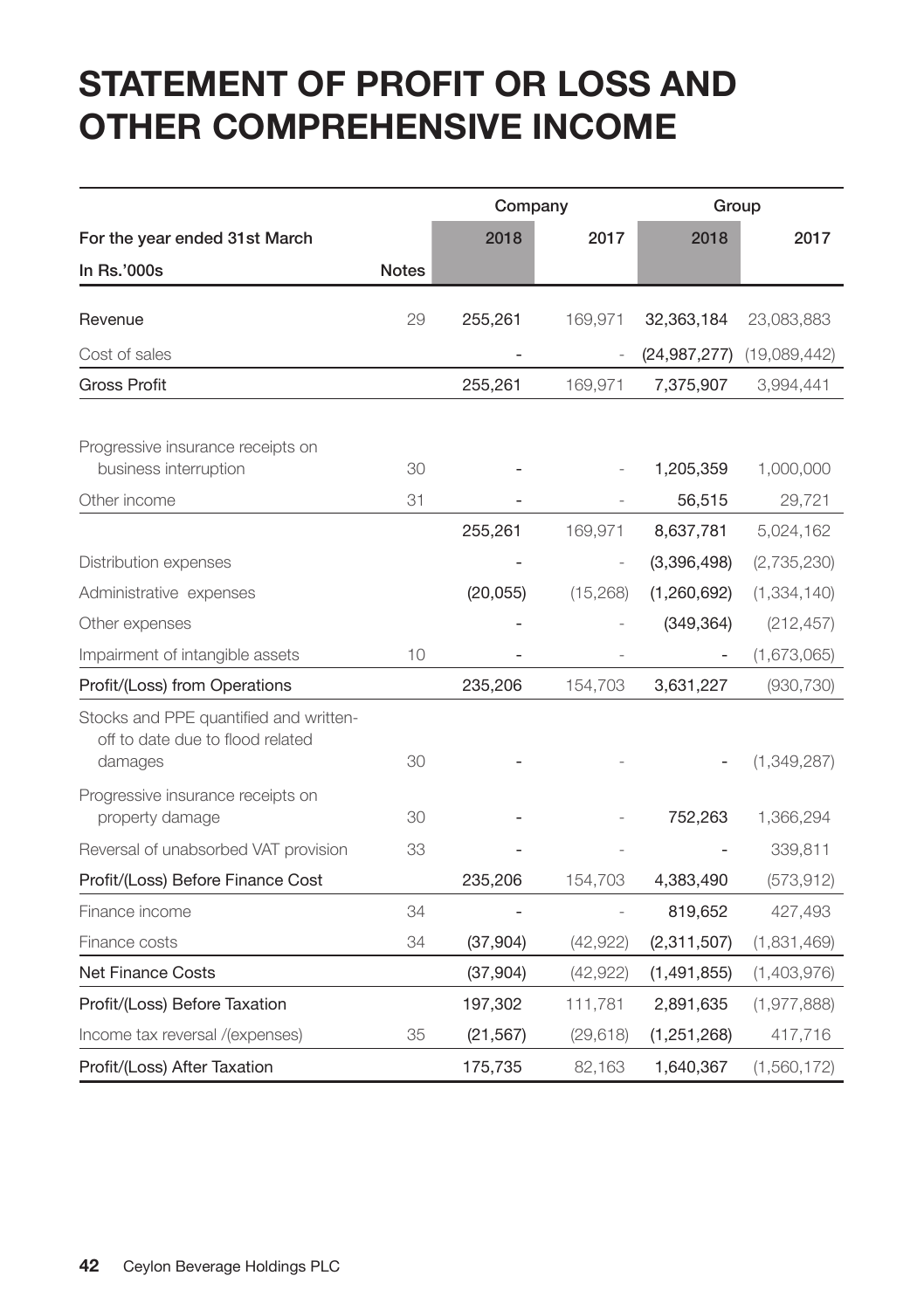# STATEMENT OF PROFIT OR LOSS AND OTHER COMPREHENSIVE INCOME

| | | Company | | Group | |
|---|---|---|---|---|---|
| For the year ended 31st March | | 2018 | 2017 | 2018 | 2017 |
| In Rs.'000s | Notes | | | | |
| Revenue | 29 | 255,261 | 169,971 | 32,363,184 | 23,083,883 |
| Cost of sales | | - | - | (24,987,277) | (19,089,442) |
| Gross Profit | | 255,261 | 169,971 | 7,375,907 | 3,994,441 |
| Progressive insurance receipts on business interruption | 30 | - | - | 1,205,359 | 1,000,000 |
| Other income | 31 | - | - | 56,515 | 29,721 |
| | | 255,261 | 169,971 | 8,637,781 | 5,024,162 |
| Distribution expenses | | - | - | (3,396,498) | (2,735,230) |
| Administrative expenses | | (20,055) | (15,268) | (1,260,692) | (1,334,140) |
| Other expenses | | - | - | (349,364) | (212,457) |
| Impairment of intangible assets | 10 | - | - | - | (1,673,065) |
| Profit/(Loss) from Operations | | 235,206 | 154,703 | 3,631,227 | (930,730) |
| Stocks and PPE quantified and written-off to date due to flood related damages | 30 | - | - | - | (1,349,287) |
| Progressive insurance receipts on property damage | 30 | - | - | 752,263 | 1,366,294 |
| Reversal of unabsorbed VAT provision | 33 | - | - | - | 339,811 |
| Profit/(Loss) Before Finance Cost | | 235,206 | 154,703 | 4,383,490 | (573,912) |
| Finance income | 34 | - | - | 819,652 | 427,493 |
| Finance costs | 34 | (37,904) | (42,922) | (2,311,507) | (1,831,469) |
| Net Finance Costs | | (37,904) | (42,922) | (1,491,855) | (1,403,976) |
| Profit/(Loss) Before Taxation | | 197,302 | 111,781 | 2,891,635 | (1,977,888) |
| Income tax reversal /(expenses) | 35 | (21,567) | (29,618) | (1,251,268) | 417,716 |
| Profit/(Loss) After Taxation | | 175,735 | 82,163 | 1,640,367 | (1,560,172) |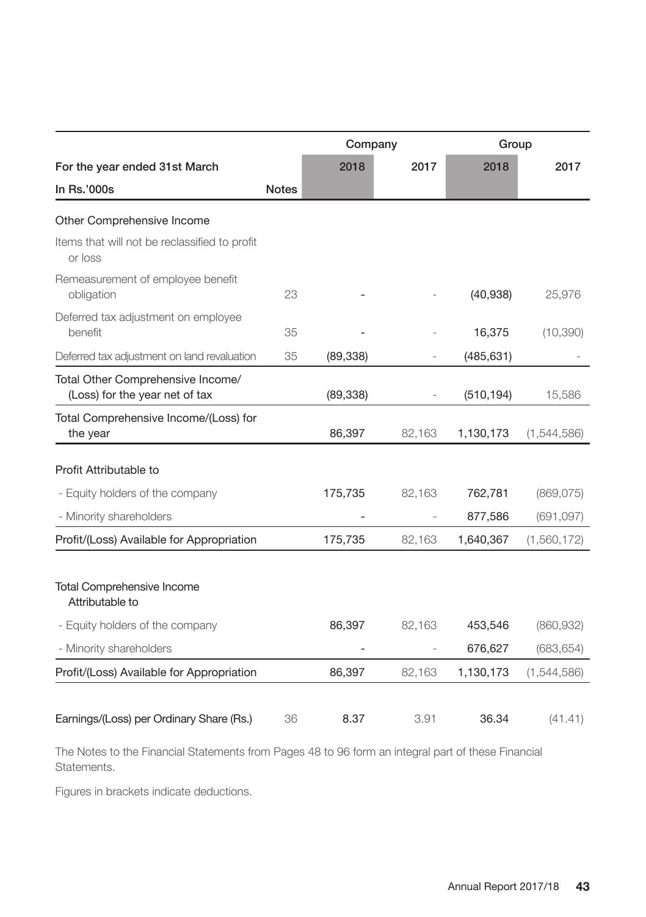| | | Company | | Group | |
|---|---|---|---|---|---|
| For the year ended 31st March | | 2018 | 2017 | 2018 | 2017 |
| In Rs.'000s | Notes | | | | |
| Other Comprehensive Income | | | | | |
| Items that will not be reclassified to profit or loss | | | | | |
| Remeasurement of employee benefit obligation | 23 | - | - | (40,938) | 25,976 |
| Deferred tax adjustment on employee benefit | 35 | - | - | 16,375 | (10,390) |
| Deferred tax adjustment on land revaluation | 35 | (89,338) | - | (485,631) | - |
| Total Other Comprehensive Income/ (Loss) for the year net of tax | | (89,338) | - | (510,194) | 15,586 |
| Total Comprehensive Income/(Loss) for the year | | 86,397 | 82,163 | 1,130,173 | (1,544,586) |
| Profit Attributable to | | | | | |
| - Equity holders of the company | | 175,735 | 82,163 | 762,781 | (869,075) |
| - Minority shareholders | | - | - | 877,586 | (691,097) |
| Profit/(Loss) Available for Appropriation | | 175,735 | 82,163 | 1,640,367 | (1,560,172) |
| Total Comprehensive Income Attributable to | | | | | |
| - Equity holders of the company | | 86,397 | 82,163 | 453,546 | (860,932) |
| - Minority shareholders | | - | - | 676,627 | (683,654) |
| Profit/(Loss) Available for Appropriation | | 86,397 | 82,163 | 1,130,173 | (1,544,586) |
| Earnings/(Loss) per Ordinary Share (Rs.) | 36 | 8.37 | 3.91 | 36.34 | (41.41) |

The Notes to the Financial Statements from Pages 48 to 96 form an integral part of these Financial Statements.

Figures in brackets indicate deductions.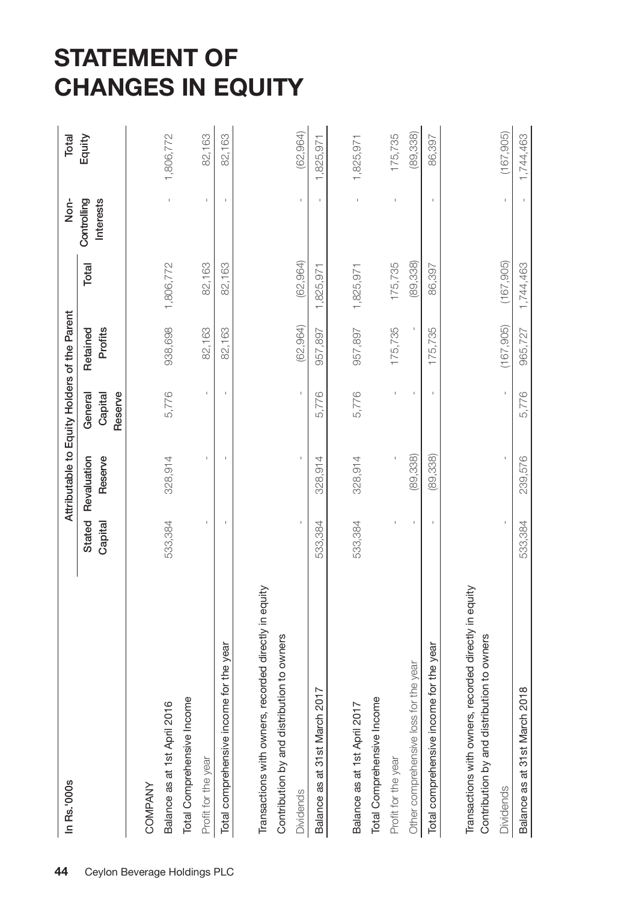# STATEMENT OF CHANGES IN EQUITY

| In Rs.'000s | Attributable to Equity Holders of the Parent | | | | | Non-Controlling Interests | Total Equity |
|---|---|---|---|---|---|---|---|
| | Stated Capital | Revaluation Reserve | General Capital Reserve | Retained Profits | Total | | |
| COMPANY | | | | | | | |
| Balance as at 1st April 2016 | 533,384 | 328,914 | 5,776 | 938,698 | 1,806,772 | - | 1,806,772 |
| Total Comprehensive Income | | | | | | | |
| Profit for the year | - | - | - | 82,163 | 82,163 | - | 82,163 |
| Total comprehensive income for the year | - | - | - | 82,163 | 82,163 | - | 82,163 |
| Transactions with owners, recorded directly in equity | | | | | | | |
| Contribution by and distribution to owners | | | | | | | |
| Dividends | - | - | - | (62,964) | (62,964) | - | (62,964) |
| Balance as at 31st March 2017 | 533,384 | 328,914 | 5,776 | 957,897 | 1,825,971 | - | 1,825,971 |
| Balance as at 1st April 2017 | 533,384 | 328,914 | 5,776 | 957,897 | 1,825,971 | - | 1,825,971 |
| Total Comprehensive Income | | | | | | | |
| Profit for the year | - | - | - | 175,735 | 175,735 | - | 175,735 |
| Other comprehensive loss for the year | - | (89,338) | - | - | (89,338) | | (89,338) |
| Total comprehensive income for the year | - | (89,338) | - | 175,735 | 86,397 | - | 86,397 |
| Transactions with owners, recorded directly in equity | | | | | | | |
| Contribution by and distribution to owners | | | | | | | |
| Dividends | - | - | - | (167,905) | (167,905) | - | (167,905) |
| Balance as at 31st March 2018 | 533,384 | 239,576 | 5,776 | 965,727 | 1,744,463 | - | 1,744,463 |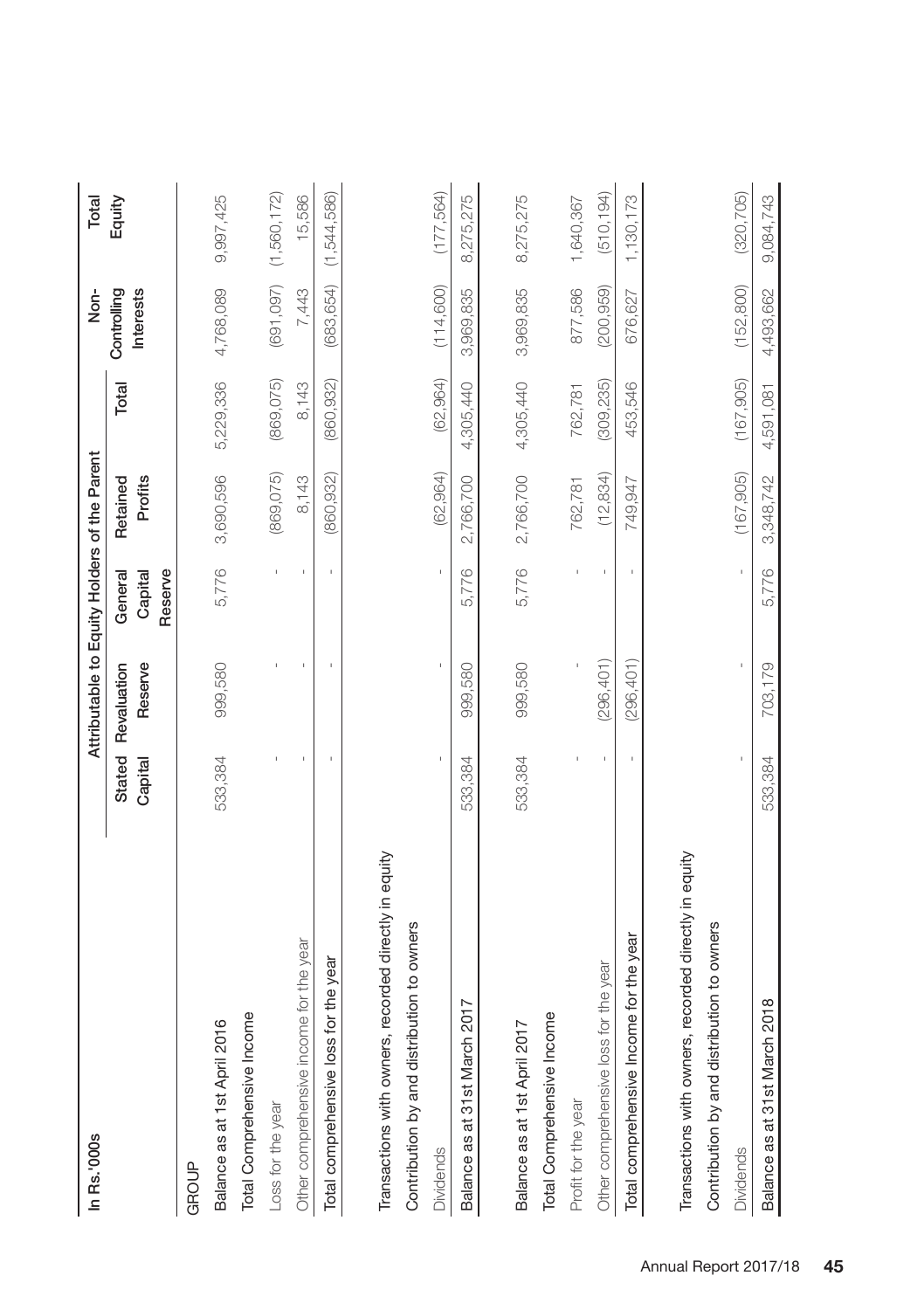| In Rs.'000s | Attributable to Equity Holders of the Parent | | | | | Non- | Total |
|---|---|---|---|---|---|---|---|
| | Stated Capital | Revaluation Reserve | General Capital Reserve | Retained Profits | Total | Controlling Interests | Equity |
| GROUP | | | | | | | |
| Balance as at 1st April 2016 | 533,384 | 999,580 | 5,776 | 3,690,596 | 5,229,336 | 4,768,089 | 9,997,425 |
| Total Comprehensive Income | | | | | | | |
| Loss for the year | - | - | - | (869,075) | (869,075) | (691,097) | (1,560,172) |
| Other comprehensive income for the year | - | - | - | 8,143 | 8,143 | 7,443 | 15,586 |
| Total comprehensive loss for the year | - | - | - | (860,932) | (860,932) | (683,654) | (1,544,586) |
| Transactions with owners, recorded directly in equity | | | | | | | |
| Contribution by and distribution to owners | | | | | | | |
| Dividends | - | - | - | (62,964) | (62,964) | (114,600) | (177,564) |
| Balance as at 31st March 2017 | 533,384 | 999,580 | 5,776 | 2,766,700 | 4,305,440 | 3,969,835 | 8,275,275 |
| Balance as at 1st April 2017 | 533,384 | 999,580 | 5,776 | 2,766,700 | 4,305,440 | 3,969,835 | 8,275,275 |
| Total Comprehensive Income | | | | | | | |
| Profit for the year | - | - | - | 762,781 | 762,781 | 877,586 | 1,640,367 |
| Other comprehensive loss for the year | - | (296,401) | - | (12,834) | (309,235) | (200,959) | (510,194) |
| Total comprehensive Income for the year | - | (296,401) | - | 749,947 | 453,546 | 676,627 | 1,130,173 |
| Transactions with owners, recorded directly in equity | | | | | | | |
| Contribution by and distribution to owners | | | | | | | |
| Dividends | - | - | - | (167,905) | (167,905) | (152,800) | (320,705) |
| Balance as at 31st March 2018 | 533,384 | 703,179 | 5,776 | 3,348,742 | 4,591,081 | 4,493,662 | 9,084,743 |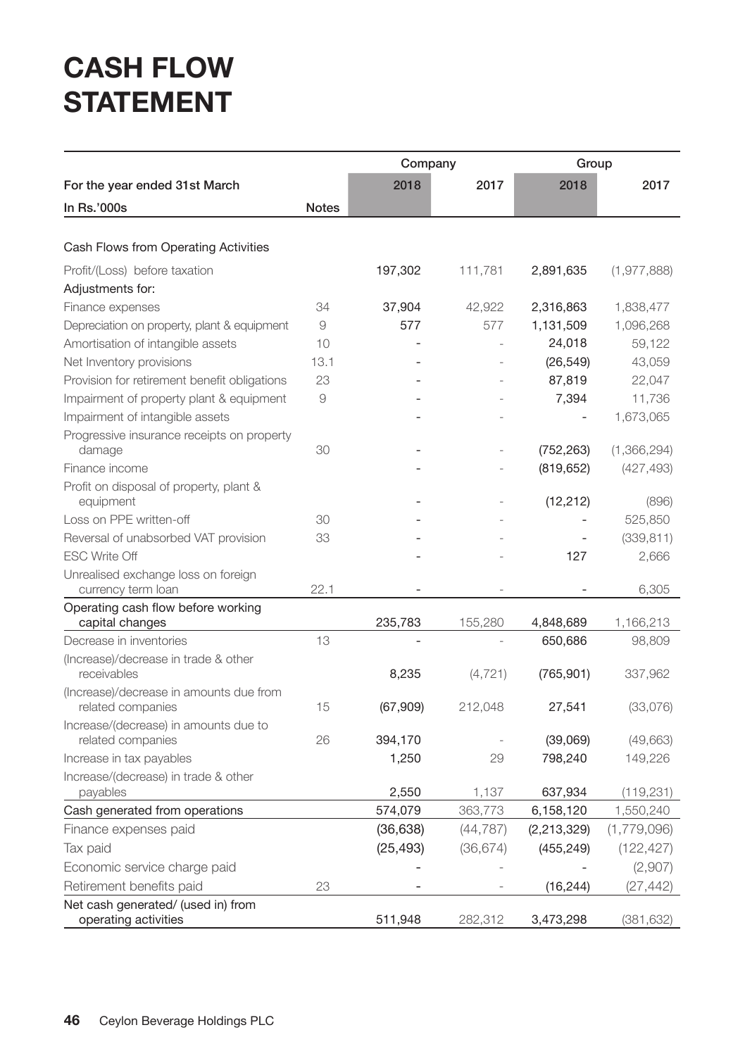# CASH FLOW STATEMENT

| | | Company | | Group | |
|---|---|---|---|---|---|
| For the year ended 31st March | | 2018 | 2017 | 2018 | 2017 |
| In Rs.'000s | Notes | | | | |
| **Cash Flows from Operating Activities** | | | | | |
| Profit/(Loss) before taxation | | 197,302 | 111,781 | 2,891,635 | (1,977,888) |
| Adjustments for: | | | | | |
| Finance expenses | 34 | 37,904 | 42,922 | 2,316,863 | 1,838,477 |
| Depreciation on property, plant & equipment | 9 | 577 | 577 | 1,131,509 | 1,096,268 |
| Amortisation of intangible assets | 10 | - | - | 24,018 | 59,122 |
| Net Inventory provisions | 13.1 | - | - | (26,549) | 43,059 |
| Provision for retirement benefit obligations | 23 | - | - | 87,819 | 22,047 |
| Impairment of property plant & equipment | 9 | - | - | 7,394 | 11,736 |
| Impairment of intangible assets | | - | - | - | 1,673,065 |
| Progressive insurance receipts on property damage | 30 | - | - | (752,263) | (1,366,294) |
| Finance income | | - | - | (819,652) | (427,493) |
| Profit on disposal of property, plant & equipment | | - | - | (12,212) | (896) |
| Loss on PPE written-off | 30 | - | - | - | 525,850 |
| Reversal of unabsorbed VAT provision | 33 | - | - | - | (339,811) |
| ESC Write Off | | - | - | 127 | 2,666 |
| Unrealised exchange loss on foreign currency term loan | 22.1 | - | - | - | 6,305 |
| Operating cash flow before working capital changes | | 235,783 | 155,280 | 4,848,689 | 1,166,213 |
| Decrease in inventories | 13 | - | - | 650,686 | 98,809 |
| (Increase)/decrease in trade & other receivables | | 8,235 | (4,721) | (765,901) | 337,962 |
| (Increase)/decrease in amounts due from related companies | 15 | (67,909) | 212,048 | 27,541 | (33,076) |
| Increase/(decrease) in amounts due to related companies | 26 | 394,170 | - | (39,069) | (49,663) |
| Increase in tax payables | | 1,250 | 29 | 798,240 | 149,226 |
| Increase/(decrease) in trade & other payables | | 2,550 | 1,137 | 637,934 | (119,231) |
| Cash generated from operations | | 574,079 | 363,773 | 6,158,120 | 1,550,240 |
| Finance expenses paid | | (36,638) | (44,787) | (2,213,329) | (1,779,096) |
| Tax paid | | (25,493) | (36,674) | (455,249) | (122,427) |
| Economic service charge paid | | - | - | - | (2,907) |
| Retirement benefits paid | 23 | - | - | (16,244) | (27,442) |
| Net cash generated/ (used in) from operating activities | | 511,948 | 282,312 | 3,473,298 | (381,632) |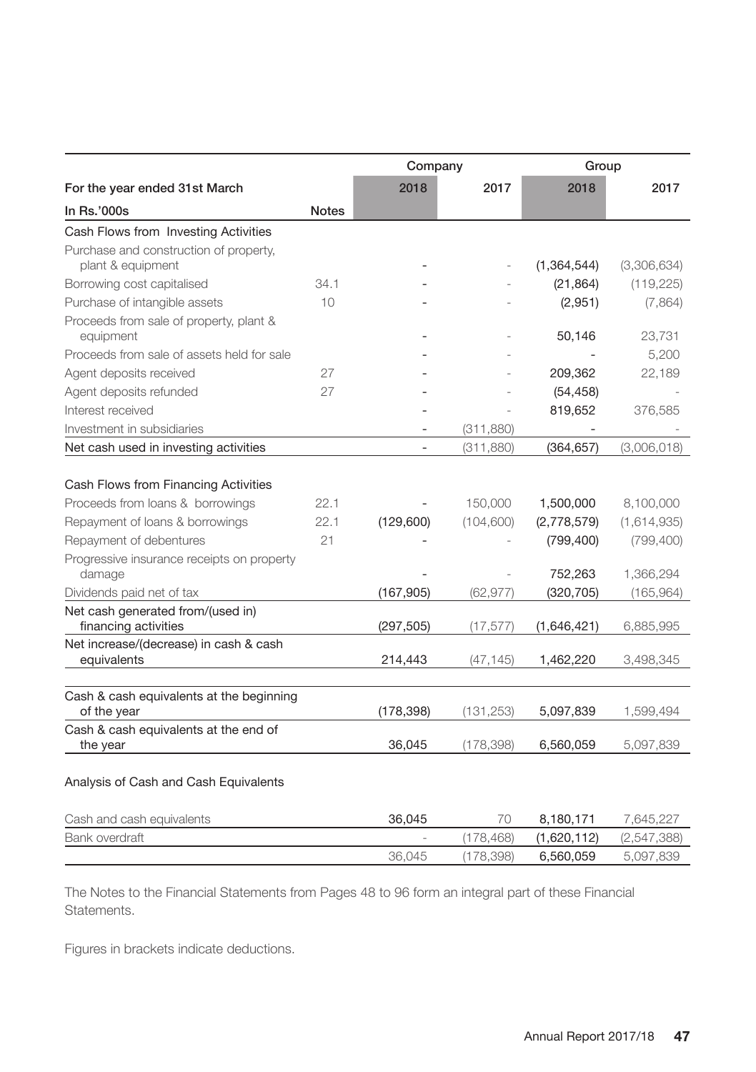| | | Company | | Group | |
|---|---|---|---|---|---|
| For the year ended 31st March | | 2018 | 2017 | 2018 | 2017 |
| In Rs.'000s | Notes | | | | |
| **Cash Flows from Investing Activities** | | | | | |
| Purchase and construction of property, plant & equipment | | - | - | (1,364,544) | (3,306,634) |
| Borrowing cost capitalised | 34.1 | - | - | (21,864) | (119,225) |
| Purchase of intangible assets | 10 | - | - | (2,951) | (7,864) |
| Proceeds from sale of property, plant & equipment | | - | - | 50,146 | 23,731 |
| Proceeds from sale of assets held for sale | | - | - | - | 5,200 |
| Agent deposits received | 27 | - | - | 209,362 | 22,189 |
| Agent deposits refunded | 27 | - | - | (54,458) | - |
| Interest received | | - | - | 819,652 | 376,585 |
| Investment in subsidiaries | | - | (311,880) | - | - |
| Net cash used in investing activities | | - | (311,880) | (364,657) | (3,006,018) |
| **Cash Flows from Financing Activities** | | | | | |
| Proceeds from loans & borrowings | 22.1 | - | 150,000 | 1,500,000 | 8,100,000 |
| Repayment of loans & borrowings | 22.1 | (129,600) | (104,600) | (2,778,579) | (1,614,935) |
| Repayment of debentures | 21 | - | - | (799,400) | (799,400) |
| Progressive insurance receipts on property damage | | - | - | 752,263 | 1,366,294 |
| Dividends paid net of tax | | (167,905) | (62,977) | (320,705) | (165,964) |
| Net cash generated from/(used in) financing activities | | (297,505) | (17,577) | (1,646,421) | 6,885,995 |
| Net increase/(decrease) in cash & cash equivalents | | 214,443 | (47,145) | 1,462,220 | 3,498,345 |
| Cash & cash equivalents at the beginning of the year | | (178,398) | (131,253) | 5,097,839 | 1,599,494 |
| Cash & cash equivalents at the end of the year | | 36,045 | (178,398) | 6,560,059 | 5,097,839 |
| **Analysis of Cash and Cash Equivalents** | | | | | |
| Cash and cash equivalents | | 36,045 | 70 | 8,180,171 | 7,645,227 |
| Bank overdraft | | - | (178,468) | (1,620,112) | (2,547,388) |
| | | 36,045 | (178,398) | 6,560,059 | 5,097,839 |

The Notes to the Financial Statements from Pages 48 to 96 form an integral part of these Financial Statements.

Figures in brackets indicate deductions.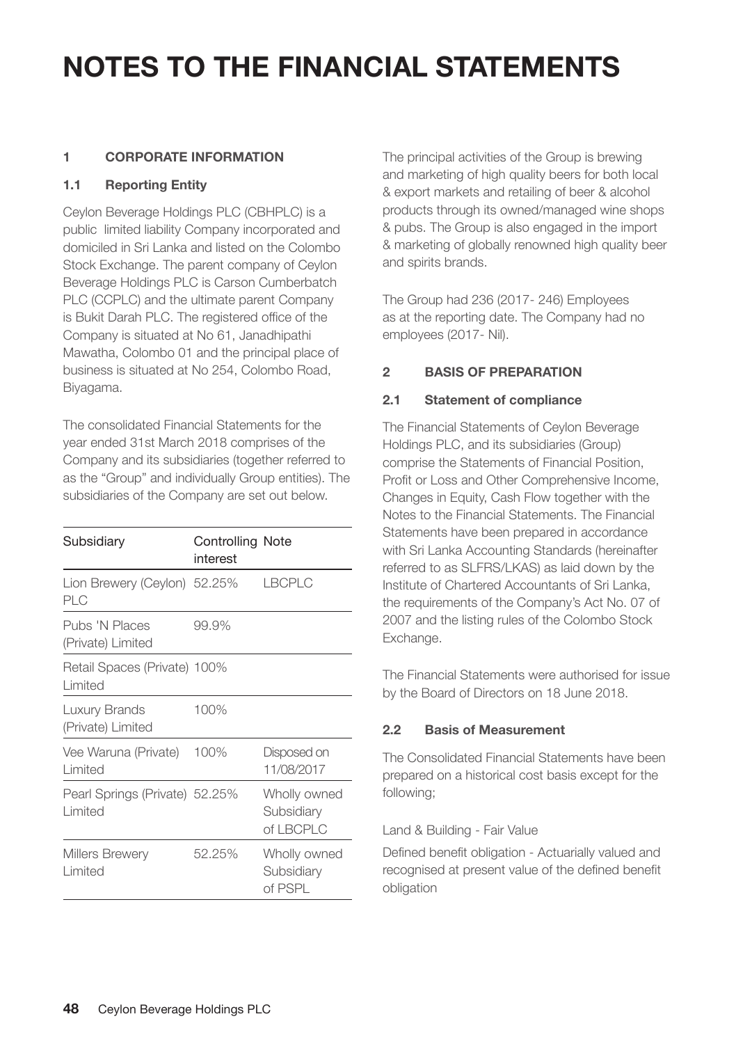# NOTES TO THE FINANCIAL STATEMENTS

## 1 CORPORATE INFORMATION

### 1.1 Reporting Entity

Ceylon Beverage Holdings PLC (CBHPLC) is a public limited liability Company incorporated and domiciled in Sri Lanka and listed on the Colombo Stock Exchange. The parent company of Ceylon Beverage Holdings PLC is Carson Cumberbatch PLC (CCPLC) and the ultimate parent Company is Bukit Darah PLC. The registered office of the Company is situated at No 61, Janadhipathi Mawatha, Colombo 01 and the principal place of business is situated at No 254, Colombo Road, Biyagama.

The consolidated Financial Statements for the year ended 31st March 2018 comprises of the Company and its subsidiaries (together referred to as the "Group" and individually Group entities). The subsidiaries of the Company are set out below.

| Subsidiary | Controlling interest | Note |
|---|---|---|
| Lion Brewery (Ceylon) PLC | 52.25% | LBCPLC |
| Pubs 'N Places (Private) Limited | 99.9% | |
| Retail Spaces (Private) Limited | 100% | |
| Luxury Brands (Private) Limited | 100% | |
| Vee Waruna (Private) Limited | 100% | Disposed on 11/08/2017 |
| Pearl Springs (Private) Limited | 52.25% | Wholly owned Subsidiary of LBCPLC |
| Millers Brewery Limited | 52.25% | Wholly owned Subsidiary of PSPL |

The principal activities of the Group is brewing and marketing of high quality beers for both local & export markets and retailing of beer & alcohol products through its owned/managed wine shops & pubs. The Group is also engaged in the import & marketing of globally renowned high quality beer and spirits brands.

The Group had 236 (2017- 246) Employees as at the reporting date. The Company had no employees (2017- Nil).

## 2 BASIS OF PREPARATION

### 2.1 Statement of compliance

The Financial Statements of Ceylon Beverage Holdings PLC, and its subsidiaries (Group) comprise the Statements of Financial Position, Profit or Loss and Other Comprehensive Income, Changes in Equity, Cash Flow together with the Notes to the Financial Statements. The Financial Statements have been prepared in accordance with Sri Lanka Accounting Standards (hereinafter referred to as SLFRS/LKAS) as laid down by the Institute of Chartered Accountants of Sri Lanka, the requirements of the Company's Act No. 07 of 2007 and the listing rules of the Colombo Stock Exchange.

The Financial Statements were authorised for issue by the Board of Directors on 18 June 2018.

### 2.2 Basis of Measurement

The Consolidated Financial Statements have been prepared on a historical cost basis except for the following;

Land & Building - Fair Value

Defined benefit obligation - Actuarially valued and recognised at present value of the defined benefit obligation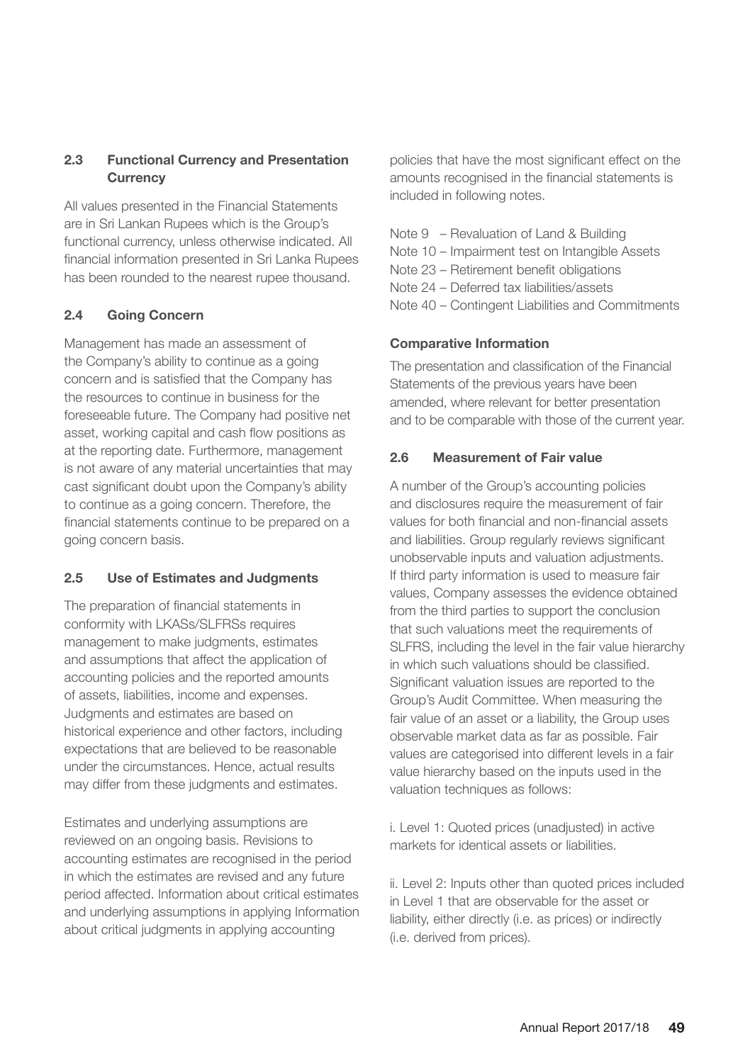### 2.3 Functional Currency and Presentation Currency

All values presented in the Financial Statements are in Sri Lankan Rupees which is the Group's functional currency, unless otherwise indicated. All financial information presented in Sri Lanka Rupees has been rounded to the nearest rupee thousand.

### 2.4 Going Concern

Management has made an assessment of the Company's ability to continue as a going concern and is satisfied that the Company has the resources to continue in business for the foreseeable future. The Company had positive net asset, working capital and cash flow positions as at the reporting date. Furthermore, management is not aware of any material uncertainties that may cast significant doubt upon the Company's ability to continue as a going concern. Therefore, the financial statements continue to be prepared on a going concern basis.

### 2.5 Use of Estimates and Judgments

The preparation of financial statements in conformity with LKASs/SLFRSs requires management to make judgments, estimates and assumptions that affect the application of accounting policies and the reported amounts of assets, liabilities, income and expenses. Judgments and estimates are based on historical experience and other factors, including expectations that are believed to be reasonable under the circumstances. Hence, actual results may differ from these judgments and estimates.

Estimates and underlying assumptions are reviewed on an ongoing basis. Revisions to accounting estimates are recognised in the period in which the estimates are revised and any future period affected. Information about critical estimates and underlying assumptions in applying Information about critical judgments in applying accounting policies that have the most significant effect on the amounts recognised in the financial statements is included in following notes.

Note 9 – Revaluation of Land & Building
Note 10 – Impairment test on Intangible Assets
Note 23 – Retirement benefit obligations
Note 24 – Deferred tax liabilities/assets
Note 40 – Contingent Liabilities and Commitments

**Comparative Information**

The presentation and classification of the Financial Statements of the previous years have been amended, where relevant for better presentation and to be comparable with those of the current year.

### 2.6 Measurement of Fair value

A number of the Group's accounting policies and disclosures require the measurement of fair values for both financial and non-financial assets and liabilities. Group regularly reviews significant unobservable inputs and valuation adjustments. If third party information is used to measure fair values, Company assesses the evidence obtained from the third parties to support the conclusion that such valuations meet the requirements of SLFRS, including the level in the fair value hierarchy in which such valuations should be classified. Significant valuation issues are reported to the Group's Audit Committee. When measuring the fair value of an asset or a liability, the Group uses observable market data as far as possible. Fair values are categorised into different levels in a fair value hierarchy based on the inputs used in the valuation techniques as follows:

i. Level 1: Quoted prices (unadjusted) in active markets for identical assets or liabilities.

ii. Level 2: Inputs other than quoted prices included in Level 1 that are observable for the asset or liability, either directly (i.e. as prices) or indirectly (i.e. derived from prices).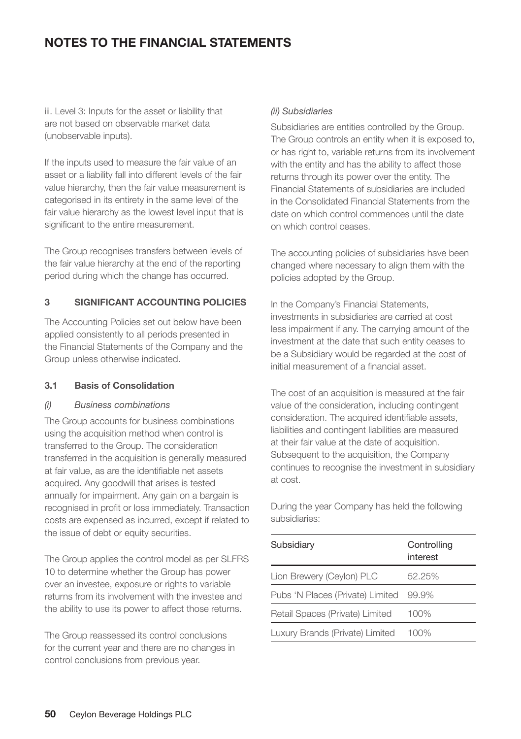# NOTES TO THE FINANCIAL STATEMENTS

iii. Level 3: Inputs for the asset or liability that are not based on observable market data (unobservable inputs).

If the inputs used to measure the fair value of an asset or a liability fall into different levels of the fair value hierarchy, then the fair value measurement is categorised in its entirety in the same level of the fair value hierarchy as the lowest level input that is significant to the entire measurement.

The Group recognises transfers between levels of the fair value hierarchy at the end of the reporting period during which the change has occurred.

## 3 SIGNIFICANT ACCOUNTING POLICIES

The Accounting Policies set out below have been applied consistently to all periods presented in the Financial Statements of the Company and the Group unless otherwise indicated.

### 3.1 Basis of Consolidation

*(i) Business combinations*

The Group accounts for business combinations using the acquisition method when control is transferred to the Group. The consideration transferred in the acquisition is generally measured at fair value, as are the identifiable net assets acquired. Any goodwill that arises is tested annually for impairment. Any gain on a bargain is recognised in profit or loss immediately. Transaction costs are expensed as incurred, except if related to the issue of debt or equity securities.

The Group applies the control model as per SLFRS 10 to determine whether the Group has power over an investee, exposure or rights to variable returns from its involvement with the investee and the ability to use its power to affect those returns.

The Group reassessed its control conclusions for the current year and there are no changes in control conclusions from previous year.

*(ii) Subsidiaries*

Subsidiaries are entities controlled by the Group. The Group controls an entity when it is exposed to, or has right to, variable returns from its involvement with the entity and has the ability to affect those returns through its power over the entity. The Financial Statements of subsidiaries are included in the Consolidated Financial Statements from the date on which control commences until the date on which control ceases.

The accounting policies of subsidiaries have been changed where necessary to align them with the policies adopted by the Group.

In the Company's Financial Statements, investments in subsidiaries are carried at cost less impairment if any. The carrying amount of the investment at the date that such entity ceases to be a Subsidiary would be regarded at the cost of initial measurement of a financial asset.

The cost of an acquisition is measured at the fair value of the consideration, including contingent consideration. The acquired identifiable assets, liabilities and contingent liabilities are measured at their fair value at the date of acquisition. Subsequent to the acquisition, the Company continues to recognise the investment in subsidiary at cost.

During the year Company has held the following subsidiaries:

| Subsidiary | Controlling interest |
|---|---|
| Lion Brewery (Ceylon) PLC | 52.25% |
| Pubs 'N Places (Private) Limited | 99.9% |
| Retail Spaces (Private) Limited | 100% |
| Luxury Brands (Private) Limited | 100% |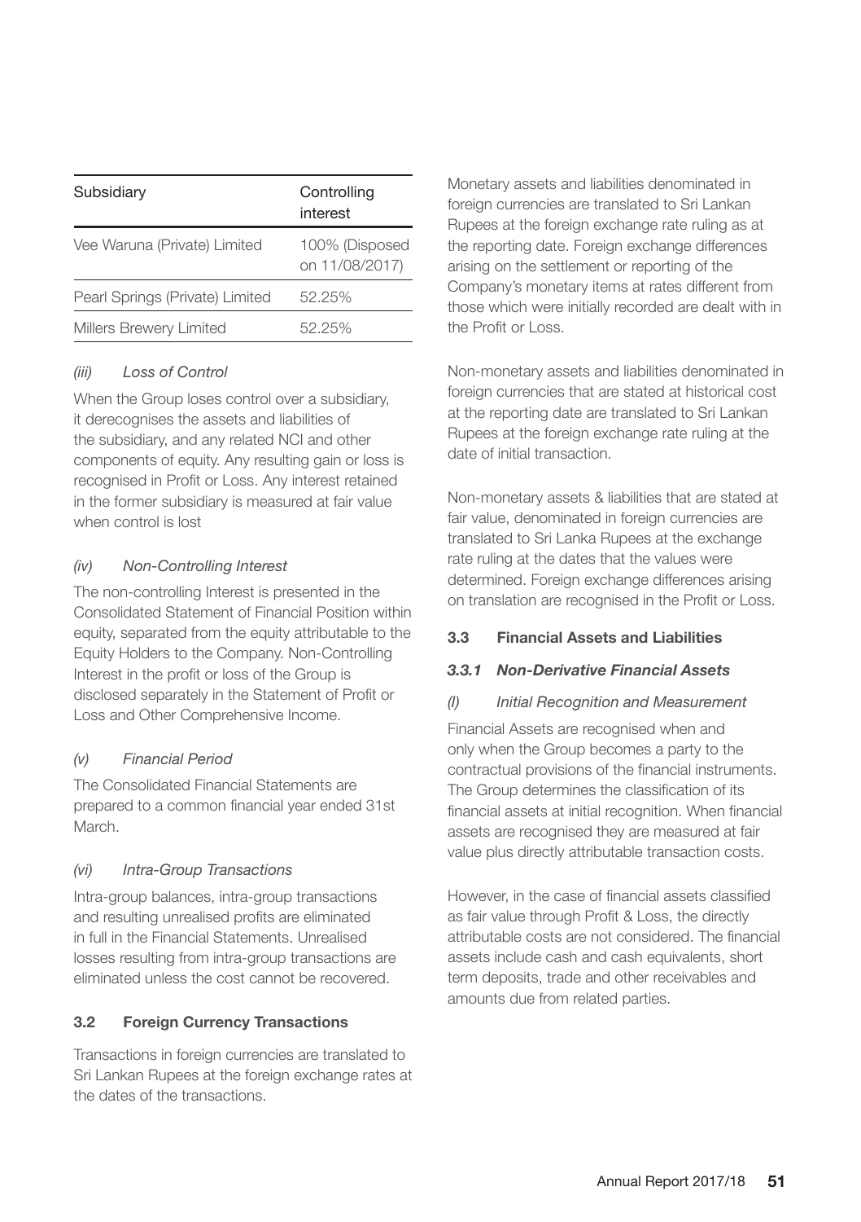| Subsidiary | Controlling interest |
|---|---|
| Vee Waruna (Private) Limited | 100% (Disposed on 11/08/2017) |
| Pearl Springs (Private) Limited | 52.25% |
| Millers Brewery Limited | 52.25% |

*(iii) Loss of Control*

When the Group loses control over a subsidiary, it derecognises the assets and liabilities of the subsidiary, and any related NCI and other components of equity. Any resulting gain or loss is recognised in Profit or Loss. Any interest retained in the former subsidiary is measured at fair value when control is lost

*(iv) Non-Controlling Interest*

The non-controlling Interest is presented in the Consolidated Statement of Financial Position within equity, separated from the equity attributable to the Equity Holders to the Company. Non-Controlling Interest in the profit or loss of the Group is disclosed separately in the Statement of Profit or Loss and Other Comprehensive Income.

*(v) Financial Period*

The Consolidated Financial Statements are prepared to a common financial year ended 31st March.

*(vi) Intra-Group Transactions*

Intra-group balances, intra-group transactions and resulting unrealised profits are eliminated in full in the Financial Statements. Unrealised losses resulting from intra-group transactions are eliminated unless the cost cannot be recovered.

### 3.2 Foreign Currency Transactions

Transactions in foreign currencies are translated to Sri Lankan Rupees at the foreign exchange rates at the dates of the transactions.

Monetary assets and liabilities denominated in foreign currencies are translated to Sri Lankan Rupees at the foreign exchange rate ruling as at the reporting date. Foreign exchange differences arising on the settlement or reporting of the Company's monetary items at rates different from those which were initially recorded are dealt with in the Profit or Loss.

Non-monetary assets and liabilities denominated in foreign currencies that are stated at historical cost at the reporting date are translated to Sri Lankan Rupees at the foreign exchange rate ruling at the date of initial transaction.

Non-monetary assets & liabilities that are stated at fair value, denominated in foreign currencies are translated to Sri Lanka Rupees at the exchange rate ruling at the dates that the values were determined. Foreign exchange differences arising on translation are recognised in the Profit or Loss.

### 3.3 Financial Assets and Liabilities

#### *3.3.1 Non-Derivative Financial Assets*

*(I) Initial Recognition and Measurement*

Financial Assets are recognised when and only when the Group becomes a party to the contractual provisions of the financial instruments. The Group determines the classification of its financial assets at initial recognition. When financial assets are recognised they are measured at fair value plus directly attributable transaction costs.

However, in the case of financial assets classified as fair value through Profit & Loss, the directly attributable costs are not considered. The financial assets include cash and cash equivalents, short term deposits, trade and other receivables and amounts due from related parties.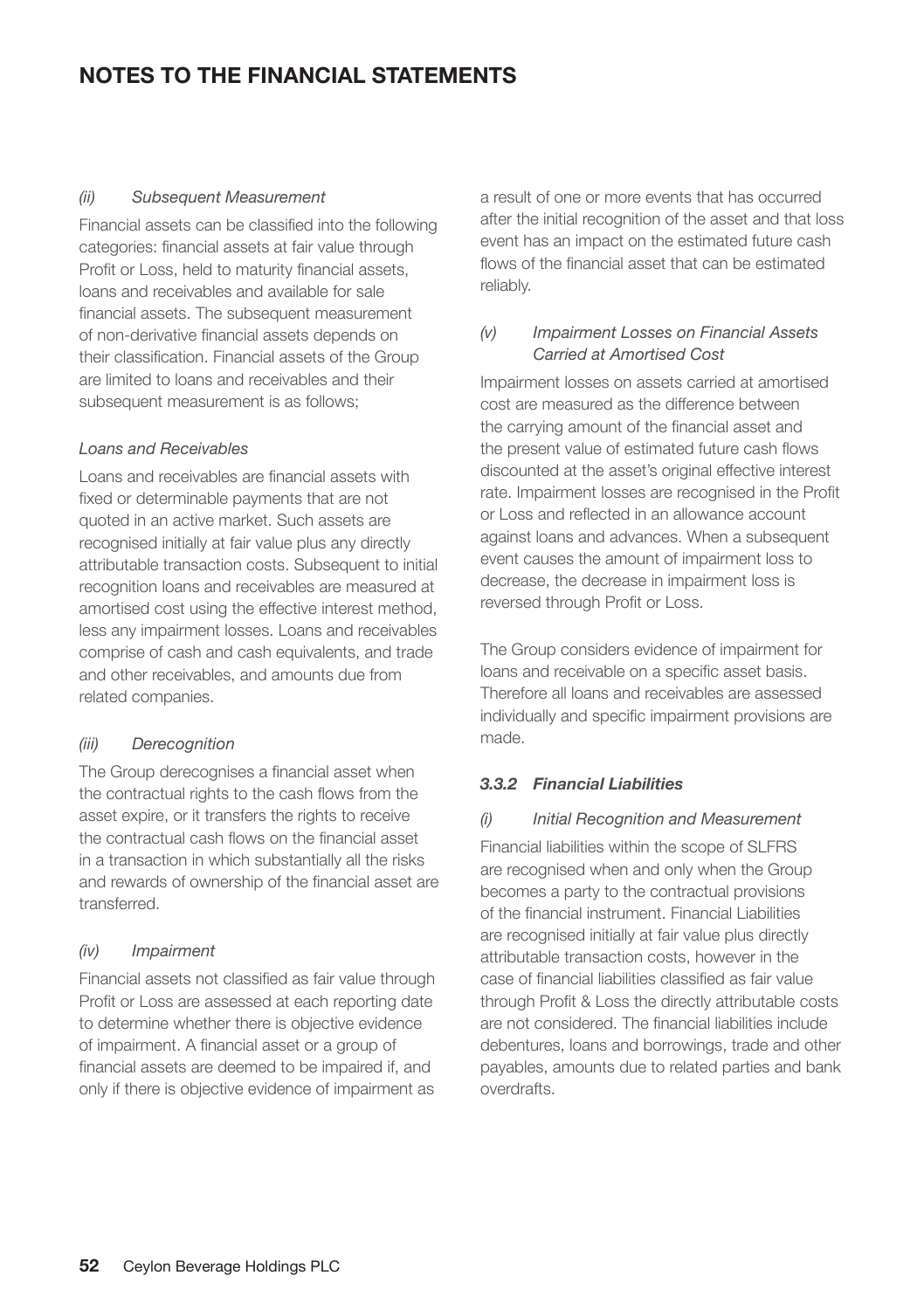# NOTES TO THE FINANCIAL STATEMENTS

#### *(ii) Subsequent Measurement*

Financial assets can be classified into the following categories: financial assets at fair value through Profit or Loss, held to maturity financial assets, loans and receivables and available for sale financial assets. The subsequent measurement of non-derivative financial assets depends on their classification. Financial assets of the Group are limited to loans and receivables and their subsequent measurement is as follows;

*Loans and Receivables*

Loans and receivables are financial assets with fixed or determinable payments that are not quoted in an active market. Such assets are recognised initially at fair value plus any directly attributable transaction costs. Subsequent to initial recognition loans and receivables are measured at amortised cost using the effective interest method, less any impairment losses. Loans and receivables comprise of cash and cash equivalents, and trade and other receivables, and amounts due from related companies.

#### *(iii) Derecognition*

The Group derecognises a financial asset when the contractual rights to the cash flows from the asset expire, or it transfers the rights to receive the contractual cash flows on the financial asset in a transaction in which substantially all the risks and rewards of ownership of the financial asset are transferred.

#### *(iv) Impairment*

Financial assets not classified as fair value through Profit or Loss are assessed at each reporting date to determine whether there is objective evidence of impairment. A financial asset or a group of financial assets are deemed to be impaired if, and only if there is objective evidence of impairment as a result of one or more events that has occurred after the initial recognition of the asset and that loss event has an impact on the estimated future cash flows of the financial asset that can be estimated reliably.

#### *(v) Impairment Losses on Financial Assets Carried at Amortised Cost*

Impairment losses on assets carried at amortised cost are measured as the difference between the carrying amount of the financial asset and the present value of estimated future cash flows discounted at the asset's original effective interest rate. Impairment losses are recognised in the Profit or Loss and reflected in an allowance account against loans and advances. When a subsequent event causes the amount of impairment loss to decrease, the decrease in impairment loss is reversed through Profit or Loss.

The Group considers evidence of impairment for loans and receivable on a specific asset basis. Therefore all loans and receivables are assessed individually and specific impairment provisions are made.

### *3.3.2 Financial Liabilities*

#### *(i) Initial Recognition and Measurement*

Financial liabilities within the scope of SLFRS are recognised when and only when the Group becomes a party to the contractual provisions of the financial instrument. Financial Liabilities are recognised initially at fair value plus directly attributable transaction costs, however in the case of financial liabilities classified as fair value through Profit & Loss the directly attributable costs are not considered. The financial liabilities include debentures, loans and borrowings, trade and other payables, amounts due to related parties and bank overdrafts.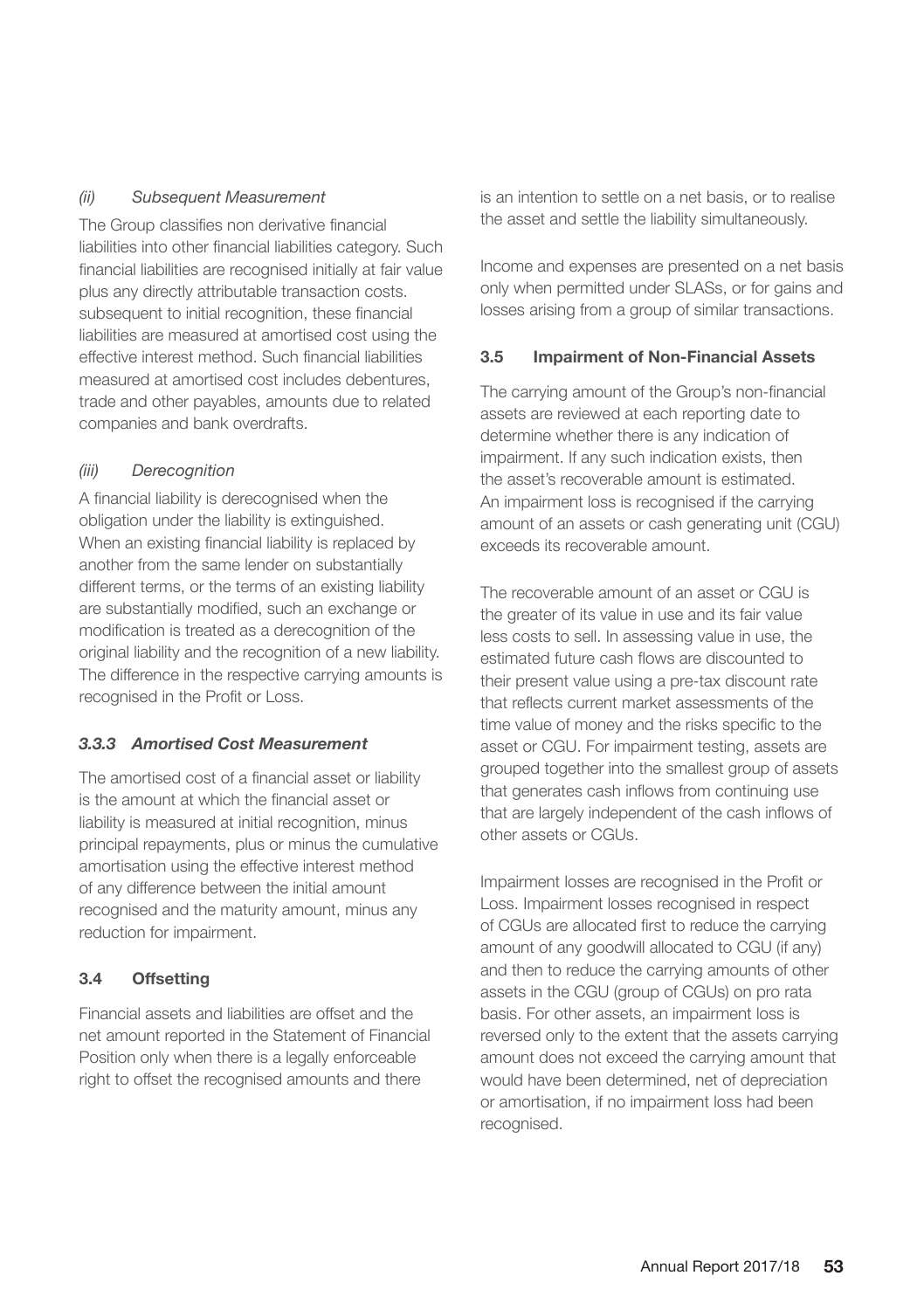*(ii) Subsequent Measurement*

The Group classifies non derivative financial liabilities into other financial liabilities category. Such financial liabilities are recognised initially at fair value plus any directly attributable transaction costs. subsequent to initial recognition, these financial liabilities are measured at amortised cost using the effective interest method. Such financial liabilities measured at amortised cost includes debentures, trade and other payables, amounts due to related companies and bank overdrafts.

*(iii) Derecognition*

A financial liability is derecognised when the obligation under the liability is extinguished. When an existing financial liability is replaced by another from the same lender on substantially different terms, or the terms of an existing liability are substantially modified, such an exchange or modification is treated as a derecognition of the original liability and the recognition of a new liability. The difference in the respective carrying amounts is recognised in the Profit or Loss.

#### *3.3.3 Amortised Cost Measurement*

The amortised cost of a financial asset or liability is the amount at which the financial asset or liability is measured at initial recognition, minus principal repayments, plus or minus the cumulative amortisation using the effective interest method of any difference between the initial amount recognised and the maturity amount, minus any reduction for impairment.

### 3.4 Offsetting

Financial assets and liabilities are offset and the net amount reported in the Statement of Financial Position only when there is a legally enforceable right to offset the recognised amounts and there is an intention to settle on a net basis, or to realise the asset and settle the liability simultaneously.

Income and expenses are presented on a net basis only when permitted under SLASs, or for gains and losses arising from a group of similar transactions.

### 3.5 Impairment of Non-Financial Assets

The carrying amount of the Group's non-financial assets are reviewed at each reporting date to determine whether there is any indication of impairment. If any such indication exists, then the asset's recoverable amount is estimated. An impairment loss is recognised if the carrying amount of an assets or cash generating unit (CGU) exceeds its recoverable amount.

The recoverable amount of an asset or CGU is the greater of its value in use and its fair value less costs to sell. In assessing value in use, the estimated future cash flows are discounted to their present value using a pre-tax discount rate that reflects current market assessments of the time value of money and the risks specific to the asset or CGU. For impairment testing, assets are grouped together into the smallest group of assets that generates cash inflows from continuing use that are largely independent of the cash inflows of other assets or CGUs.

Impairment losses are recognised in the Profit or Loss. Impairment losses recognised in respect of CGUs are allocated first to reduce the carrying amount of any goodwill allocated to CGU (if any) and then to reduce the carrying amounts of other assets in the CGU (group of CGUs) on pro rata basis. For other assets, an impairment loss is reversed only to the extent that the assets carrying amount does not exceed the carrying amount that would have been determined, net of depreciation or amortisation, if no impairment loss had been recognised.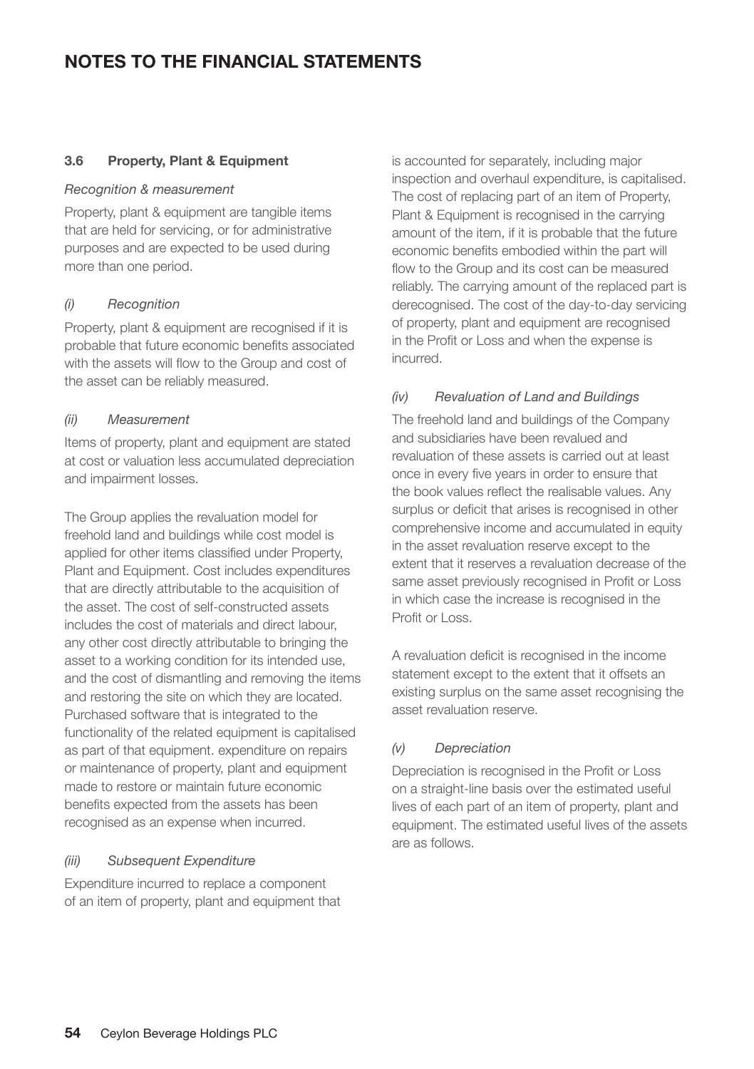# NOTES TO THE FINANCIAL STATEMENTS

### 3.6 Property, Plant & Equipment

*Recognition & measurement*

Property, plant & equipment are tangible items that are held for servicing, or for administrative purposes and are expected to be used during more than one period.

*(i) Recognition*

Property, plant & equipment are recognised if it is probable that future economic benefits associated with the assets will flow to the Group and cost of the asset can be reliably measured.

*(ii) Measurement*

Items of property, plant and equipment are stated at cost or valuation less accumulated depreciation and impairment losses.

The Group applies the revaluation model for freehold land and buildings while cost model is applied for other items classified under Property, Plant and Equipment. Cost includes expenditures that are directly attributable to the acquisition of the asset. The cost of self-constructed assets includes the cost of materials and direct labour, any other cost directly attributable to bringing the asset to a working condition for its intended use, and the cost of dismantling and removing the items and restoring the site on which they are located. Purchased software that is integrated to the functionality of the related equipment is capitalised as part of that equipment. expenditure on repairs or maintenance of property, plant and equipment made to restore or maintain future economic benefits expected from the assets has been recognised as an expense when incurred.

*(iii) Subsequent Expenditure*

Expenditure incurred to replace a component of an item of property, plant and equipment that is accounted for separately, including major inspection and overhaul expenditure, is capitalised. The cost of replacing part of an item of Property, Plant & Equipment is recognised in the carrying amount of the item, if it is probable that the future economic benefits embodied within the part will flow to the Group and its cost can be measured reliably. The carrying amount of the replaced part is derecognised. The cost of the day-to-day servicing of property, plant and equipment are recognised in the Profit or Loss and when the expense is incurred.

*(iv) Revaluation of Land and Buildings*

The freehold land and buildings of the Company and subsidiaries have been revalued and revaluation of these assets is carried out at least once in every five years in order to ensure that the book values reflect the realisable values. Any surplus or deficit that arises is recognised in other comprehensive income and accumulated in equity in the asset revaluation reserve except to the extent that it reserves a revaluation decrease of the same asset previously recognised in Profit or Loss in which case the increase is recognised in the Profit or Loss.

A revaluation deficit is recognised in the income statement except to the extent that it offsets an existing surplus on the same asset recognising the asset revaluation reserve.

*(v) Depreciation*

Depreciation is recognised in the Profit or Loss on a straight-line basis over the estimated useful lives of each part of an item of property, plant and equipment. The estimated useful lives of the assets are as follows.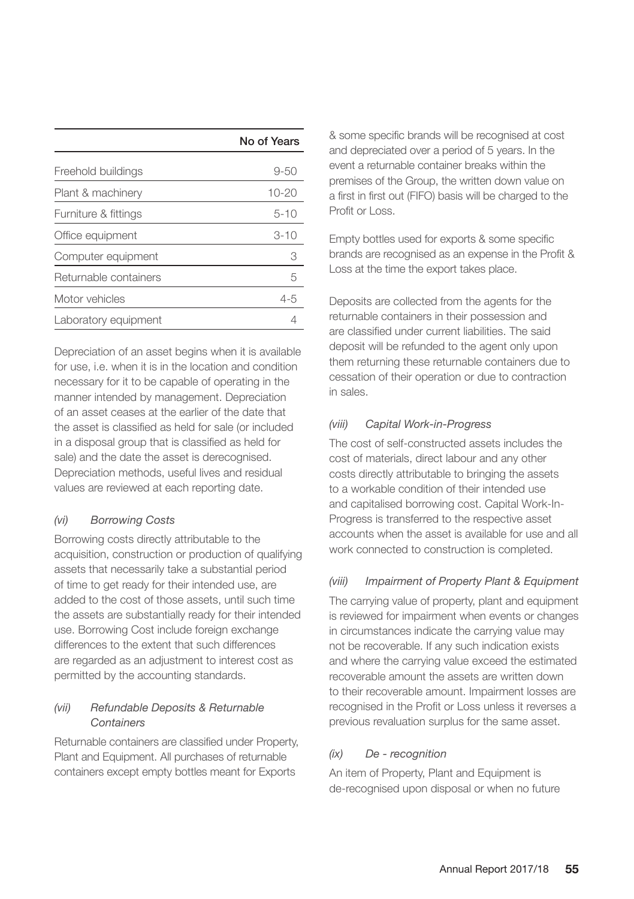| | No of Years |
|---|---|
| Freehold buildings | 9-50 |
| Plant & machinery | 10-20 |
| Furniture & fittings | 5-10 |
| Office equipment | 3-10 |
| Computer equipment | 3 |
| Returnable containers | 5 |
| Motor vehicles | 4-5 |
| Laboratory equipment | 4 |

Depreciation of an asset begins when it is available for use, i.e. when it is in the location and condition necessary for it to be capable of operating in the manner intended by management. Depreciation of an asset ceases at the earlier of the date that the asset is classified as held for sale (or included in a disposal group that is classified as held for sale) and the date the asset is derecognised. Depreciation methods, useful lives and residual values are reviewed at each reporting date.

*(vi) Borrowing Costs*

Borrowing costs directly attributable to the acquisition, construction or production of qualifying assets that necessarily take a substantial period of time to get ready for their intended use, are added to the cost of those assets, until such time the assets are substantially ready for their intended use. Borrowing Cost include foreign exchange differences to the extent that such differences are regarded as an adjustment to interest cost as permitted by the accounting standards.

*(vii) Refundable Deposits & Returnable Containers*

Returnable containers are classified under Property, Plant and Equipment. All purchases of returnable containers except empty bottles meant for Exports & some specific brands will be recognised at cost and depreciated over a period of 5 years. In the event a returnable container breaks within the premises of the Group, the written down value on a first in first out (FIFO) basis will be charged to the Profit or Loss.

Empty bottles used for exports & some specific brands are recognised as an expense in the Profit & Loss at the time the export takes place.

Deposits are collected from the agents for the returnable containers in their possession and are classified under current liabilities. The said deposit will be refunded to the agent only upon them returning these returnable containers due to cessation of their operation or due to contraction in sales.

*(viii) Capital Work-in-Progress*

The cost of self-constructed assets includes the cost of materials, direct labour and any other costs directly attributable to bringing the assets to a workable condition of their intended use and capitalised borrowing cost. Capital Work-In-Progress is transferred to the respective asset accounts when the asset is available for use and all work connected to construction is completed.

*(viii) Impairment of Property Plant & Equipment*

The carrying value of property, plant and equipment is reviewed for impairment when events or changes in circumstances indicate the carrying value may not be recoverable. If any such indication exists and where the carrying value exceed the estimated recoverable amount the assets are written down to their recoverable amount. Impairment losses are recognised in the Profit or Loss unless it reverses a previous revaluation surplus for the same asset.

*(ix) De - recognition*

An item of Property, Plant and Equipment is de-recognised upon disposal or when no future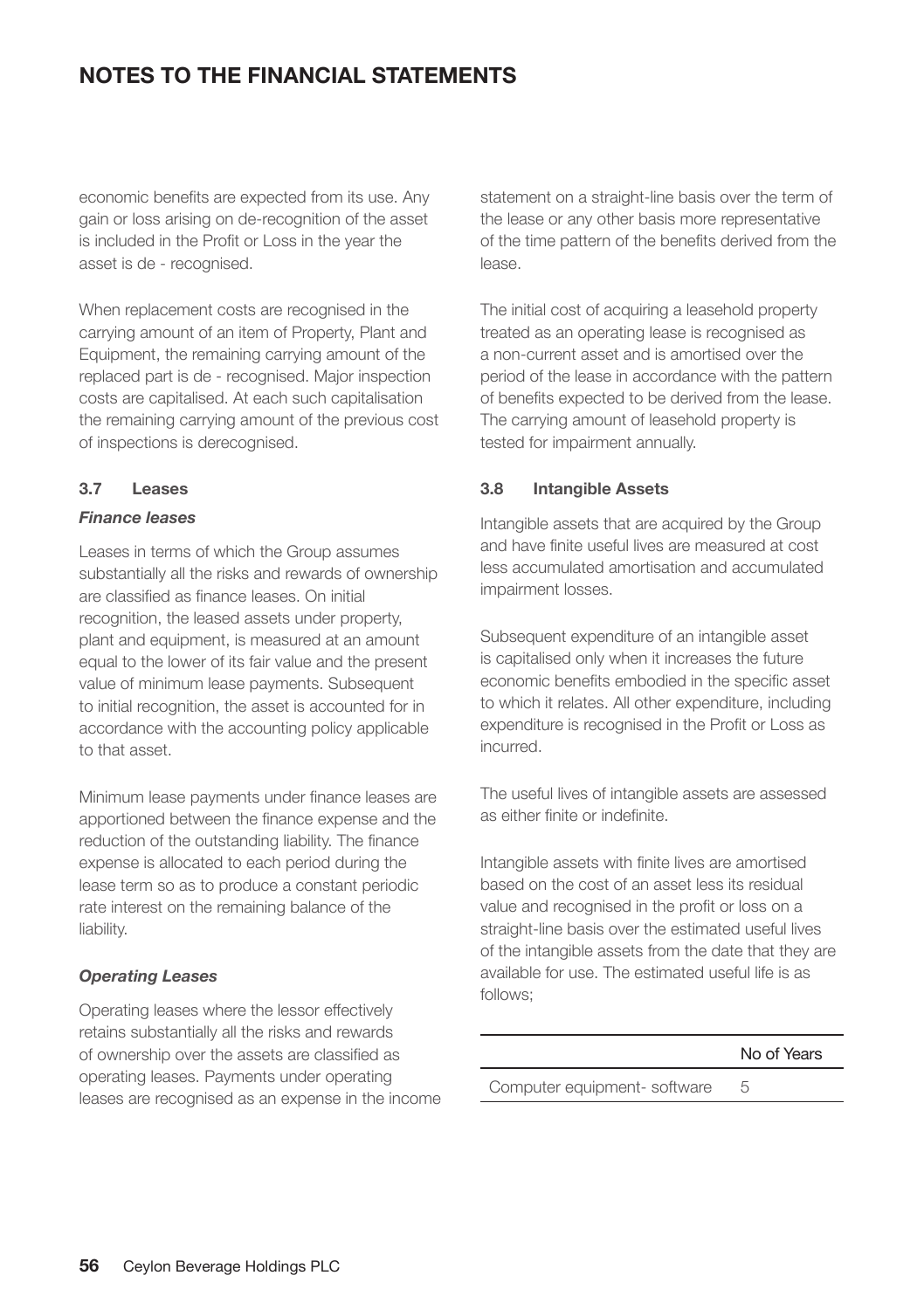# NOTES TO THE FINANCIAL STATEMENTS

economic benefits are expected from its use. Any gain or loss arising on de-recognition of the asset is included in the Profit or Loss in the year the asset is de - recognised.

When replacement costs are recognised in the carrying amount of an item of Property, Plant and Equipment, the remaining carrying amount of the replaced part is de - recognised. Major inspection costs are capitalised. At each such capitalisation the remaining carrying amount of the previous cost of inspections is derecognised.

### 3.7 Leases

#### *Finance leases*

Leases in terms of which the Group assumes substantially all the risks and rewards of ownership are classified as finance leases. On initial recognition, the leased assets under property, plant and equipment, is measured at an amount equal to the lower of its fair value and the present value of minimum lease payments. Subsequent to initial recognition, the asset is accounted for in accordance with the accounting policy applicable to that asset.

Minimum lease payments under finance leases are apportioned between the finance expense and the reduction of the outstanding liability. The finance expense is allocated to each period during the lease term so as to produce a constant periodic rate interest on the remaining balance of the liability.

#### *Operating Leases*

Operating leases where the lessor effectively retains substantially all the risks and rewards of ownership over the assets are classified as operating leases. Payments under operating leases are recognised as an expense in the income statement on a straight-line basis over the term of the lease or any other basis more representative of the time pattern of the benefits derived from the lease.

The initial cost of acquiring a leasehold property treated as an operating lease is recognised as a non-current asset and is amortised over the period of the lease in accordance with the pattern of benefits expected to be derived from the lease. The carrying amount of leasehold property is tested for impairment annually.

### 3.8 Intangible Assets

Intangible assets that are acquired by the Group and have finite useful lives are measured at cost less accumulated amortisation and accumulated impairment losses.

Subsequent expenditure of an intangible asset is capitalised only when it increases the future economic benefits embodied in the specific asset to which it relates. All other expenditure, including expenditure is recognised in the Profit or Loss as incurred.

The useful lives of intangible assets are assessed as either finite or indefinite.

Intangible assets with finite lives are amortised based on the cost of an asset less its residual value and recognised in the profit or loss on a straight-line basis over the estimated useful lives of the intangible assets from the date that they are available for use. The estimated useful life is as follows;

| | No of Years |
|---|---|
| Computer equipment- software | 5 |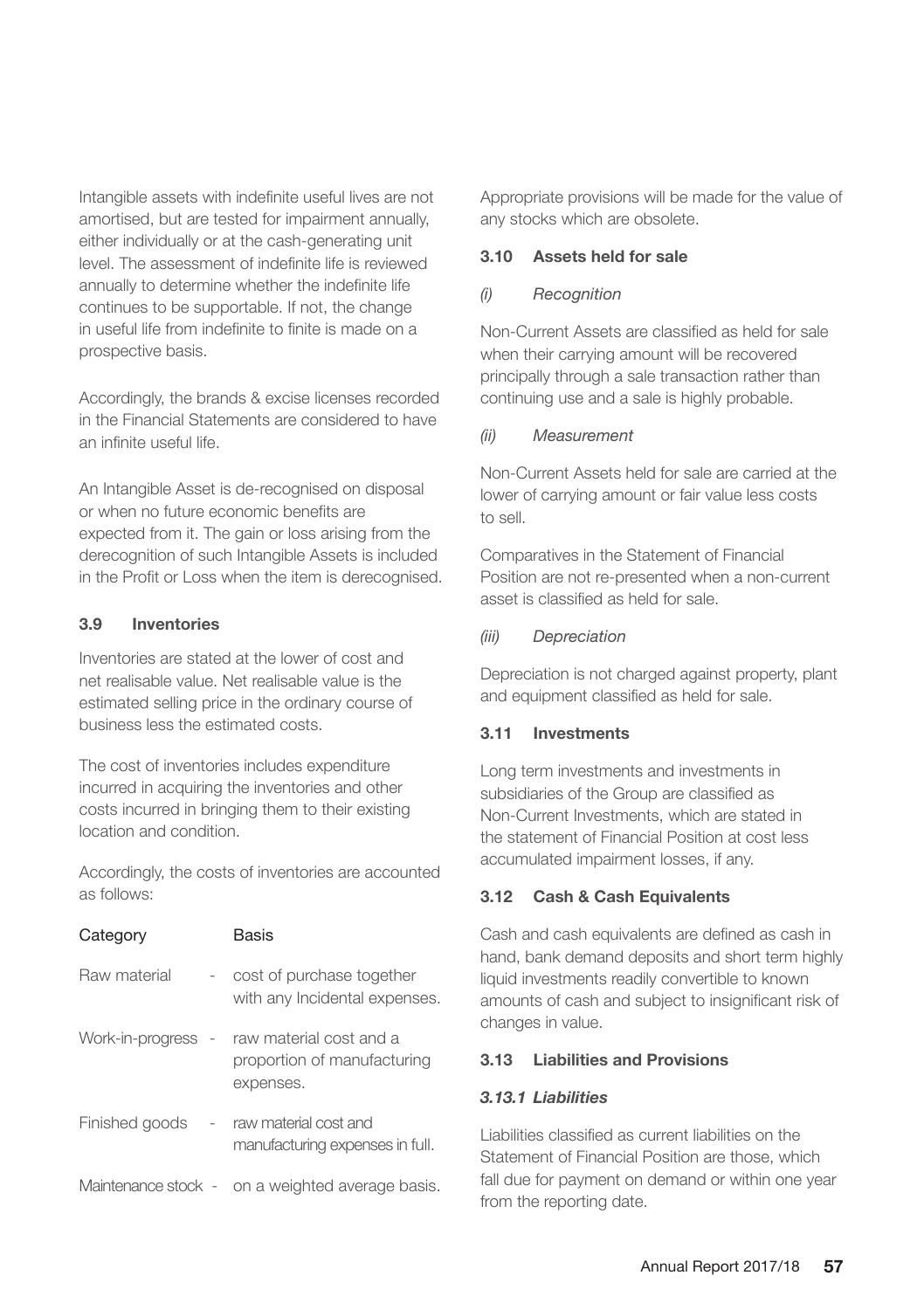Intangible assets with indefinite useful lives are not amortised, but are tested for impairment annually, either individually or at the cash-generating unit level. The assessment of indefinite life is reviewed annually to determine whether the indefinite life continues to be supportable. If not, the change in useful life from indefinite to finite is made on a prospective basis.

Accordingly, the brands & excise licenses recorded in the Financial Statements are considered to have an infinite useful life.

An Intangible Asset is de-recognised on disposal or when no future economic benefits are expected from it. The gain or loss arising from the derecognition of such Intangible Assets is included in the Profit or Loss when the item is derecognised.

### 3.9 Inventories

Inventories are stated at the lower of cost and net realisable value. Net realisable value is the estimated selling price in the ordinary course of business less the estimated costs.

The cost of inventories includes expenditure incurred in acquiring the inventories and other costs incurred in bringing them to their existing location and condition.

Accordingly, the costs of inventories are accounted as follows:

| Category | | Basis |
|---|---|---|
| Raw material | - | cost of purchase together with any Incidental expenses. |
| Work-in-progress | - | raw material cost and a proportion of manufacturing expenses. |
| Finished goods | - | raw material cost and manufacturing expenses in full. |
| Maintenance stock | - | on a weighted average basis. |

Appropriate provisions will be made for the value of any stocks which are obsolete.

### 3.10 Assets held for sale

*(i) Recognition*

Non-Current Assets are classified as held for sale when their carrying amount will be recovered principally through a sale transaction rather than continuing use and a sale is highly probable.

*(ii) Measurement*

Non-Current Assets held for sale are carried at the lower of carrying amount or fair value less costs to sell.

Comparatives in the Statement of Financial Position are not re-presented when a non-current asset is classified as held for sale.

*(iii) Depreciation*

Depreciation is not charged against property, plant and equipment classified as held for sale.

### 3.11 Investments

Long term investments and investments in subsidiaries of the Group are classified as Non-Current Investments, which are stated in the statement of Financial Position at cost less accumulated impairment losses, if any.

### 3.12 Cash & Cash Equivalents

Cash and cash equivalents are defined as cash in hand, bank demand deposits and short term highly liquid investments readily convertible to known amounts of cash and subject to insignificant risk of changes in value.

### 3.13 Liabilities and Provisions

#### *3.13.1 Liabilities*

Liabilities classified as current liabilities on the Statement of Financial Position are those, which fall due for payment on demand or within one year from the reporting date.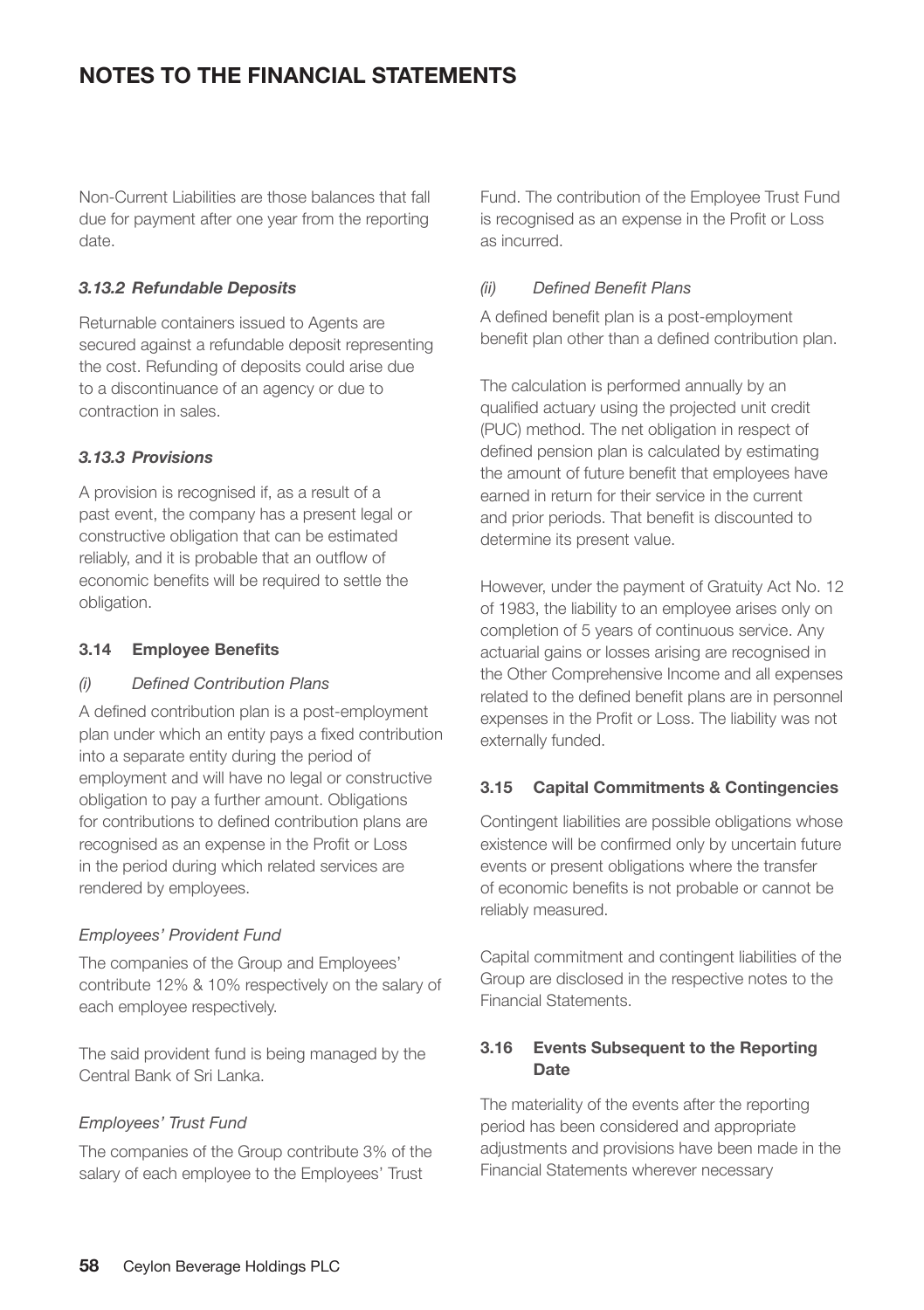# NOTES TO THE FINANCIAL STATEMENTS

Non-Current Liabilities are those balances that fall due for payment after one year from the reporting date.

### *3.13.2 Refundable Deposits*

Returnable containers issued to Agents are secured against a refundable deposit representing the cost. Refunding of deposits could arise due to a discontinuance of an agency or due to contraction in sales.

### *3.13.3 Provisions*

A provision is recognised if, as a result of a past event, the company has a present legal or constructive obligation that can be estimated reliably, and it is probable that an outflow of economic benefits will be required to settle the obligation.

### 3.14 Employee Benefits

*(i) Defined Contribution Plans*

A defined contribution plan is a post-employment plan under which an entity pays a fixed contribution into a separate entity during the period of employment and will have no legal or constructive obligation to pay a further amount. Obligations for contributions to defined contribution plans are recognised as an expense in the Profit or Loss in the period during which related services are rendered by employees.

*Employees' Provident Fund*

The companies of the Group and Employees' contribute 12% & 10% respectively on the salary of each employee respectively.

The said provident fund is being managed by the Central Bank of Sri Lanka.

*Employees' Trust Fund*

The companies of the Group contribute 3% of the salary of each employee to the Employees' Trust Fund. The contribution of the Employee Trust Fund is recognised as an expense in the Profit or Loss as incurred.

*(ii) Defined Benefit Plans*

A defined benefit plan is a post-employment benefit plan other than a defined contribution plan.

The calculation is performed annually by an qualified actuary using the projected unit credit (PUC) method. The net obligation in respect of defined pension plan is calculated by estimating the amount of future benefit that employees have earned in return for their service in the current and prior periods. That benefit is discounted to determine its present value.

However, under the payment of Gratuity Act No. 12 of 1983, the liability to an employee arises only on completion of 5 years of continuous service. Any actuarial gains or losses arising are recognised in the Other Comprehensive Income and all expenses related to the defined benefit plans are in personnel expenses in the Profit or Loss. The liability was not externally funded.

### 3.15 Capital Commitments & Contingencies

Contingent liabilities are possible obligations whose existence will be confirmed only by uncertain future events or present obligations where the transfer of economic benefits is not probable or cannot be reliably measured.

Capital commitment and contingent liabilities of the Group are disclosed in the respective notes to the Financial Statements.

### 3.16 Events Subsequent to the Reporting Date

The materiality of the events after the reporting period has been considered and appropriate adjustments and provisions have been made in the Financial Statements wherever necessary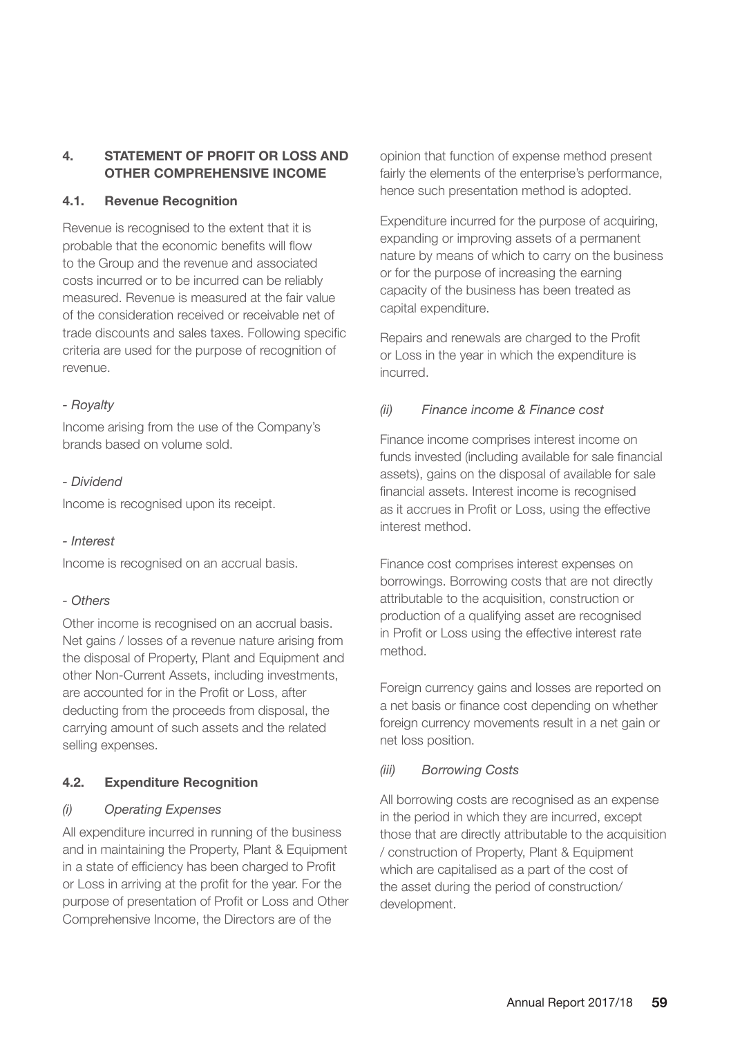## 4. STATEMENT OF PROFIT OR LOSS AND OTHER COMPREHENSIVE INCOME

### 4.1. Revenue Recognition

Revenue is recognised to the extent that it is probable that the economic benefits will flow to the Group and the revenue and associated costs incurred or to be incurred can be reliably measured. Revenue is measured at the fair value of the consideration received or receivable net of trade discounts and sales taxes. Following specific criteria are used for the purpose of recognition of revenue.

*- Royalty*

Income arising from the use of the Company's brands based on volume sold.

*- Dividend*

Income is recognised upon its receipt.

*- Interest*

Income is recognised on an accrual basis.

*- Others*

Other income is recognised on an accrual basis. Net gains / losses of a revenue nature arising from the disposal of Property, Plant and Equipment and other Non-Current Assets, including investments, are accounted for in the Profit or Loss, after deducting from the proceeds from disposal, the carrying amount of such assets and the related selling expenses.

### 4.2. Expenditure Recognition

*(i) Operating Expenses*

All expenditure incurred in running of the business and in maintaining the Property, Plant & Equipment in a state of efficiency has been charged to Profit or Loss in arriving at the profit for the year. For the purpose of presentation of Profit or Loss and Other Comprehensive Income, the Directors are of the opinion that function of expense method present fairly the elements of the enterprise's performance, hence such presentation method is adopted.

Expenditure incurred for the purpose of acquiring, expanding or improving assets of a permanent nature by means of which to carry on the business or for the purpose of increasing the earning capacity of the business has been treated as capital expenditure.

Repairs and renewals are charged to the Profit or Loss in the year in which the expenditure is incurred.

*(ii) Finance income & Finance cost*

Finance income comprises interest income on funds invested (including available for sale financial assets), gains on the disposal of available for sale financial assets. Interest income is recognised as it accrues in Profit or Loss, using the effective interest method.

Finance cost comprises interest expenses on borrowings. Borrowing costs that are not directly attributable to the acquisition, construction or production of a qualifying asset are recognised in Profit or Loss using the effective interest rate method.

Foreign currency gains and losses are reported on a net basis or finance cost depending on whether foreign currency movements result in a net gain or net loss position.

*(iii) Borrowing Costs*

All borrowing costs are recognised as an expense in the period in which they are incurred, except those that are directly attributable to the acquisition / construction of Property, Plant & Equipment which are capitalised as a part of the cost of the asset during the period of construction/ development.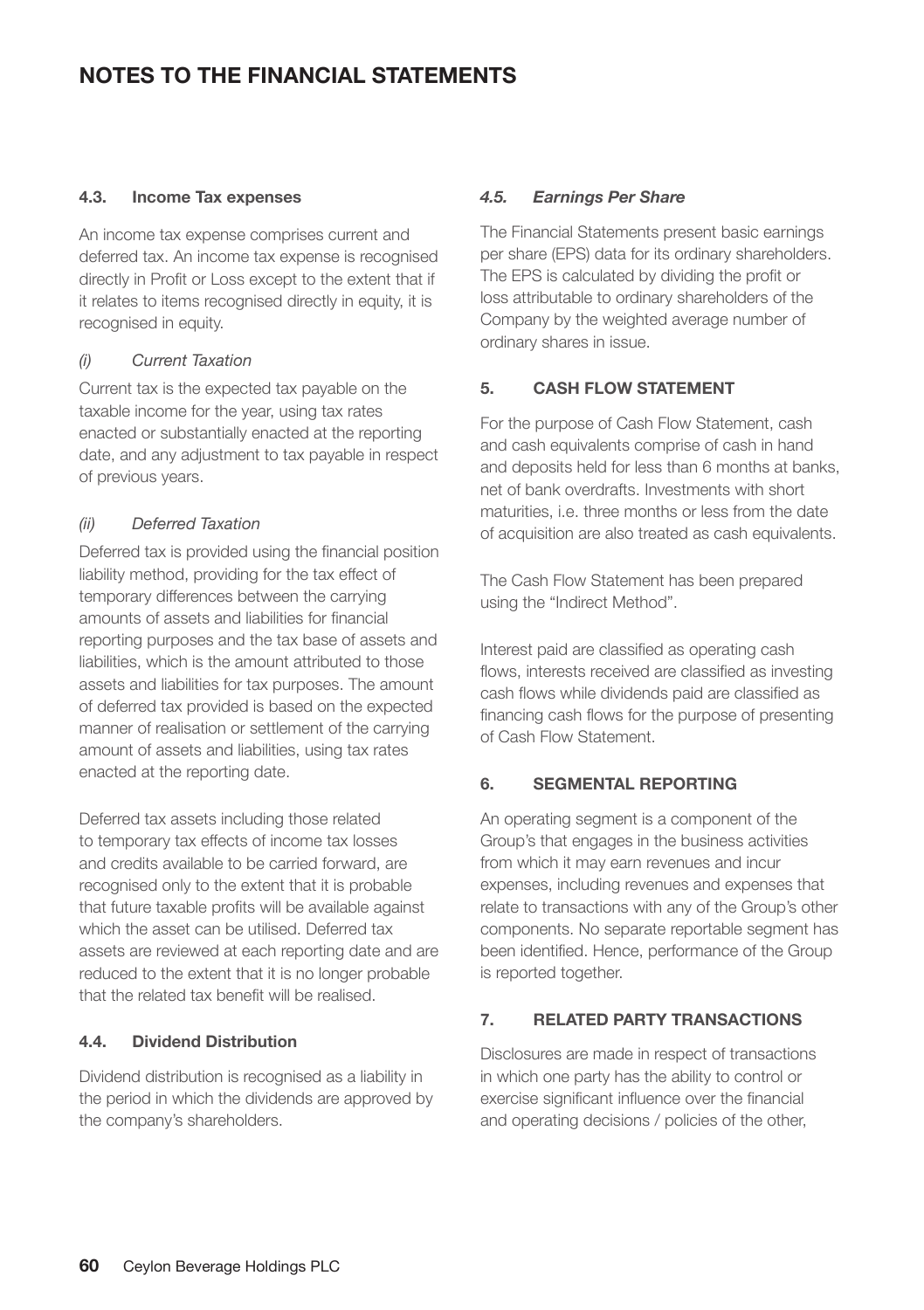# NOTES TO THE FINANCIAL STATEMENTS

### 4.3. Income Tax expenses

An income tax expense comprises current and deferred tax. An income tax expense is recognised directly in Profit or Loss except to the extent that if it relates to items recognised directly in equity, it is recognised in equity.

*(i) Current Taxation*

Current tax is the expected tax payable on the taxable income for the year, using tax rates enacted or substantially enacted at the reporting date, and any adjustment to tax payable in respect of previous years.

*(ii) Deferred Taxation*

Deferred tax is provided using the financial position liability method, providing for the tax effect of temporary differences between the carrying amounts of assets and liabilities for financial reporting purposes and the tax base of assets and liabilities, which is the amount attributed to those assets and liabilities for tax purposes. The amount of deferred tax provided is based on the expected manner of realisation or settlement of the carrying amount of assets and liabilities, using tax rates enacted at the reporting date.

Deferred tax assets including those related to temporary tax effects of income tax losses and credits available to be carried forward, are recognised only to the extent that it is probable that future taxable profits will be available against which the asset can be utilised. Deferred tax assets are reviewed at each reporting date and are reduced to the extent that it is no longer probable that the related tax benefit will be realised.

### 4.4. Dividend Distribution

Dividend distribution is recognised as a liability in the period in which the dividends are approved by the company's shareholders.

### *4.5. Earnings Per Share*

The Financial Statements present basic earnings per share (EPS) data for its ordinary shareholders. The EPS is calculated by dividing the profit or loss attributable to ordinary shareholders of the Company by the weighted average number of ordinary shares in issue.

## 5. CASH FLOW STATEMENT

For the purpose of Cash Flow Statement, cash and cash equivalents comprise of cash in hand and deposits held for less than 6 months at banks, net of bank overdrafts. Investments with short maturities, i.e. three months or less from the date of acquisition are also treated as cash equivalents.

The Cash Flow Statement has been prepared using the "Indirect Method".

Interest paid are classified as operating cash flows, interests received are classified as investing cash flows while dividends paid are classified as financing cash flows for the purpose of presenting of Cash Flow Statement.

## 6. SEGMENTAL REPORTING

An operating segment is a component of the Group's that engages in the business activities from which it may earn revenues and incur expenses, including revenues and expenses that relate to transactions with any of the Group's other components. No separate reportable segment has been identified. Hence, performance of the Group is reported together.

## 7. RELATED PARTY TRANSACTIONS

Disclosures are made in respect of transactions in which one party has the ability to control or exercise significant influence over the financial and operating decisions / policies of the other,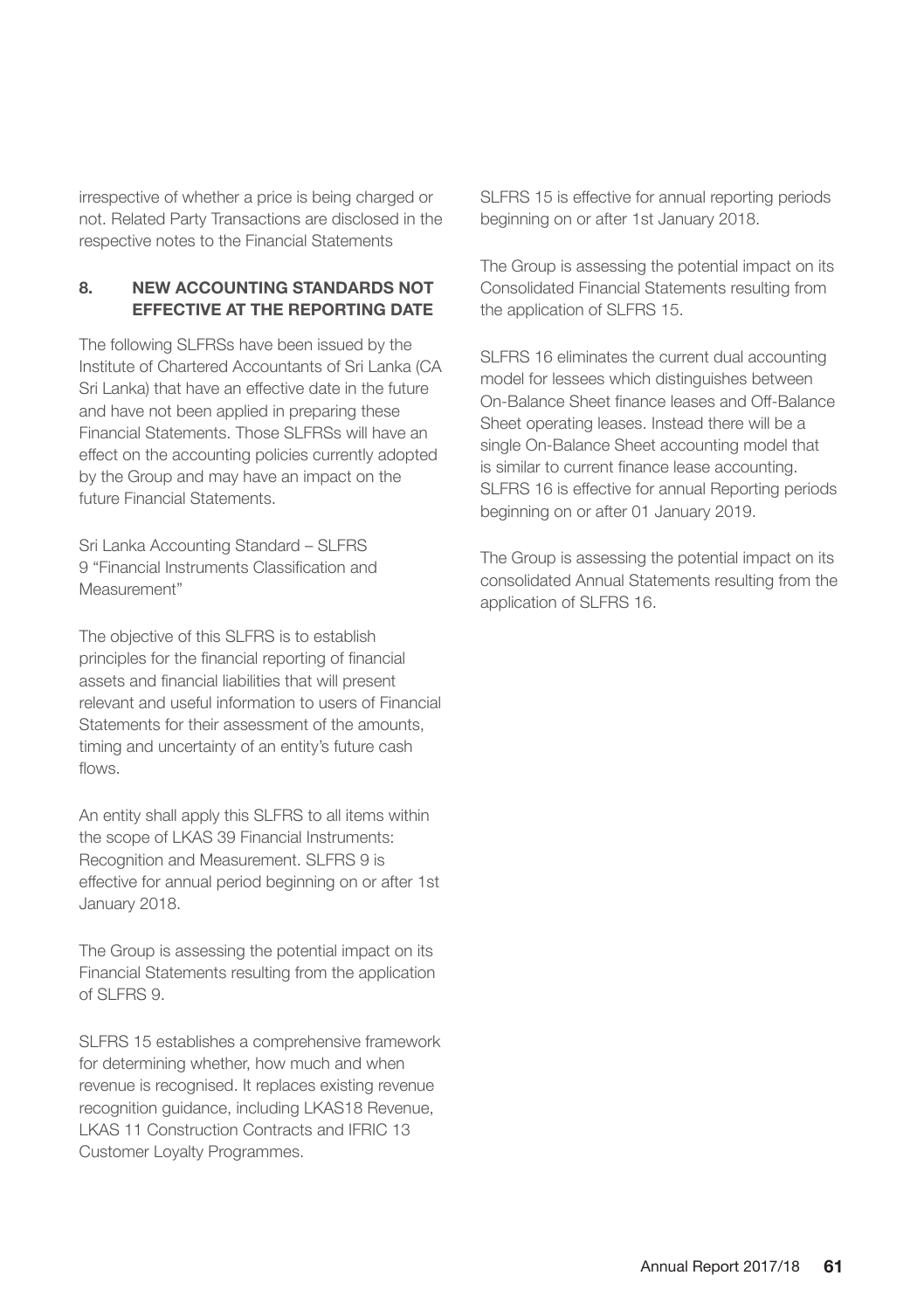irrespective of whether a price is being charged or not. Related Party Transactions are disclosed in the respective notes to the Financial Statements

## 8. NEW ACCOUNTING STANDARDS NOT EFFECTIVE AT THE REPORTING DATE

The following SLFRSs have been issued by the Institute of Chartered Accountants of Sri Lanka (CA Sri Lanka) that have an effective date in the future and have not been applied in preparing these Financial Statements. Those SLFRSs will have an effect on the accounting policies currently adopted by the Group and may have an impact on the future Financial Statements.

Sri Lanka Accounting Standard – SLFRS 9 "Financial Instruments Classification and Measurement"

The objective of this SLFRS is to establish principles for the financial reporting of financial assets and financial liabilities that will present relevant and useful information to users of Financial Statements for their assessment of the amounts, timing and uncertainty of an entity's future cash flows.

An entity shall apply this SLFRS to all items within the scope of LKAS 39 Financial Instruments: Recognition and Measurement. SLFRS 9 is effective for annual period beginning on or after 1st January 2018.

The Group is assessing the potential impact on its Financial Statements resulting from the application of SLFRS 9.

SLFRS 15 establishes a comprehensive framework for determining whether, how much and when revenue is recognised. It replaces existing revenue recognition guidance, including LKAS18 Revenue, LKAS 11 Construction Contracts and IFRIC 13 Customer Loyalty Programmes.

SLFRS 15 is effective for annual reporting periods beginning on or after 1st January 2018.

The Group is assessing the potential impact on its Consolidated Financial Statements resulting from the application of SLFRS 15.

SLFRS 16 eliminates the current dual accounting model for lessees which distinguishes between On-Balance Sheet finance leases and Off-Balance Sheet operating leases. Instead there will be a single On-Balance Sheet accounting model that is similar to current finance lease accounting. SLFRS 16 is effective for annual Reporting periods beginning on or after 01 January 2019.

The Group is assessing the potential impact on its consolidated Annual Statements resulting from the application of SLFRS 16.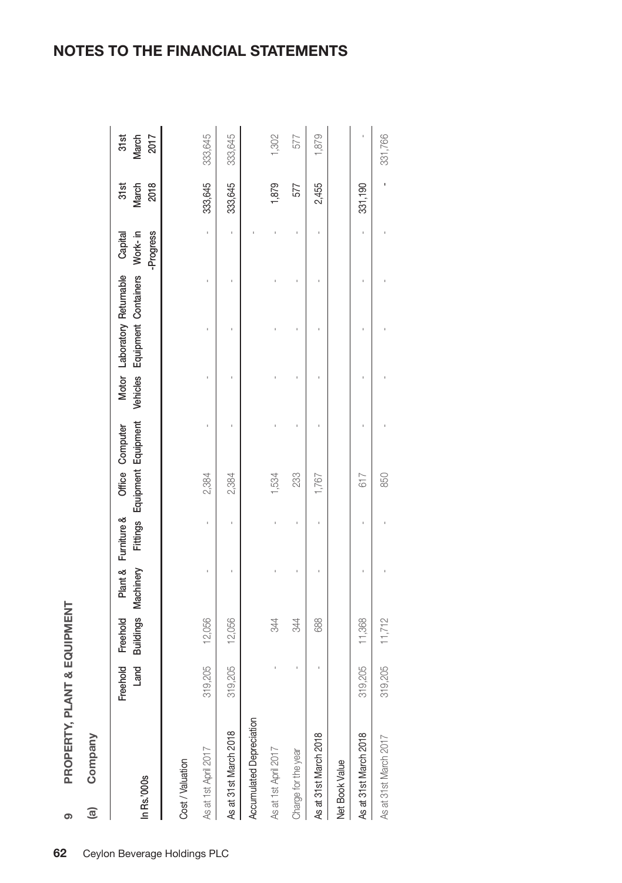# NOTES TO THE FINANCIAL STATEMENTS

## 9 PROPERTY, PLANT & EQUIPMENT

### (a) Company

| In Rs.'000s | Freehold Land | Freehold Buildings | Plant & Machinery | Furniture & Fittings | Office Equipment | Computer Equipment | Motor Vehicles | Laboratory Equipment | Returnable Containers | Capital Work- in -Progress | 31st March 2018 | 31st March 2017 |
|---|---|---|---|---|---|---|---|---|---|---|---|---|
| Cost / Valuation | | | | | | | | | | | | |
| As at 1st April 2017 | 319,205 | 12,056 | - | - | 2,384 | - | - | - | - | - | 333,645 | 333,645 |
| As at 31st March 2018 | 319,205 | 12,056 | - | - | 2,384 | - | - | - | - | - | 333,645 | 333,645 |
| Accumulated Depreciation | | | | | | | | | | - | | |
| As at 1st April 2017 | - | 344 | - | - | 1,534 | - | - | - | - | - | 1,879 | 1,302 |
| Charge for the year | - | 344 | - | - | 233 | - | - | - | - | - | 577 | 577 |
| As at 31st March 2018 | - | 688 | - | - | 1,767 | - | - | - | - | - | 2,455 | 1,879 |
| Net Book Value | | | | | | | | | | | | |
| As at 31st March 2018 | 319,205 | 11,368 | - | - | 617 | - | - | - | - | - | 331,190 | - |
| As at 31st March 2017 | 319,205 | 11,712 | - | - | 850 | - | - | - | - | - | - | 331,766 |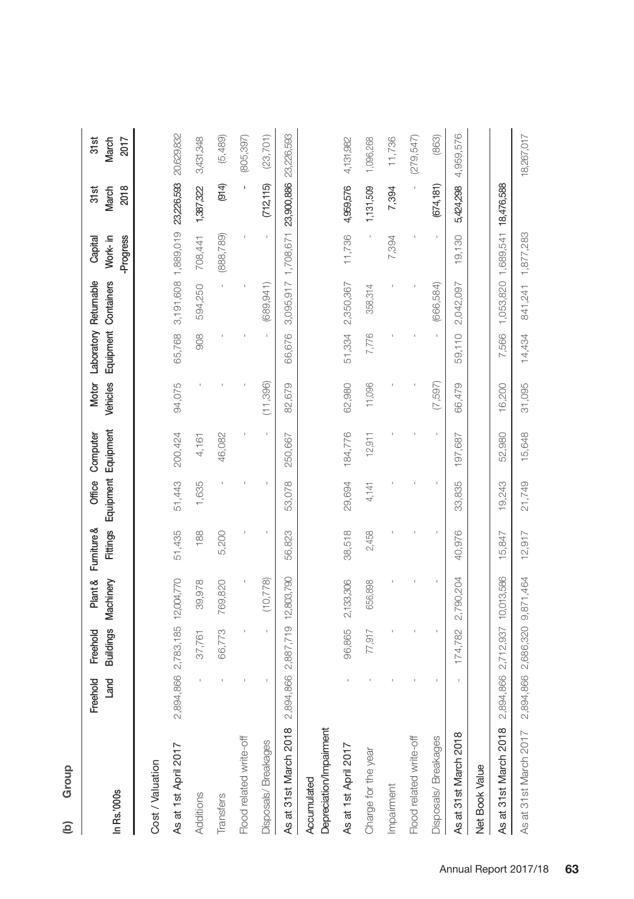(b) Group

| In Rs.'000s | Freehold Land | Freehold Buildings | Plant & Machinery | Furniture & Fittings | Office Equipment | Computer Equipment | Motor Vehicles | Laboratory Equipment | Returnable Containers | Capital Work- in -Progress | 31st March 2018 | 31st March 2017 |
|---|---|---|---|---|---|---|---|---|---|---|---|---|
| **Cost / Valuation** | | | | | | | | | | | | |
| As at 1st April 2017 | 2,894,866 | 2,783,185 | 12,004,770 | 51,435 | 51,443 | 200,424 | 94,075 | 65,768 | 3,191,608 | 1,889,019 | 23,226,593 | 20,629,832 |
| Additions | - | 37,761 | 39,978 | 188 | 1,635 | 4,161 | - | 908 | 594,250 | 708,441 | 1,387,322 | 3,431,348 |
| Transfers | - | 66,773 | 769,820 | 5,200 | - | 46,082 | - | - | - | (888,789) | (914) | (5,489) |
| Flood related write-off | - | - | - | - | - | - | - | - | - | - | - | (805,397) |
| Disposals/ Breakages | - | - | (10,778) | - | - | - | (11,396) | - | (689,941) | - | (712,115) | (23,701) |
| As at 31st March 2018 | 2,894,866 | 2,887,719 | 12,803,790 | 56,823 | 53,078 | 250,667 | 82,679 | 66,676 | 3,095,917 | 1,708,671 | 23,900,886 | 23,226,593 |
| **Accumulated Depreciation/Impairment** | | | | | | | | | | | | |
| As at 1st April 2017 | - | 96,865 | 2,133,306 | 38,518 | 29,694 | 184,776 | 62,980 | 51,334 | 2,350,367 | 11,736 | 4,959,576 | 4,131,982 |
| Charge for the year | - | 77,917 | 656,898 | 2,458 | 4,141 | 12,911 | 11,096 | 7,776 | 358,314 | - | 1,131,509 | 1,096,268 |
| Impairment | - | - | - | - | - | - | - | - | - | 7,394 | 7,394 | 11,736 |
| Flood related write-off | - | - | - | - | - | - | - | - | - | - | - | (279,547) |
| Disposals/ Breakages | - | - | - | - | - | - | (7,597) | - | (666,584) | - | (674,181) | (863) |
| As at 31st March 2018 | - | 174,782 | 2,790,204 | 40,976 | 33,835 | 197,687 | 66,479 | 59,110 | 2,042,097 | 19,130 | 5,424,298 | 4,959,576 |
| **Net Book Value** | | | | | | | | | | | | |
| As at 31st March 2018 | 2,894,866 | 2,712,937 | 10,013,586 | 15,847 | 19,243 | 52,980 | 16,200 | 7,566 | 1,053,820 | 1,689,541 | 18,476,588 | |
| As at 31st March 2017 | 2,894,866 | 2,686,320 | 9,871,464 | 12,917 | 21,749 | 15,648 | 31,095 | 14,434 | 841,241 | 1,877,283 | | 18,267,017 |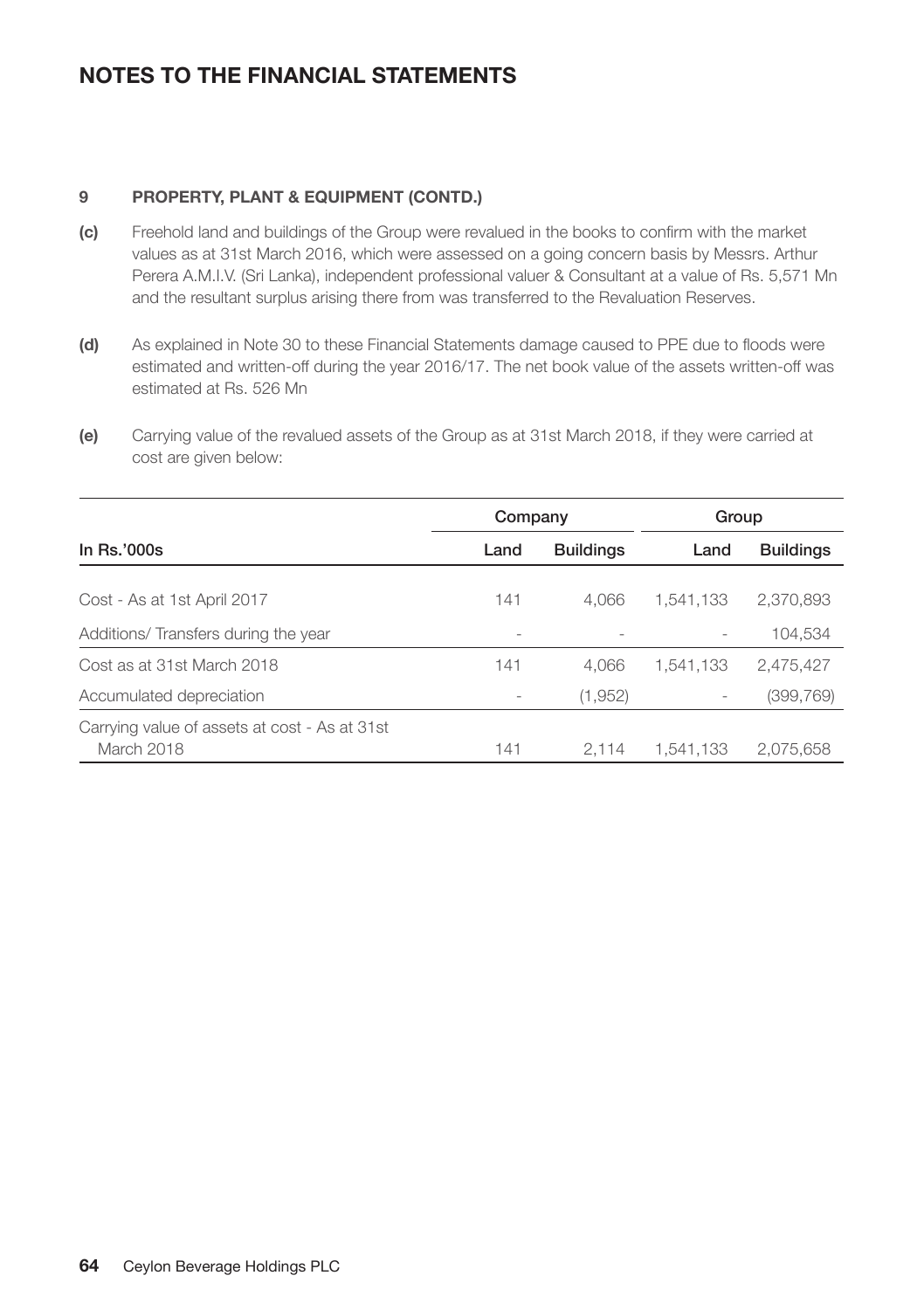# NOTES TO THE FINANCIAL STATEMENTS

**9 PROPERTY, PLANT & EQUIPMENT (CONTD.)**

**(c)** Freehold land and buildings of the Group were revalued in the books to confirm with the market values as at 31st March 2016, which were assessed on a going concern basis by Messrs. Arthur Perera A.M.I.V. (Sri Lanka), independent professional valuer & Consultant at a value of Rs. 5,571 Mn and the resultant surplus arising there from was transferred to the Revaluation Reserves.

**(d)** As explained in Note 30 to these Financial Statements damage caused to PPE due to floods were estimated and written-off during the year 2016/17. The net book value of the assets written-off was estimated at Rs. 526 Mn

**(e)** Carrying value of the revalued assets of the Group as at 31st March 2018, if they were carried at cost are given below:

| | Company | | Group | |
|---|---|---|---|---|
| **In Rs.'000s** | **Land** | **Buildings** | **Land** | **Buildings** |
| Cost - As at 1st April 2017 | 141 | 4,066 | 1,541,133 | 2,370,893 |
| Additions/ Transfers during the year | - | - | - | 104,534 |
| Cost as at 31st March 2018 | 141 | 4,066 | 1,541,133 | 2,475,427 |
| Accumulated depreciation | - | (1,952) | - | (399,769) |
| Carrying value of assets at cost - As at 31st March 2018 | 141 | 2,114 | 1,541,133 | 2,075,658 |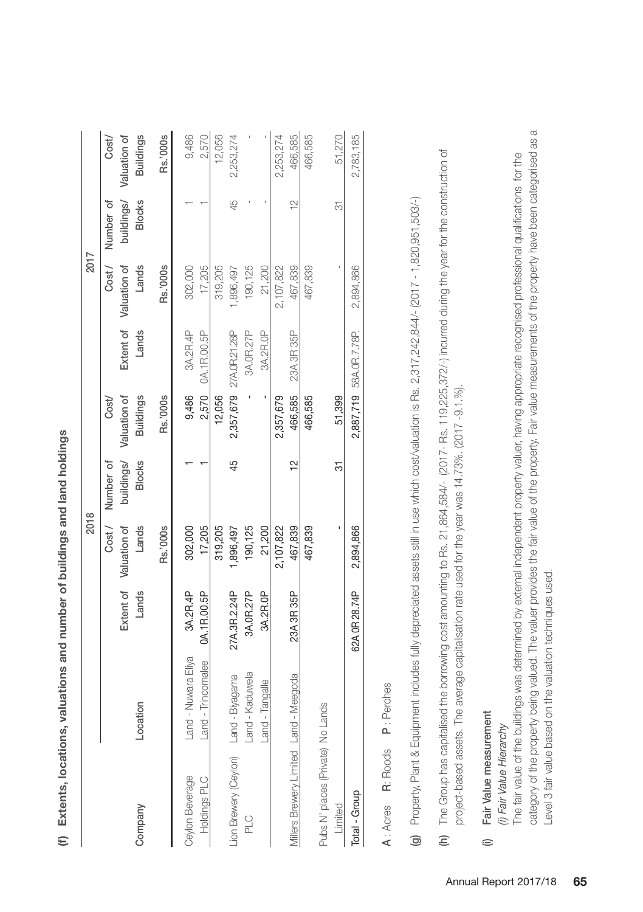**(f) Extents, locations, valuations and number of buildings and land holdings**

| | | 2018 | | | | 2017 | | | |
|---|---|---|---|---|---|---|---|---|---|
| Company | Location | Extent of Lands | Cost / Valuation of Lands | Number of buildings/ Blocks | Cost/ Valuation of Buildings | Extent of Lands | Cost / Valuation of Lands | Number of buildings/ Blocks | Cost/ Valuation of Buildings |
| | | | Rs.'000s | | Rs.'000s | | Rs.'000s | | Rs.'000s |
| Ceylon Beverage | Land - Nuwara Eliya | 3A.2R.4P | 302,000 | 1 | 9,486 | 3A.2R.4P | 302,000 | 1 | 9,486 |
| Holdings PLC | Land - Trincomalee | 0A.1R.00.5P | 17,205 | 1 | 2,570 | 0A.1R.00.5P | 17,205 | 1 | 2,570 |
| | | | 319,205 | | 12,056 | | 319,205 | | 12,056 |
| Lion Brewery (Ceylon) | Land - Biyagama | 27A.3R.2.24P | 1,896,497 | 45 | 2,357,679 | 27A.0R.21.28P | 1,896,497 | 45 | 2,253,274 |
| PLC | Land - Kaduwela | 3A.0R.27P | 190,125 | | - | 3A.0R.27P | 190,125 | - | - |
| | Land - Tangalle | 3A.2R.0P | 21,200 | | - | 3A.2R.0P | 21,200 | - | - |
| | | | 2,107,822 | | 2,357,679 | | 2,107,822 | | 2,253,274 |
| Millers Brewery Limited | Land - Meegoda | 23A 3R 35P | 467,839 | 12 | 466,585 | 23A 3R 35P | 467,839 | 12 | 466,585 |
| | | | 467,839 | | 466,585 | | 467,839 | | 466,585 |
| Pubs N' places (Private) Limited | No Lands | | - | 31 | 51,399 | | - | 31 | 51,270 |
| Total - Group | | 62A 0R 28.74P | 2,894,866 | | 2,887,719 | 58A.0R.7.78P. | 2,894,866 | | 2,783,185 |

A : Acres R: Roods P : Perches

**(g)** Property, Plant & Equipment includes fully depreciated assets still in use which cost/valuation is Rs. 2,317,242,844/- (2017 - 1,820,951,503/-)

**(h)** The Group has capitalised the borrowing cost amounting to Rs. 21,864,584/- (2017 - Rs. 119,225,372/-) incurred during the year for the construction of project-based assets. The average capitalisation rate used for the year was 14.73%. (2017 -9.1.%).

**(i) Fair Value measurement**

*(i) Fair Value Hierarchy*

The fair value of the buildings was determined by external independent property valuer, having appropriate recognised professional qualifications for the category of the property being valued. The valuer provides the fair value of the property. Fair value measurements of the property have been categorised as a Level 3 fair value based on the valuation techniques used.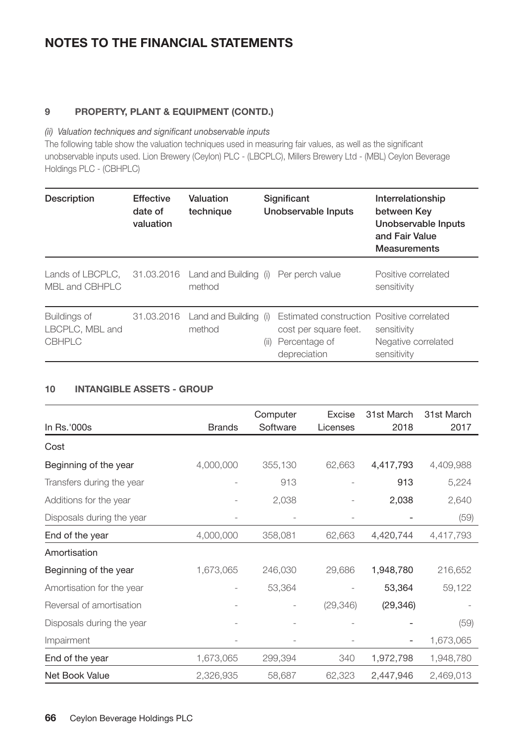# NOTES TO THE FINANCIAL STATEMENTS

## 9 PROPERTY, PLANT & EQUIPMENT (CONTD.)

*(ii) Valuation techniques and significant unobservable inputs*

The following table show the valuation techniques used in measuring fair values, as well as the significant unobservable inputs used. Lion Brewery (Ceylon) PLC - (LBCPLC), Millers Brewery Ltd - (MBL) Ceylon Beverage Holdings PLC - (CBHPLC)

| Description | Effective date of valuation | Valuation technique | Significant Unobservable Inputs | Interrelationship between Key Unobservable Inputs and Fair Value Measurements |
|---|---|---|---|---|
| Lands of LBCPLC, MBL and CBHPLC | 31.03.2016 | Land and Building method | (i) Per perch value | Positive correlated sensitivity |
| Buildings of LBCPLC, MBL and CBHPLC | 31.03.2016 | Land and Building method | (i) Estimated construction cost per square feet.<br>(ii) Percentage of depreciation | Positive correlated sensitivity<br>Negative correlated sensitivity |

## 10 INTANGIBLE ASSETS - GROUP

| In Rs.'000s | Brands | Computer Software | Excise Licenses | 31st March 2018 | 31st March 2017 |
|---|---|---|---|---|---|
| Cost | | | | | |
| Beginning of the year | 4,000,000 | 355,130 | 62,663 | 4,417,793 | 4,409,988 |
| Transfers during the year | - | 913 | - | 913 | 5,224 |
| Additions for the year | - | 2,038 | - | 2,038 | 2,640 |
| Disposals during the year | - | - | - | - | (59) |
| End of the year | 4,000,000 | 358,081 | 62,663 | 4,420,744 | 4,417,793 |
| Amortisation | | | | | |
| Beginning of the year | 1,673,065 | 246,030 | 29,686 | 1,948,780 | 216,652 |
| Amortisation for the year | - | 53,364 | - | 53,364 | 59,122 |
| Reversal of amortisation | - | - | (29,346) | (29,346) | - |
| Disposals during the year | - | - | - | - | (59) |
| Impairment | - | - | - | - | 1,673,065 |
| End of the year | 1,673,065 | 299,394 | 340 | 1,972,798 | 1,948,780 |
| Net Book Value | 2,326,935 | 58,687 | 62,323 | 2,447,946 | 2,469,013 |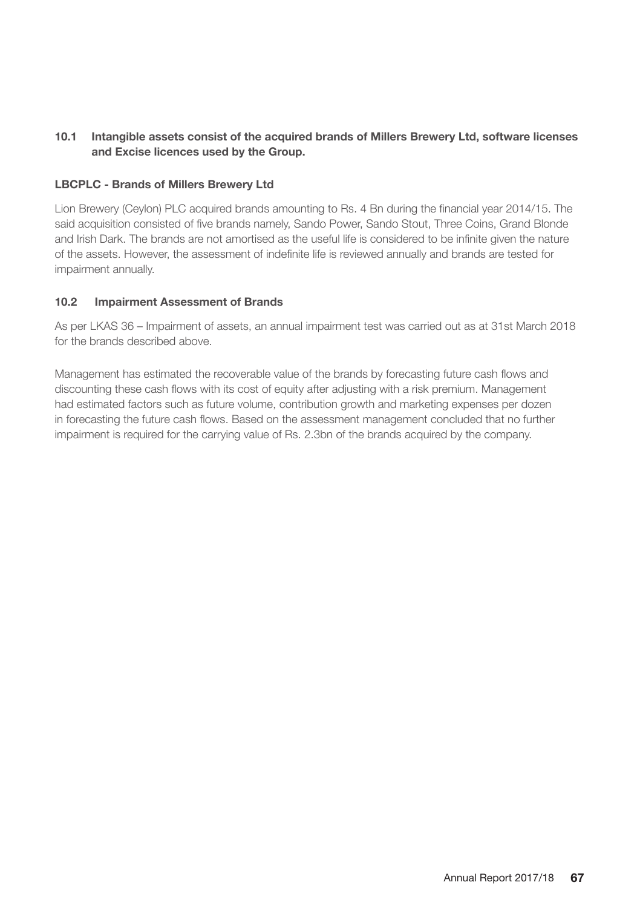### 10.1 Intangible assets consist of the acquired brands of Millers Brewery Ltd, software licenses and Excise licences used by the Group.

**LBCPLC - Brands of Millers Brewery Ltd**

Lion Brewery (Ceylon) PLC acquired brands amounting to Rs. 4 Bn during the financial year 2014/15. The said acquisition consisted of five brands namely, Sando Power, Sando Stout, Three Coins, Grand Blonde and Irish Dark. The brands are not amortised as the useful life is considered to be infinite given the nature of the assets. However, the assessment of indefinite life is reviewed annually and brands are tested for impairment annually.

### 10.2 Impairment Assessment of Brands

As per LKAS 36 – Impairment of assets, an annual impairment test was carried out as at 31st March 2018 for the brands described above.

Management has estimated the recoverable value of the brands by forecasting future cash flows and discounting these cash flows with its cost of equity after adjusting with a risk premium. Management had estimated factors such as future volume, contribution growth and marketing expenses per dozen in forecasting the future cash flows. Based on the assessment management concluded that no further impairment is required for the carrying value of Rs. 2.3bn of the brands acquired by the company.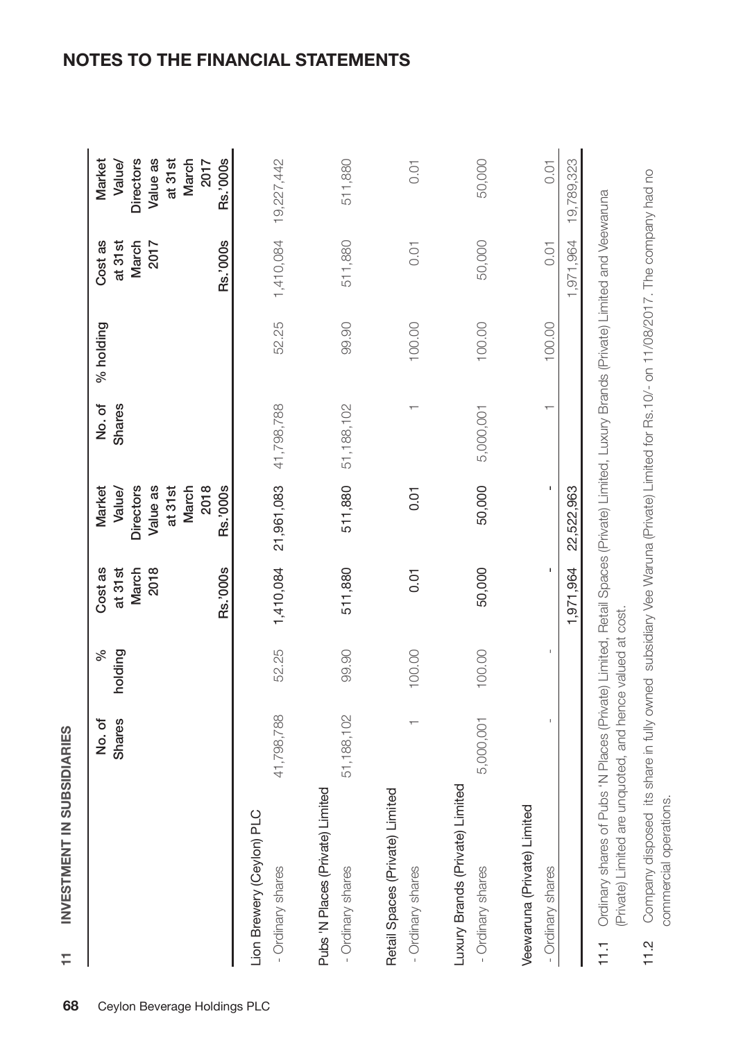## NOTES TO THE FINANCIAL STATEMENTS

### 11 INVESTMENT IN SUBSIDIARIES

| | No. of Shares | % holding | Cost as at 31st March 2018 Rs.'000s | Market Value/ Directors Value as at 31st March 2018 Rs.'000s | No. of Shares | % holding | Cost as at 31st March 2017 Rs.'000s | Market Value/ Directors Value as at 31st March 2017 Rs.'000s |
|---|---|---|---|---|---|---|---|---|
| **Lion Brewery (Ceylon) PLC** | | | | | | | | |
| - Ordinary shares | 41,798,788 | 52.25 | 1,410,084 | 21,961,083 | 41,798,788 | 52.25 | 1,410,084 | 19,227,442 |
| **Pubs 'N Places (Private) Limited** | | | | | | | | |
| - Ordinary shares | 51,188,102 | 99.90 | 511,880 | 511,880 | 51,188,102 | 99.90 | 511,880 | 511,880 |
| **Retail Spaces (Private) Limited** | | | | | | | | |
| - Ordinary shares | 1 | 100.00 | 0.01 | 0.01 | 1 | 100.00 | 0.01 | 0.01 |
| **Luxury Brands (Private) Limited** | | | | | | | | |
| - Ordinary shares | 5,000,001 | 100.00 | 50,000 | 50,000 | 5,000,001 | 100.00 | 50,000 | 50,000 |
| **Veewaruna (Private) Limited** | | | | | | | | |
| - Ordinary shares | - | - | - | - | 1 | 100.00 | 0.01 | 0.01 |
| | | | 1,971,964 | 22,522,963 | | | 1,971,964 | 19,789,323 |

11.1 Ordinary shares of Pubs 'N Places (Private) Limited, Retail Spaces (Private) Limited, Luxury Brands (Private) Limited and Veewaruna (Private) Limited are unquoted, and hence valued at cost.

11.2 Company disposed its share in fully owned subsidiary Vee Waruna (Private) Limited for Rs.10/- on 11/08/2017. The company had no commercial operations.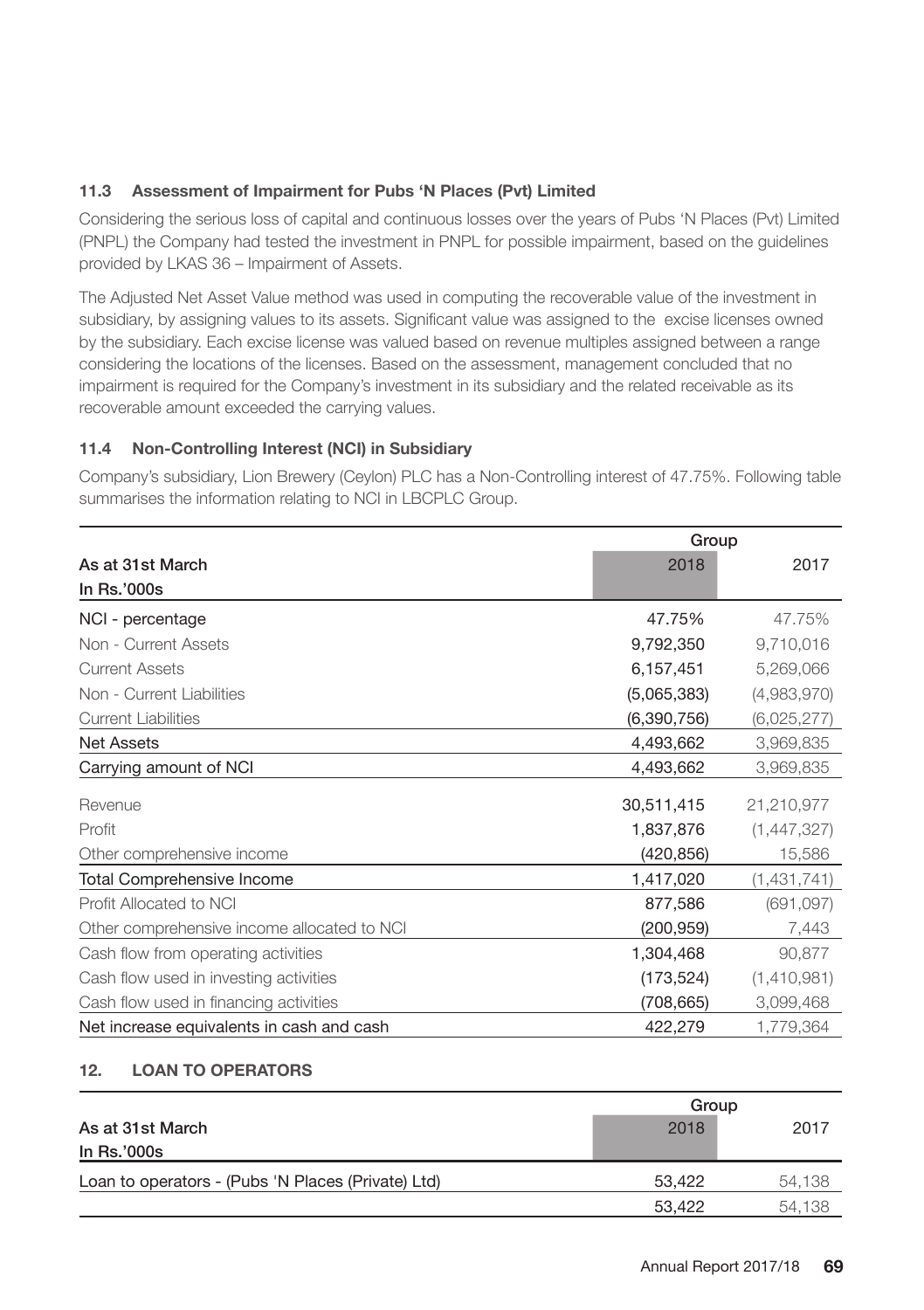### 11.3 Assessment of Impairment for Pubs 'N Places (Pvt) Limited

Considering the serious loss of capital and continuous losses over the years of Pubs 'N Places (Pvt) Limited (PNPL) the Company had tested the investment in PNPL for possible impairment, based on the guidelines provided by LKAS 36 – Impairment of Assets.

The Adjusted Net Asset Value method was used in computing the recoverable value of the investment in subsidiary, by assigning values to its assets. Significant value was assigned to the excise licenses owned by the subsidiary. Each excise license was valued based on revenue multiples assigned between a range considering the locations of the licenses. Based on the assessment, management concluded that no impairment is required for the Company's investment in its subsidiary and the related receivable as its recoverable amount exceeded the carrying values.

### 11.4 Non-Controlling Interest (NCI) in Subsidiary

Company's subsidiary, Lion Brewery (Ceylon) PLC has a Non-Controlling interest of 47.75%. Following table summarises the information relating to NCI in LBCPLC Group.

| | Group | |
|---|---|---|
| **As at 31st March**<br>**In Rs.'000s** | **2018** | **2017** |
| NCI - percentage | 47.75% | 47.75% |
| Non - Current Assets | 9,792,350 | 9,710,016 |
| Current Assets | 6,157,451 | 5,269,066 |
| Non - Current Liabilities | (5,065,383) | (4,983,970) |
| Current Liabilities | (6,390,756) | (6,025,277) |
| Net Assets | 4,493,662 | 3,969,835 |
| Carrying amount of NCI | 4,493,662 | 3,969,835 |
| Revenue | 30,511,415 | 21,210,977 |
| Profit | 1,837,876 | (1,447,327) |
| Other comprehensive income | (420,856) | 15,586 |
| Total Comprehensive Income | 1,417,020 | (1,431,741) |
| Profit Allocated to NCI | 877,586 | (691,097) |
| Other comprehensive income allocated to NCI | (200,959) | 7,443 |
| Cash flow from operating activities | 1,304,468 | 90,877 |
| Cash flow used in investing activities | (173,524) | (1,410,981) |
| Cash flow used in financing activities | (708,665) | 3,099,468 |
| Net increase equivalents in cash and cash | 422,279 | 1,779,364 |

## 12. LOAN TO OPERATORS

| | Group | |
|---|---|---|
| **As at 31st March**<br>**In Rs.'000s** | **2018** | **2017** |
| Loan to operators - (Pubs 'N Places (Private) Ltd) | 53,422 | 54,138 |
| | 53,422 | 54,138 |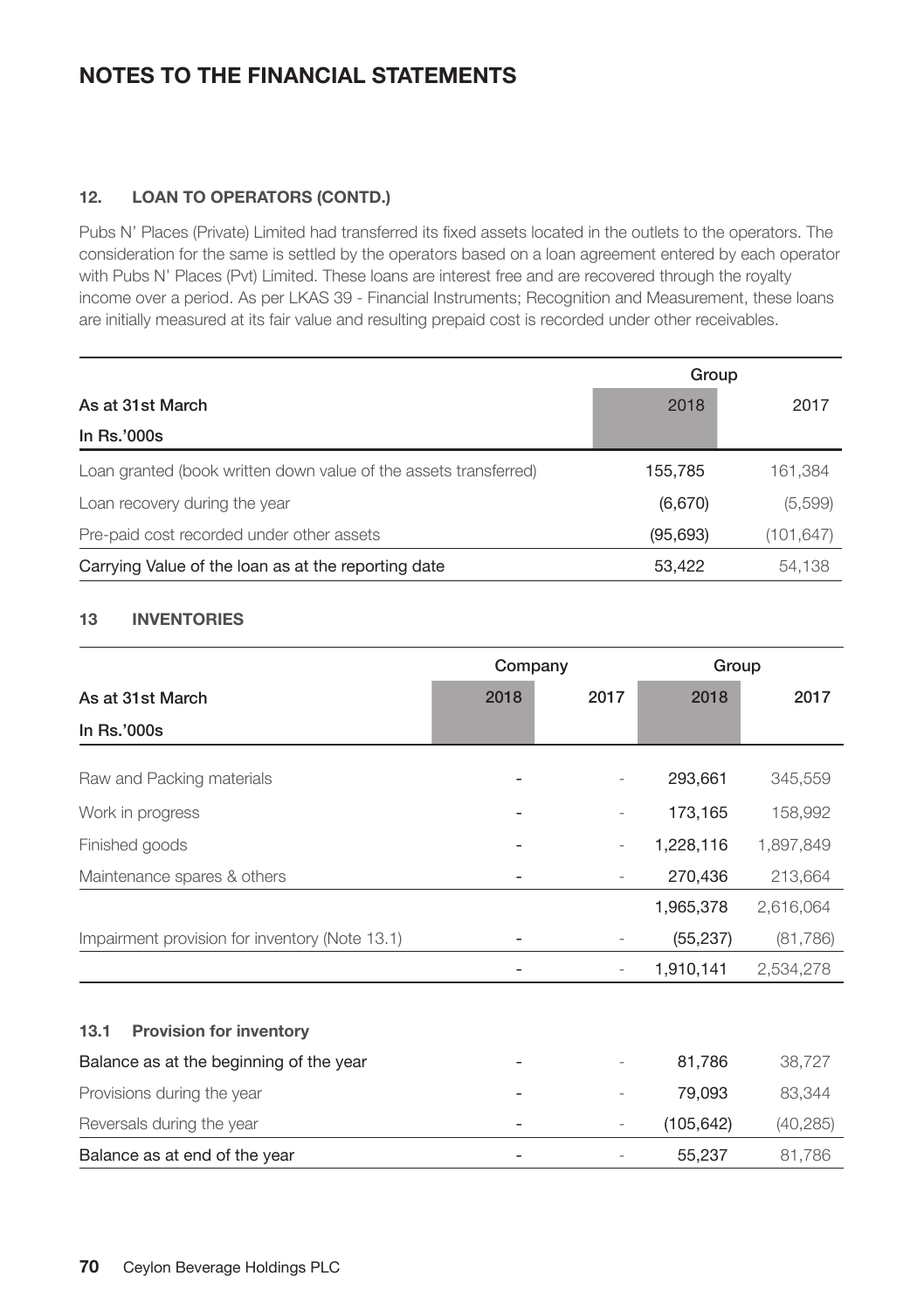# NOTES TO THE FINANCIAL STATEMENTS

### 12. LOAN TO OPERATORS (CONTD.)

Pubs N' Places (Private) Limited had transferred its fixed assets located in the outlets to the operators. The consideration for the same is settled by the operators based on a loan agreement entered by each operator with Pubs N' Places (Pvt) Limited. These loans are interest free and are recovered through the royalty income over a period. As per LKAS 39 - Financial Instruments; Recognition and Measurement, these loans are initially measured at its fair value and resulting prepaid cost is recorded under other receivables.

| | Group | |
|---|---|---|
| As at 31st March | 2018 | 2017 |
| In Rs.'000s | | |
| Loan granted (book written down value of the assets transferred) | 155,785 | 161,384 |
| Loan recovery during the year | (6,670) | (5,599) |
| Pre-paid cost recorded under other assets | (95,693) | (101,647) |
| Carrying Value of the loan as at the reporting date | 53,422 | 54,138 |

### 13 INVENTORIES

| | Company | | Group | |
|---|---|---|---|---|
| As at 31st March | 2018 | 2017 | 2018 | 2017 |
| In Rs.'000s | | | | |
| Raw and Packing materials | - | - | 293,661 | 345,559 |
| Work in progress | - | - | 173,165 | 158,992 |
| Finished goods | - | - | 1,228,116 | 1,897,849 |
| Maintenance spares & others | - | - | 270,436 | 213,664 |
| | | | 1,965,378 | 2,616,064 |
| Impairment provision for inventory (Note 13.1) | - | - | (55,237) | (81,786) |
| | - | - | 1,910,141 | 2,534,278 |

#### 13.1 Provision for inventory

| | Company | | Group | |
|---|---|---|---|---|
| | 2018 | 2017 | 2018 | 2017 |
| Balance as at the beginning of the year | - | - | 81,786 | 38,727 |
| Provisions during the year | - | - | 79,093 | 83,344 |
| Reversals during the year | - | - | (105,642) | (40,285) |
| Balance as at end of the year | - | - | 55,237 | 81,786 |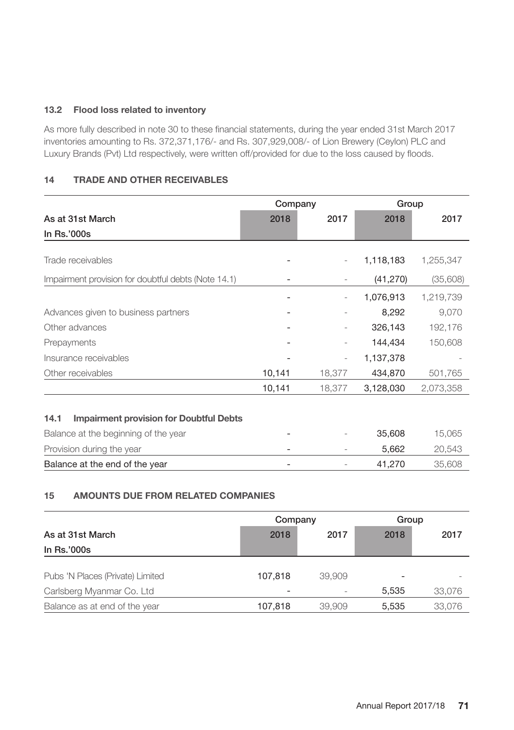### 13.2 Flood loss related to inventory

As more fully described in note 30 to these financial statements, during the year ended 31st March 2017 inventories amounting to Rs. 372,371,176/- and Rs. 307,929,008/- of Lion Brewery (Ceylon) PLC and Luxury Brands (Pvt) Ltd respectively, were written off/provided for due to the loss caused by floods.

## 14 TRADE AND OTHER RECEIVABLES

| | Company | | Group | |
|---|---|---|---|---|
| **As at 31st March** | **2018** | **2017** | **2018** | **2017** |
| **In Rs.'000s** | | | | |
| Trade receivables | - | - | 1,118,183 | 1,255,347 |
| Impairment provision for doubtful debts (Note 14.1) | - | - | (41,270) | (35,608) |
| | - | - | 1,076,913 | 1,219,739 |
| Advances given to business partners | - | - | 8,292 | 9,070 |
| Other advances | - | - | 326,143 | 192,176 |
| Prepayments | - | - | 144,434 | 150,608 |
| Insurance receivables | - | - | 1,137,378 | - |
| Other receivables | 10,141 | 18,377 | 434,870 | 501,765 |
| | 10,141 | 18,377 | 3,128,030 | 2,073,358 |

### 14.1 Impairment provision for Doubtful Debts

| | | | | |
|---|---|---|---|---|
| Balance at the beginning of the year | - | - | 35,608 | 15,065 |
| Provision during the year | - | - | 5,662 | 20,543 |
| Balance at the end of the year | - | - | 41,270 | 35,608 |

## 15 AMOUNTS DUE FROM RELATED COMPANIES

| | Company | | Group | |
|---|---|---|---|---|
| **As at 31st March** | **2018** | **2017** | **2018** | **2017** |
| **In Rs.'000s** | | | | |
| Pubs 'N Places (Private) Limited | 107,818 | 39,909 | - | - |
| Carlsberg Myanmar Co. Ltd | - | - | 5,535 | 33,076 |
| Balance as at end of the year | 107,818 | 39,909 | 5,535 | 33,076 |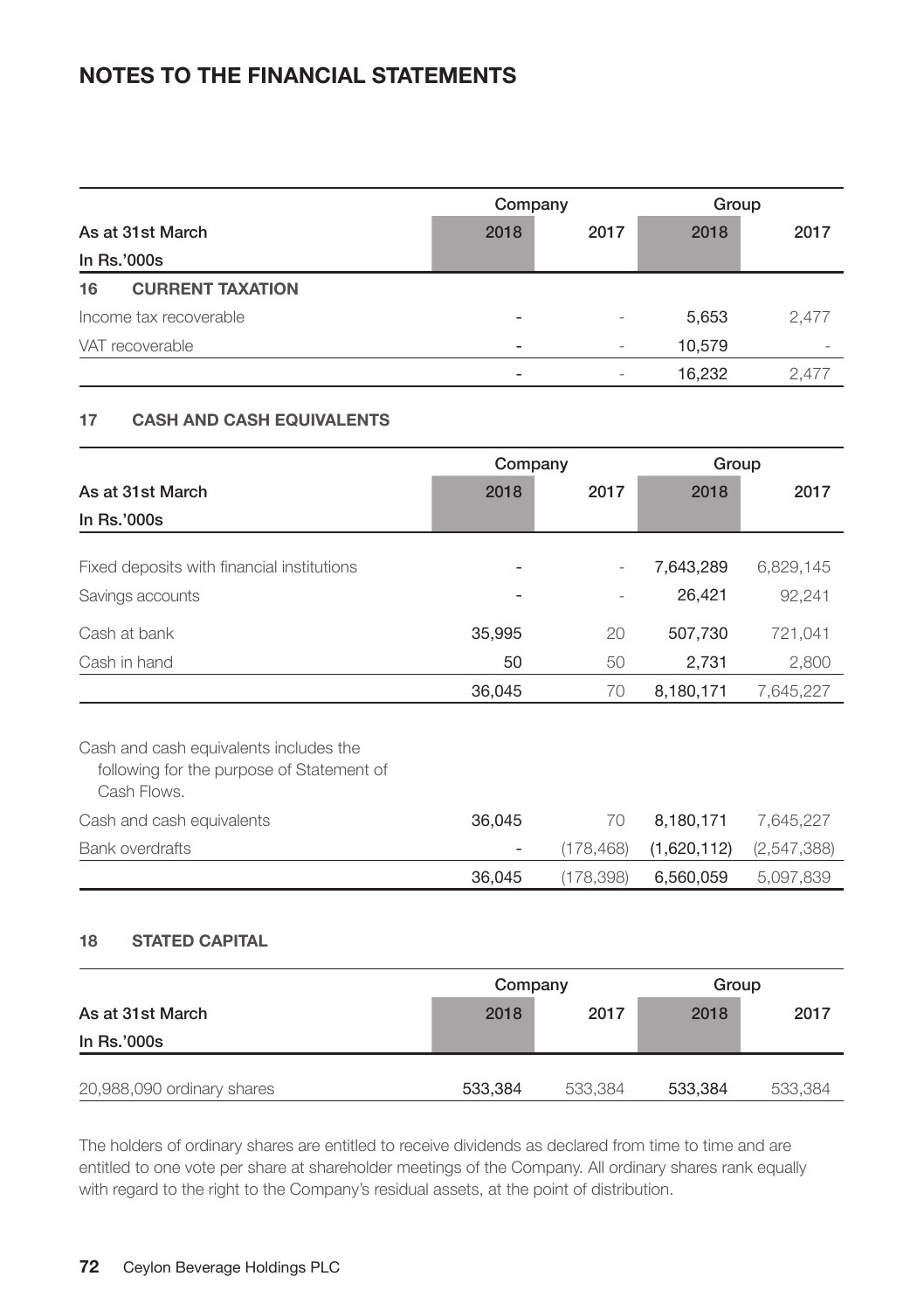# NOTES TO THE FINANCIAL STATEMENTS

| | Company | | Group | |
|---|---|---|---|---|
| As at 31st March | 2018 | 2017 | 2018 | 2017 |
| In Rs.'000s | | | | |
| **16 CURRENT TAXATION** | | | | |
| Income tax recoverable | - | - | 5,653 | 2,477 |
| VAT recoverable | - | - | 10,579 | - |
| | - | - | 16,232 | 2,477 |

## 17 CASH AND CASH EQUIVALENTS

| | Company | | Group | |
|---|---|---|---|---|
| As at 31st March | 2018 | 2017 | 2018 | 2017 |
| In Rs.'000s | | | | |
| Fixed deposits with financial institutions | - | - | 7,643,289 | 6,829,145 |
| Savings accounts | - | - | 26,421 | 92,241 |
| Cash at bank | 35,995 | 20 | 507,730 | 721,041 |
| Cash in hand | 50 | 50 | 2,731 | 2,800 |
| | 36,045 | 70 | 8,180,171 | 7,645,227 |
| Cash and cash equivalents includes the following for the purpose of Statement of Cash Flows. | | | | |
| Cash and cash equivalents | 36,045 | 70 | 8,180,171 | 7,645,227 |
| Bank overdrafts | - | (178,468) | (1,620,112) | (2,547,388) |
| | 36,045 | (178,398) | 6,560,059 | 5,097,839 |

## 18 STATED CAPITAL

| | Company | | Group | |
|---|---|---|---|---|
| As at 31st March | 2018 | 2017 | 2018 | 2017 |
| In Rs.'000s | | | | |
| 20,988,090 ordinary shares | 533,384 | 533,384 | 533,384 | 533,384 |

The holders of ordinary shares are entitled to receive dividends as declared from time to time and are entitled to one vote per share at shareholder meetings of the Company. All ordinary shares rank equally with regard to the right to the Company's residual assets, at the point of distribution.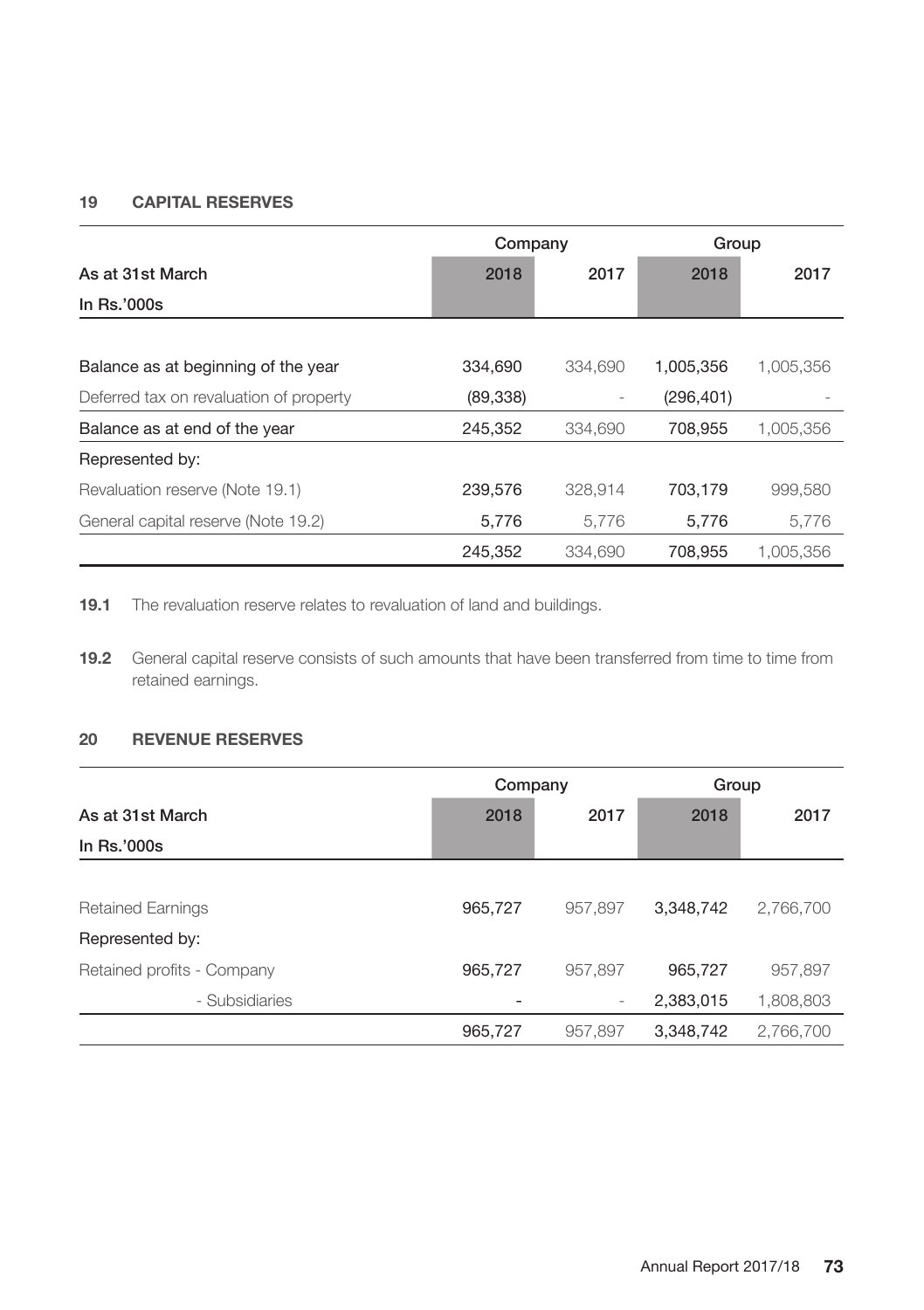## 19 CAPITAL RESERVES

| | Company | | Group | |
|---|---|---|---|---|
| As at 31st March | 2018 | 2017 | 2018 | 2017 |
| In Rs.'000s | | | | |
| Balance as at beginning of the year | 334,690 | 334,690 | 1,005,356 | 1,005,356 |
| Deferred tax on revaluation of property | (89,338) | - | (296,401) | - |
| Balance as at end of the year | 245,352 | 334,690 | 708,955 | 1,005,356 |
| Represented by: | | | | |
| Revaluation reserve (Note 19.1) | 239,576 | 328,914 | 703,179 | 999,580 |
| General capital reserve (Note 19.2) | 5,776 | 5,776 | 5,776 | 5,776 |
| | 245,352 | 334,690 | 708,955 | 1,005,356 |

**19.1** The revaluation reserve relates to revaluation of land and buildings.

**19.2** General capital reserve consists of such amounts that have been transferred from time to time from retained earnings.

## 20 REVENUE RESERVES

| | Company | | Group | |
|---|---|---|---|---|
| As at 31st March | 2018 | 2017 | 2018 | 2017 |
| In Rs.'000s | | | | |
| Retained Earnings | 965,727 | 957,897 | 3,348,742 | 2,766,700 |
| Represented by: | | | | |
| Retained profits - Company | 965,727 | 957,897 | 965,727 | 957,897 |
| - Subsidiaries | - | - | 2,383,015 | 1,808,803 |
| | 965,727 | 957,897 | 3,348,742 | 2,766,700 |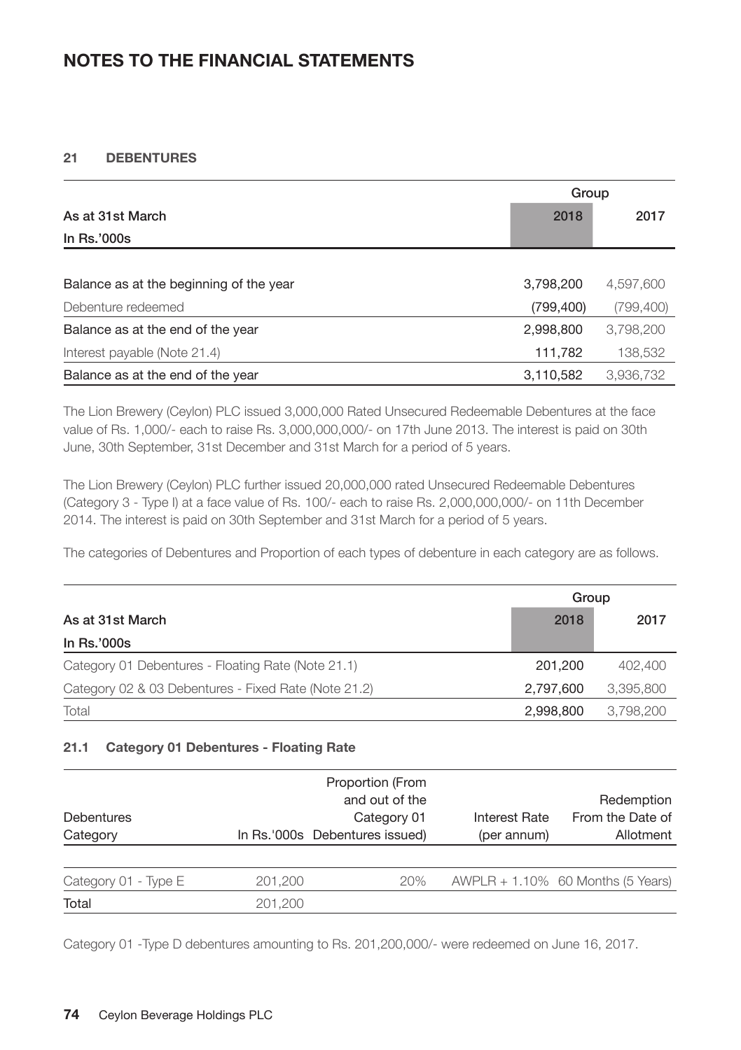# NOTES TO THE FINANCIAL STATEMENTS

## 21 DEBENTURES

| | Group | |
|---|---|---|
| As at 31st March | 2018 | 2017 |
| In Rs.'000s | | |
| Balance as at the beginning of the year | 3,798,200 | 4,597,600 |
| Debenture redeemed | (799,400) | (799,400) |
| Balance as at the end of the year | 2,998,800 | 3,798,200 |
| Interest payable (Note 21.4) | 111,782 | 138,532 |
| Balance as at the end of the year | 3,110,582 | 3,936,732 |

The Lion Brewery (Ceylon) PLC issued 3,000,000 Rated Unsecured Redeemable Debentures at the face value of Rs. 1,000/- each to raise Rs. 3,000,000,000/- on 17th June 2013. The interest is paid on 30th June, 30th September, 31st December and 31st March for a period of 5 years.

The Lion Brewery (Ceylon) PLC further issued 20,000,000 rated Unsecured Redeemable Debentures (Category 3 - Type I) at a face value of Rs. 100/- each to raise Rs. 2,000,000,000/- on 11th December 2014. The interest is paid on 30th September and 31st March for a period of 5 years.

The categories of Debentures and Proportion of each types of debenture in each category are as follows.

| | Group | |
|---|---|---|
| As at 31st March | 2018 | 2017 |
| In Rs.'000s | | |
| Category 01 Debentures - Floating Rate (Note 21.1) | 201,200 | 402,400 |
| Category 02 & 03 Debentures - Fixed Rate (Note 21.2) | 2,797,600 | 3,395,800 |
| Total | 2,998,800 | 3,798,200 |

### 21.1 Category 01 Debentures - Floating Rate

| Debentures Category | In Rs.'000s | Proportion (From and out of the Category 01 Debentures issued) | Interest Rate (per annum) | Redemption From the Date of Allotment |
|---|---|---|---|---|
| Category 01 - Type E | 201,200 | 20% | AWPLR + 1.10% | 60 Months (5 Years) |
| Total | 201,200 | | | |

Category 01 -Type D debentures amounting to Rs. 201,200,000/- were redeemed on June 16, 2017.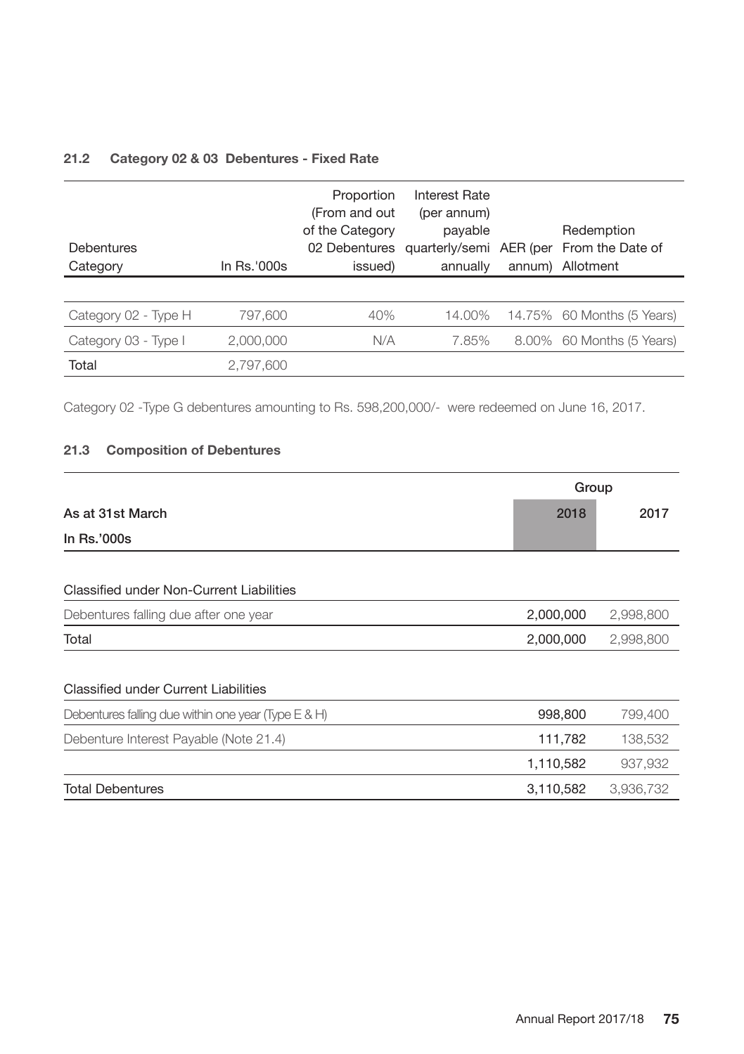### 21.2 Category 02 & 03 Debentures - Fixed Rate

| Debentures Category | In Rs.'000s | Proportion (From and out of the Category 02 Debentures issued) | Interest Rate (per annum) payable quarterly/semi annually | AER (per annum) | Redemption From the Date of Allotment |
|---|---|---|---|---|---|
| Category 02 - Type H | 797,600 | 40% | 14.00% | 14.75% | 60 Months (5 Years) |
| Category 03 - Type I | 2,000,000 | N/A | 7.85% | 8.00% | 60 Months (5 Years) |
| Total | 2,797,600 | | | | |

Category 02 -Type G debentures amounting to Rs. 598,200,000/- were redeemed on June 16, 2017.

### 21.3 Composition of Debentures

| | Group | |
|---|---|---|
| As at 31st March | 2018 | 2017 |
| In Rs.'000s | | |
| **Classified under Non-Current Liabilities** | | |
| Debentures falling due after one year | 2,000,000 | 2,998,800 |
| Total | 2,000,000 | 2,998,800 |
| **Classified under Current Liabilities** | | |
| Debentures falling due within one year (Type E & H) | 998,800 | 799,400 |
| Debenture Interest Payable (Note 21.4) | 111,782 | 138,532 |
| | 1,110,582 | 937,932 |
| Total Debentures | 3,110,582 | 3,936,732 |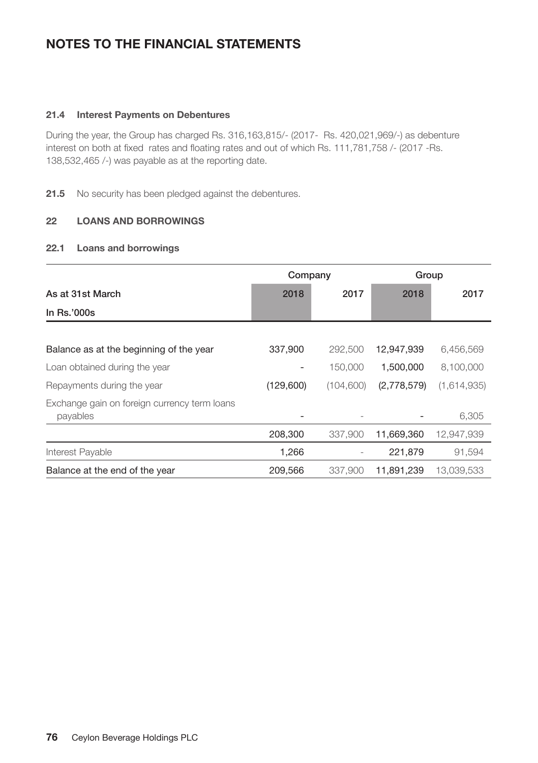# NOTES TO THE FINANCIAL STATEMENTS

### 21.4 Interest Payments on Debentures

During the year, the Group has charged Rs. 316,163,815/- (2017- Rs. 420,021,969/-) as debenture interest on both at fixed rates and floating rates and out of which Rs. 111,781,758 /- (2017 -Rs. 138,532,465 /-) was payable as at the reporting date.

**21.5** No security has been pledged against the debentures.

## 22 LOANS AND BORROWINGS

### 22.1 Loans and borrowings

| | Company | | Group | |
|---|---|---|---|---|
| As at 31st March | 2018 | 2017 | 2018 | 2017 |
| In Rs.'000s | | | | |
| Balance as at the beginning of the year | 337,900 | 292,500 | 12,947,939 | 6,456,569 |
| Loan obtained during the year | - | 150,000 | 1,500,000 | 8,100,000 |
| Repayments during the year | (129,600) | (104,600) | (2,778,579) | (1,614,935) |
| Exchange gain on foreign currency term loans payables | - | - | - | 6,305 |
| | 208,300 | 337,900 | 11,669,360 | 12,947,939 |
| Interest Payable | 1,266 | - | 221,879 | 91,594 |
| Balance at the end of the year | 209,566 | 337,900 | 11,891,239 | 13,039,533 |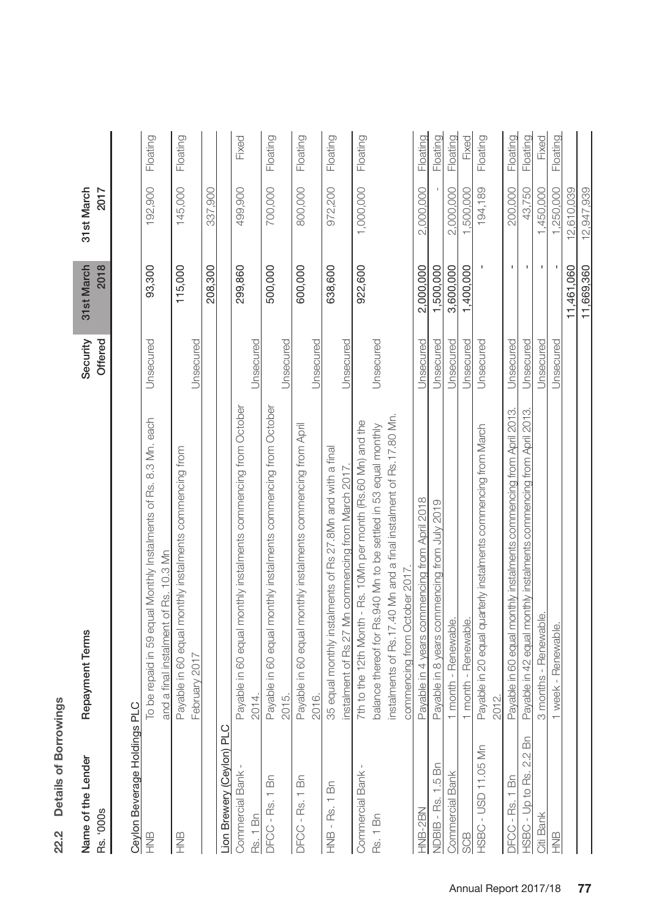## 22.2 Details of Borrowings

| Name of the Lender Rs. '000s | Repayment Terms | Security Offered | 31st March 2018 | 31st March 2017 | |
|---|---|---|---|---|---|
| **Ceylon Beverage Holdings PLC** | | | | | |
| HNB | To be repaid in 59 equal Monthly Instalments of Rs. 8.3 Mn. each and a final instalment of Rs. 10.3 Mn | Unsecured | 93,300 | 192,900 | Floating |
| HNB | Payable in 60 equal monthly instalments commencing from February 2017 | Unsecured | 115,000 | 145,000 | Floating |
| | | | 208,300 | 337,900 | |
| **Lion Brewery (Ceylon) PLC** | | | | | |
| Commercial Bank - Rs. 1 Bn | Payable in 60 equal monthly instalments commencing from October 2014. | Unsecured | 299,860 | 499,900 | Fixed |
| DFCC - Rs. 1 Bn | Payable in 60 equal monthly instalments commencing from October 2015. | Unsecured | 500,000 | 700,000 | Floating |
| DFCC - Rs. 1 Bn | Payable in 60 equal monthly instalments commencing from April 2016. | Unsecured | 600,000 | 800,000 | Floating |
| HNB - Rs. 1 Bn | 35 equal monthly instalments of Rs 27.8Mn and with a final instalment of Rs 27 Mn commencing from March 2017. | Unsecured | 638,600 | 972,200 | Floating |
| Commercial Bank - Rs. 1 Bn | 7th to the 12th Month - Rs. 10Mn per month (Rs.60 Mn) and the balance thereof for Rs.940 Mn to be settled in 53 equal monthly instalments of Rs.17.40 Mn and a final instalment of Rs.17.80 Mn. commencing from October 2017. | Unsecured | 922,600 | 1,000,000 | Floating |
| HNB-2BN | Payable in 4 years commencing from April 2018 | Unsecured | 2,000,000 | 2,000,000 | Floating |
| NDBIB - Rs. 1.5 Bn | Payable in 8 years commencing from July 2019 | Unsecured | 1,500,000 | - | Floating |
| Commercial Bank | 1 month - Renewable. | Unsecured | 3,600,000 | 2,000,000 | Floating |
| SCB | 1 month - Renewable. | Unsecured | 1,400,000 | 1,500,000 | Fixed |
| HSBC - USD 11.05 Mn | Payable in 20 equal quarterly instalments commencing from March 2012. | Unsecured | - | 194,189 | Floating |
| DFCC - Rs. 1 Bn | Payable in 60 equal monthly instalments commencing from April 2013. | Unsecured | - | 200,000 | Floating |
| HSBC - Up to Rs. 2.2 Bn | Payable in 42 equal monthly instalments commencing from April 2013. | Unsecured | - | 43,750 | Floating |
| Citi Bank | 3 months - Renewable. | Unsecured | - | 1,450,000 | Fixed |
| HNB | 1 week - Renewable. | Unsecured | - | 1,250,000 | Floating |
| | | | 11,461,060 | 12,610,039 | |
| | | | 11,669,360 | 12,947,939 | |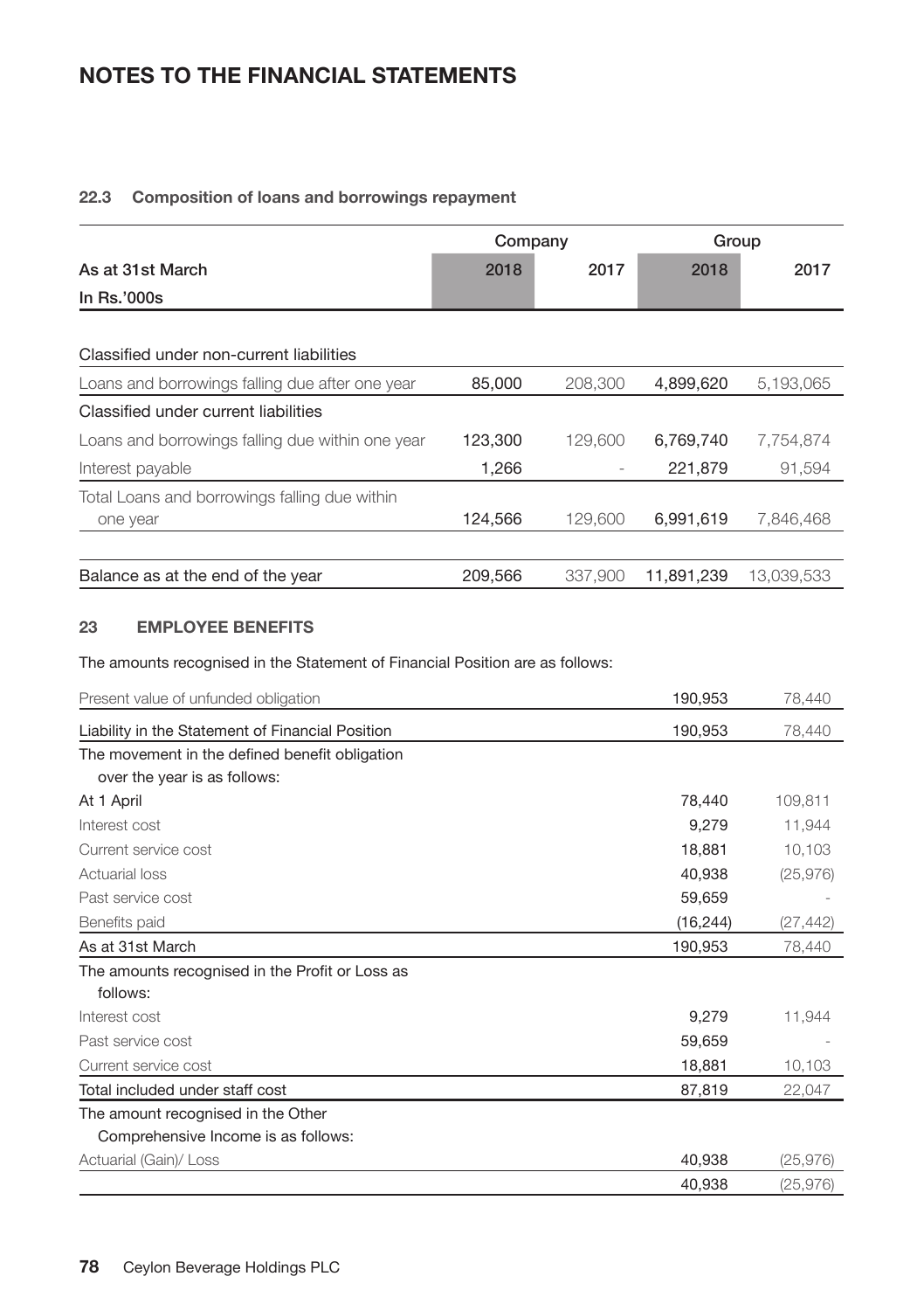# NOTES TO THE FINANCIAL STATEMENTS

### 22.3 Composition of loans and borrowings repayment

| | Company | | Group | |
|---|---|---|---|---|
| As at 31st March | 2018 | 2017 | 2018 | 2017 |
| In Rs.'000s | | | | |
| Classified under non-current liabilities | | | | |
| Loans and borrowings falling due after one year | 85,000 | 208,300 | 4,899,620 | 5,193,065 |
| Classified under current liabilities | | | | |
| Loans and borrowings falling due within one year | 123,300 | 129,600 | 6,769,740 | 7,754,874 |
| Interest payable | 1,266 | - | 221,879 | 91,594 |
| Total Loans and borrowings falling due within one year | 124,566 | 129,600 | 6,991,619 | 7,846,468 |
| Balance as at the end of the year | 209,566 | 337,900 | 11,891,239 | 13,039,533 |

### 23 EMPLOYEE BENEFITS

The amounts recognised in the Statement of Financial Position are as follows:

| | | |
|---|---|---|
| Present value of unfunded obligation | 190,953 | 78,440 |
| Liability in the Statement of Financial Position | 190,953 | 78,440 |
| The movement in the defined benefit obligation over the year is as follows: | | |
| At 1 April | 78,440 | 109,811 |
| Interest cost | 9,279 | 11,944 |
| Current service cost | 18,881 | 10,103 |
| Actuarial loss | 40,938 | (25,976) |
| Past service cost | 59,659 | - |
| Benefits paid | (16,244) | (27,442) |
| As at 31st March | 190,953 | 78,440 |
| The amounts recognised in the Profit or Loss as follows: | | |
| Interest cost | 9,279 | 11,944 |
| Past service cost | 59,659 | - |
| Current service cost | 18,881 | 10,103 |
| Total included under staff cost | 87,819 | 22,047 |
| The amount recognised in the Other Comprehensive Income is as follows: | | |
| Actuarial (Gain)/ Loss | 40,938 | (25,976) |
| | 40,938 | (25,976) |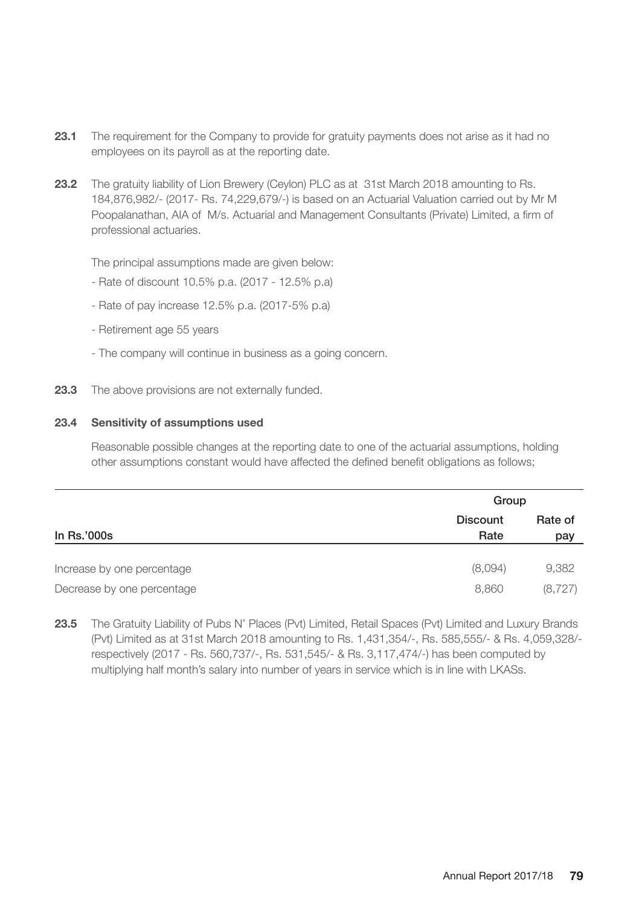**23.1** The requirement for the Company to provide for gratuity payments does not arise as it had no employees on its payroll as at the reporting date.

**23.2** The gratuity liability of Lion Brewery (Ceylon) PLC as at 31st March 2018 amounting to Rs. 184,876,982/- (2017- Rs. 74,229,679/-) is based on an Actuarial Valuation carried out by Mr M Poopalanathan, AIA of M/s. Actuarial and Management Consultants (Private) Limited, a firm of professional actuaries.

The principal assumptions made are given below:

- Rate of discount 10.5% p.a. (2017 - 12.5% p.a)
- Rate of pay increase 12.5% p.a. (2017-5% p.a)
- Retirement age 55 years
- The company will continue in business as a going concern.

**23.3** The above provisions are not externally funded.

**23.4 Sensitivity of assumptions used**

Reasonable possible changes at the reporting date to one of the actuarial assumptions, holding other assumptions constant would have affected the defined benefit obligations as follows;

| | Group | |
|---|---|---|
| **In Rs.'000s** | **Discount Rate** | **Rate of pay** |
| Increase by one percentage | (8,094) | 9,382 |
| Decrease by one percentage | 8,860 | (8,727) |

**23.5** The Gratuity Liability of Pubs N' Places (Pvt) Limited, Retail Spaces (Pvt) Limited and Luxury Brands (Pvt) Limited as at 31st March 2018 amounting to Rs. 1,431,354/-, Rs. 585,555/- & Rs. 4,059,328/- respectively (2017 - Rs. 560,737/-, Rs. 531,545/- & Rs. 3,117,474/-) has been computed by multiplying half month's salary into number of years in service which is in line with LKASs.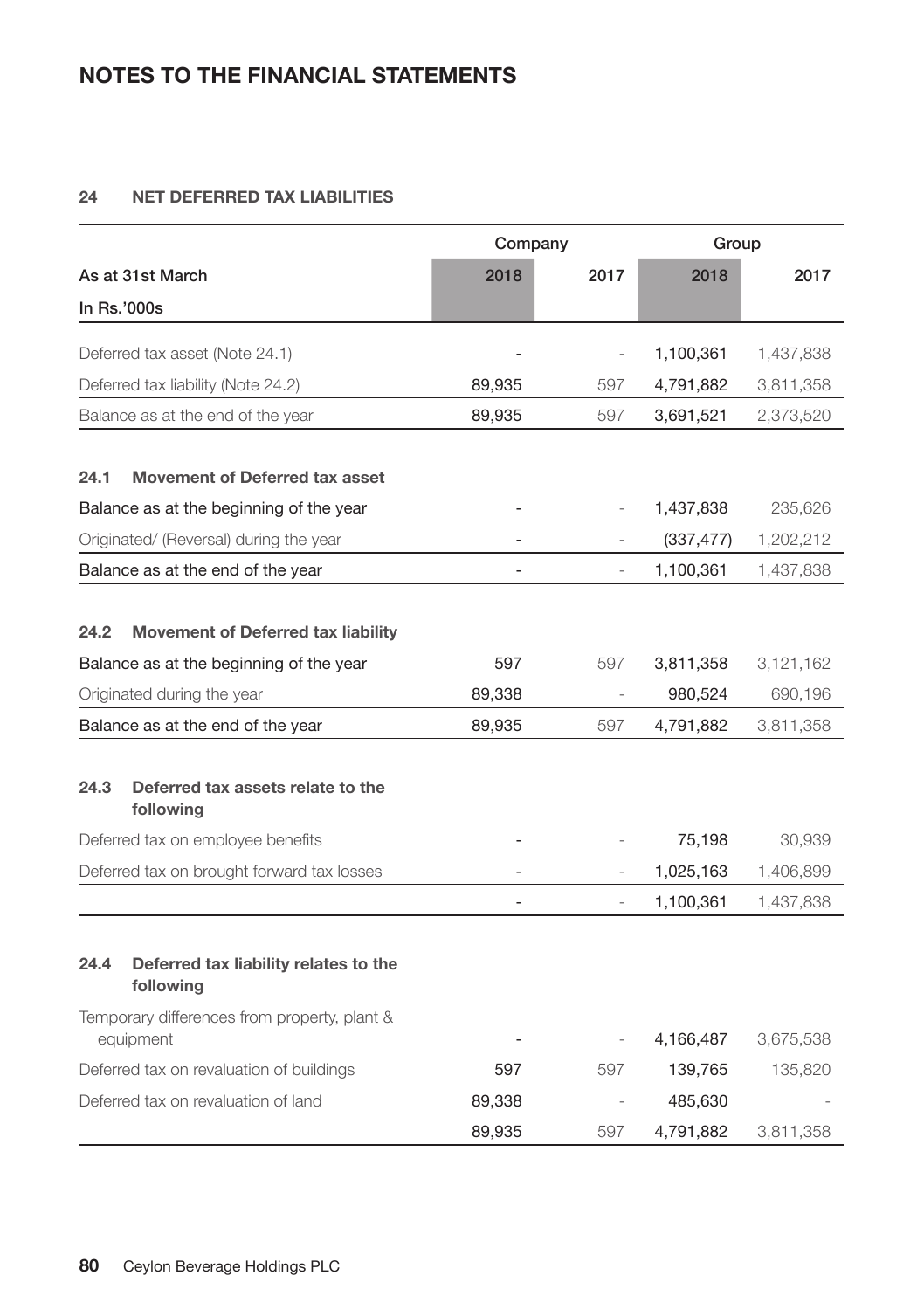# NOTES TO THE FINANCIAL STATEMENTS

## 24 NET DEFERRED TAX LIABILITIES

| | Company | | Group | |
|---|---|---|---|---|
| As at 31st March | 2018 | 2017 | 2018 | 2017 |
| In Rs.'000s | | | | |
| Deferred tax asset (Note 24.1) | - | - | 1,100,361 | 1,437,838 |
| Deferred tax liability (Note 24.2) | 89,935 | 597 | 4,791,882 | 3,811,358 |
| Balance as at the end of the year | 89,935 | 597 | 3,691,521 | 2,373,520 |

### 24.1 Movement of Deferred tax asset

| | Company | | Group | |
|---|---|---|---|---|
| | 2018 | 2017 | 2018 | 2017 |
| Balance as at the beginning of the year | - | - | 1,437,838 | 235,626 |
| Originated/ (Reversal) during the year | - | - | (337,477) | 1,202,212 |
| Balance as at the end of the year | - | - | 1,100,361 | 1,437,838 |

### 24.2 Movement of Deferred tax liability

| | Company | | Group | |
|---|---|---|---|---|
| | 2018 | 2017 | 2018 | 2017 |
| Balance as at the beginning of the year | 597 | 597 | 3,811,358 | 3,121,162 |
| Originated during the year | 89,338 | - | 980,524 | 690,196 |
| Balance as at the end of the year | 89,935 | 597 | 4,791,882 | 3,811,358 |

### 24.3 Deferred tax assets relate to the following

| | Company | | Group | |
|---|---|---|---|---|
| | 2018 | 2017 | 2018 | 2017 |
| Deferred tax on employee benefits | - | - | 75,198 | 30,939 |
| Deferred tax on brought forward tax losses | - | - | 1,025,163 | 1,406,899 |
| | - | - | 1,100,361 | 1,437,838 |

### 24.4 Deferred tax liability relates to the following

| | Company | | Group | |
|---|---|---|---|---|
| | 2018 | 2017 | 2018 | 2017 |
| Temporary differences from property, plant & equipment | - | - | 4,166,487 | 3,675,538 |
| Deferred tax on revaluation of buildings | 597 | 597 | 139,765 | 135,820 |
| Deferred tax on revaluation of land | 89,338 | - | 485,630 | - |
| | 89,935 | 597 | 4,791,882 | 3,811,358 |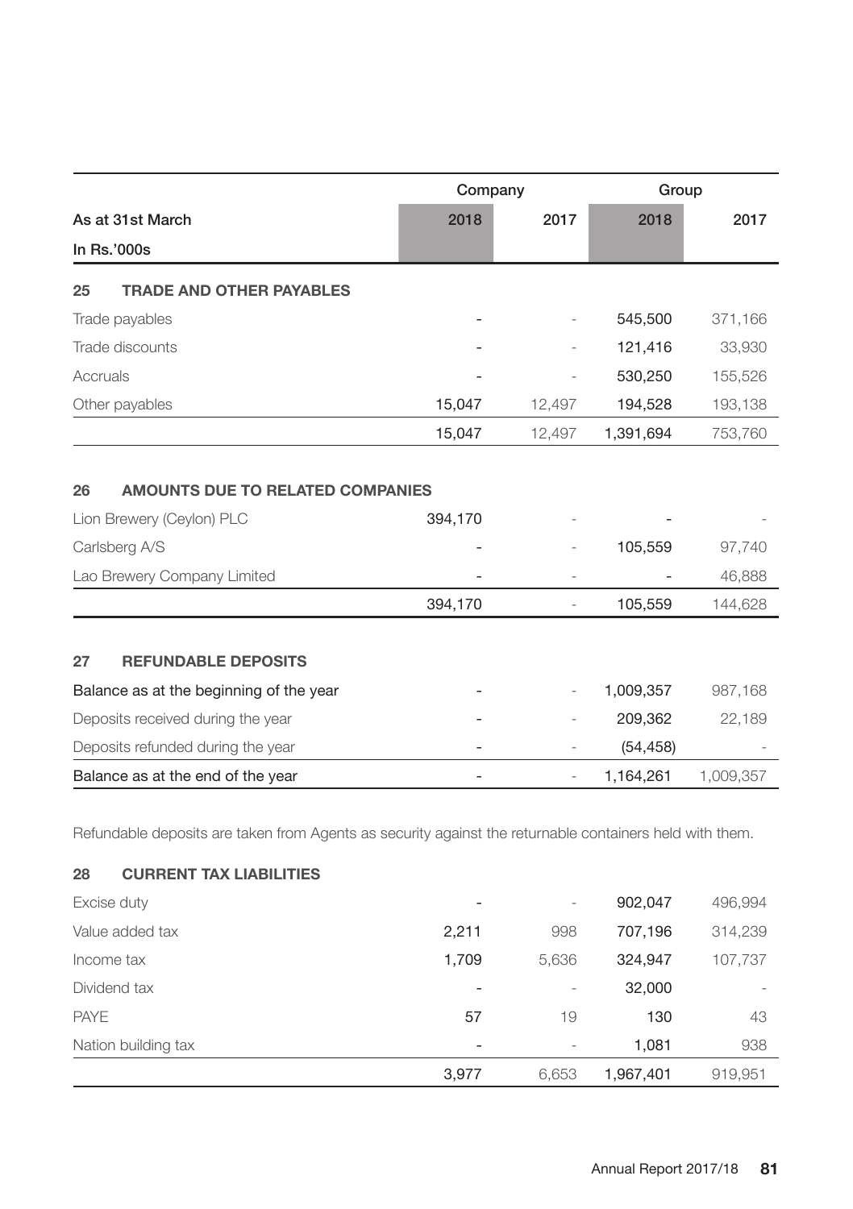| | Company | | Group | |
|---|---|---|---|---|
| As at 31st March | 2018 | 2017 | 2018 | 2017 |
| In Rs.'000s | | | | |
| **25 TRADE AND OTHER PAYABLES** | | | | |
| Trade payables | - | - | 545,500 | 371,166 |
| Trade discounts | - | - | 121,416 | 33,930 |
| Accruals | - | - | 530,250 | 155,526 |
| Other payables | 15,047 | 12,497 | 194,528 | 193,138 |
| | 15,047 | 12,497 | 1,391,694 | 753,760 |
| **26 AMOUNTS DUE TO RELATED COMPANIES** | | | | |
| Lion Brewery (Ceylon) PLC | 394,170 | - | - | - |
| Carlsberg A/S | - | - | 105,559 | 97,740 |
| Lao Brewery Company Limited | - | - | - | 46,888 |
| | 394,170 | - | 105,559 | 144,628 |
| **27 REFUNDABLE DEPOSITS** | | | | |
| Balance as at the beginning of the year | - | - | 1,009,357 | 987,168 |
| Deposits received during the year | - | - | 209,362 | 22,189 |
| Deposits refunded during the year | - | - | (54,458) | - |
| Balance as at the end of the year | - | - | 1,164,261 | 1,009,357 |

Refundable deposits are taken from Agents as security against the returnable containers held with them.

| | Company | | Group | |
|---|---|---|---|---|
| | 2018 | 2017 | 2018 | 2017 |
| **28 CURRENT TAX LIABILITIES** | | | | |
| Excise duty | - | - | 902,047 | 496,994 |
| Value added tax | 2,211 | 998 | 707,196 | 314,239 |
| Income tax | 1,709 | 5,636 | 324,947 | 107,737 |
| Dividend tax | - | - | 32,000 | - |
| PAYE | 57 | 19 | 130 | 43 |
| Nation building tax | - | - | 1,081 | 938 |
| | 3,977 | 6,653 | 1,967,401 | 919,951 |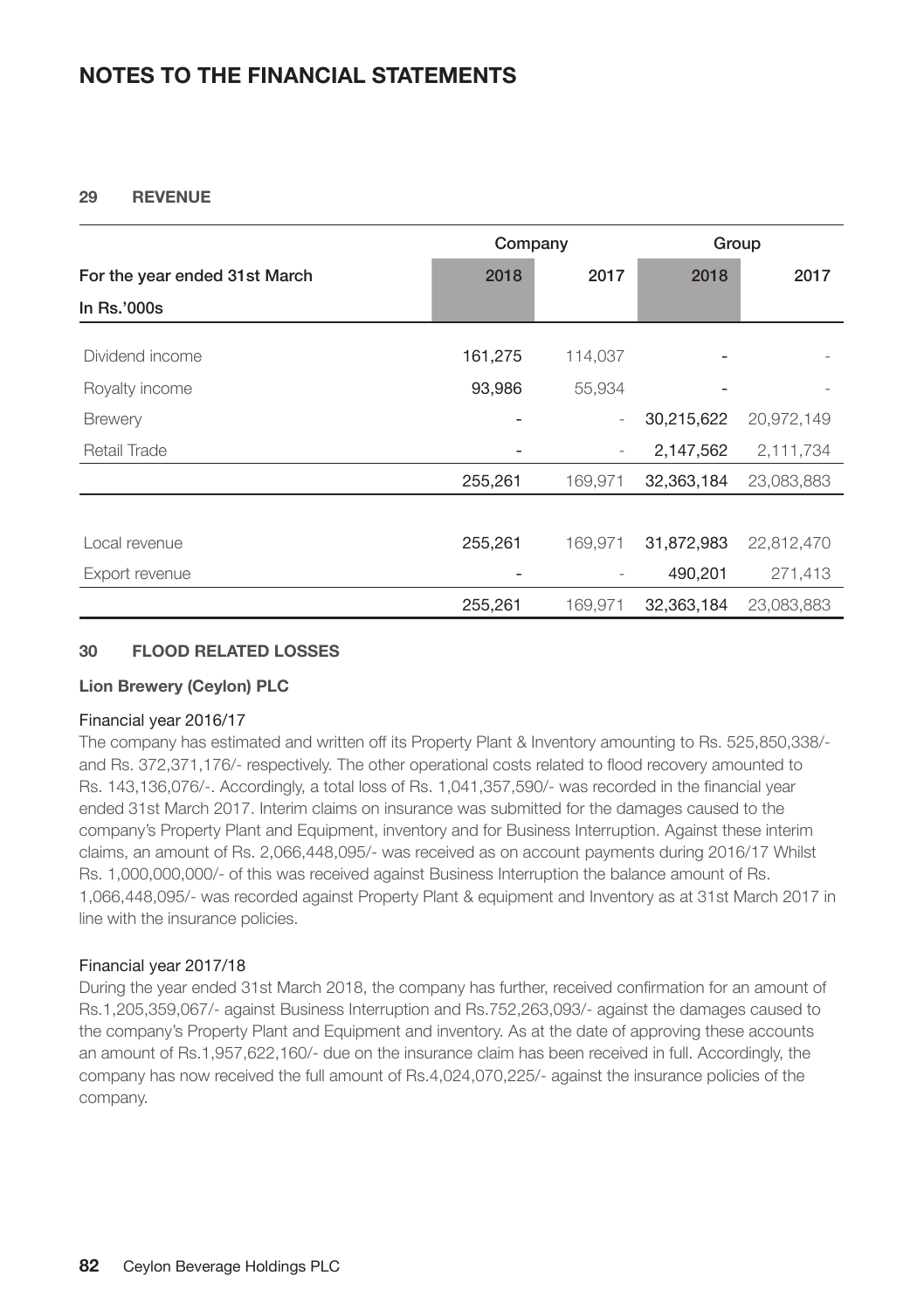# NOTES TO THE FINANCIAL STATEMENTS

## 29 REVENUE

| | Company | | Group | |
|---|---|---|---|---|
| For the year ended 31st March | 2018 | 2017 | 2018 | 2017 |
| In Rs.'000s | | | | |
| Dividend income | 161,275 | 114,037 | - | - |
| Royalty income | 93,986 | 55,934 | - | - |
| Brewery | - | - | 30,215,622 | 20,972,149 |
| Retail Trade | - | - | 2,147,562 | 2,111,734 |
| | 255,261 | 169,971 | 32,363,184 | 23,083,883 |
| Local revenue | 255,261 | 169,971 | 31,872,983 | 22,812,470 |
| Export revenue | - | - | 490,201 | 271,413 |
| | 255,261 | 169,971 | 32,363,184 | 23,083,883 |

## 30 FLOOD RELATED LOSSES

**Lion Brewery (Ceylon) PLC**

Financial year 2016/17

The company has estimated and written off its Property Plant & Inventory amounting to Rs. 525,850,338/- and Rs. 372,371,176/- respectively. The other operational costs related to flood recovery amounted to Rs. 143,136,076/-. Accordingly, a total loss of Rs. 1,041,357,590/- was recorded in the financial year ended 31st March 2017. Interim claims on insurance was submitted for the damages caused to the company's Property Plant and Equipment, inventory and for Business Interruption. Against these interim claims, an amount of Rs. 2,066,448,095/- was received as on account payments during 2016/17 Whilst Rs. 1,000,000,000/- of this was received against Business Interruption the balance amount of Rs. 1,066,448,095/- was recorded against Property Plant & equipment and Inventory as at 31st March 2017 in line with the insurance policies.

Financial year 2017/18

During the year ended 31st March 2018, the company has further, received confirmation for an amount of Rs.1,205,359,067/- against Business Interruption and Rs.752,263,093/- against the damages caused to the company's Property Plant and Equipment and inventory. As at the date of approving these accounts an amount of Rs.1,957,622,160/- due on the insurance claim has been received in full. Accordingly, the company has now received the full amount of Rs.4,024,070,225/- against the insurance policies of the company.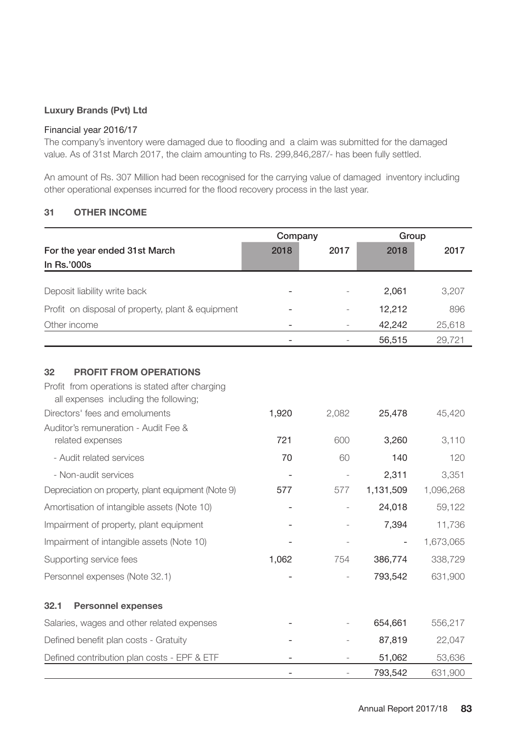**Luxury Brands (Pvt) Ltd**

Financial year 2016/17

The company's inventory were damaged due to flooding and a claim was submitted for the damaged value. As of 31st March 2017, the claim amounting to Rs. 299,846,287/- has been fully settled.

An amount of Rs. 307 Million had been recognised for the carrying value of damaged inventory including other operational expenses incurred for the flood recovery process in the last year.

## 31 OTHER INCOME

| | Company | | Group | |
|---|---|---|---|---|
| For the year ended 31st March<br>In Rs.'000s | 2018 | 2017 | 2018 | 2017 |
| Deposit liability write back | - | - | 2,061 | 3,207 |
| Profit on disposal of property, plant & equipment | - | - | 12,212 | 896 |
| Other income | - | - | 42,242 | 25,618 |
| | - | - | 56,515 | 29,721 |

## 32 PROFIT FROM OPERATIONS

| | Company | | Group | |
|---|---|---|---|---|
| | 2018 | 2017 | 2018 | 2017 |
| Profit from operations is stated after charging all expenses including the following; | | | | |
| Directors' fees and emoluments | 1,920 | 2,082 | 25,478 | 45,420 |
| Auditor's remuneration - Audit Fee & related expenses | 721 | 600 | 3,260 | 3,110 |
| - Audit related services | 70 | 60 | 140 | 120 |
| - Non-audit services | - | - | 2,311 | 3,351 |
| Depreciation on property, plant equipment (Note 9) | 577 | 577 | 1,131,509 | 1,096,268 |
| Amortisation of intangible assets (Note 10) | - | - | 24,018 | 59,122 |
| Impairment of property, plant equipment | - | - | 7,394 | 11,736 |
| Impairment of intangible assets (Note 10) | - | - | - | 1,673,065 |
| Supporting service fees | 1,062 | 754 | 386,774 | 338,729 |
| Personnel expenses (Note 32.1) | - | - | 793,542 | 631,900 |

### 32.1 Personnel expenses

| | Company | | Group | |
|---|---|---|---|---|
| | 2018 | 2017 | 2018 | 2017 |
| Salaries, wages and other related expenses | - | - | 654,661 | 556,217 |
| Defined benefit plan costs - Gratuity | - | - | 87,819 | 22,047 |
| Defined contribution plan costs - EPF & ETF | - | - | 51,062 | 53,636 |
| | - | - | 793,542 | 631,900 |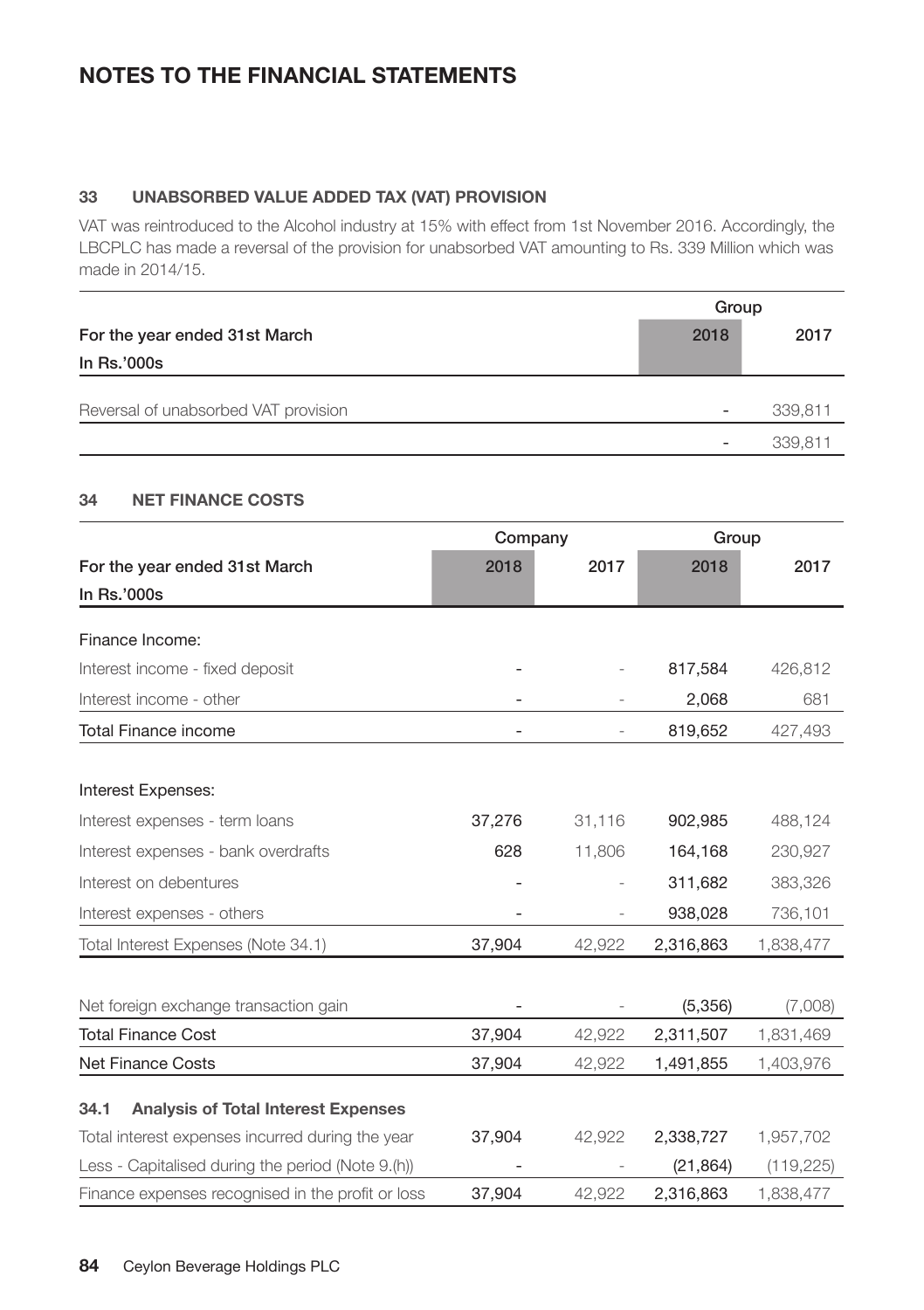# NOTES TO THE FINANCIAL STATEMENTS

## 33 UNABSORBED VALUE ADDED TAX (VAT) PROVISION

VAT was reintroduced to the Alcohol industry at 15% with effect from 1st November 2016. Accordingly, the LBCPLC has made a reversal of the provision for unabsorbed VAT amounting to Rs. 339 Million which was made in 2014/15.

| | Group | |
|---|---|---|
| For the year ended 31st March<br>In Rs.'000s | 2018 | 2017 |
| Reversal of unabsorbed VAT provision | - | 339,811 |
| | - | 339,811 |

## 34 NET FINANCE COSTS

| | Company | | Group | |
|---|---|---|---|---|
| For the year ended 31st March<br>In Rs.'000s | 2018 | 2017 | 2018 | 2017 |
| Finance Income: | | | | |
| Interest income - fixed deposit | - | - | 817,584 | 426,812 |
| Interest income - other | - | - | 2,068 | 681 |
| Total Finance income | - | - | 819,652 | 427,493 |
| Interest Expenses: | | | | |
| Interest expenses - term loans | 37,276 | 31,116 | 902,985 | 488,124 |
| Interest expenses - bank overdrafts | 628 | 11,806 | 164,168 | 230,927 |
| Interest on debentures | - | - | 311,682 | 383,326 |
| Interest expenses - others | - | - | 938,028 | 736,101 |
| Total Interest Expenses (Note 34.1) | 37,904 | 42,922 | 2,316,863 | 1,838,477 |
| Net foreign exchange transaction gain | - | - | (5,356) | (7,008) |
| Total Finance Cost | 37,904 | 42,922 | 2,311,507 | 1,831,469 |
| Net Finance Costs | 37,904 | 42,922 | 1,491,855 | 1,403,976 |

### 34.1 Analysis of Total Interest Expenses

| | | | | |
|---|---|---|---|---|
| Total interest expenses incurred during the year | 37,904 | 42,922 | 2,338,727 | 1,957,702 |
| Less - Capitalised during the period (Note 9.(h)) | - | - | (21,864) | (119,225) |
| Finance expenses recognised in the profit or loss | 37,904 | 42,922 | 2,316,863 | 1,838,477 |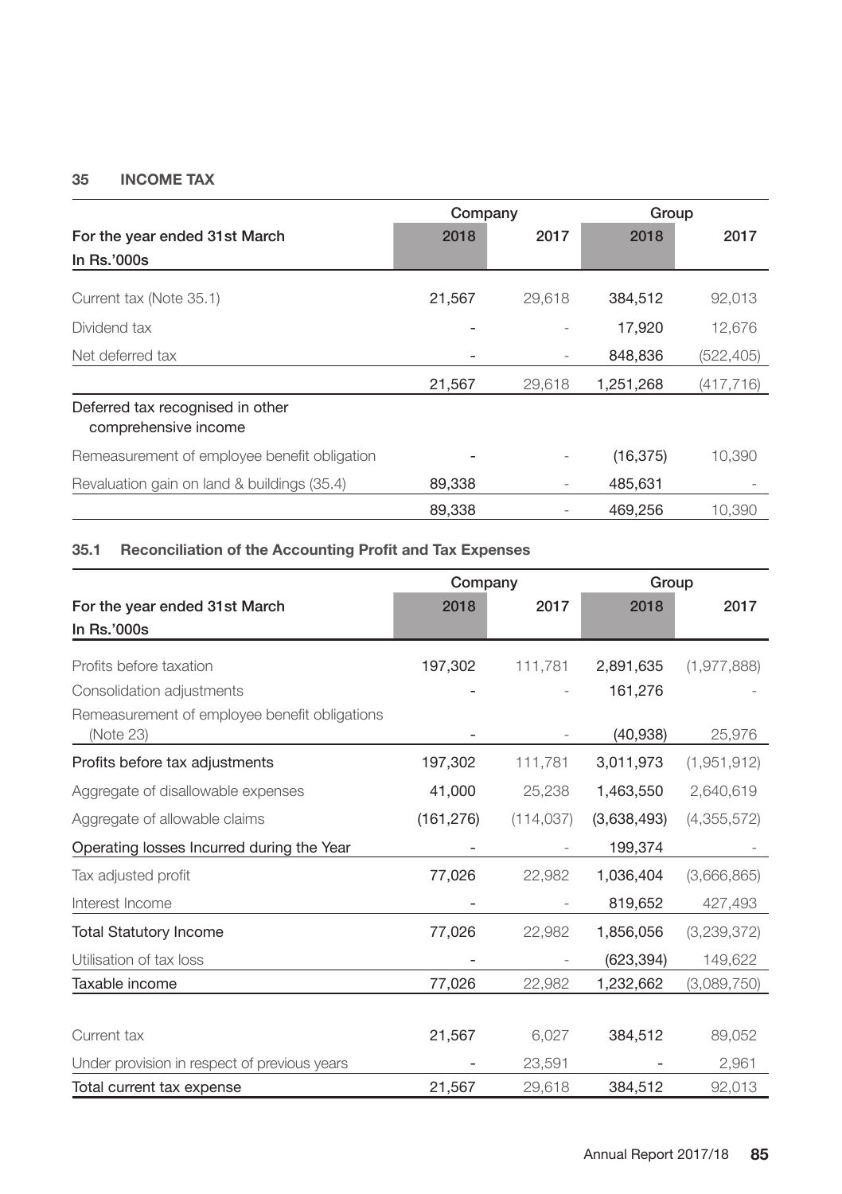### 35 INCOME TAX

| For the year ended 31st March<br>In Rs.'000s | Company | | Group | |
|---|---|---|---|---|
| | 2018 | 2017 | 2018 | 2017 |
| Current tax (Note 35.1) | 21,567 | 29,618 | 384,512 | 92,013 |
| Dividend tax | - | - | 17,920 | 12,676 |
| Net deferred tax | - | - | 848,836 | (522,405) |
| | 21,567 | 29,618 | 1,251,268 | (417,716) |
| Deferred tax recognised in other comprehensive income | | | | |
| Remeasurement of employee benefit obligation | - | - | (16,375) | 10,390 |
| Revaluation gain on land & buildings (35.4) | 89,338 | - | 485,631 | - |
| | 89,338 | - | 469,256 | 10,390 |

### 35.1 Reconciliation of the Accounting Profit and Tax Expenses

| For the year ended 31st March<br>In Rs.'000s | Company | | Group | |
|---|---|---|---|---|
| | 2018 | 2017 | 2018 | 2017 |
| Profits before taxation | 197,302 | 111,781 | 2,891,635 | (1,977,888) |
| Consolidation adjustments | - | - | 161,276 | - |
| Remeasurement of employee benefit obligations (Note 23) | - | - | (40,938) | 25,976 |
| Profits before tax adjustments | 197,302 | 111,781 | 3,011,973 | (1,951,912) |
| Aggregate of disallowable expenses | 41,000 | 25,238 | 1,463,550 | 2,640,619 |
| Aggregate of allowable claims | (161,276) | (114,037) | (3,638,493) | (4,355,572) |
| Operating losses Incurred during the Year | - | - | 199,374 | - |
| Tax adjusted profit | 77,026 | 22,982 | 1,036,404 | (3,666,865) |
| Interest Income | - | - | 819,652 | 427,493 |
| Total Statutory Income | 77,026 | 22,982 | 1,856,056 | (3,239,372) |
| Utilisation of tax loss | - | - | (623,394) | 149,622 |
| Taxable income | 77,026 | 22,982 | 1,232,662 | (3,089,750) |
| | | | | |
| Current tax | 21,567 | 6,027 | 384,512 | 89,052 |
| Under provision in respect of previous years | - | 23,591 | - | 2,961 |
| Total current tax expense | 21,567 | 29,618 | 384,512 | 92,013 |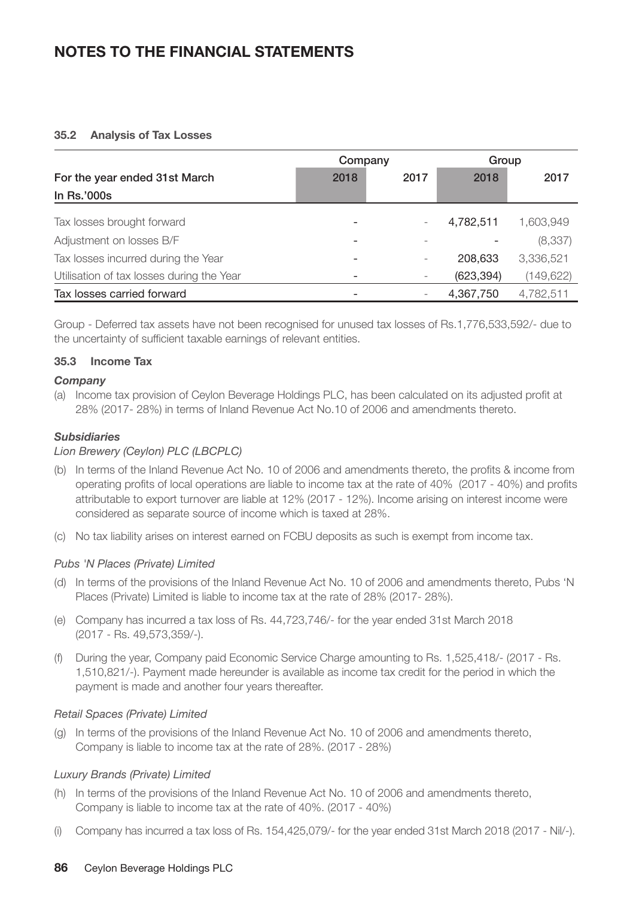# NOTES TO THE FINANCIAL STATEMENTS

### 35.2 Analysis of Tax Losses

| | Company | | Group | |
|---|---|---|---|---|
| For the year ended 31st March<br>In Rs.'000s | 2018 | 2017 | 2018 | 2017 |
| Tax losses brought forward | - | - | 4,782,511 | 1,603,949 |
| Adjustment on losses B/F | - | - | - | (8,337) |
| Tax losses incurred during the Year | - | - | 208,633 | 3,336,521 |
| Utilisation of tax losses during the Year | - | - | (623,394) | (149,622) |
| Tax losses carried forward | - | - | 4,367,750 | 4,782,511 |

Group - Deferred tax assets have not been recognised for unused tax losses of Rs.1,776,533,592/- due to the uncertainty of sufficient taxable earnings of relevant entities.

### 35.3 Income Tax

***Company***

(a) Income tax provision of Ceylon Beverage Holdings PLC, has been calculated on its adjusted profit at 28% (2017- 28%) in terms of Inland Revenue Act No.10 of 2006 and amendments thereto.

***Subsidiaries***

*Lion Brewery (Ceylon) PLC (LBCPLC)*

(b) In terms of the Inland Revenue Act No. 10 of 2006 and amendments thereto, the profits & income from operating profits of local operations are liable to income tax at the rate of 40% (2017 - 40%) and profits attributable to export turnover are liable at 12% (2017 - 12%). Income arising on interest income were considered as separate source of income which is taxed at 28%.

(c) No tax liability arises on interest earned on FCBU deposits as such is exempt from income tax.

*Pubs 'N Places (Private) Limited*

(d) In terms of the provisions of the Inland Revenue Act No. 10 of 2006 and amendments thereto, Pubs 'N Places (Private) Limited is liable to income tax at the rate of 28% (2017- 28%).

(e) Company has incurred a tax loss of Rs. 44,723,746/- for the year ended 31st March 2018 (2017 - Rs. 49,573,359/-).

(f) During the year, Company paid Economic Service Charge amounting to Rs. 1,525,418/- (2017 - Rs. 1,510,821/-). Payment made hereunder is available as income tax credit for the period in which the payment is made and another four years thereafter.

*Retail Spaces (Private) Limited*

(g) In terms of the provisions of the Inland Revenue Act No. 10 of 2006 and amendments thereto, Company is liable to income tax at the rate of 28%. (2017 - 28%)

*Luxury Brands (Private) Limited*

(h) In terms of the provisions of the Inland Revenue Act No. 10 of 2006 and amendments thereto, Company is liable to income tax at the rate of 40%. (2017 - 40%)

(i) Company has incurred a tax loss of Rs. 154,425,079/- for the year ended 31st March 2018 (2017 - Nil/-).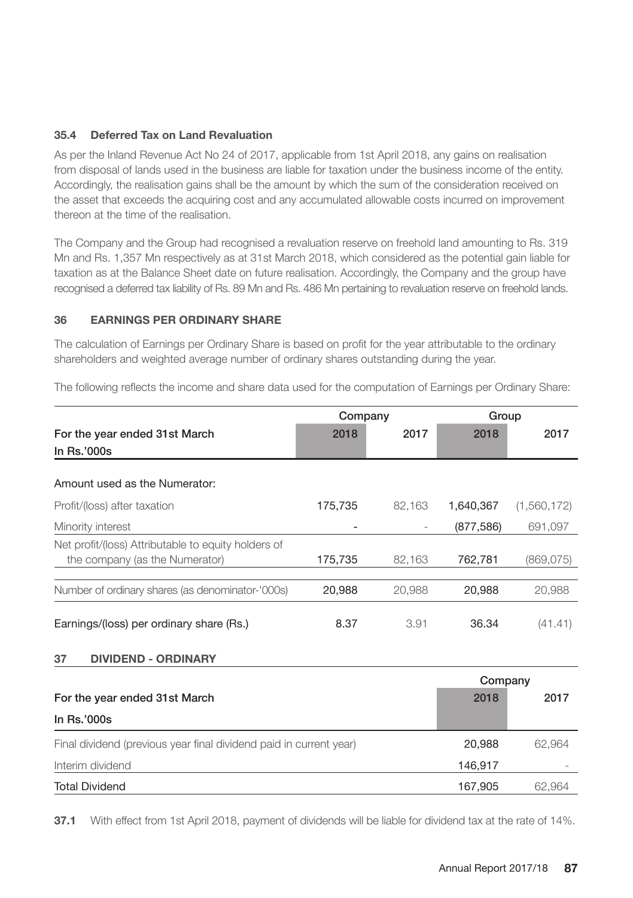### 35.4 Deferred Tax on Land Revaluation

As per the Inland Revenue Act No 24 of 2017, applicable from 1st April 2018, any gains on realisation from disposal of lands used in the business are liable for taxation under the business income of the entity. Accordingly, the realisation gains shall be the amount by which the sum of the consideration received on the asset that exceeds the acquiring cost and any accumulated allowable costs incurred on improvement thereon at the time of the realisation.

The Company and the Group had recognised a revaluation reserve on freehold land amounting to Rs. 319 Mn and Rs. 1,357 Mn respectively as at 31st March 2018, which considered as the potential gain liable for taxation as at the Balance Sheet date on future realisation. Accordingly, the Company and the group have recognised a deferred tax liability of Rs. 89 Mn and Rs. 486 Mn pertaining to revaluation reserve on freehold lands.

## 36 EARNINGS PER ORDINARY SHARE

The calculation of Earnings per Ordinary Share is based on profit for the year attributable to the ordinary shareholders and weighted average number of ordinary shares outstanding during the year.

The following reflects the income and share data used for the computation of Earnings per Ordinary Share:

| | Company | | Group | |
|---|---|---|---|---|
| For the year ended 31st March<br>In Rs.'000s | 2018 | 2017 | 2018 | 2017 |
| Amount used as the Numerator: | | | | |
| Profit/(loss) after taxation | 175,735 | 82,163 | 1,640,367 | (1,560,172) |
| Minority interest | - | - | (877,586) | 691,097 |
| Net profit/(loss) Attributable to equity holders of the company (as the Numerator) | 175,735 | 82,163 | 762,781 | (869,075) |
| Number of ordinary shares (as denominator-'000s) | 20,988 | 20,988 | 20,988 | 20,988 |
| Earnings/(loss) per ordinary share (Rs.) | 8.37 | 3.91 | 36.34 | (41.41) |

## 37 DIVIDEND - ORDINARY

| | Company | |
|---|---|---|
| For the year ended 31st March<br>In Rs.'000s | 2018 | 2017 |
| Final dividend (previous year final dividend paid in current year) | 20,988 | 62,964 |
| Interim dividend | 146,917 | - |
| Total Dividend | 167,905 | 62,964 |

**37.1** With effect from 1st April 2018, payment of dividends will be liable for dividend tax at the rate of 14%.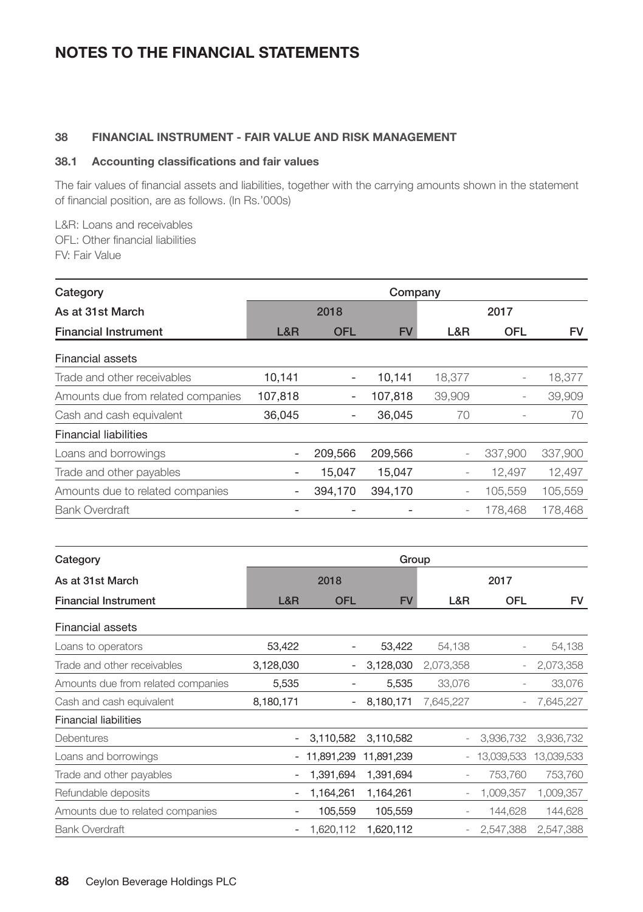# NOTES TO THE FINANCIAL STATEMENTS

### 38 FINANCIAL INSTRUMENT - FAIR VALUE AND RISK MANAGEMENT

#### 38.1 Accounting classifications and fair values

The fair values of financial assets and liabilities, together with the carrying amounts shown in the statement of financial position, are as follows. (In Rs.'000s)

L&R: Loans and receivables
OFL: Other financial liabilities
FV: Fair Value

| Category | Company | | | | | |
|---|---|---|---|---|---|---|
| As at 31st March | 2018 | | | 2017 | | |
| Financial Instrument | L&R | OFL | FV | L&R | OFL | FV |
| Financial assets | | | | | | |
| Trade and other receivables | 10,141 | - | 10,141 | 18,377 | - | 18,377 |
| Amounts due from related companies | 107,818 | - | 107,818 | 39,909 | - | 39,909 |
| Cash and cash equivalent | 36,045 | - | 36,045 | 70 | - | 70 |
| Financial liabilities | | | | | | |
| Loans and borrowings | - | 209,566 | 209,566 | - | 337,900 | 337,900 |
| Trade and other payables | - | 15,047 | 15,047 | - | 12,497 | 12,497 |
| Amounts due to related companies | - | 394,170 | 394,170 | - | 105,559 | 105,559 |
| Bank Overdraft | - | - | - | - | 178,468 | 178,468 |

| Category | Group | | | | | |
|---|---|---|---|---|---|---|
| As at 31st March | 2018 | | | 2017 | | |
| Financial Instrument | L&R | OFL | FV | L&R | OFL | FV |
| Financial assets | | | | | | |
| Loans to operators | 53,422 | - | 53,422 | 54,138 | - | 54,138 |
| Trade and other receivables | 3,128,030 | - | 3,128,030 | 2,073,358 | - | 2,073,358 |
| Amounts due from related companies | 5,535 | - | 5,535 | 33,076 | - | 33,076 |
| Cash and cash equivalent | 8,180,171 | - | 8,180,171 | 7,645,227 | - | 7,645,227 |
| Financial liabilities | | | | | | |
| Debentures | - | 3,110,582 | 3,110,582 | - | 3,936,732 | 3,936,732 |
| Loans and borrowings | - | 11,891,239 | 11,891,239 | - | 13,039,533 | 13,039,533 |
| Trade and other payables | - | 1,391,694 | 1,391,694 | - | 753,760 | 753,760 |
| Refundable deposits | - | 1,164,261 | 1,164,261 | - | 1,009,357 | 1,009,357 |
| Amounts due to related companies | - | 105,559 | 105,559 | - | 144,628 | 144,628 |
| Bank Overdraft | - | 1,620,112 | 1,620,112 | - | 2,547,388 | 2,547,388 |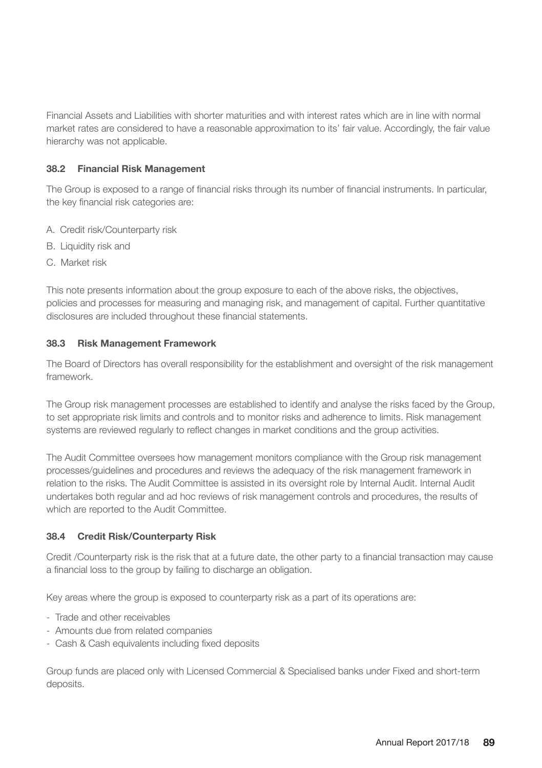Financial Assets and Liabilities with shorter maturities and with interest rates which are in line with normal market rates are considered to have a reasonable approximation to its' fair value. Accordingly, the fair value hierarchy was not applicable.

### 38.2 Financial Risk Management

The Group is exposed to a range of financial risks through its number of financial instruments. In particular, the key financial risk categories are:

A. Credit risk/Counterparty risk

B. Liquidity risk and

C. Market risk

This note presents information about the group exposure to each of the above risks, the objectives, policies and processes for measuring and managing risk, and management of capital. Further quantitative disclosures are included throughout these financial statements.

### 38.3 Risk Management Framework

The Board of Directors has overall responsibility for the establishment and oversight of the risk management framework.

The Group risk management processes are established to identify and analyse the risks faced by the Group, to set appropriate risk limits and controls and to monitor risks and adherence to limits. Risk management systems are reviewed regularly to reflect changes in market conditions and the group activities.

The Audit Committee oversees how management monitors compliance with the Group risk management processes/guidelines and procedures and reviews the adequacy of the risk management framework in relation to the risks. The Audit Committee is assisted in its oversight role by Internal Audit. Internal Audit undertakes both regular and ad hoc reviews of risk management controls and procedures, the results of which are reported to the Audit Committee.

### 38.4 Credit Risk/Counterparty Risk

Credit /Counterparty risk is the risk that at a future date, the other party to a financial transaction may cause a financial loss to the group by failing to discharge an obligation.

Key areas where the group is exposed to counterparty risk as a part of its operations are:

- Trade and other receivables
- Amounts due from related companies
- Cash & Cash equivalents including fixed deposits

Group funds are placed only with Licensed Commercial & Specialised banks under Fixed and short-term deposits.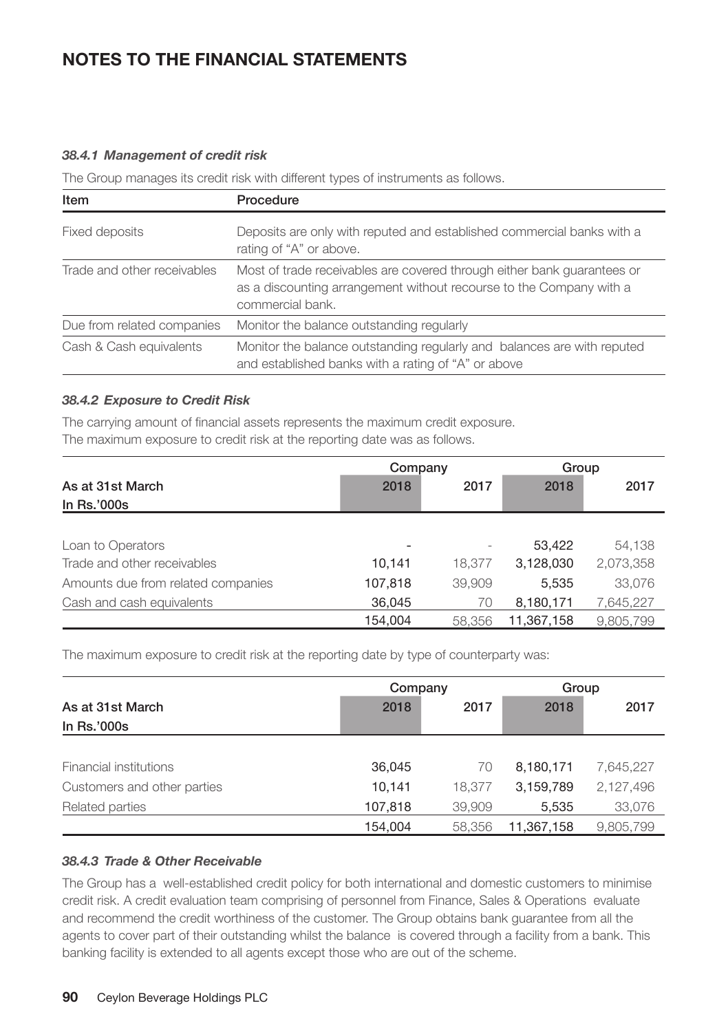# NOTES TO THE FINANCIAL STATEMENTS

### *38.4.1 Management of credit risk*

The Group manages its credit risk with different types of instruments as follows.

| Item | Procedure |
|---|---|
| Fixed deposits | Deposits are only with reputed and established commercial banks with a rating of "A" or above. |
| Trade and other receivables | Most of trade receivables are covered through either bank guarantees or as a discounting arrangement without recourse to the Company with a commercial bank. |
| Due from related companies | Monitor the balance outstanding regularly |
| Cash & Cash equivalents | Monitor the balance outstanding regularly and balances are with reputed and established banks with a rating of "A" or above |

### *38.4.2 Exposure to Credit Risk*

The carrying amount of financial assets represents the maximum credit exposure.
The maximum exposure to credit risk at the reporting date was as follows.

| | Company | | Group | |
|---|---|---|---|---|
| **As at 31st March** | **2018** | **2017** | **2018** | **2017** |
| **In Rs.'000s** | | | | |
| Loan to Operators | - | - | 53,422 | 54,138 |
| Trade and other receivables | 10,141 | 18,377 | 3,128,030 | 2,073,358 |
| Amounts due from related companies | 107,818 | 39,909 | 5,535 | 33,076 |
| Cash and cash equivalents | 36,045 | 70 | 8,180,171 | 7,645,227 |
| | 154,004 | 58,356 | 11,367,158 | 9,805,799 |

The maximum exposure to credit risk at the reporting date by type of counterparty was:

| | Company | | Group | |
|---|---|---|---|---|
| **As at 31st March** | **2018** | **2017** | **2018** | **2017** |
| **In Rs.'000s** | | | | |
| Financial institutions | 36,045 | 70 | 8,180,171 | 7,645,227 |
| Customers and other parties | 10,141 | 18,377 | 3,159,789 | 2,127,496 |
| Related parties | 107,818 | 39,909 | 5,535 | 33,076 |
| | 154,004 | 58,356 | 11,367,158 | 9,805,799 |

### *38.4.3 Trade & Other Receivable*

The Group has a well-established credit policy for both international and domestic customers to minimise credit risk. A credit evaluation team comprising of personnel from Finance, Sales & Operations evaluate and recommend the credit worthiness of the customer. The Group obtains bank guarantee from all the agents to cover part of their outstanding whilst the balance is covered through a facility from a bank. This banking facility is extended to all agents except those who are out of the scheme.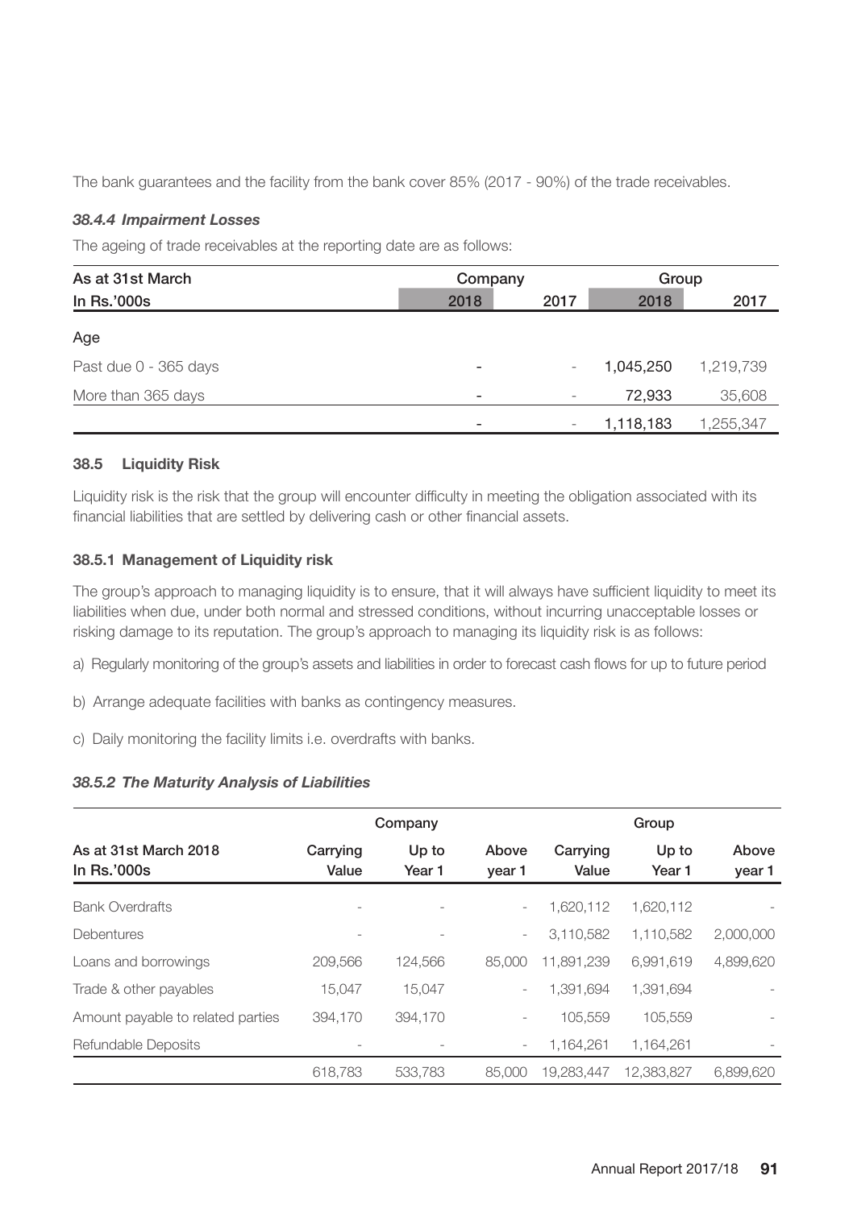The bank guarantees and the facility from the bank cover 85% (2017 - 90%) of the trade receivables.

#### *38.4.4 Impairment Losses*

The ageing of trade receivables at the reporting date are as follows:

| As at 31st March | Company | | Group | |
|---|---|---|---|---|
| In Rs.'000s | 2018 | 2017 | 2018 | 2017 |
| Age | | | | |
| Past due 0 - 365 days | - | - | 1,045,250 | 1,219,739 |
| More than 365 days | - | - | 72,933 | 35,608 |
| | - | - | 1,118,183 | 1,255,347 |

### 38.5 Liquidity Risk

Liquidity risk is the risk that the group will encounter difficulty in meeting the obligation associated with its financial liabilities that are settled by delivering cash or other financial assets.

#### 38.5.1 Management of Liquidity risk

The group's approach to managing liquidity is to ensure, that it will always have sufficient liquidity to meet its liabilities when due, under both normal and stressed conditions, without incurring unacceptable losses or risking damage to its reputation. The group's approach to managing its liquidity risk is as follows:

a) Regularly monitoring of the group's assets and liabilities in order to forecast cash flows for up to future period

b) Arrange adequate facilities with banks as contingency measures.

c) Daily monitoring the facility limits i.e. overdrafts with banks.

#### *38.5.2 The Maturity Analysis of Liabilities*

| | Company | | | Group | | |
|---|---|---|---|---|---|---|
| As at 31st March 2018<br>In Rs.'000s | Carrying Value | Up to Year 1 | Above year 1 | Carrying Value | Up to Year 1 | Above year 1 |
| Bank Overdrafts | - | - | - | 1,620,112 | 1,620,112 | - |
| Debentures | - | - | - | 3,110,582 | 1,110,582 | 2,000,000 |
| Loans and borrowings | 209,566 | 124,566 | 85,000 | 11,891,239 | 6,991,619 | 4,899,620 |
| Trade & other payables | 15,047 | 15,047 | - | 1,391,694 | 1,391,694 | - |
| Amount payable to related parties | 394,170 | 394,170 | - | 105,559 | 105,559 | - |
| Refundable Deposits | - | - | - | 1,164,261 | 1,164,261 | - |
| | 618,783 | 533,783 | 85,000 | 19,283,447 | 12,383,827 | 6,899,620 |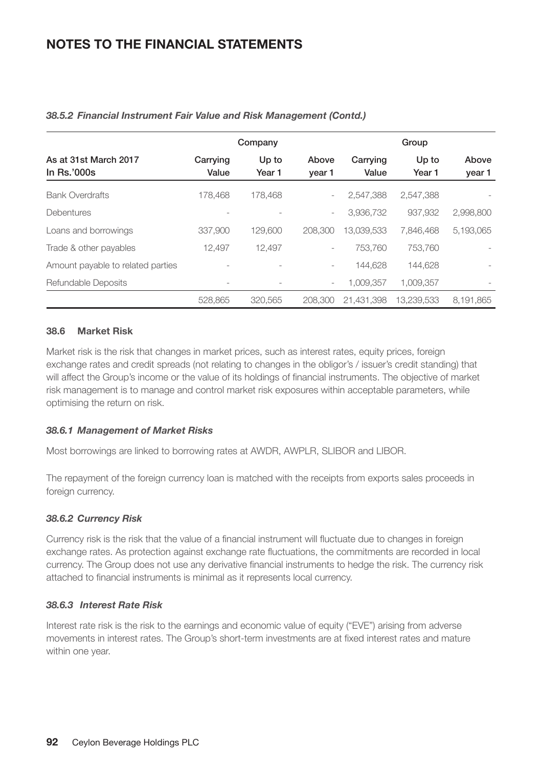# NOTES TO THE FINANCIAL STATEMENTS

### *38.5.2 Financial Instrument Fair Value and Risk Management (Contd.)*

| | Company | | | Group | | |
|---|---|---|---|---|---|---|
| **As at 31st March 2017 In Rs.'000s** | **Carrying Value** | **Up to Year 1** | **Above year 1** | **Carrying Value** | **Up to Year 1** | **Above year 1** |
| Bank Overdrafts | 178,468 | 178,468 | - | 2,547,388 | 2,547,388 | - |
| Debentures | - | - | - | 3,936,732 | 937,932 | 2,998,800 |
| Loans and borrowings | 337,900 | 129,600 | 208,300 | 13,039,533 | 7,846,468 | 5,193,065 |
| Trade & other payables | 12,497 | 12,497 | - | 753,760 | 753,760 | - |
| Amount payable to related parties | - | - | - | 144,628 | 144,628 | - |
| Refundable Deposits | - | - | - | 1,009,357 | 1,009,357 | - |
| | 528,865 | 320,565 | 208,300 | 21,431,398 | 13,239,533 | 8,191,865 |

## 38.6 Market Risk

Market risk is the risk that changes in market prices, such as interest rates, equity prices, foreign exchange rates and credit spreads (not relating to changes in the obligor's / issuer's credit standing) that will affect the Group's income or the value of its holdings of financial instruments. The objective of market risk management is to manage and control market risk exposures within acceptable parameters, while optimising the return on risk.

### *38.6.1 Management of Market Risks*

Most borrowings are linked to borrowing rates at AWDR, AWPLR, SLIBOR and LIBOR.

The repayment of the foreign currency loan is matched with the receipts from exports sales proceeds in foreign currency.

### *38.6.2 Currency Risk*

Currency risk is the risk that the value of a financial instrument will fluctuate due to changes in foreign exchange rates. As protection against exchange rate fluctuations, the commitments are recorded in local currency. The Group does not use any derivative financial instruments to hedge the risk. The currency risk attached to financial instruments is minimal as it represents local currency.

### *38.6.3 Interest Rate Risk*

Interest rate risk is the risk to the earnings and economic value of equity ("EVE") arising from adverse movements in interest rates. The Group's short-term investments are at fixed interest rates and mature within one year.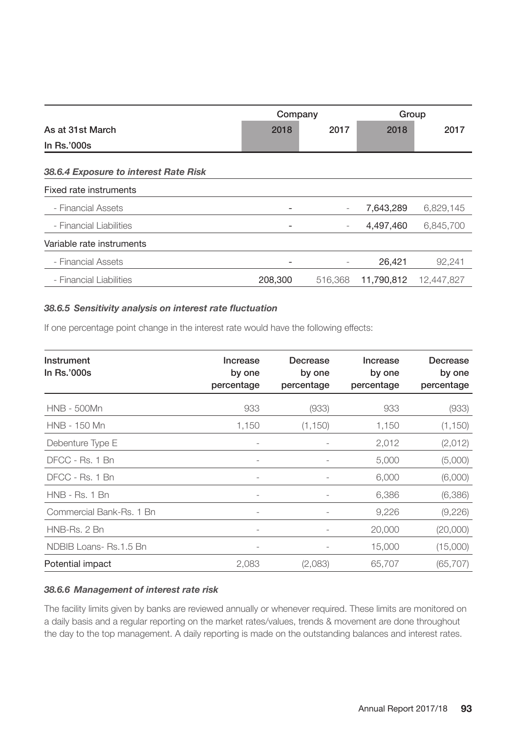| | Company | | Group | |
|---|---|---|---|---|
| As at 31st March | 2018 | 2017 | 2018 | 2017 |
| In Rs.'000s | | | | |
| ***38.6.4 Exposure to interest Rate Risk*** | | | | |
| Fixed rate instruments | | | | |
| - Financial Assets | - | - | 7,643,289 | 6,829,145 |
| - Financial Liabilities | - | - | 4,497,460 | 6,845,700 |
| Variable rate instruments | | | | |
| - Financial Assets | - | - | 26,421 | 92,241 |
| - Financial Liabilities | 208,300 | 516,368 | 11,790,812 | 12,447,827 |

### *38.6.5 Sensitivity analysis on interest rate fluctuation*

If one percentage point change in the interest rate would have the following effects:

| Instrument In Rs.'000s | Increase by one percentage | Decrease by one percentage | Increase by one percentage | Decrease by one percentage |
|---|---|---|---|---|
| HNB - 500Mn | 933 | (933) | 933 | (933) |
| HNB - 150 Mn | 1,150 | (1,150) | 1,150 | (1,150) |
| Debenture Type E | - | - | 2,012 | (2,012) |
| DFCC - Rs. 1 Bn | - | - | 5,000 | (5,000) |
| DFCC - Rs. 1 Bn | - | - | 6,000 | (6,000) |
| HNB - Rs. 1 Bn | - | - | 6,386 | (6,386) |
| Commercial Bank-Rs. 1 Bn | - | - | 9,226 | (9,226) |
| HNB-Rs. 2 Bn | - | - | 20,000 | (20,000) |
| NDBIB Loans- Rs.1.5 Bn | - | - | 15,000 | (15,000) |
| Potential impact | 2,083 | (2,083) | 65,707 | (65,707) |

### *38.6.6 Management of interest rate risk*

The facility limits given by banks are reviewed annually or whenever required. These limits are monitored on a daily basis and a regular reporting on the market rates/values, trends & movement are done throughout the day to the top management. A daily reporting is made on the outstanding balances and interest rates.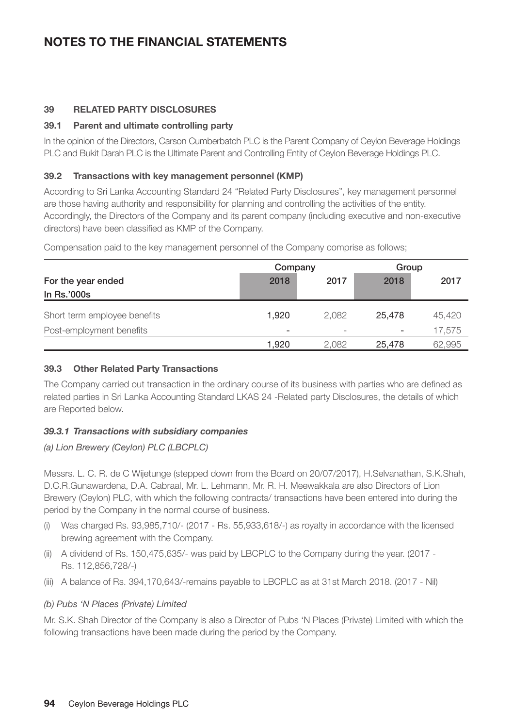# NOTES TO THE FINANCIAL STATEMENTS

## 39 RELATED PARTY DISCLOSURES

### 39.1 Parent and ultimate controlling party

In the opinion of the Directors, Carson Cumberbatch PLC is the Parent Company of Ceylon Beverage Holdings PLC and Bukit Darah PLC is the Ultimate Parent and Controlling Entity of Ceylon Beverage Holdings PLC.

### 39.2 Transactions with key management personnel (KMP)

According to Sri Lanka Accounting Standard 24 "Related Party Disclosures", key management personnel are those having authority and responsibility for planning and controlling the activities of the entity. Accordingly, the Directors of the Company and its parent company (including executive and non-executive directors) have been classified as KMP of the Company.

Compensation paid to the key management personnel of the Company comprise as follows;

| | Company | | Group | |
|---|---|---|---|---|
| For the year ended<br>In Rs.'000s | 2018 | 2017 | 2018 | 2017 |
| Short term employee benefits | 1,920 | 2,082 | 25,478 | 45,420 |
| Post-employment benefits | - | - | - | 17,575 |
| | 1,920 | 2,082 | 25,478 | 62,995 |

### 39.3 Other Related Party Transactions

The Company carried out transaction in the ordinary course of its business with parties who are defined as related parties in Sri Lanka Accounting Standard LKAS 24 -Related party Disclosures, the details of which are Reported below.

#### *39.3.1 Transactions with subsidiary companies*

*(a) Lion Brewery (Ceylon) PLC (LBCPLC)*

Messrs. L. C. R. de C Wijetunge (stepped down from the Board on 20/07/2017), H.Selvanathan, S.K.Shah, D.C.R.Gunawardena, D.A. Cabraal, Mr. L. Lehmann, Mr. R. H. Meewakkala are also Directors of Lion Brewery (Ceylon) PLC, with which the following contracts/ transactions have been entered into during the period by the Company in the normal course of business.

(i) Was charged Rs. 93,985,710/- (2017 - Rs. 55,933,618/-) as royalty in accordance with the licensed brewing agreement with the Company.

(ii) A dividend of Rs. 150,475,635/- was paid by LBCPLC to the Company during the year. (2017 - Rs. 112,856,728/-)

(iii) A balance of Rs. 394,170,643/-remains payable to LBCPLC as at 31st March 2018. (2017 - Nil)

*(b) Pubs 'N Places (Private) Limited*

Mr. S.K. Shah Director of the Company is also a Director of Pubs 'N Places (Private) Limited with which the following transactions have been made during the period by the Company.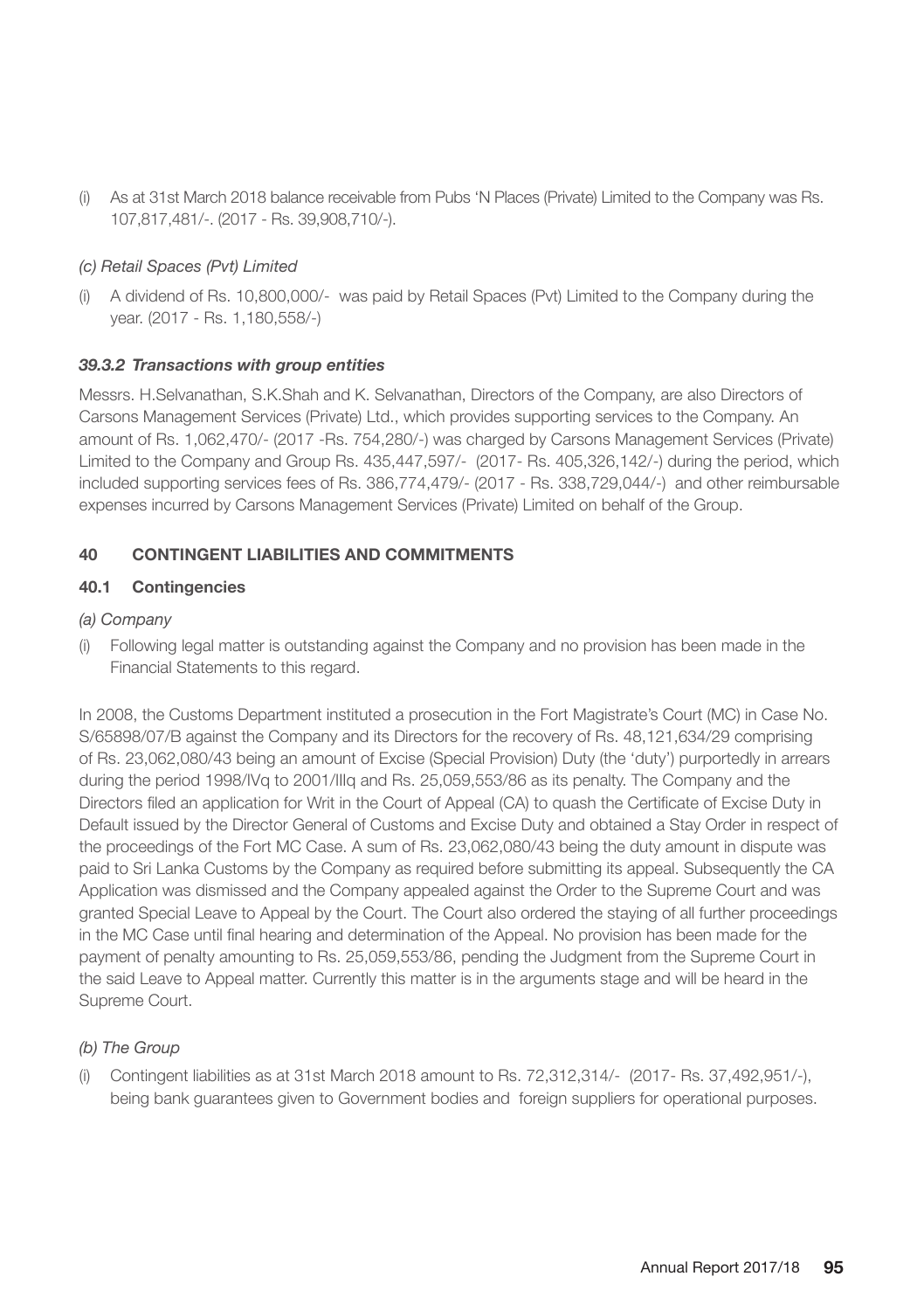(i) As at 31st March 2018 balance receivable from Pubs 'N Places (Private) Limited to the Company was Rs. 107,817,481/-. (2017 - Rs. 39,908,710/-).

*(c) Retail Spaces (Pvt) Limited*

(i) A dividend of Rs. 10,800,000/- was paid by Retail Spaces (Pvt) Limited to the Company during the year. (2017 - Rs. 1,180,558/-)

***39.3.2 Transactions with group entities***

Messrs. H.Selvanathan, S.K.Shah and K. Selvanathan, Directors of the Company, are also Directors of Carsons Management Services (Private) Ltd., which provides supporting services to the Company. An amount of Rs. 1,062,470/- (2017 -Rs. 754,280/-) was charged by Carsons Management Services (Private) Limited to the Company and Group Rs. 435,447,597/- (2017- Rs. 405,326,142/-) during the period, which included supporting services fees of Rs. 386,774,479/- (2017 - Rs. 338,729,044/-) and other reimbursable expenses incurred by Carsons Management Services (Private) Limited on behalf of the Group.

## 40 CONTINGENT LIABILITIES AND COMMITMENTS

### 40.1 Contingencies

*(a) Company*

(i) Following legal matter is outstanding against the Company and no provision has been made in the Financial Statements to this regard.

In 2008, the Customs Department instituted a prosecution in the Fort Magistrate's Court (MC) in Case No. S/65898/07/B against the Company and its Directors for the recovery of Rs. 48,121,634/29 comprising of Rs. 23,062,080/43 being an amount of Excise (Special Provision) Duty (the 'duty') purportedly in arrears during the period 1998/IVq to 2001/IIIq and Rs. 25,059,553/86 as its penalty. The Company and the Directors filed an application for Writ in the Court of Appeal (CA) to quash the Certificate of Excise Duty in Default issued by the Director General of Customs and Excise Duty and obtained a Stay Order in respect of the proceedings of the Fort MC Case. A sum of Rs. 23,062,080/43 being the duty amount in dispute was paid to Sri Lanka Customs by the Company as required before submitting its appeal. Subsequently the CA Application was dismissed and the Company appealed against the Order to the Supreme Court and was granted Special Leave to Appeal by the Court. The Court also ordered the staying of all further proceedings in the MC Case until final hearing and determination of the Appeal. No provision has been made for the payment of penalty amounting to Rs. 25,059,553/86, pending the Judgment from the Supreme Court in the said Leave to Appeal matter. Currently this matter is in the arguments stage and will be heard in the Supreme Court.

*(b) The Group*

(i) Contingent liabilities as at 31st March 2018 amount to Rs. 72,312,314/- (2017- Rs. 37,492,951/-), being bank guarantees given to Government bodies and foreign suppliers for operational purposes.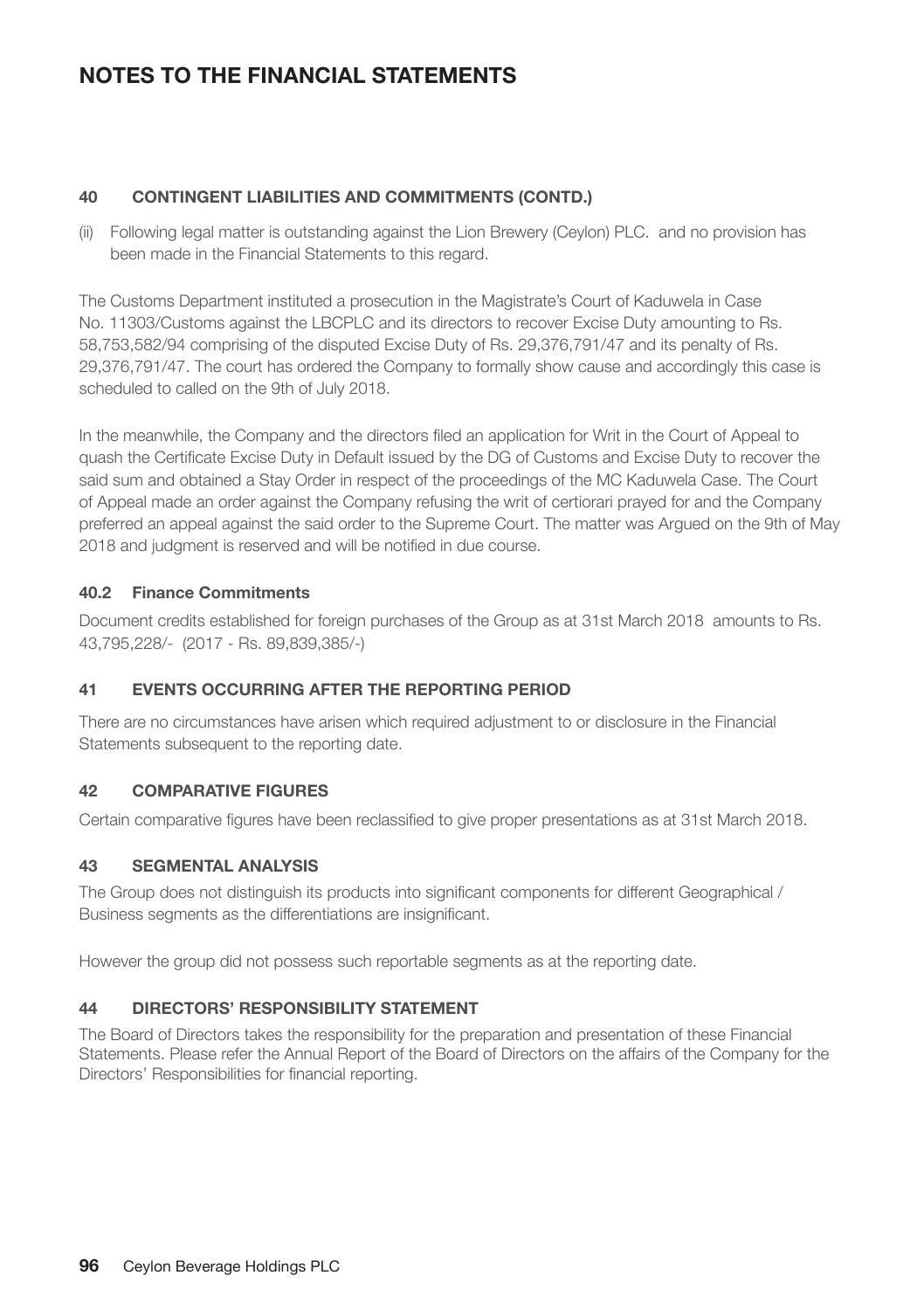# NOTES TO THE FINANCIAL STATEMENTS

## 40 CONTINGENT LIABILITIES AND COMMITMENTS (CONTD.)

(ii) Following legal matter is outstanding against the Lion Brewery (Ceylon) PLC. and no provision has been made in the Financial Statements to this regard.

The Customs Department instituted a prosecution in the Magistrate's Court of Kaduwela in Case No. 11303/Customs against the LBCPLC and its directors to recover Excise Duty amounting to Rs. 58,753,582/94 comprising of the disputed Excise Duty of Rs. 29,376,791/47 and its penalty of Rs. 29,376,791/47. The court has ordered the Company to formally show cause and accordingly this case is scheduled to called on the 9th of July 2018.

In the meanwhile, the Company and the directors filed an application for Writ in the Court of Appeal to quash the Certificate Excise Duty in Default issued by the DG of Customs and Excise Duty to recover the said sum and obtained a Stay Order in respect of the proceedings of the MC Kaduwela Case. The Court of Appeal made an order against the Company refusing the writ of certiorari prayed for and the Company preferred an appeal against the said order to the Supreme Court. The matter was Argued on the 9th of May 2018 and judgment is reserved and will be notified in due course.

### 40.2 Finance Commitments

Document credits established for foreign purchases of the Group as at 31st March 2018 amounts to Rs. 43,795,228/- (2017 - Rs. 89,839,385/-)

## 41 EVENTS OCCURRING AFTER THE REPORTING PERIOD

There are no circumstances have arisen which required adjustment to or disclosure in the Financial Statements subsequent to the reporting date.

## 42 COMPARATIVE FIGURES

Certain comparative figures have been reclassified to give proper presentations as at 31st March 2018.

## 43 SEGMENTAL ANALYSIS

The Group does not distinguish its products into significant components for different Geographical / Business segments as the differentiations are insignificant.

However the group did not possess such reportable segments as at the reporting date.

## 44 DIRECTORS' RESPONSIBILITY STATEMENT

The Board of Directors takes the responsibility for the preparation and presentation of these Financial Statements. Please refer the Annual Report of the Board of Directors on the affairs of the Company for the Directors' Responsibilities for financial reporting.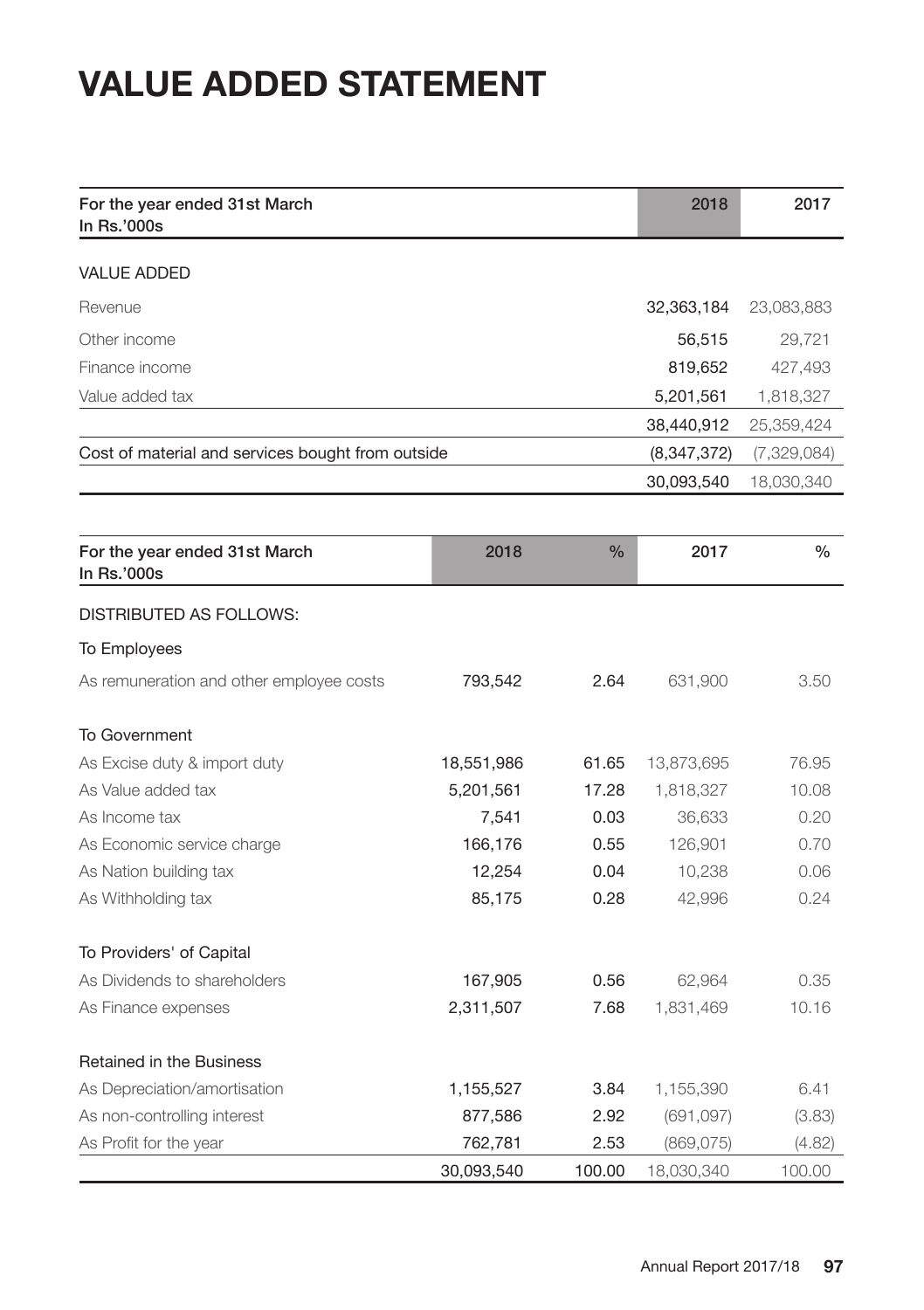# VALUE ADDED STATEMENT

| For the year ended 31st March<br>In Rs.'000s | 2018 | 2017 |
|---|---|---|
| VALUE ADDED | | |
| Revenue | 32,363,184 | 23,083,883 |
| Other income | 56,515 | 29,721 |
| Finance income | 819,652 | 427,493 |
| Value added tax | 5,201,561 | 1,818,327 |
| | 38,440,912 | 25,359,424 |
| Cost of material and services bought from outside | (8,347,372) | (7,329,084) |
| | 30,093,540 | 18,030,340 |

| For the year ended 31st March<br>In Rs.'000s | 2018 | % | 2017 | % |
|---|---|---|---|---|
| DISTRIBUTED AS FOLLOWS: | | | | |
| To Employees | | | | |
| As remuneration and other employee costs | 793,542 | 2.64 | 631,900 | 3.50 |
| To Government | | | | |
| As Excise duty & import duty | 18,551,986 | 61.65 | 13,873,695 | 76.95 |
| As Value added tax | 5,201,561 | 17.28 | 1,818,327 | 10.08 |
| As Income tax | 7,541 | 0.03 | 36,633 | 0.20 |
| As Economic service charge | 166,176 | 0.55 | 126,901 | 0.70 |
| As Nation building tax | 12,254 | 0.04 | 10,238 | 0.06 |
| As Withholding tax | 85,175 | 0.28 | 42,996 | 0.24 |
| To Providers' of Capital | | | | |
| As Dividends to shareholders | 167,905 | 0.56 | 62,964 | 0.35 |
| As Finance expenses | 2,311,507 | 7.68 | 1,831,469 | 10.16 |
| Retained in the Business | | | | |
| As Depreciation/amortisation | 1,155,527 | 3.84 | 1,155,390 | 6.41 |
| As non-controlling interest | 877,586 | 2.92 | (691,097) | (3.83) |
| As Profit for the year | 762,781 | 2.53 | (869,075) | (4.82) |
| | 30,093,540 | 100.00 | 18,030,340 | 100.00 |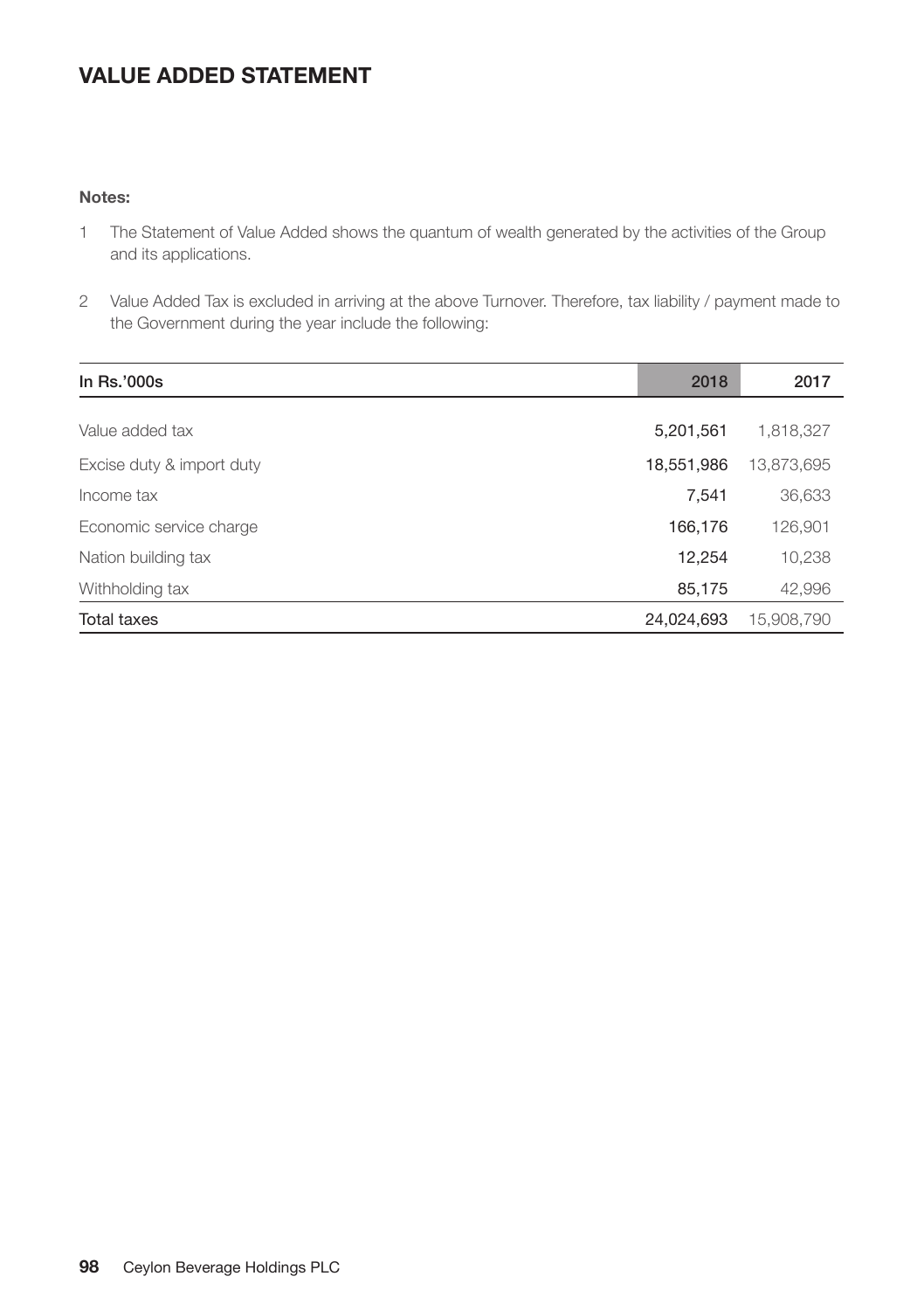# VALUE ADDED STATEMENT

**Notes:**

1 The Statement of Value Added shows the quantum of wealth generated by the activities of the Group and its applications.

2 Value Added Tax is excluded in arriving at the above Turnover. Therefore, tax liability / payment made to the Government during the year include the following:

| In Rs.'000s | 2018 | 2017 |
|---|---|---|
| Value added tax | 5,201,561 | 1,818,327 |
| Excise duty & import duty | 18,551,986 | 13,873,695 |
| Income tax | 7,541 | 36,633 |
| Economic service charge | 166,176 | 126,901 |
| Nation building tax | 12,254 | 10,238 |
| Withholding tax | 85,175 | 42,996 |
| Total taxes | 24,024,693 | 15,908,790 |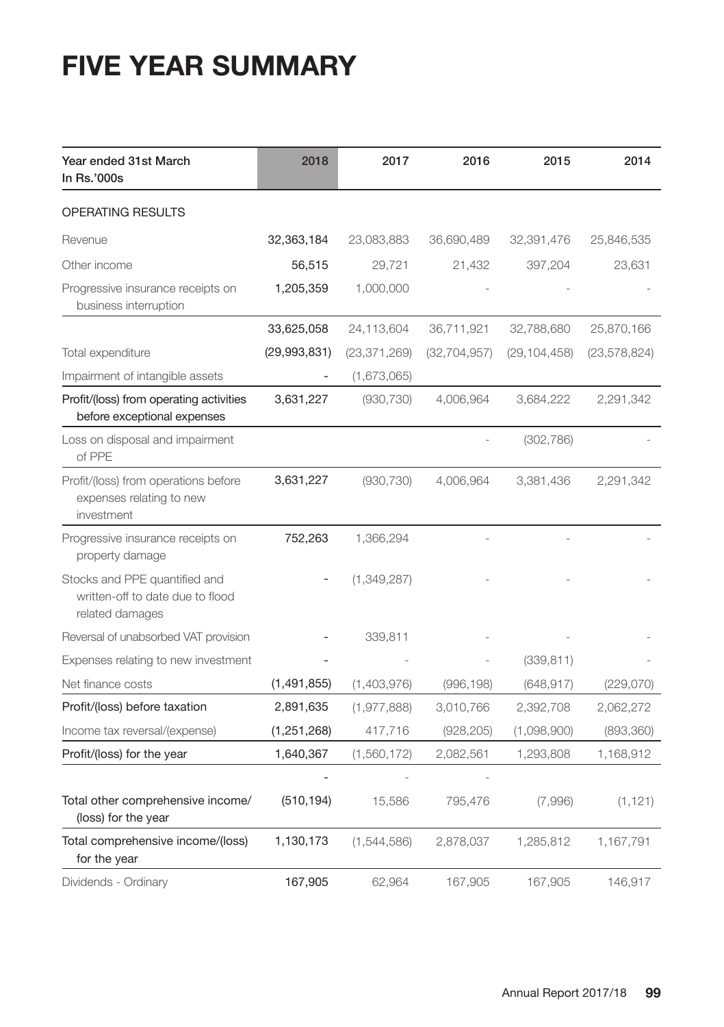# FIVE YEAR SUMMARY

| Year ended 31st March<br>In Rs.'000s | 2018 | 2017 | 2016 | 2015 | 2014 |
|---|---|---|---|---|---|
| OPERATING RESULTS | | | | | |
| Revenue | 32,363,184 | 23,083,883 | 36,690,489 | 32,391,476 | 25,846,535 |
| Other income | 56,515 | 29,721 | 21,432 | 397,204 | 23,631 |
| Progressive insurance receipts on business interruption | 1,205,359 | 1,000,000 | - | - | - |
| | 33,625,058 | 24,113,604 | 36,711,921 | 32,788,680 | 25,870,166 |
| Total expenditure | (29,993,831) | (23,371,269) | (32,704,957) | (29,104,458) | (23,578,824) |
| Impairment of intangible assets | - | (1,673,065) | | | |
| Profit/(loss) from operating activities before exceptional expenses | 3,631,227 | (930,730) | 4,006,964 | 3,684,222 | 2,291,342 |
| Loss on disposal and impairment of PPE | | | - | (302,786) | - |
| Profit/(loss) from operations before expenses relating to new investment | 3,631,227 | (930,730) | 4,006,964 | 3,381,436 | 2,291,342 |
| Progressive insurance receipts on property damage | 752,263 | 1,366,294 | - | - | - |
| Stocks and PPE quantified and written-off to date due to flood related damages | - | (1,349,287) | - | - | - |
| Reversal of unabsorbed VAT provision | - | 339,811 | - | - | - |
| Expenses relating to new investment | - | - | - | (339,811) | - |
| Net finance costs | (1,491,855) | (1,403,976) | (996,198) | (648,917) | (229,070) |
| Profit/(loss) before taxation | 2,891,635 | (1,977,888) | 3,010,766 | 2,392,708 | 2,062,272 |
| Income tax reversal/(expense) | (1,251,268) | 417,716 | (928,205) | (1,098,900) | (893,360) |
| Profit/(loss) for the year | 1,640,367 | (1,560,172) | 2,082,561 | 1,293,808 | 1,168,912 |
| | - | - | - | | |
| Total other comprehensive income/(loss) for the year | (510,194) | 15,586 | 795,476 | (7,996) | (1,121) |
| Total comprehensive income/(loss) for the year | 1,130,173 | (1,544,586) | 2,878,037 | 1,285,812 | 1,167,791 |
| Dividends - Ordinary | 167,905 | 62,964 | 167,905 | 167,905 | 146,917 |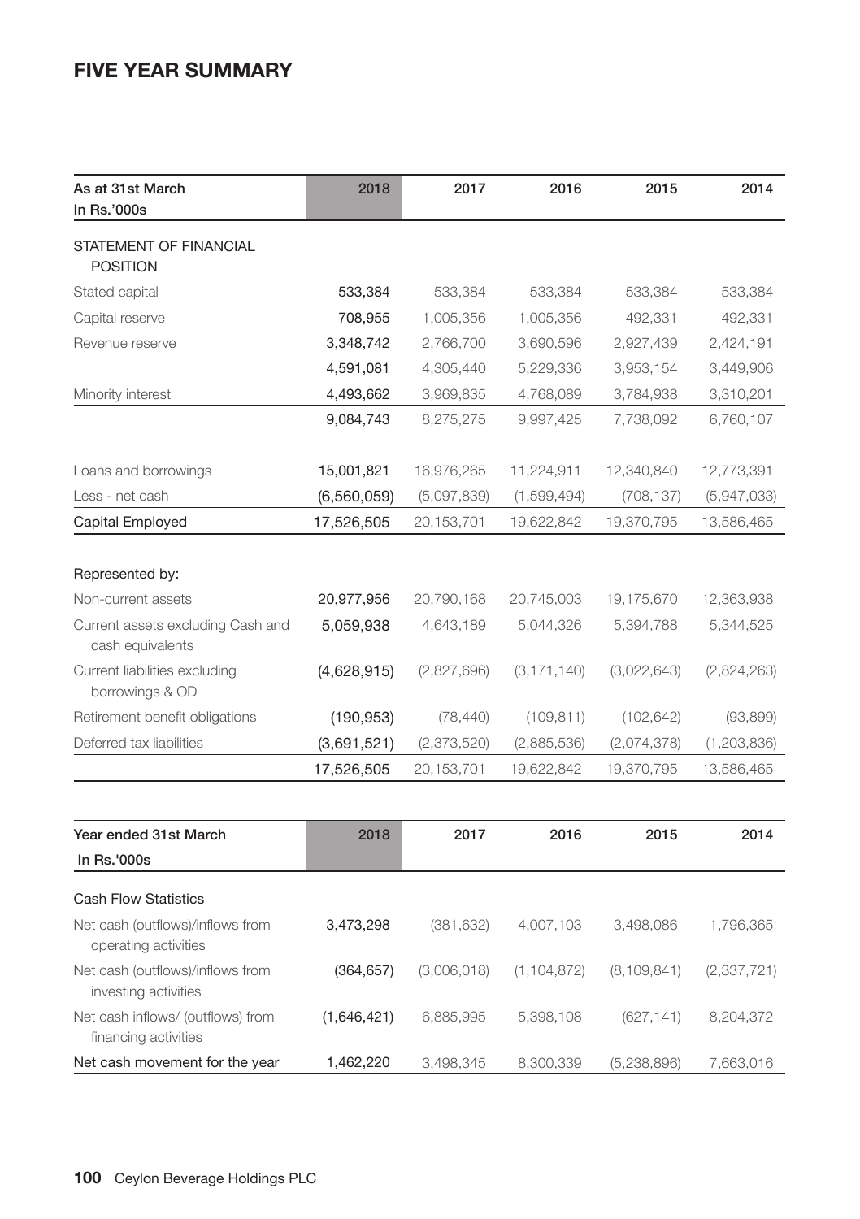# FIVE YEAR SUMMARY

| As at 31st March<br>In Rs.'000s | 2018 | 2017 | 2016 | 2015 | 2014 |
|---|---|---|---|---|---|
| STATEMENT OF FINANCIAL POSITION | | | | | |
| Stated capital | 533,384 | 533,384 | 533,384 | 533,384 | 533,384 |
| Capital reserve | 708,955 | 1,005,356 | 1,005,356 | 492,331 | 492,331 |
| Revenue reserve | 3,348,742 | 2,766,700 | 3,690,596 | 2,927,439 | 2,424,191 |
| | 4,591,081 | 4,305,440 | 5,229,336 | 3,953,154 | 3,449,906 |
| Minority interest | 4,493,662 | 3,969,835 | 4,768,089 | 3,784,938 | 3,310,201 |
| | 9,084,743 | 8,275,275 | 9,997,425 | 7,738,092 | 6,760,107 |
| Loans and borrowings | 15,001,821 | 16,976,265 | 11,224,911 | 12,340,840 | 12,773,391 |
| Less - net cash | (6,560,059) | (5,097,839) | (1,599,494) | (708,137) | (5,947,033) |
| Capital Employed | 17,526,505 | 20,153,701 | 19,622,842 | 19,370,795 | 13,586,465 |
| Represented by: | | | | | |
| Non-current assets | 20,977,956 | 20,790,168 | 20,745,003 | 19,175,670 | 12,363,938 |
| Current assets excluding Cash and cash equivalents | 5,059,938 | 4,643,189 | 5,044,326 | 5,394,788 | 5,344,525 |
| Current liabilities excluding borrowings & OD | (4,628,915) | (2,827,696) | (3,171,140) | (3,022,643) | (2,824,263) |
| Retirement benefit obligations | (190,953) | (78,440) | (109,811) | (102,642) | (93,899) |
| Deferred tax liabilities | (3,691,521) | (2,373,520) | (2,885,536) | (2,074,378) | (1,203,836) |
| | 17,526,505 | 20,153,701 | 19,622,842 | 19,370,795 | 13,586,465 |

| Year ended 31st March<br>In Rs.'000s | 2018 | 2017 | 2016 | 2015 | 2014 |
|---|---|---|---|---|---|
| Cash Flow Statistics | | | | | |
| Net cash (outflows)/inflows from operating activities | 3,473,298 | (381,632) | 4,007,103 | 3,498,086 | 1,796,365 |
| Net cash (outflows)/inflows from investing activities | (364,657) | (3,006,018) | (1,104,872) | (8,109,841) | (2,337,721) |
| Net cash inflows/ (outflows) from financing activities | (1,646,421) | 6,885,995 | 5,398,108 | (627,141) | 8,204,372 |
| Net cash movement for the year | 1,462,220 | 3,498,345 | 8,300,339 | (5,238,896) | 7,663,016 |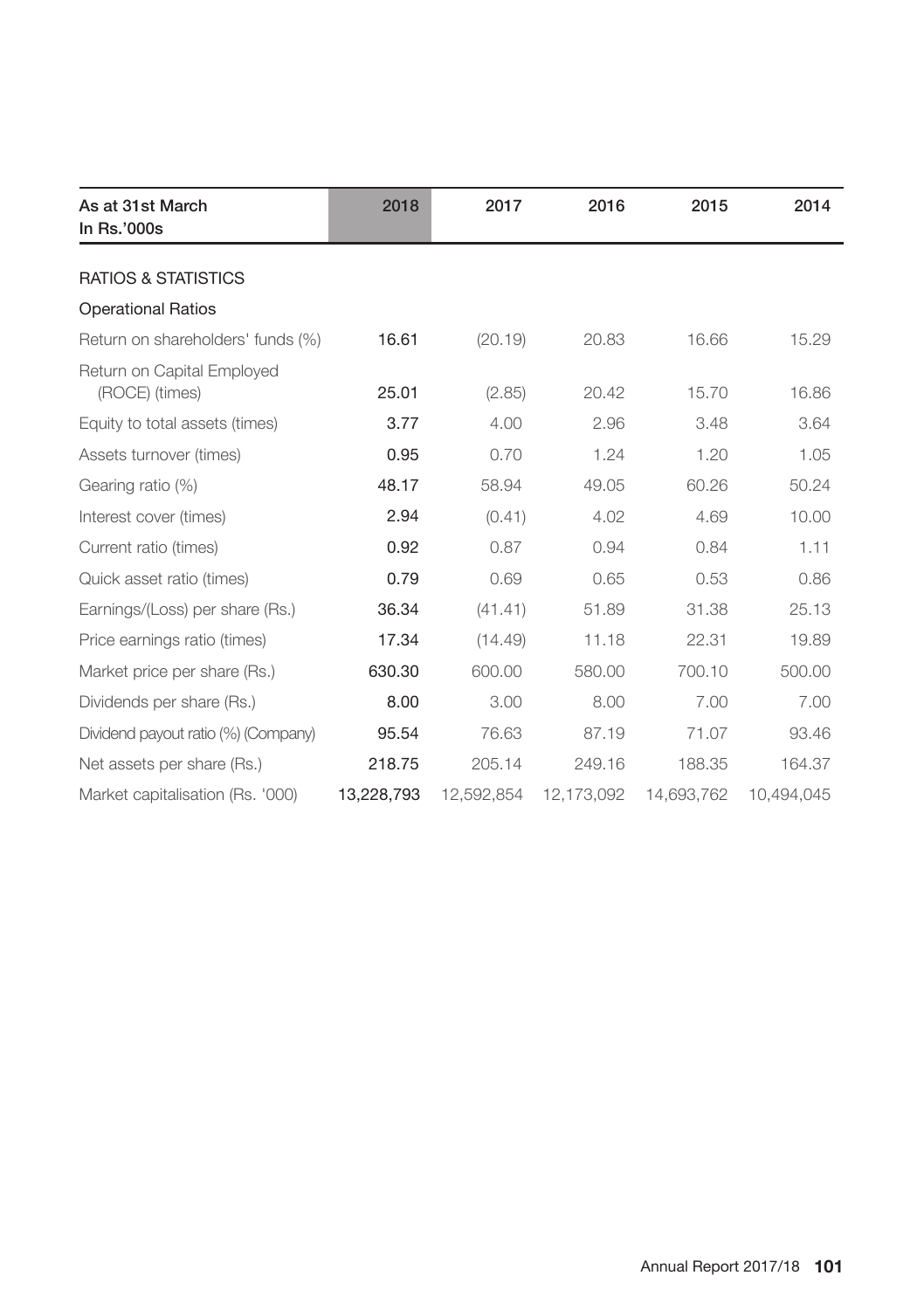| As at 31st March<br>In Rs.'000s | 2018 | 2017 | 2016 | 2015 | 2014 |
|---|---|---|---|---|---|
| RATIOS & STATISTICS | | | | | |
| Operational Ratios | | | | | |
| Return on shareholders' funds (%) | 16.61 | (20.19) | 20.83 | 16.66 | 15.29 |
| Return on Capital Employed (ROCE) (times) | 25.01 | (2.85) | 20.42 | 15.70 | 16.86 |
| Equity to total assets (times) | 3.77 | 4.00 | 2.96 | 3.48 | 3.64 |
| Assets turnover (times) | 0.95 | 0.70 | 1.24 | 1.20 | 1.05 |
| Gearing ratio (%) | 48.17 | 58.94 | 49.05 | 60.26 | 50.24 |
| Interest cover (times) | 2.94 | (0.41) | 4.02 | 4.69 | 10.00 |
| Current ratio (times) | 0.92 | 0.87 | 0.94 | 0.84 | 1.11 |
| Quick asset ratio (times) | 0.79 | 0.69 | 0.65 | 0.53 | 0.86 |
| Earnings/(Loss) per share (Rs.) | 36.34 | (41.41) | 51.89 | 31.38 | 25.13 |
| Price earnings ratio (times) | 17.34 | (14.49) | 11.18 | 22.31 | 19.89 |
| Market price per share (Rs.) | 630.30 | 600.00 | 580.00 | 700.10 | 500.00 |
| Dividends per share (Rs.) | 8.00 | 3.00 | 8.00 | 7.00 | 7.00 |
| Dividend payout ratio (%) (Company) | 95.54 | 76.63 | 87.19 | 71.07 | 93.46 |
| Net assets per share (Rs.) | 218.75 | 205.14 | 249.16 | 188.35 | 164.37 |
| Market capitalisation (Rs. '000) | 13,228,793 | 12,592,854 | 12,173,092 | 14,693,762 | 10,494,045 |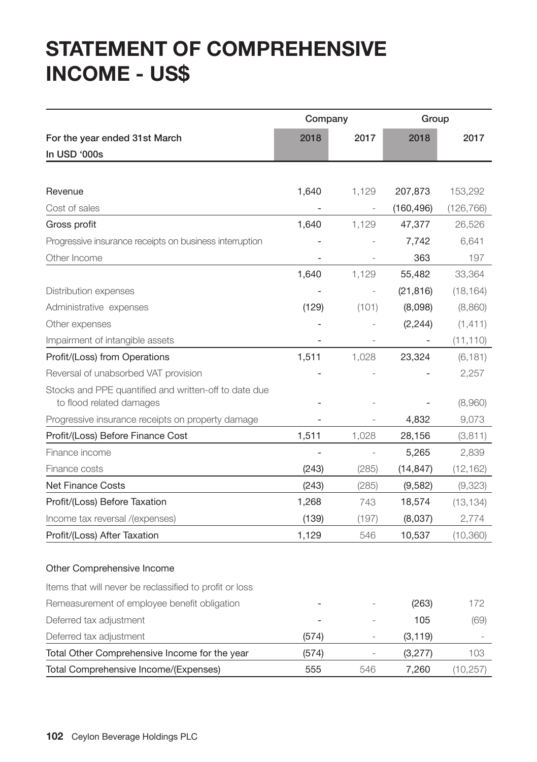# STATEMENT OF COMPREHENSIVE INCOME - US$

| | Company | | Group | |
|---|---|---|---|---|
| For the year ended 31st March<br>In USD '000s | 2018 | 2017 | 2018 | 2017 |
| Revenue | 1,640 | 1,129 | 207,873 | 153,292 |
| Cost of sales | - | - | (160,496) | (126,766) |
| Gross profit | 1,640 | 1,129 | 47,377 | 26,526 |
| Progressive insurance receipts on business interruption | - | - | 7,742 | 6,641 |
| Other Income | - | - | 363 | 197 |
| | 1,640 | 1,129 | 55,482 | 33,364 |
| Distribution expenses | - | - | (21,816) | (18,164) |
| Administrative expenses | (129) | (101) | (8,098) | (8,860) |
| Other expenses | - | - | (2,244) | (1,411) |
| Impairment of intangible assets | - | - | - | (11,110) |
| Profit/(Loss) from Operations | 1,511 | 1,028 | 23,324 | (6,181) |
| Reversal of unabsorbed VAT provision | - | - | - | 2,257 |
| Stocks and PPE quantified and written-off to date due to flood related damages | - | - | - | (8,960) |
| Progressive insurance receipts on property damage | - | - | 4,832 | 9,073 |
| Profit/(Loss) Before Finance Cost | 1,511 | 1,028 | 28,156 | (3,811) |
| Finance income | - | - | 5,265 | 2,839 |
| Finance costs | (243) | (285) | (14,847) | (12,162) |
| Net Finance Costs | (243) | (285) | (9,582) | (9,323) |
| Profit/(Loss) Before Taxation | 1,268 | 743 | 18,574 | (13,134) |
| Income tax reversal /(expenses) | (139) | (197) | (8,037) | 2,774 |
| Profit/(Loss) After Taxation | 1,129 | 546 | 10,537 | (10,360) |
| | | | | |
| Other Comprehensive Income | | | | |
| Items that will never be reclassified to profit or loss | | | | |
| Remeasurement of employee benefit obligation | - | - | (263) | 172 |
| Deferred tax adjustment | - | - | 105 | (69) |
| Deferred tax adjustment | (574) | - | (3,119) | - |
| Total Other Comprehensive Income for the year | (574) | - | (3,277) | 103 |
| Total Comprehensive Income/(Expenses) | 555 | 546 | 7,260 | (10,257) |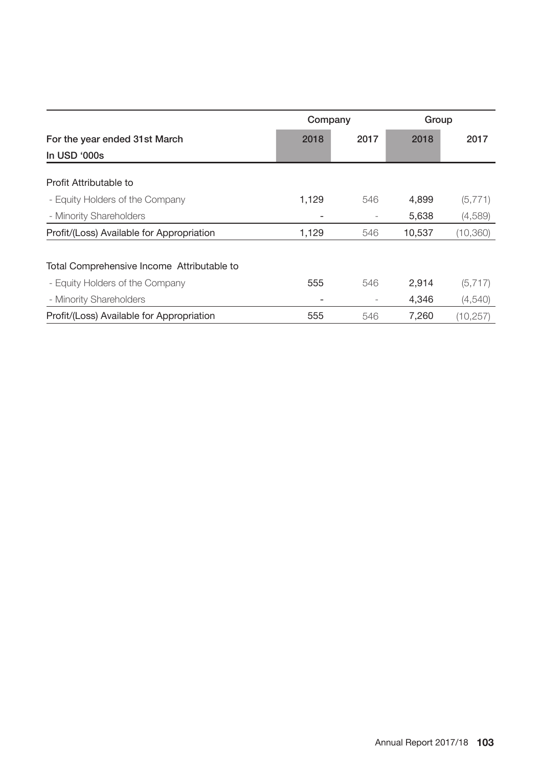| | Company | | Group | |
|---|---|---|---|---|
| For the year ended 31st March<br>In USD '000s | 2018 | 2017 | 2018 | 2017 |
| Profit Attributable to | | | | |
| - Equity Holders of the Company | 1,129 | 546 | 4,899 | (5,771) |
| - Minority Shareholders | - | - | 5,638 | (4,589) |
| Profit/(Loss) Available for Appropriation | 1,129 | 546 | 10,537 | (10,360) |
| Total Comprehensive Income Attributable to | | | | |
| - Equity Holders of the Company | 555 | 546 | 2,914 | (5,717) |
| - Minority Shareholders | - | - | 4,346 | (4,540) |
| Profit/(Loss) Available for Appropriation | 555 | 546 | 7,260 | (10,257) |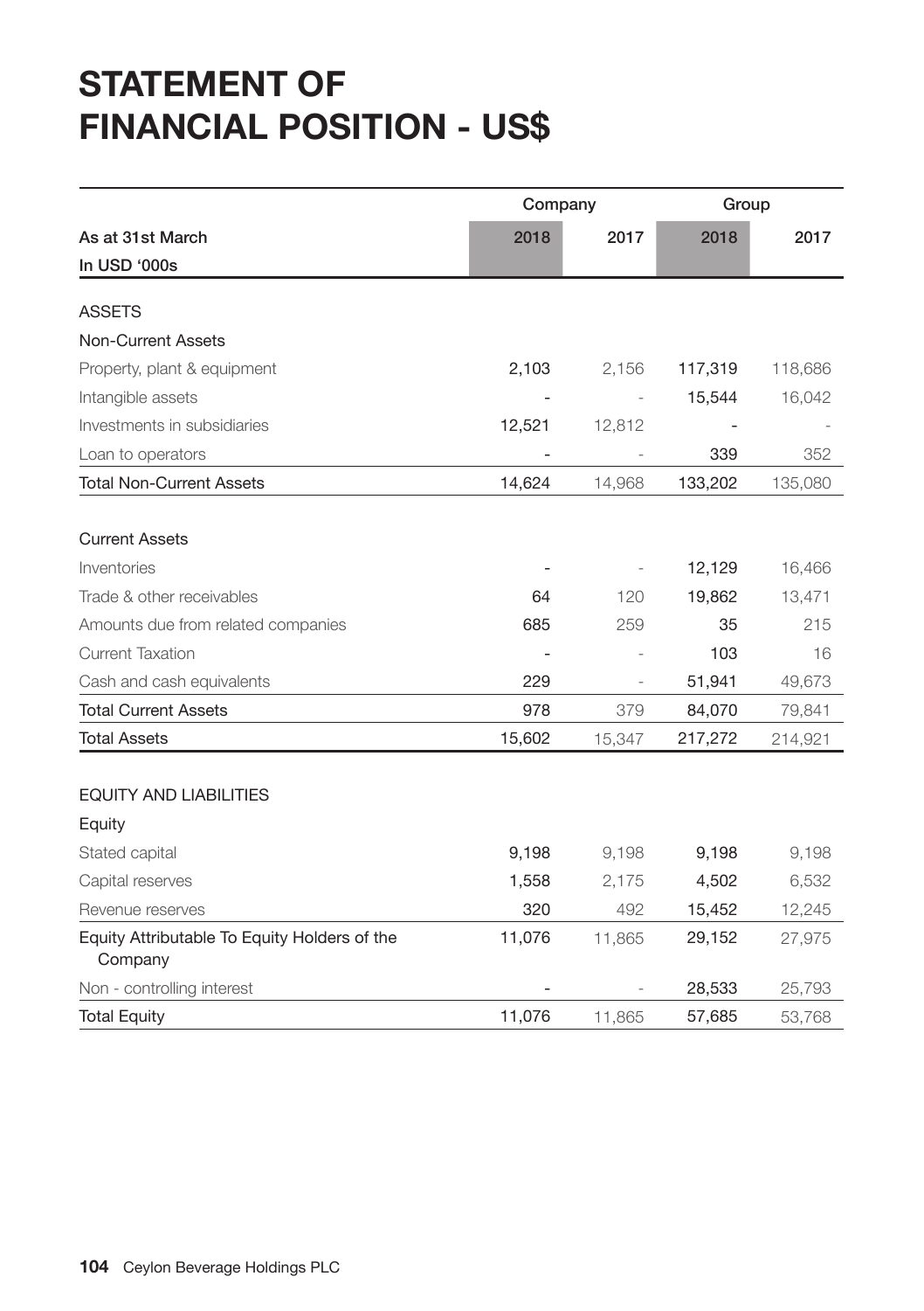# STATEMENT OF FINANCIAL POSITION - US$

| | Company | | Group | |
|---|---|---|---|---|
| As at 31st March<br>In USD '000s | 2018 | 2017 | 2018 | 2017 |
| **ASSETS** | | | | |
| Non-Current Assets | | | | |
| Property, plant & equipment | 2,103 | 2,156 | 117,319 | 118,686 |
| Intangible assets | - | - | 15,544 | 16,042 |
| Investments in subsidiaries | 12,521 | 12,812 | - | - |
| Loan to operators | - | - | 339 | 352 |
| Total Non-Current Assets | 14,624 | 14,968 | 133,202 | 135,080 |
| Current Assets | | | | |
| Inventories | - | - | 12,129 | 16,466 |
| Trade & other receivables | 64 | 120 | 19,862 | 13,471 |
| Amounts due from related companies | 685 | 259 | 35 | 215 |
| Current Taxation | - | - | 103 | 16 |
| Cash and cash equivalents | 229 | - | 51,941 | 49,673 |
| Total Current Assets | 978 | 379 | 84,070 | 79,841 |
| Total Assets | 15,602 | 15,347 | 217,272 | 214,921 |
| **EQUITY AND LIABILITIES** | | | | |
| Equity | | | | |
| Stated capital | 9,198 | 9,198 | 9,198 | 9,198 |
| Capital reserves | 1,558 | 2,175 | 4,502 | 6,532 |
| Revenue reserves | 320 | 492 | 15,452 | 12,245 |
| Equity Attributable To Equity Holders of the Company | 11,076 | 11,865 | 29,152 | 27,975 |
| Non - controlling interest | - | - | 28,533 | 25,793 |
| Total Equity | 11,076 | 11,865 | 57,685 | 53,768 |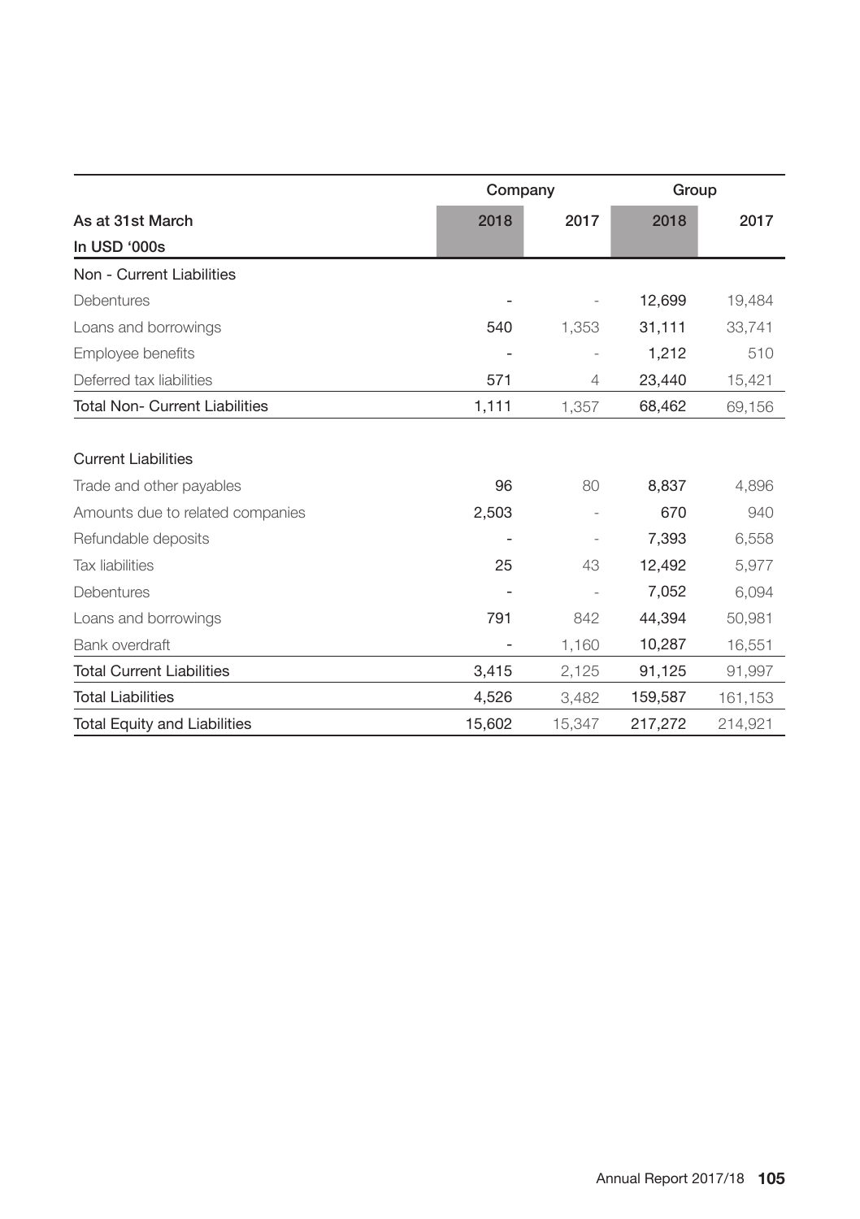| | Company | | Group | |
|---|---|---|---|---|
| As at 31st March | 2018 | 2017 | 2018 | 2017 |
| In USD '000s | | | | |
| Non - Current Liabilities | | | | |
| Debentures | - | - | 12,699 | 19,484 |
| Loans and borrowings | 540 | 1,353 | 31,111 | 33,741 |
| Employee benefits | - | - | 1,212 | 510 |
| Deferred tax liabilities | 571 | 4 | 23,440 | 15,421 |
| Total Non- Current Liabilities | 1,111 | 1,357 | 68,462 | 69,156 |
| | | | | |
| Current Liabilities | | | | |
| Trade and other payables | 96 | 80 | 8,837 | 4,896 |
| Amounts due to related companies | 2,503 | - | 670 | 940 |
| Refundable deposits | - | - | 7,393 | 6,558 |
| Tax liabilities | 25 | 43 | 12,492 | 5,977 |
| Debentures | - | - | 7,052 | 6,094 |
| Loans and borrowings | 791 | 842 | 44,394 | 50,981 |
| Bank overdraft | - | 1,160 | 10,287 | 16,551 |
| Total Current Liabilities | 3,415 | 2,125 | 91,125 | 91,997 |
| Total Liabilities | 4,526 | 3,482 | 159,587 | 161,153 |
| Total Equity and Liabilities | 15,602 | 15,347 | 217,272 | 214,921 |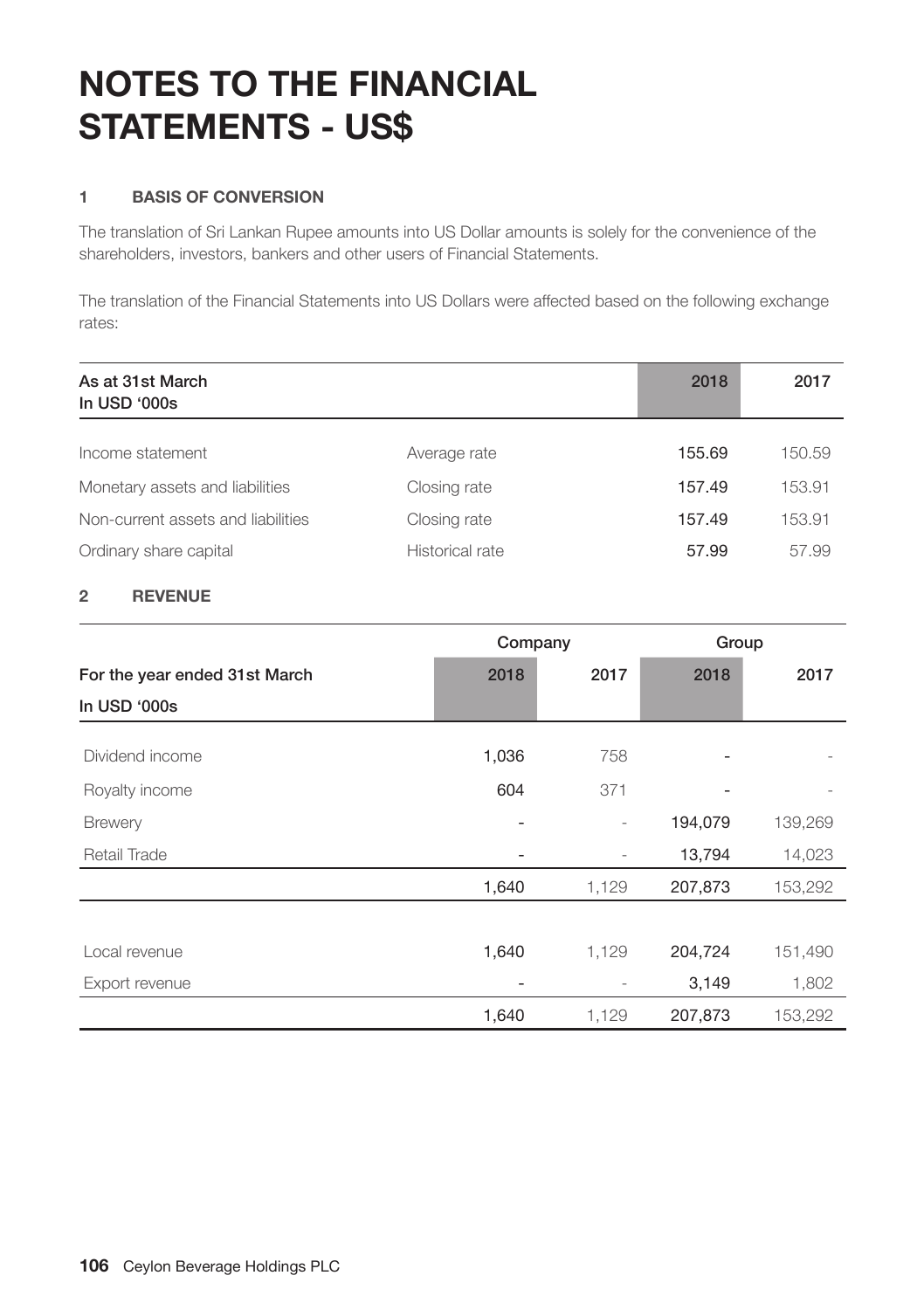# NOTES TO THE FINANCIAL STATEMENTS - US$

## 1 BASIS OF CONVERSION

The translation of Sri Lankan Rupee amounts into US Dollar amounts is solely for the convenience of the shareholders, investors, bankers and other users of Financial Statements.

The translation of the Financial Statements into US Dollars were affected based on the following exchange rates:

| As at 31st March<br>In USD '000s | | 2018 | 2017 |
|---|---|---|---|
| Income statement | Average rate | 155.69 | 150.59 |
| Monetary assets and liabilities | Closing rate | 157.49 | 153.91 |
| Non-current assets and liabilities | Closing rate | 157.49 | 153.91 |
| Ordinary share capital | Historical rate | 57.99 | 57.99 |

## 2 REVENUE

| | Company | | Group | |
|---|---|---|---|---|
| For the year ended 31st March<br>In USD '000s | 2018 | 2017 | 2018 | 2017 |
| Dividend income | 1,036 | 758 | - | - |
| Royalty income | 604 | 371 | - | - |
| Brewery | - | - | 194,079 | 139,269 |
| Retail Trade | - | - | 13,794 | 14,023 |
| | 1,640 | 1,129 | 207,873 | 153,292 |
| | | | | |
| Local revenue | 1,640 | 1,129 | 204,724 | 151,490 |
| Export revenue | - | - | 3,149 | 1,802 |
| | 1,640 | 1,129 | 207,873 | 153,292 |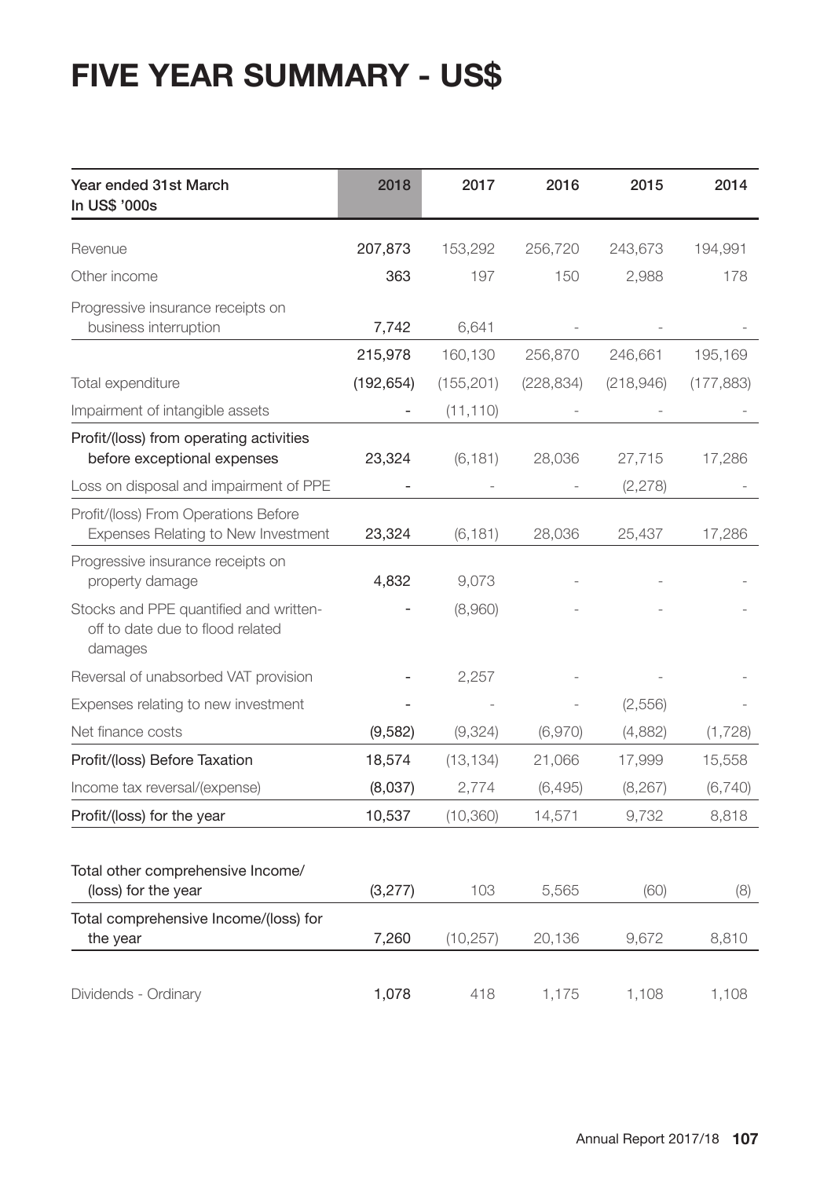# FIVE YEAR SUMMARY - US$

| Year ended 31st March<br>In US$ '000s | 2018 | 2017 | 2016 | 2015 | 2014 |
|---|---|---|---|---|---|
| Revenue | 207,873 | 153,292 | 256,720 | 243,673 | 194,991 |
| Other income | 363 | 197 | 150 | 2,988 | 178 |
| Progressive insurance receipts on business interruption | 7,742 | 6,641 | - | - | - |
| | 215,978 | 160,130 | 256,870 | 246,661 | 195,169 |
| Total expenditure | (192,654) | (155,201) | (228,834) | (218,946) | (177,883) |
| Impairment of intangible assets | - | (11,110) | - | - | - |
| Profit/(loss) from operating activities before exceptional expenses | 23,324 | (6,181) | 28,036 | 27,715 | 17,286 |
| Loss on disposal and impairment of PPE | - | - | - | (2,278) | - |
| Profit/(loss) From Operations Before Expenses Relating to New Investment | 23,324 | (6,181) | 28,036 | 25,437 | 17,286 |
| Progressive insurance receipts on property damage | 4,832 | 9,073 | - | - | - |
| Stocks and PPE quantified and written-off to date due to flood related damages | - | (8,960) | - | - | - |
| Reversal of unabsorbed VAT provision | - | 2,257 | - | - | - |
| Expenses relating to new investment | - | - | - | (2,556) | - |
| Net finance costs | (9,582) | (9,324) | (6,970) | (4,882) | (1,728) |
| Profit/(loss) Before Taxation | 18,574 | (13,134) | 21,066 | 17,999 | 15,558 |
| Income tax reversal/(expense) | (8,037) | 2,774 | (6,495) | (8,267) | (6,740) |
| Profit/(loss) for the year | 10,537 | (10,360) | 14,571 | 9,732 | 8,818 |
| Total other comprehensive Income/(loss) for the year | (3,277) | 103 | 5,565 | (60) | (8) |
| Total comprehensive Income/(loss) for the year | 7,260 | (10,257) | 20,136 | 9,672 | 8,810 |
| Dividends - Ordinary | 1,078 | 418 | 1,175 | 1,108 | 1,108 |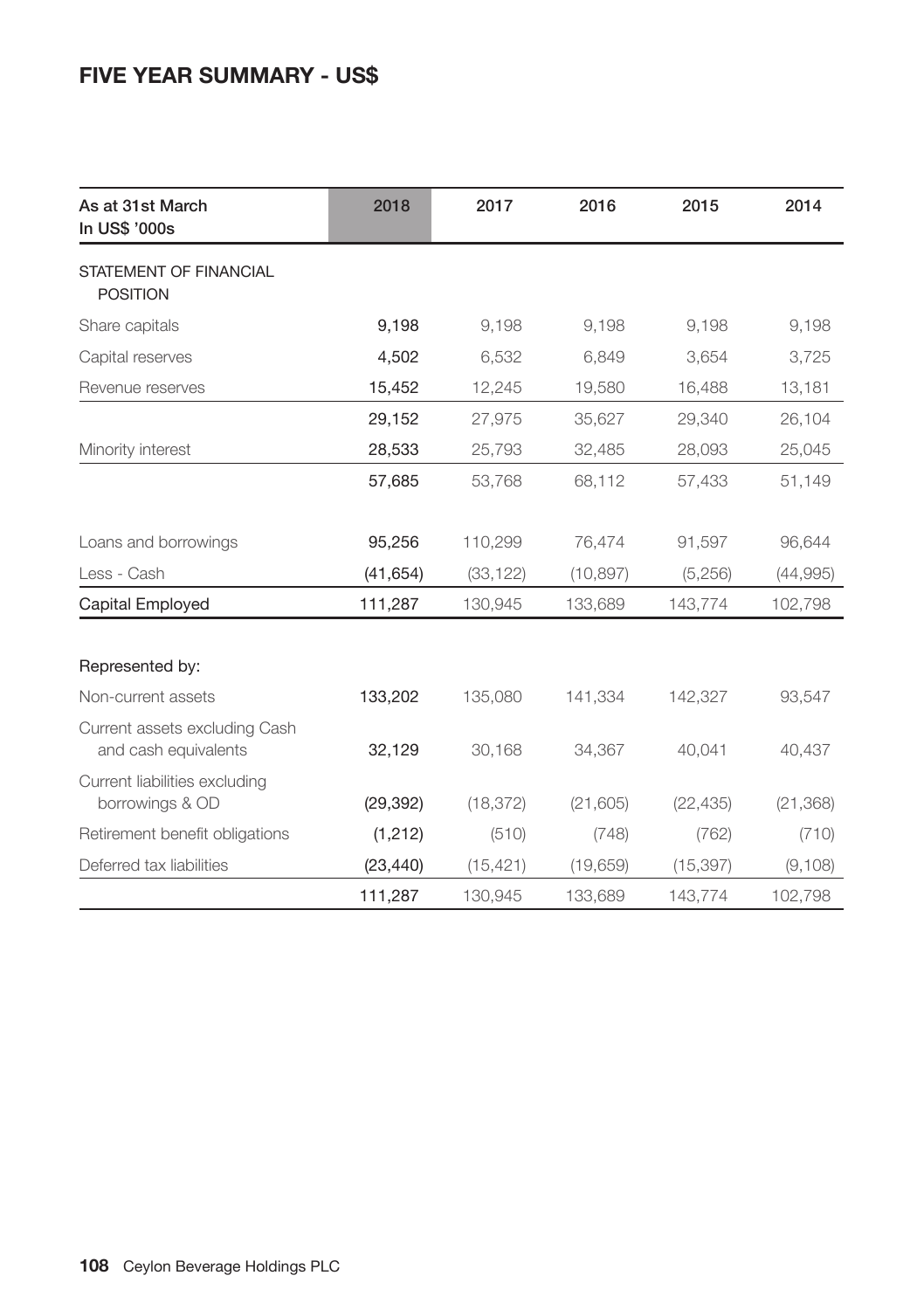## FIVE YEAR SUMMARY - US$

| As at 31st March<br>In US$ '000s | 2018 | 2017 | 2016 | 2015 | 2014 |
|---|---|---|---|---|---|
| STATEMENT OF FINANCIAL POSITION | | | | | |
| Share capitals | 9,198 | 9,198 | 9,198 | 9,198 | 9,198 |
| Capital reserves | 4,502 | 6,532 | 6,849 | 3,654 | 3,725 |
| Revenue reserves | 15,452 | 12,245 | 19,580 | 16,488 | 13,181 |
| | 29,152 | 27,975 | 35,627 | 29,340 | 26,104 |
| Minority interest | 28,533 | 25,793 | 32,485 | 28,093 | 25,045 |
| | 57,685 | 53,768 | 68,112 | 57,433 | 51,149 |
| Loans and borrowings | 95,256 | 110,299 | 76,474 | 91,597 | 96,644 |
| Less - Cash | (41,654) | (33,122) | (10,897) | (5,256) | (44,995) |
| Capital Employed | 111,287 | 130,945 | 133,689 | 143,774 | 102,798 |
| Represented by: | | | | | |
| Non-current assets | 133,202 | 135,080 | 141,334 | 142,327 | 93,547 |
| Current assets excluding Cash and cash equivalents | 32,129 | 30,168 | 34,367 | 40,041 | 40,437 |
| Current liabilities excluding borrowings & OD | (29,392) | (18,372) | (21,605) | (22,435) | (21,368) |
| Retirement benefit obligations | (1,212) | (510) | (748) | (762) | (710) |
| Deferred tax liabilities | (23,440) | (15,421) | (19,659) | (15,397) | (9,108) |
| | 111,287 | 130,945 | 133,689 | 143,774 | 102,798 |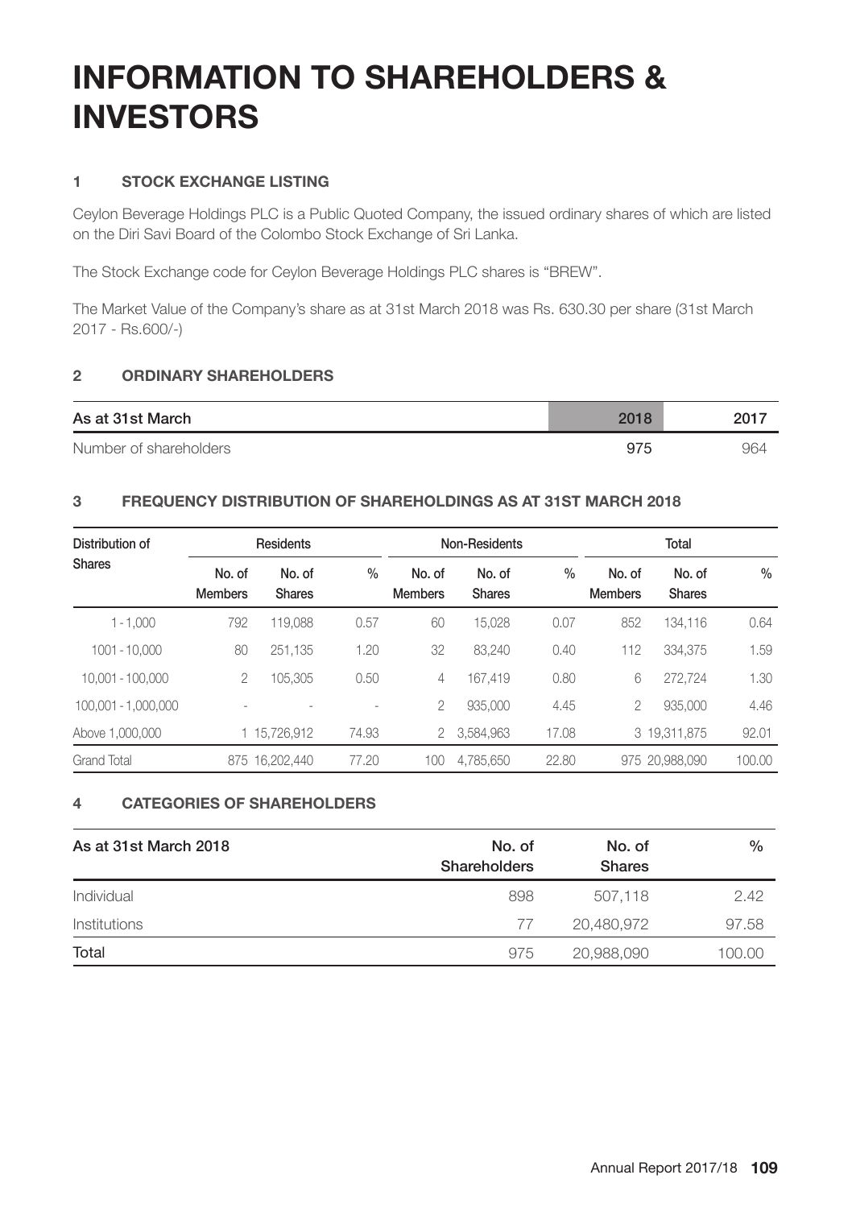# INFORMATION TO SHAREHOLDERS & INVESTORS

### 1 STOCK EXCHANGE LISTING

Ceylon Beverage Holdings PLC is a Public Quoted Company, the issued ordinary shares of which are listed on the Diri Savi Board of the Colombo Stock Exchange of Sri Lanka.

The Stock Exchange code for Ceylon Beverage Holdings PLC shares is "BREW".

The Market Value of the Company's share as at 31st March 2018 was Rs. 630.30 per share (31st March 2017 - Rs.600/-)

### 2 ORDINARY SHAREHOLDERS

| As at 31st March | 2018 | 2017 |
|---|---|---|
| Number of shareholders | 975 | 964 |

### 3 FREQUENCY DISTRIBUTION OF SHAREHOLDINGS AS AT 31ST MARCH 2018

| Distribution of Shares | Residents | | | Non-Residents | | | Total | | |
|---|---|---|---|---|---|---|---|---|---|
| | No. of Members | No. of Shares | % | No. of Members | No. of Shares | % | No. of Members | No. of Shares | % |
| 1 - 1,000 | 792 | 119,088 | 0.57 | 60 | 15,028 | 0.07 | 852 | 134,116 | 0.64 |
| 1001 - 10,000 | 80 | 251,135 | 1.20 | 32 | 83,240 | 0.40 | 112 | 334,375 | 1.59 |
| 10,001 - 100,000 | 2 | 105,305 | 0.50 | 4 | 167,419 | 0.80 | 6 | 272,724 | 1.30 |
| 100,001 - 1,000,000 | - | - | - | 2 | 935,000 | 4.45 | 2 | 935,000 | 4.46 |
| Above 1,000,000 | 1 | 15,726,912 | 74.93 | 2 | 3,584,963 | 17.08 | 3 | 19,311,875 | 92.01 |
| Grand Total | 875 | 16,202,440 | 77.20 | 100 | 4,785,650 | 22.80 | 975 | 20,988,090 | 100.00 |

### 4 CATEGORIES OF SHAREHOLDERS

| As at 31st March 2018 | No. of Shareholders | No. of Shares | % |
|---|---|---|---|
| Individual | 898 | 507,118 | 2.42 |
| Institutions | 77 | 20,480,972 | 97.58 |
| Total | 975 | 20,988,090 | 100.00 |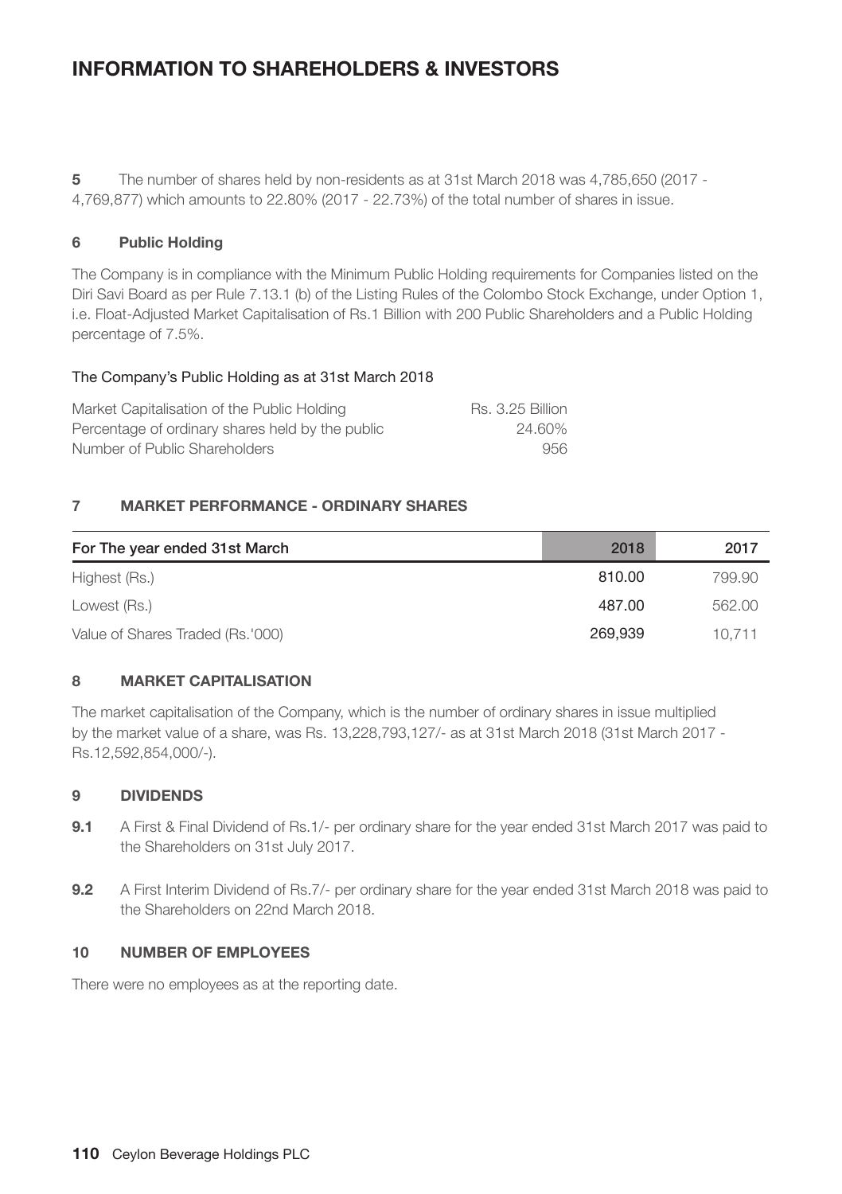# INFORMATION TO SHAREHOLDERS & INVESTORS

**5** The number of shares held by non-residents as at 31st March 2018 was 4,785,650 (2017 - 4,769,877) which amounts to 22.80% (2017 - 22.73%) of the total number of shares in issue.

### 6 Public Holding

The Company is in compliance with the Minimum Public Holding requirements for Companies listed on the Diri Savi Board as per Rule 7.13.1 (b) of the Listing Rules of the Colombo Stock Exchange, under Option 1, i.e. Float-Adjusted Market Capitalisation of Rs.1 Billion with 200 Public Shareholders and a Public Holding percentage of 7.5%.

The Company's Public Holding as at 31st March 2018

| | |
|---|---|
| Market Capitalisation of the Public Holding | Rs. 3.25 Billion |
| Percentage of ordinary shares held by the public | 24.60% |
| Number of Public Shareholders | 956 |

### 7 MARKET PERFORMANCE - ORDINARY SHARES

| For The year ended 31st March | 2018 | 2017 |
|---|---|---|
| Highest (Rs.) | 810.00 | 799.90 |
| Lowest (Rs.) | 487.00 | 562.00 |
| Value of Shares Traded (Rs.'000) | 269,939 | 10,711 |

### 8 MARKET CAPITALISATION

The market capitalisation of the Company, which is the number of ordinary shares in issue multiplied by the market value of a share, was Rs. 13,228,793,127/- as at 31st March 2018 (31st March 2017 - Rs.12,592,854,000/-).

### 9 DIVIDENDS

**9.1** A First & Final Dividend of Rs.1/- per ordinary share for the year ended 31st March 2017 was paid to the Shareholders on 31st July 2017.

**9.2** A First Interim Dividend of Rs.7/- per ordinary share for the year ended 31st March 2018 was paid to the Shareholders on 22nd March 2018.

### 10 NUMBER OF EMPLOYEES

There were no employees as at the reporting date.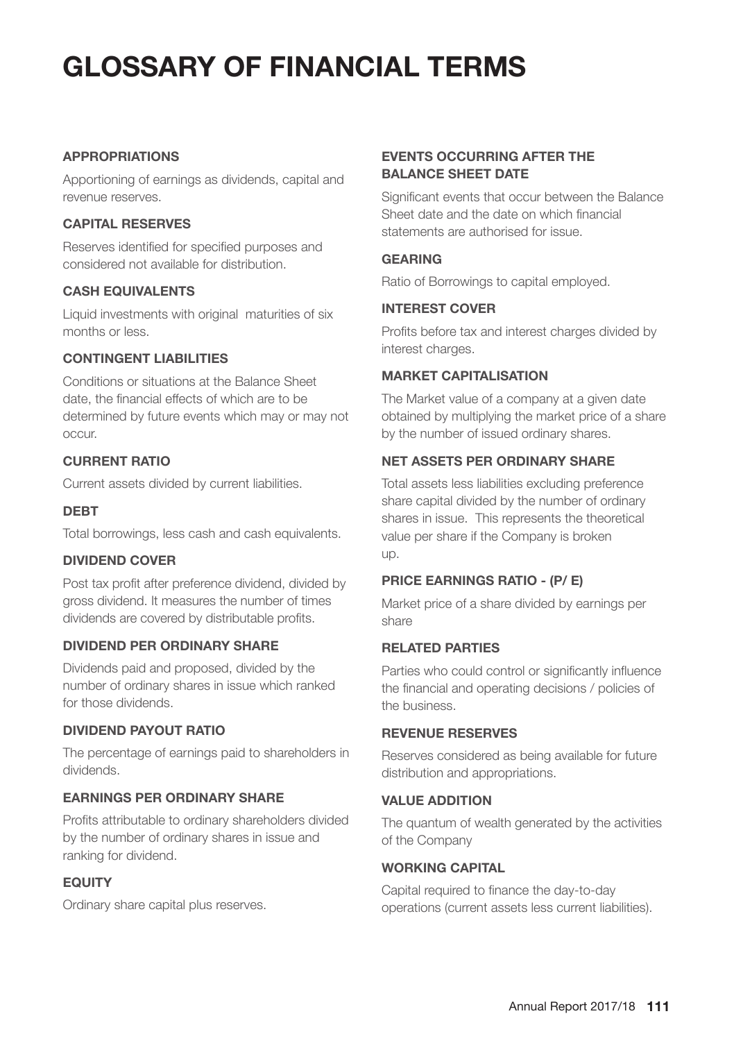# GLOSSARY OF FINANCIAL TERMS

### APPROPRIATIONS

Apportioning of earnings as dividends, capital and revenue reserves.

### CAPITAL RESERVES

Reserves identified for specified purposes and considered not available for distribution.

### CASH EQUIVALENTS

Liquid investments with original maturities of six months or less.

### CONTINGENT LIABILITIES

Conditions or situations at the Balance Sheet date, the financial effects of which are to be determined by future events which may or may not occur.

### CURRENT RATIO

Current assets divided by current liabilities.

### DEBT

Total borrowings, less cash and cash equivalents.

### DIVIDEND COVER

Post tax profit after preference dividend, divided by gross dividend. It measures the number of times dividends are covered by distributable profits.

### DIVIDEND PER ORDINARY SHARE

Dividends paid and proposed, divided by the number of ordinary shares in issue which ranked for those dividends.

### DIVIDEND PAYOUT RATIO

The percentage of earnings paid to shareholders in dividends.

### EARNINGS PER ORDINARY SHARE

Profits attributable to ordinary shareholders divided by the number of ordinary shares in issue and ranking for dividend.

### EQUITY

Ordinary share capital plus reserves.

### EVENTS OCCURRING AFTER THE BALANCE SHEET DATE

Significant events that occur between the Balance Sheet date and the date on which financial statements are authorised for issue.

### GEARING

Ratio of Borrowings to capital employed.

### INTEREST COVER

Profits before tax and interest charges divided by interest charges.

### MARKET CAPITALISATION

The Market value of a company at a given date obtained by multiplying the market price of a share by the number of issued ordinary shares.

### NET ASSETS PER ORDINARY SHARE

Total assets less liabilities excluding preference share capital divided by the number of ordinary shares in issue. This represents the theoretical value per share if the Company is broken up.

### PRICE EARNINGS RATIO - (P/ E)

Market price of a share divided by earnings per share

### RELATED PARTIES

Parties who could control or significantly influence the financial and operating decisions / policies of the business.

### REVENUE RESERVES

Reserves considered as being available for future distribution and appropriations.

### VALUE ADDITION

The quantum of wealth generated by the activities of the Company

### WORKING CAPITAL

Capital required to finance the day-to-day operations (current assets less current liabilities).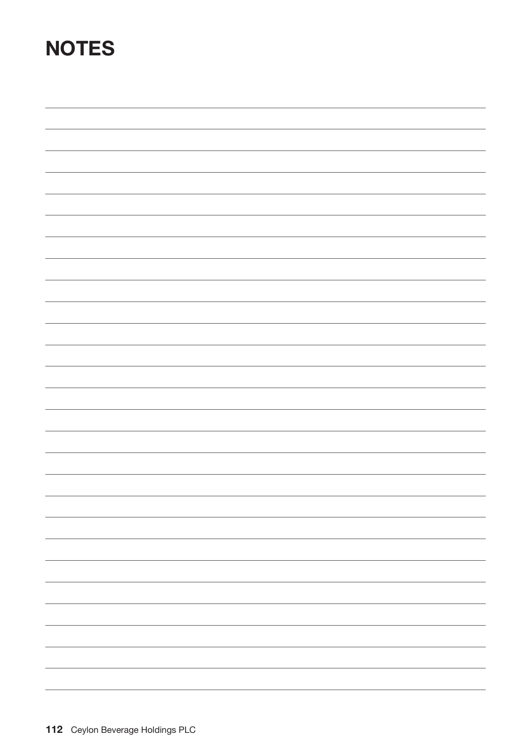# NOTES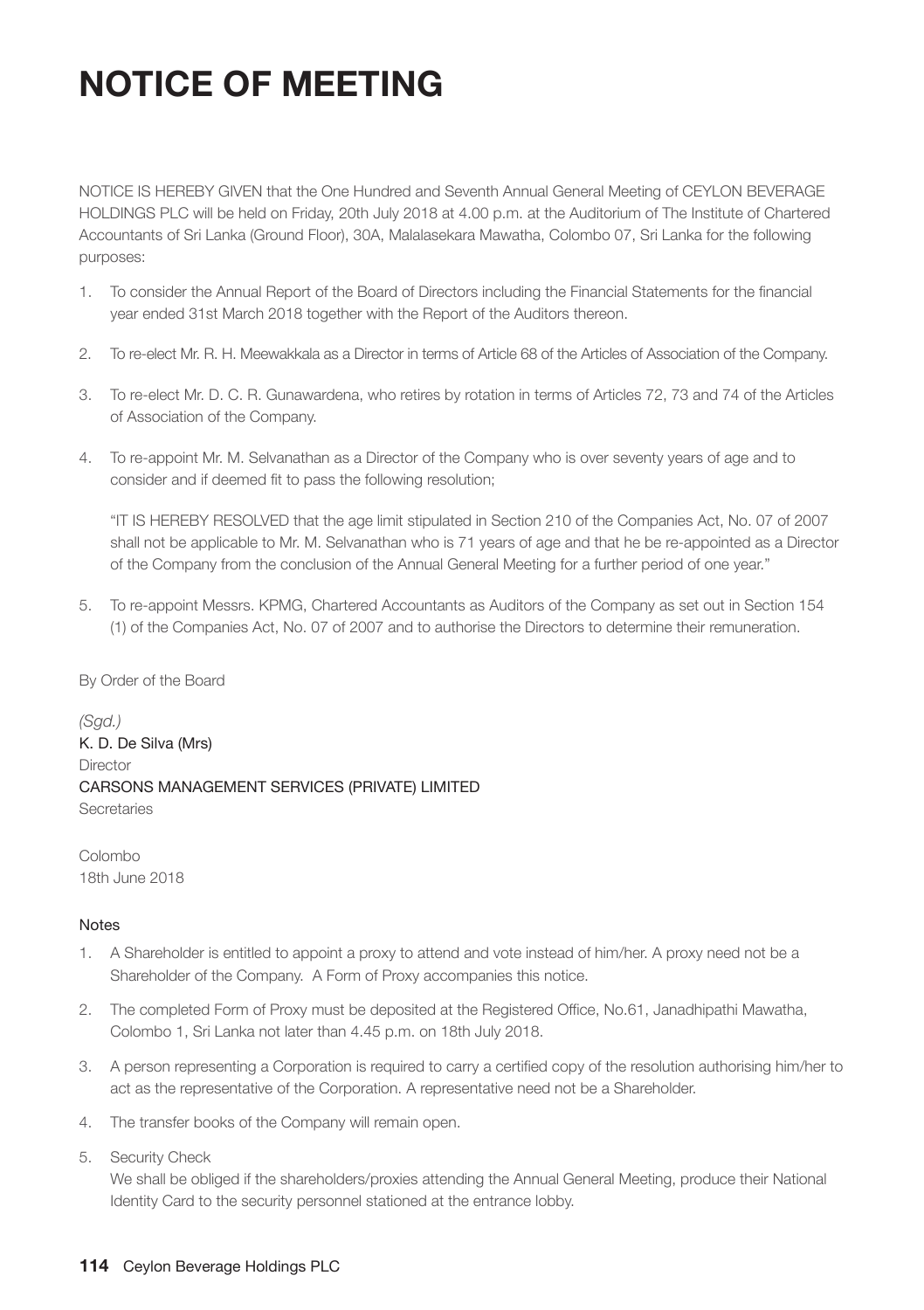# NOTICE OF MEETING

NOTICE IS HEREBY GIVEN that the One Hundred and Seventh Annual General Meeting of CEYLON BEVERAGE HOLDINGS PLC will be held on Friday, 20th July 2018 at 4.00 p.m. at the Auditorium of The Institute of Chartered Accountants of Sri Lanka (Ground Floor), 30A, Malalasekara Mawatha, Colombo 07, Sri Lanka for the following purposes:

1. To consider the Annual Report of the Board of Directors including the Financial Statements for the financial year ended 31st March 2018 together with the Report of the Auditors thereon.

2. To re-elect Mr. R. H. Meewakkala as a Director in terms of Article 68 of the Articles of Association of the Company.

3. To re-elect Mr. D. C. R. Gunawardena, who retires by rotation in terms of Articles 72, 73 and 74 of the Articles of Association of the Company.

4. To re-appoint Mr. M. Selvanathan as a Director of the Company who is over seventy years of age and to consider and if deemed fit to pass the following resolution;

   "IT IS HEREBY RESOLVED that the age limit stipulated in Section 210 of the Companies Act, No. 07 of 2007 shall not be applicable to Mr. M. Selvanathan who is 71 years of age and that he be re-appointed as a Director of the Company from the conclusion of the Annual General Meeting for a further period of one year."

5. To re-appoint Messrs. KPMG, Chartered Accountants as Auditors of the Company as set out in Section 154 (1) of the Companies Act, No. 07 of 2007 and to authorise the Directors to determine their remuneration.

By Order of the Board

*(Sgd.)*
K. D. De Silva (Mrs)
Director
CARSONS MANAGEMENT SERVICES (PRIVATE) LIMITED
Secretaries

Colombo
18th June 2018

**Notes**

1. A Shareholder is entitled to appoint a proxy to attend and vote instead of him/her. A proxy need not be a Shareholder of the Company. A Form of Proxy accompanies this notice.

2. The completed Form of Proxy must be deposited at the Registered Office, No.61, Janadhipathi Mawatha, Colombo 1, Sri Lanka not later than 4.45 p.m. on 18th July 2018.

3. A person representing a Corporation is required to carry a certified copy of the resolution authorising him/her to act as the representative of the Corporation. A representative need not be a Shareholder.

4. The transfer books of the Company will remain open.

5. Security Check
   We shall be obliged if the shareholders/proxies attending the Annual General Meeting, produce their National Identity Card to the security personnel stationed at the entrance lobby.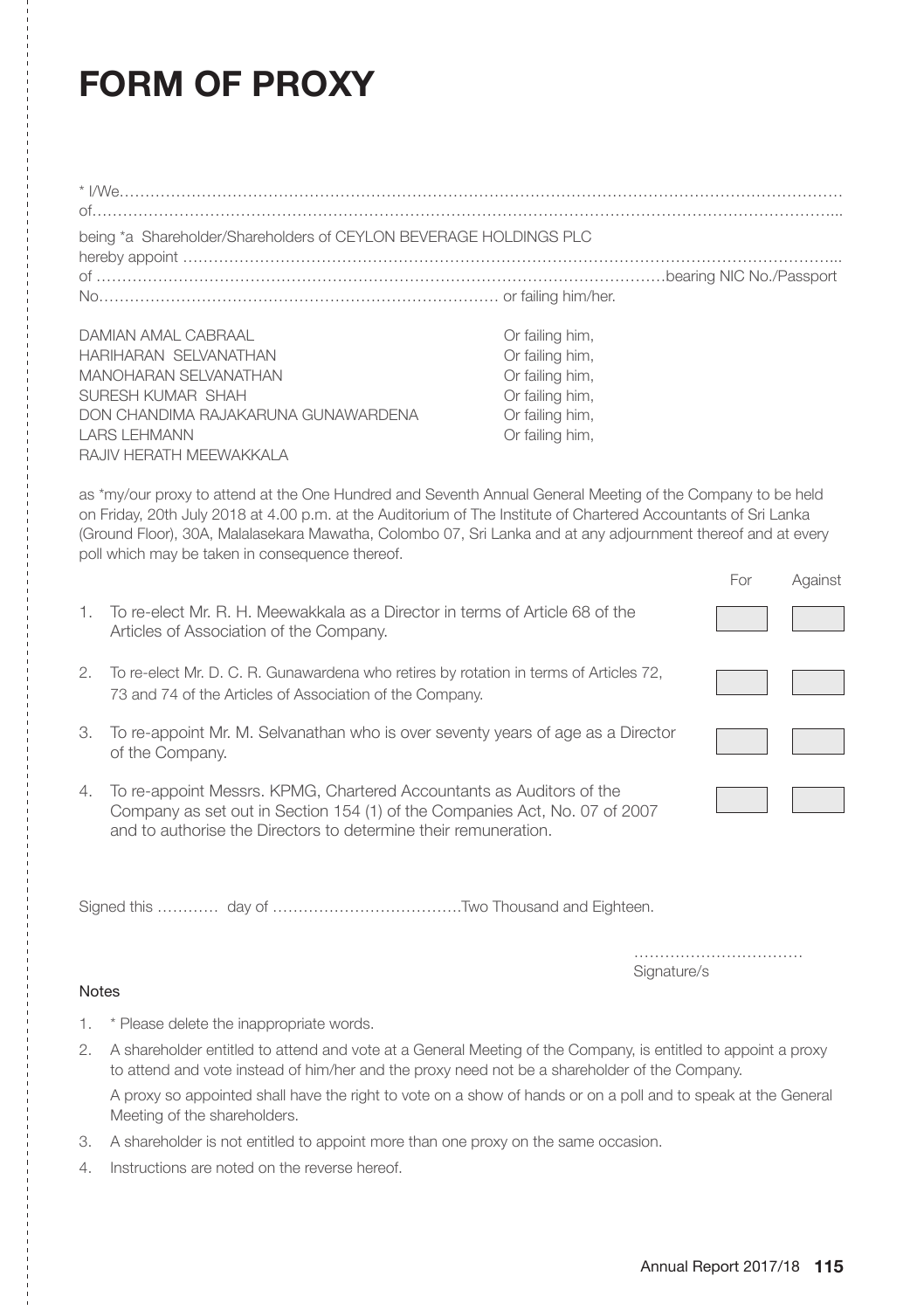# FORM OF PROXY

* I/We……………………………………………………………………………………………………………………………
of……………………………………………………………………………………………………………………………...
being *a Shareholder/Shareholders of CEYLON BEVERAGE HOLDINGS PLC
hereby appoint ……………………………………………………………………………………………………………...
of ……………………………………………………………………………………………………bearing NIC No./Passport
No………………………………………………………………………… or failing him/her.

| | |
|---|---|
| DAMIAN AMAL CABRAAL | Or failing him, |
| HARIHARAN SELVANATHAN | Or failing him, |
| MANOHARAN SELVANATHAN | Or failing him, |
| SURESH KUMAR SHAH | Or failing him, |
| DON CHANDIMA RAJAKARUNA GUNAWARDENA | Or failing him, |
| LARS LEHMANN | Or failing him, |
| RAJIV HERATH MEEWAKKALA | |

as *my/our proxy to attend at the One Hundred and Seventh Annual General Meeting of the Company to be held on Friday, 20th July 2018 at 4.00 p.m. at the Auditorium of The Institute of Chartered Accountants of Sri Lanka (Ground Floor), 30A, Malalasekara Mawatha, Colombo 07, Sri Lanka and at any adjournment thereof and at every poll which may be taken in consequence thereof.

| | | For | Against |
|---|---|---|---|
| 1. | To re-elect Mr. R. H. Meewakkala as a Director in terms of Article 68 of the Articles of Association of the Company. | | |
| 2. | To re-elect Mr. D. C. R. Gunawardena who retires by rotation in terms of Articles 72, 73 and 74 of the Articles of Association of the Company. | | |
| 3. | To re-appoint Mr. M. Selvanathan who is over seventy years of age as a Director of the Company. | | |
| 4. | To re-appoint Messrs. KPMG, Chartered Accountants as Auditors of the Company as set out in Section 154 (1) of the Companies Act, No. 07 of 2007 and to authorise the Directors to determine their remuneration. | | |

Signed this ………… day of ………………………………Two Thousand and Eighteen.

……………………………
Signature/s

Notes

1. * Please delete the inappropriate words.
2. A shareholder entitled to attend and vote at a General Meeting of the Company, is entitled to appoint a proxy to attend and vote instead of him/her and the proxy need not be a shareholder of the Company.

   A proxy so appointed shall have the right to vote on a show of hands or on a poll and to speak at the General Meeting of the shareholders.
3. A shareholder is not entitled to appoint more than one proxy on the same occasion.
4. Instructions are noted on the reverse hereof.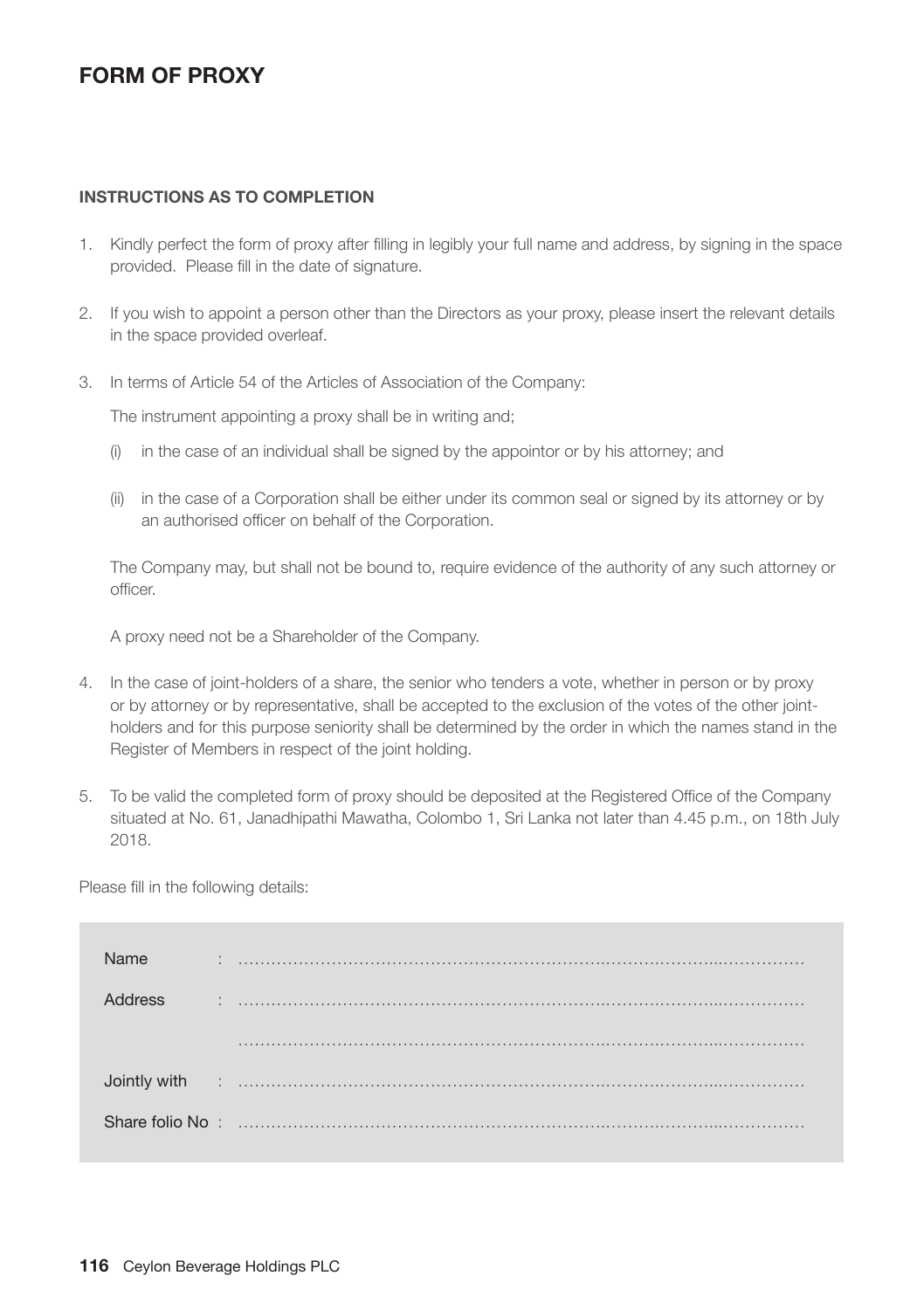# FORM OF PROXY

### INSTRUCTIONS AS TO COMPLETION

1. Kindly perfect the form of proxy after filling in legibly your full name and address, by signing in the space provided. Please fill in the date of signature.

2. If you wish to appoint a person other than the Directors as your proxy, please insert the relevant details in the space provided overleaf.

3. In terms of Article 54 of the Articles of Association of the Company:

   The instrument appointing a proxy shall be in writing and;

   (i) in the case of an individual shall be signed by the appointor or by his attorney; and

   (ii) in the case of a Corporation shall be either under its common seal or signed by its attorney or by an authorised officer on behalf of the Corporation.

   The Company may, but shall not be bound to, require evidence of the authority of any such attorney or officer.

   A proxy need not be a Shareholder of the Company.

4. In the case of joint-holders of a share, the senior who tenders a vote, whether in person or by proxy or by attorney or by representative, shall be accepted to the exclusion of the votes of the other joint-holders and for this purpose seniority shall be determined by the order in which the names stand in the Register of Members in respect of the joint holding.

5. To be valid the completed form of proxy should be deposited at the Registered Office of the Company situated at No. 61, Janadhipathi Mawatha, Colombo 1, Sri Lanka not later than 4.45 p.m., on 18th July 2018.

Please fill in the following details:

| | |
|---|---|
| Name | : ………………………………………………………………………………………… |
| Address | : ………………………………………………………………………………………… |
| | ………………………………………………………………………………………… |
| Jointly with | : ………………………………………………………………………………………… |
| Share folio No | : ………………………………………………………………………………………… |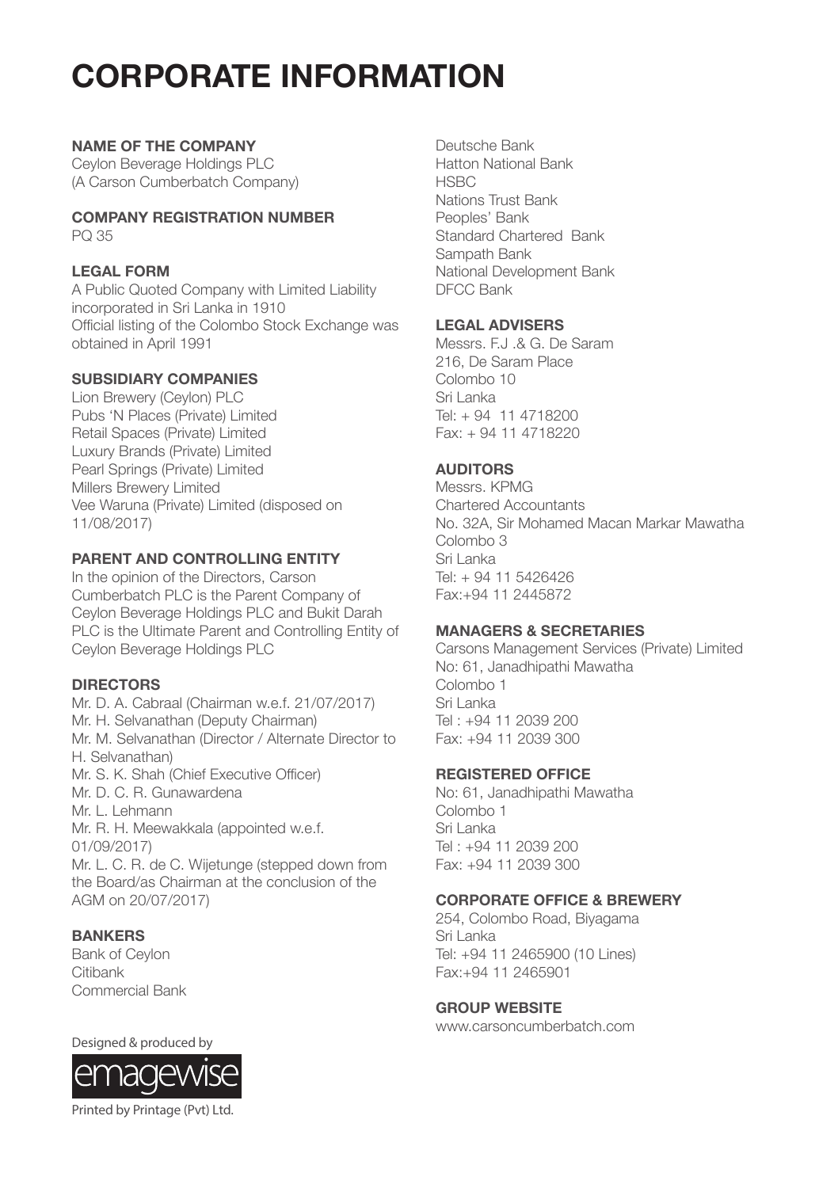# CORPORATE INFORMATION

**NAME OF THE COMPANY**
Ceylon Beverage Holdings PLC
(A Carson Cumberbatch Company)

**COMPANY REGISTRATION NUMBER**
PQ 35

**LEGAL FORM**
A Public Quoted Company with Limited Liability incorporated in Sri Lanka in 1910
Official listing of the Colombo Stock Exchange was obtained in April 1991

**SUBSIDIARY COMPANIES**
Lion Brewery (Ceylon) PLC
Pubs 'N Places (Private) Limited
Retail Spaces (Private) Limited
Luxury Brands (Private) Limited
Pearl Springs (Private) Limited
Millers Brewery Limited
Vee Waruna (Private) Limited (disposed on 11/08/2017)

**PARENT AND CONTROLLING ENTITY**
In the opinion of the Directors, Carson Cumberbatch PLC is the Parent Company of Ceylon Beverage Holdings PLC and Bukit Darah PLC is the Ultimate Parent and Controlling Entity of Ceylon Beverage Holdings PLC

**DIRECTORS**
Mr. D. A. Cabraal (Chairman w.e.f. 21/07/2017)
Mr. H. Selvanathan (Deputy Chairman)
Mr. M. Selvanathan (Director / Alternate Director to H. Selvanathan)
Mr. S. K. Shah (Chief Executive Officer)
Mr. D. C. R. Gunawardena
Mr. L. Lehmann
Mr. R. H. Meewakkala (appointed w.e.f. 01/09/2017)
Mr. L. C. R. de C. Wijetunge (stepped down from the Board/as Chairman at the conclusion of the AGM on 20/07/2017)

**BANKERS**
Bank of Ceylon
Citibank
Commercial Bank
Deutsche Bank
Hatton National Bank
HSBC
Nations Trust Bank
Peoples' Bank
Standard Chartered Bank
Sampath Bank
National Development Bank
DFCC Bank

**LEGAL ADVISERS**
Messrs. F.J .& G. De Saram
216, De Saram Place
Colombo 10
Sri Lanka
Tel: + 94 11 4718200
Fax: + 94 11 4718220

**AUDITORS**
Messrs. KPMG
Chartered Accountants
No. 32A, Sir Mohamed Macan Markar Mawatha
Colombo 3
Sri Lanka
Tel: + 94 11 5426426
Fax:+94 11 2445872

**MANAGERS & SECRETARIES**
Carsons Management Services (Private) Limited
No: 61, Janadhipathi Mawatha
Colombo 1
Sri Lanka
Tel : +94 11 2039 200
Fax: +94 11 2039 300

**REGISTERED OFFICE**
No: 61, Janadhipathi Mawatha
Colombo 1
Sri Lanka
Tel : +94 11 2039 200
Fax: +94 11 2039 300

**CORPORATE OFFICE & BREWERY**
254, Colombo Road, Biyagama
Sri Lanka
Tel: +94 11 2465900 (10 Lines)
Fax:+94 11 2465901

**GROUP WEBSITE**
www.carsoncumberbatch.com

Designed & produced by
emagewise
Printed by Printage (Pvt) Ltd.